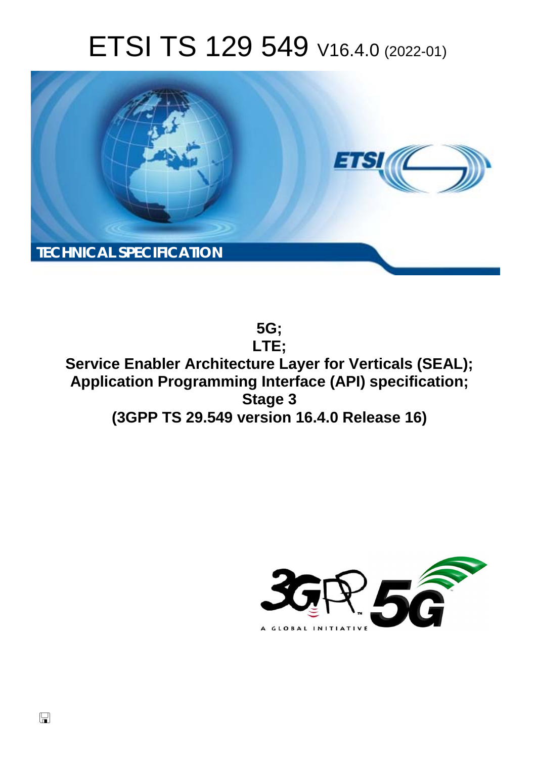# ETSI TS 129 549 V16.4.0 (2022-01)

TECHNICAL SPECIFICATION

**5G;**
**LTE;**
**Service Enabler Architecture Layer for Verticals (SEAL);**
**Application Programming Interface (API) specification;**
**Stage 3**
**(3GPP TS 29.549 version 16.4.0 Release 16)**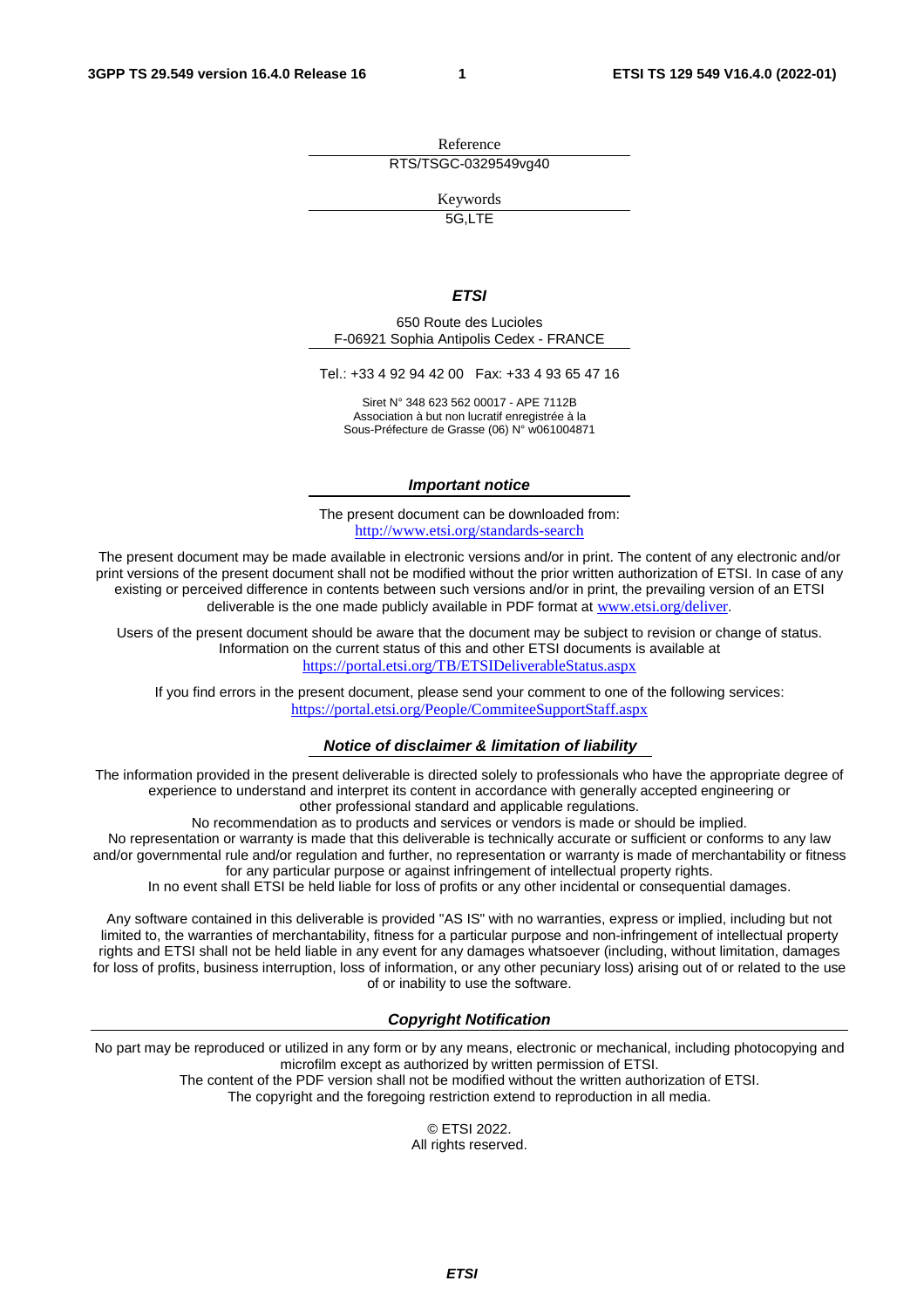Reference

RTS/TSGC-0329549vg40

Keywords

5G,LTE

***ETSI***

650 Route des Lucioles
F-06921 Sophia Antipolis Cedex - FRANCE

Tel.: +33 4 92 94 42 00   Fax: +33 4 93 65 47 16

Siret N° 348 623 562 00017 - APE 7112B
Association à but non lucratif enregistrée à la
Sous-Préfecture de Grasse (06) N° w061004871

***Important notice***

The present document can be downloaded from:
http://www.etsi.org/standards-search

The present document may be made available in electronic versions and/or in print. The content of any electronic and/or print versions of the present document shall not be modified without the prior written authorization of ETSI. In case of any existing or perceived difference in contents between such versions and/or in print, the prevailing version of an ETSI deliverable is the one made publicly available in PDF format at www.etsi.org/deliver.

Users of the present document should be aware that the document may be subject to revision or change of status. Information on the current status of this and other ETSI documents is available at https://portal.etsi.org/TB/ETSIDeliverableStatus.aspx

If you find errors in the present document, please send your comment to one of the following services: https://portal.etsi.org/People/CommiteeSupportStaff.aspx

***Notice of disclaimer & limitation of liability***

The information provided in the present deliverable is directed solely to professionals who have the appropriate degree of experience to understand and interpret its content in accordance with generally accepted engineering or other professional standard and applicable regulations.
No recommendation as to products and services or vendors is made or should be implied.
No representation or warranty is made that this deliverable is technically accurate or sufficient or conforms to any law and/or governmental rule and/or regulation and further, no representation or warranty is made of merchantability or fitness for any particular purpose or against infringement of intellectual property rights.
In no event shall ETSI be held liable for loss of profits or any other incidental or consequential damages.

Any software contained in this deliverable is provided "AS IS" with no warranties, express or implied, including but not limited to, the warranties of merchantability, fitness for a particular purpose and non-infringement of intellectual property rights and ETSI shall not be held liable in any event for any damages whatsoever (including, without limitation, damages for loss of profits, business interruption, loss of information, or any other pecuniary loss) arising out of or related to the use of or inability to use the software.

***Copyright Notification***

No part may be reproduced or utilized in any form or by any means, electronic or mechanical, including photocopying and microfilm except as authorized by written permission of ETSI.
The content of the PDF version shall not be modified without the written authorization of ETSI.
The copyright and the foregoing restriction extend to reproduction in all media.

© ETSI 2022.
All rights reserved.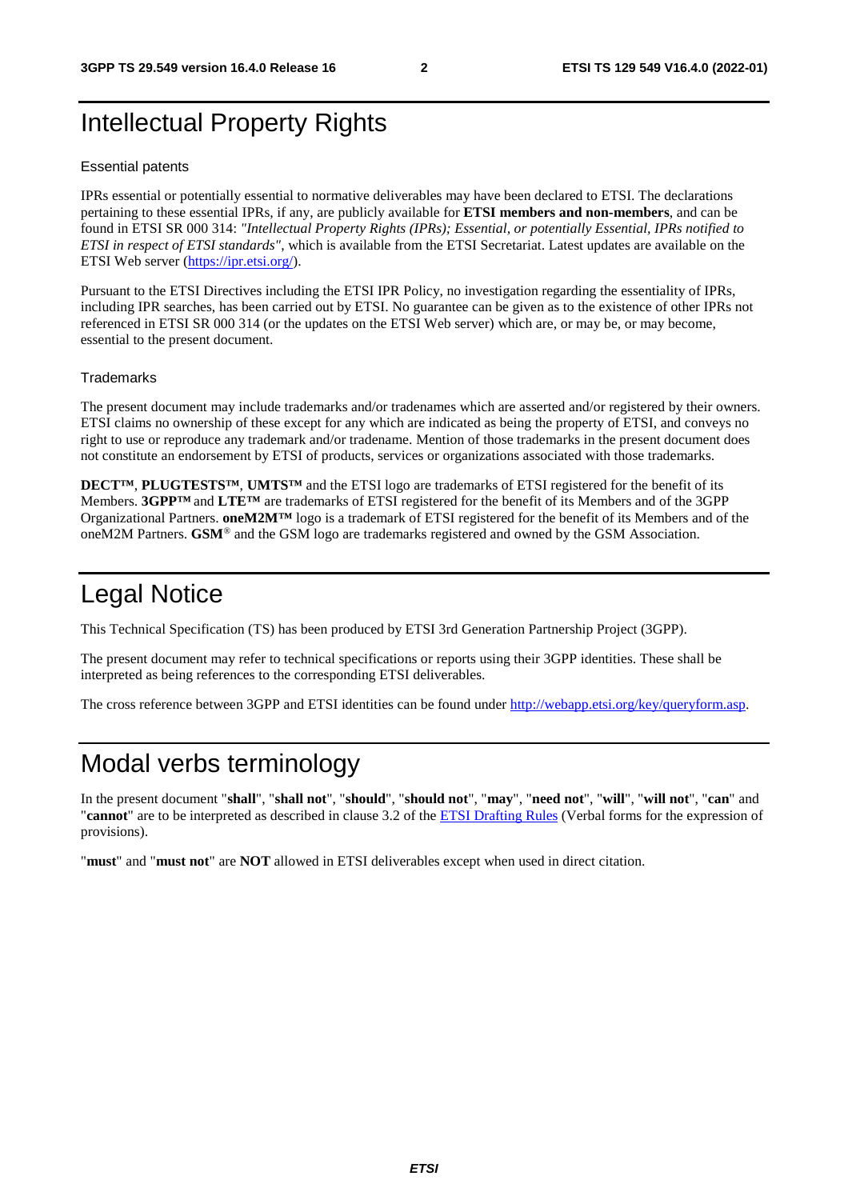# Intellectual Property Rights

## Essential patents

IPRs essential or potentially essential to normative deliverables may have been declared to ETSI. The declarations pertaining to these essential IPRs, if any, are publicly available for **ETSI members and non-members**, and can be found in ETSI SR 000 314: *"Intellectual Property Rights (IPRs); Essential, or potentially Essential, IPRs notified to ETSI in respect of ETSI standards"*, which is available from the ETSI Secretariat. Latest updates are available on the ETSI Web server (https://ipr.etsi.org/).

Pursuant to the ETSI Directives including the ETSI IPR Policy, no investigation regarding the essentiality of IPRs, including IPR searches, has been carried out by ETSI. No guarantee can be given as to the existence of other IPRs not referenced in ETSI SR 000 314 (or the updates on the ETSI Web server) which are, or may be, or may become, essential to the present document.

## Trademarks

The present document may include trademarks and/or tradenames which are asserted and/or registered by their owners. ETSI claims no ownership of these except for any which are indicated as being the property of ETSI, and conveys no right to use or reproduce any trademark and/or tradename. Mention of those trademarks in the present document does not constitute an endorsement by ETSI of products, services or organizations associated with those trademarks.

**DECT™**, **PLUGTESTS™**, **UMTS™** and the ETSI logo are trademarks of ETSI registered for the benefit of its Members. **3GPP™** and **LTE™** are trademarks of ETSI registered for the benefit of its Members and of the 3GPP Organizational Partners. **oneM2M™** logo is a trademark of ETSI registered for the benefit of its Members and of the oneM2M Partners. **GSM**® and the GSM logo are trademarks registered and owned by the GSM Association.

# Legal Notice

This Technical Specification (TS) has been produced by ETSI 3rd Generation Partnership Project (3GPP).

The present document may refer to technical specifications or reports using their 3GPP identities. These shall be interpreted as being references to the corresponding ETSI deliverables.

The cross reference between 3GPP and ETSI identities can be found under http://webapp.etsi.org/key/queryform.asp.

# Modal verbs terminology

In the present document "**shall**", "**shall not**", "**should**", "**should not**", "**may**", "**need not**", "**will**", "**will not**", "**can**" and "**cannot**" are to be interpreted as described in clause 3.2 of the ETSI Drafting Rules (Verbal forms for the expression of provisions).

"**must**" and "**must not**" are **NOT** allowed in ETSI deliverables except when used in direct citation.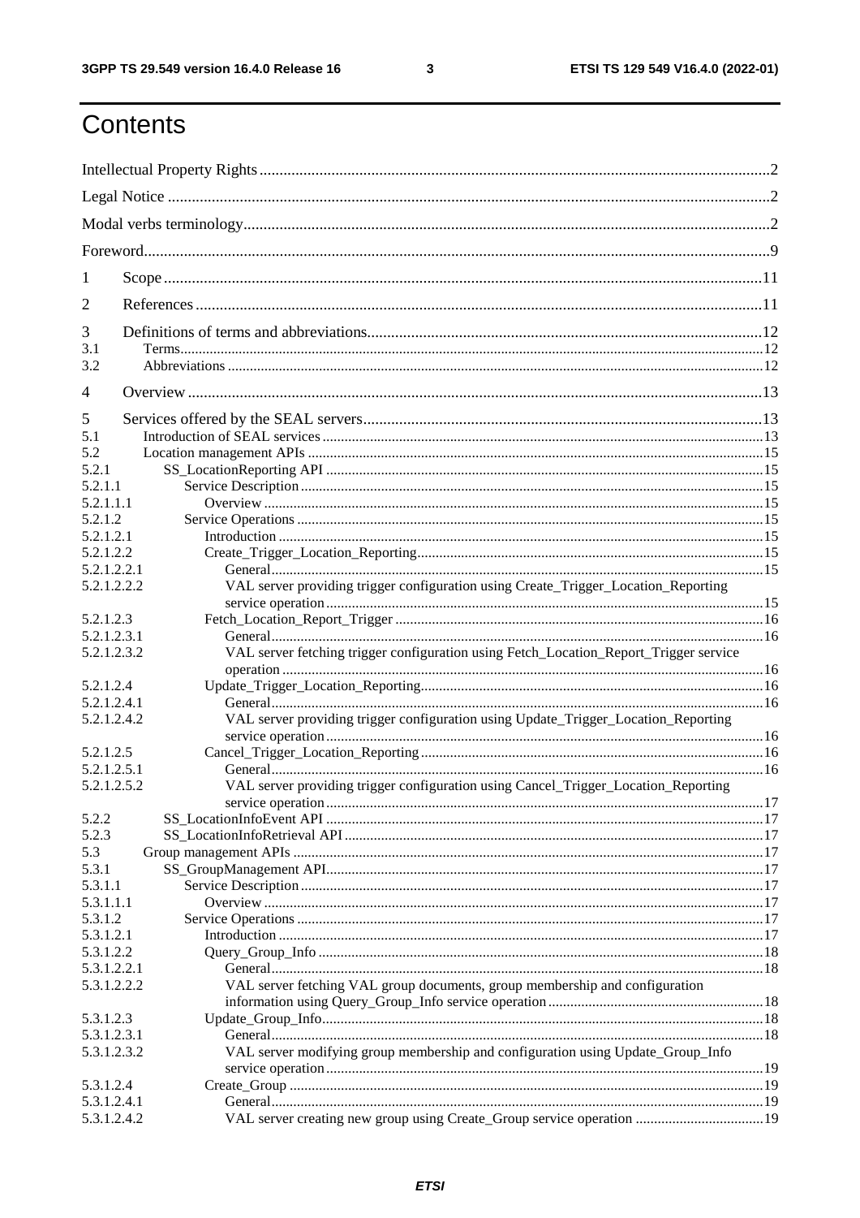# Contents

Intellectual Property Rights ..... 2

Legal Notice ..... 2

Modal verbs terminology ..... 2

Foreword ..... 9

1 Scope ..... 11

2 References ..... 11

3 Definitions of terms and abbreviations ..... 12

3.1 Terms ..... 12

3.2 Abbreviations ..... 12

4 Overview ..... 13

5 Services offered by the SEAL servers ..... 13

5.1 Introduction of SEAL services ..... 13

5.2 Location management APIs ..... 15

5.2.1 SS_LocationReporting API ..... 15

5.2.1.1 Service Description ..... 15

5.2.1.1.1 Overview ..... 15

5.2.1.2 Service Operations ..... 15

5.2.1.2.1 Introduction ..... 15

5.2.1.2.2 Create_Trigger_Location_Reporting ..... 15

5.2.1.2.2.1 General ..... 15

5.2.1.2.2.2 VAL server providing trigger configuration using Create_Trigger_Location_Reporting service operation ..... 15

5.2.1.2.3 Fetch_Location_Report_Trigger ..... 16

5.2.1.2.3.1 General ..... 16

5.2.1.2.3.2 VAL server fetching trigger configuration using Fetch_Location_Report_Trigger service operation ..... 16

5.2.1.2.4 Update_Trigger_Location_Reporting ..... 16

5.2.1.2.4.1 General ..... 16

5.2.1.2.4.2 VAL server providing trigger configuration using Update_Trigger_Location_Reporting service operation ..... 16

5.2.1.2.5 Cancel_Trigger_Location_Reporting ..... 16

5.2.1.2.5.1 General ..... 16

5.2.1.2.5.2 VAL server providing trigger configuration using Cancel_Trigger_Location_Reporting service operation ..... 17

5.2.2 SS_LocationInfoEvent API ..... 17

5.2.3 SS_LocationInfoRetrieval API ..... 17

5.3 Group management APIs ..... 17

5.3.1 SS_GroupManagement API ..... 17

5.3.1.1 Service Description ..... 17

5.3.1.1.1 Overview ..... 17

5.3.1.2 Service Operations ..... 17

5.3.1.2.1 Introduction ..... 17

5.3.1.2.2 Query_Group_Info ..... 18

5.3.1.2.2.1 General ..... 18

5.3.1.2.2.2 VAL server fetching VAL group documents, group membership and configuration information using Query_Group_Info service operation ..... 18

5.3.1.2.3 Update_Group_Info ..... 18

5.3.1.2.3.1 General ..... 18

5.3.1.2.3.2 VAL server modifying group membership and configuration using Update_Group_Info service operation ..... 19

5.3.1.2.4 Create_Group ..... 19

5.3.1.2.4.1 General ..... 19

5.3.1.2.4.2 VAL server creating new group using Create_Group service operation ..... 19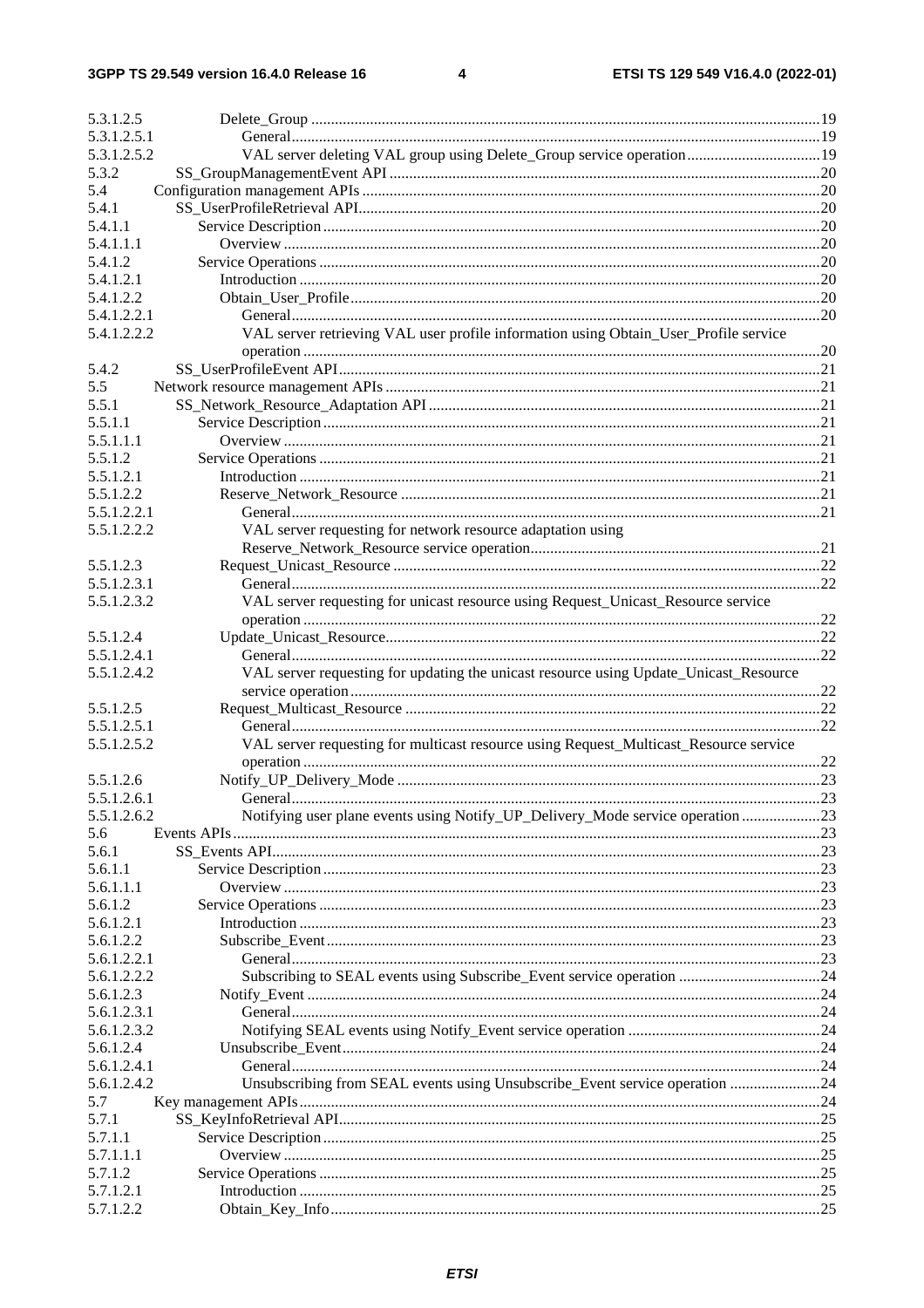5.3.1.2.5 Delete_Group ....................................................................................................................................19
5.3.1.2.5.1 General......................................................................................................................................19
5.3.1.2.5.2 VAL server deleting VAL group using Delete_Group service operation..................................19
5.3.2 SS_GroupManagementEvent API .............................................................................................................20
5.4 Configuration management APIs ....................................................................................................................20
5.4.1 SS_UserProfileRetrieval API.....................................................................................................................20
5.4.1.1 Service Description.............................................................................................................................20
5.4.1.1.1 Overview ........................................................................................................................................20
5.4.1.2 Service Operations ..............................................................................................................................20
5.4.1.2.1 Introduction ....................................................................................................................................20
5.4.1.2.2 Obtain_User_Profile.......................................................................................................................20
5.4.1.2.2.1 General......................................................................................................................................20
5.4.1.2.2.2 VAL server retrieving VAL user profile information using Obtain_User_Profile service operation ...................................................................................................................................20
5.4.2 SS_UserProfileEvent API..........................................................................................................................21
5.5 Network resource management APIs ..............................................................................................................21
5.5.1 SS_Network_Resource_Adaptation API ...................................................................................................21
5.5.1.1 Service Description.............................................................................................................................21
5.5.1.1.1 Overview ........................................................................................................................................21
5.5.1.2 Service Operations ..............................................................................................................................21
5.5.1.2.1 Introduction ....................................................................................................................................21
5.5.1.2.2 Reserve_Network_Resource ..........................................................................................................21
5.5.1.2.2.1 General......................................................................................................................................21
5.5.1.2.2.2 VAL server requesting for network resource adaptation using Reserve_Network_Resource service operation.........................................................................21
5.5.1.2.3 Request_Unicast_Resource ............................................................................................................22
5.5.1.2.3.1 General......................................................................................................................................22
5.5.1.2.3.2 VAL server requesting for unicast resource using Request_Unicast_Resource service operation ...................................................................................................................................22
5.5.1.2.4 Update_Unicast_Resource..............................................................................................................22
5.5.1.2.4.1 General......................................................................................................................................22
5.5.1.2.4.2 VAL server requesting for updating the unicast resource using Update_Unicast_Resource service operation.......................................................................................................................22
5.5.1.2.5 Request_Multicast_Resource .........................................................................................................22
5.5.1.2.5.1 General......................................................................................................................................22
5.5.1.2.5.2 VAL server requesting for multicast resource using Request_Multicast_Resource service operation ...................................................................................................................................22
5.5.1.2.6 Notify_UP_Delivery_Mode ...........................................................................................................23
5.5.1.2.6.1 General......................................................................................................................................23
5.5.1.2.6.2 Notifying user plane events using Notify_UP_Delivery_Mode service operation ....................23
5.6 Events APIs.....................................................................................................................................................23
5.6.1 SS_Events API...........................................................................................................................................23
5.6.1.1 Service Description.............................................................................................................................23
5.6.1.1.1 Overview ........................................................................................................................................23
5.6.1.2 Service Operations ..............................................................................................................................23
5.6.1.2.1 Introduction ....................................................................................................................................23
5.6.1.2.2 Subscribe_Event.............................................................................................................................23
5.6.1.2.2.1 General......................................................................................................................................23
5.6.1.2.2.2 Subscribing to SEAL events using Subscribe_Event service operation ....................................24
5.6.1.2.3 Notify_Event ..................................................................................................................................24
5.6.1.2.3.1 General......................................................................................................................................24
5.6.1.2.3.2 Notifying SEAL events using Notify_Event service operation .................................................24
5.6.1.2.4 Unsubscribe_Event.........................................................................................................................24
5.6.1.2.4.1 General......................................................................................................................................24
5.6.1.2.4.2 Unsubscribing from SEAL events using Unsubscribe_Event service operation .......................24
5.7 Key management APIs...................................................................................................................................24
5.7.1 SS_KeyInfoRetrieval API..........................................................................................................................25
5.7.1.1 Service Description.............................................................................................................................25
5.7.1.1.1 Overview ........................................................................................................................................25
5.7.1.2 Service Operations ..............................................................................................................................25
5.7.1.2.1 Introduction ....................................................................................................................................25
5.7.1.2.2 Obtain_Key_Info............................................................................................................................25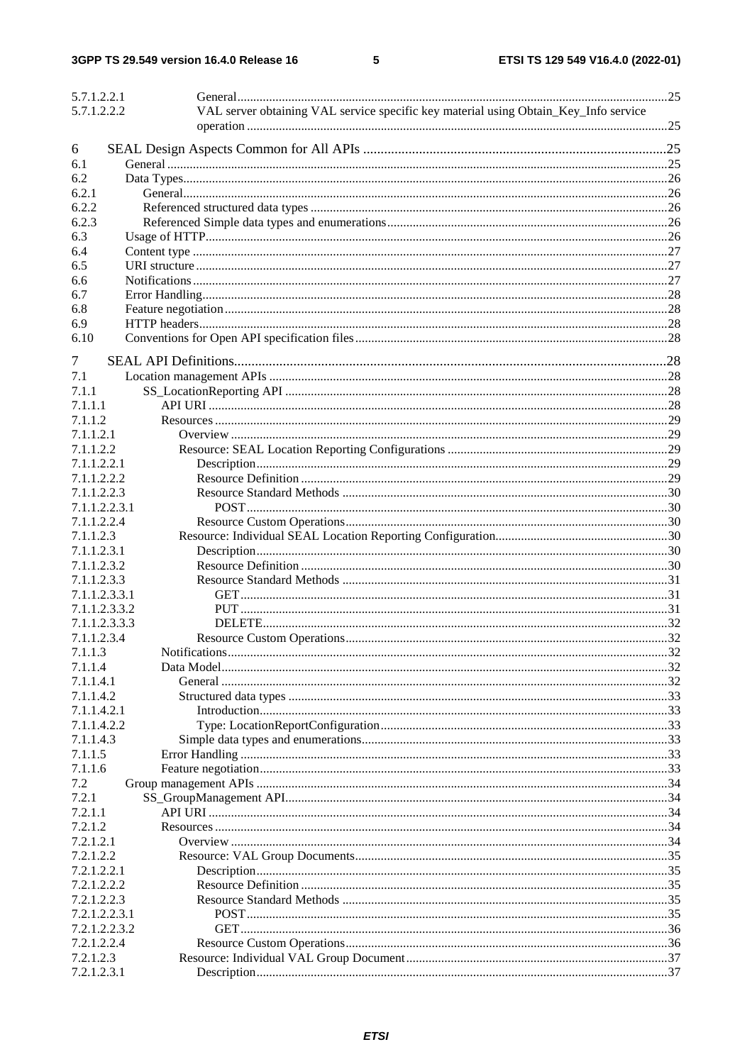5.7.1.2.2.1 General ........ 25
5.7.1.2.2.2 VAL server obtaining VAL service specific key material using Obtain_Key_Info service operation ........ 25

6 SEAL Design Aspects Common for All APIs ........ 25
6.1 General ........ 25
6.2 Data Types ........ 26
6.2.1 General ........ 26
6.2.2 Referenced structured data types ........ 26
6.2.3 Referenced Simple data types and enumerations ........ 26
6.3 Usage of HTTP ........ 26
6.4 Content type ........ 27
6.5 URI structure ........ 27
6.6 Notifications ........ 27
6.7 Error Handling ........ 28
6.8 Feature negotiation ........ 28
6.9 HTTP headers ........ 28
6.10 Conventions for Open API specification files ........ 28

7 SEAL API Definitions ........ 28
7.1 Location management APIs ........ 28
7.1.1 SS_LocationReporting API ........ 28
7.1.1.1 API URI ........ 28
7.1.1.2 Resources ........ 29
7.1.1.2.1 Overview ........ 29
7.1.1.2.2 Resource: SEAL Location Reporting Configurations ........ 29
7.1.1.2.2.1 Description ........ 29
7.1.1.2.2.2 Resource Definition ........ 29
7.1.1.2.2.3 Resource Standard Methods ........ 30
7.1.1.2.2.3.1 POST ........ 30
7.1.1.2.2.4 Resource Custom Operations ........ 30
7.1.1.2.3 Resource: Individual SEAL Location Reporting Configuration ........ 30
7.1.1.2.3.1 Description ........ 30
7.1.1.2.3.2 Resource Definition ........ 30
7.1.1.2.3.3 Resource Standard Methods ........ 31
7.1.1.2.3.3.1 GET ........ 31
7.1.1.2.3.3.2 PUT ........ 31
7.1.1.2.3.3.3 DELETE ........ 32
7.1.1.2.3.4 Resource Custom Operations ........ 32
7.1.1.3 Notifications ........ 32
7.1.1.4 Data Model ........ 32
7.1.1.4.1 General ........ 32
7.1.1.4.2 Structured data types ........ 33
7.1.1.4.2.1 Introduction ........ 33
7.1.1.4.2.2 Type: LocationReportConfiguration ........ 33
7.1.1.4.3 Simple data types and enumerations ........ 33
7.1.1.5 Error Handling ........ 33
7.1.1.6 Feature negotiation ........ 33
7.2 Group management APIs ........ 34
7.2.1 SS_GroupManagement API ........ 34
7.2.1.1 API URI ........ 34
7.2.1.2 Resources ........ 34
7.2.1.2.1 Overview ........ 34
7.2.1.2.2 Resource: VAL Group Documents ........ 35
7.2.1.2.2.1 Description ........ 35
7.2.1.2.2.2 Resource Definition ........ 35
7.2.1.2.2.3 Resource Standard Methods ........ 35
7.2.1.2.2.3.1 POST ........ 35
7.2.1.2.2.3.2 GET ........ 36
7.2.1.2.2.4 Resource Custom Operations ........ 36
7.2.1.2.3 Resource: Individual VAL Group Document ........ 37
7.2.1.2.3.1 Description ........ 37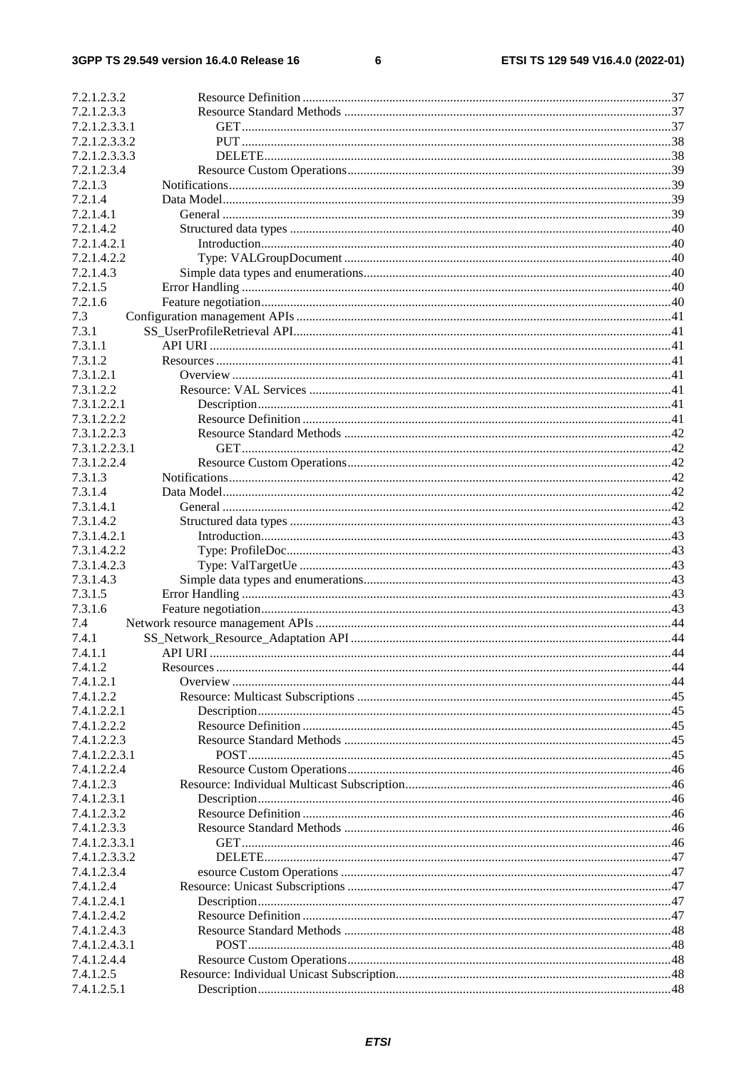| | | |
|---|---|---|
| 7.2.1.2.3.2 | Resource Definition | 37 |
| 7.2.1.2.3.3 | Resource Standard Methods | 37 |
| 7.2.1.2.3.3.1 | GET | 37 |
| 7.2.1.2.3.3.2 | PUT | 38 |
| 7.2.1.2.3.3.3 | DELETE | 38 |
| 7.2.1.2.3.4 | Resource Custom Operations | 39 |
| 7.2.1.3 | Notifications | 39 |
| 7.2.1.4 | Data Model | 39 |
| 7.2.1.4.1 | General | 39 |
| 7.2.1.4.2 | Structured data types | 40 |
| 7.2.1.4.2.1 | Introduction | 40 |
| 7.2.1.4.2.2 | Type: VALGroupDocument | 40 |
| 7.2.1.4.3 | Simple data types and enumerations | 40 |
| 7.2.1.5 | Error Handling | 40 |
| 7.2.1.6 | Feature negotiation | 40 |
| 7.3 | Configuration management APIs | 41 |
| 7.3.1 | SS_UserProfileRetrieval API | 41 |
| 7.3.1.1 | API URI | 41 |
| 7.3.1.2 | Resources | 41 |
| 7.3.1.2.1 | Overview | 41 |
| 7.3.1.2.2 | Resource: VAL Services | 41 |
| 7.3.1.2.2.1 | Description | 41 |
| 7.3.1.2.2.2 | Resource Definition | 41 |
| 7.3.1.2.2.3 | Resource Standard Methods | 42 |
| 7.3.1.2.2.3.1 | GET | 42 |
| 7.3.1.2.2.4 | Resource Custom Operations | 42 |
| 7.3.1.3 | Notifications | 42 |
| 7.3.1.4 | Data Model | 42 |
| 7.3.1.4.1 | General | 42 |
| 7.3.1.4.2 | Structured data types | 43 |
| 7.3.1.4.2.1 | Introduction | 43 |
| 7.3.1.4.2.2 | Type: ProfileDoc | 43 |
| 7.3.1.4.2.3 | Type: ValTargetUe | 43 |
| 7.3.1.4.3 | Simple data types and enumerations | 43 |
| 7.3.1.5 | Error Handling | 43 |
| 7.3.1.6 | Feature negotiation | 43 |
| 7.4 | Network resource management APIs | 44 |
| 7.4.1 | SS_Network_Resource_Adaptation API | 44 |
| 7.4.1.1 | API URI | 44 |
| 7.4.1.2 | Resources | 44 |
| 7.4.1.2.1 | Overview | 44 |
| 7.4.1.2.2 | Resource: Multicast Subscriptions | 45 |
| 7.4.1.2.2.1 | Description | 45 |
| 7.4.1.2.2.2 | Resource Definition | 45 |
| 7.4.1.2.2.3 | Resource Standard Methods | 45 |
| 7.4.1.2.2.3.1 | POST | 45 |
| 7.4.1.2.2.4 | Resource Custom Operations | 46 |
| 7.4.1.2.3 | Resource: Individual Multicast Subscription | 46 |
| 7.4.1.2.3.1 | Description | 46 |
| 7.4.1.2.3.2 | Resource Definition | 46 |
| 7.4.1.2.3.3 | Resource Standard Methods | 46 |
| 7.4.1.2.3.3.1 | GET | 46 |
| 7.4.1.2.3.3.2 | DELETE | 47 |
| 7.4.1.2.3.4 | esource Custom Operations | 47 |
| 7.4.1.2.4 | Resource: Unicast Subscriptions | 47 |
| 7.4.1.2.4.1 | Description | 47 |
| 7.4.1.2.4.2 | Resource Definition | 47 |
| 7.4.1.2.4.3 | Resource Standard Methods | 48 |
| 7.4.1.2.4.3.1 | POST | 48 |
| 7.4.1.2.4.4 | Resource Custom Operations | 48 |
| 7.4.1.2.5 | Resource: Individual Unicast Subscription | 48 |
| 7.4.1.2.5.1 | Description | 48 |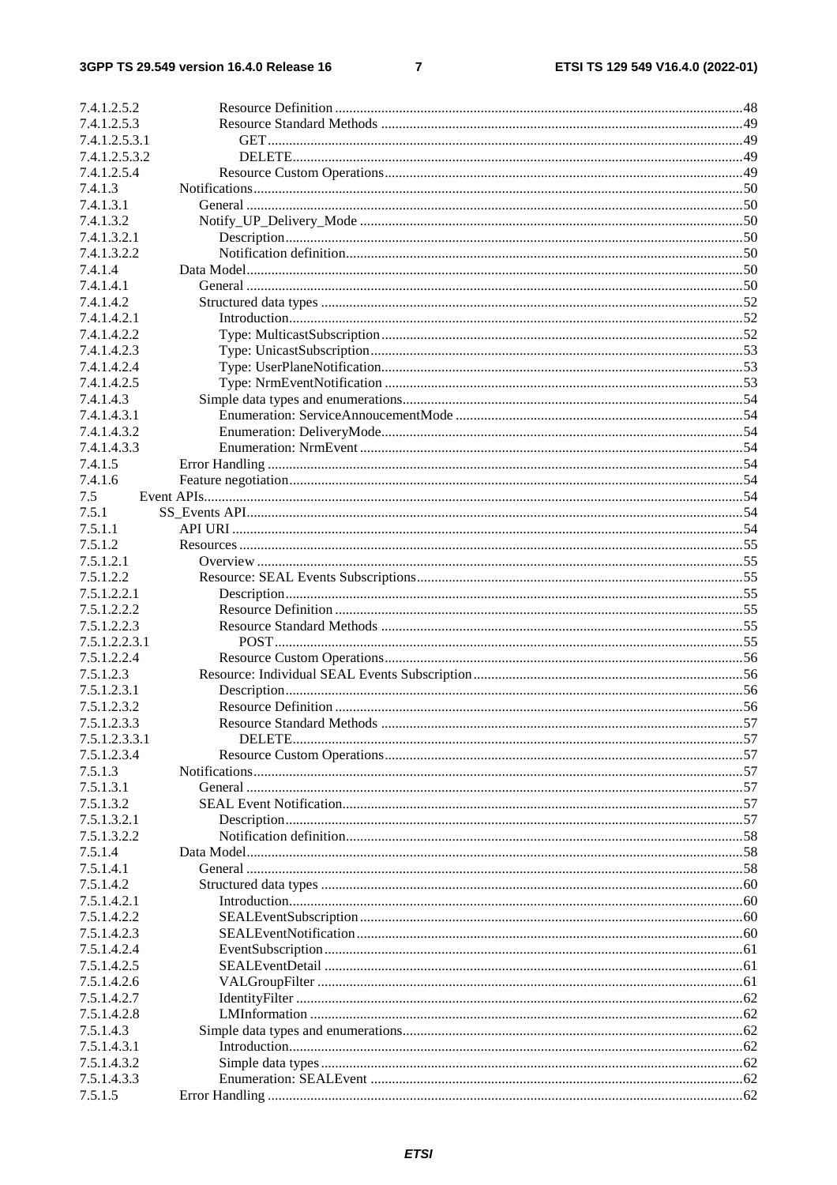7.4.1.2.5.2 Resource Definition ..... 48
7.4.1.2.5.3 Resource Standard Methods ..... 49
7.4.1.2.5.3.1 GET ..... 49
7.4.1.2.5.3.2 DELETE ..... 49
7.4.1.2.5.4 Resource Custom Operations ..... 49
7.4.1.3 Notifications ..... 50
7.4.1.3.1 General ..... 50
7.4.1.3.2 Notify_UP_Delivery_Mode ..... 50
7.4.1.3.2.1 Description ..... 50
7.4.1.3.2.2 Notification definition ..... 50
7.4.1.4 Data Model ..... 50
7.4.1.4.1 General ..... 50
7.4.1.4.2 Structured data types ..... 52
7.4.1.4.2.1 Introduction ..... 52
7.4.1.4.2.2 Type: MulticastSubscription ..... 52
7.4.1.4.2.3 Type: UnicastSubscription ..... 53
7.4.1.4.2.4 Type: UserPlaneNotification ..... 53
7.4.1.4.2.5 Type: NrmEventNotification ..... 53
7.4.1.4.3 Simple data types and enumerations ..... 54
7.4.1.4.3.1 Enumeration: ServiceAnnoucementMode ..... 54
7.4.1.4.3.2 Enumeration: DeliveryMode ..... 54
7.4.1.4.3.3 Enumeration: NrmEvent ..... 54
7.4.1.5 Error Handling ..... 54
7.4.1.6 Feature negotiation ..... 54
7.5 Event APIs ..... 54
7.5.1 SS_Events API ..... 54
7.5.1.1 API URI ..... 54
7.5.1.2 Resources ..... 55
7.5.1.2.1 Overview ..... 55
7.5.1.2.2 Resource: SEAL Events Subscriptions ..... 55
7.5.1.2.2.1 Description ..... 55
7.5.1.2.2.2 Resource Definition ..... 55
7.5.1.2.2.3 Resource Standard Methods ..... 55
7.5.1.2.2.3.1 POST ..... 55
7.5.1.2.2.4 Resource Custom Operations ..... 56
7.5.1.2.3 Resource: Individual SEAL Events Subscription ..... 56
7.5.1.2.3.1 Description ..... 56
7.5.1.2.3.2 Resource Definition ..... 56
7.5.1.2.3.3 Resource Standard Methods ..... 57
7.5.1.2.3.3.1 DELETE ..... 57
7.5.1.2.3.4 Resource Custom Operations ..... 57
7.5.1.3 Notifications ..... 57
7.5.1.3.1 General ..... 57
7.5.1.3.2 SEAL Event Notification ..... 57
7.5.1.3.2.1 Description ..... 57
7.5.1.3.2.2 Notification definition ..... 58
7.5.1.4 Data Model ..... 58
7.5.1.4.1 General ..... 58
7.5.1.4.2 Structured data types ..... 60
7.5.1.4.2.1 Introduction ..... 60
7.5.1.4.2.2 SEALEventSubscription ..... 60
7.5.1.4.2.3 SEALEventNotification ..... 60
7.5.1.4.2.4 EventSubscription ..... 61
7.5.1.4.2.5 SEALEventDetail ..... 61
7.5.1.4.2.6 VALGroupFilter ..... 61
7.5.1.4.2.7 IdentityFilter ..... 62
7.5.1.4.2.8 LMInformation ..... 62
7.5.1.4.3 Simple data types and enumerations ..... 62
7.5.1.4.3.1 Introduction ..... 62
7.5.1.4.3.2 Simple data types ..... 62
7.5.1.4.3.3 Enumeration: SEALEvent ..... 62
7.5.1.5 Error Handling ..... 62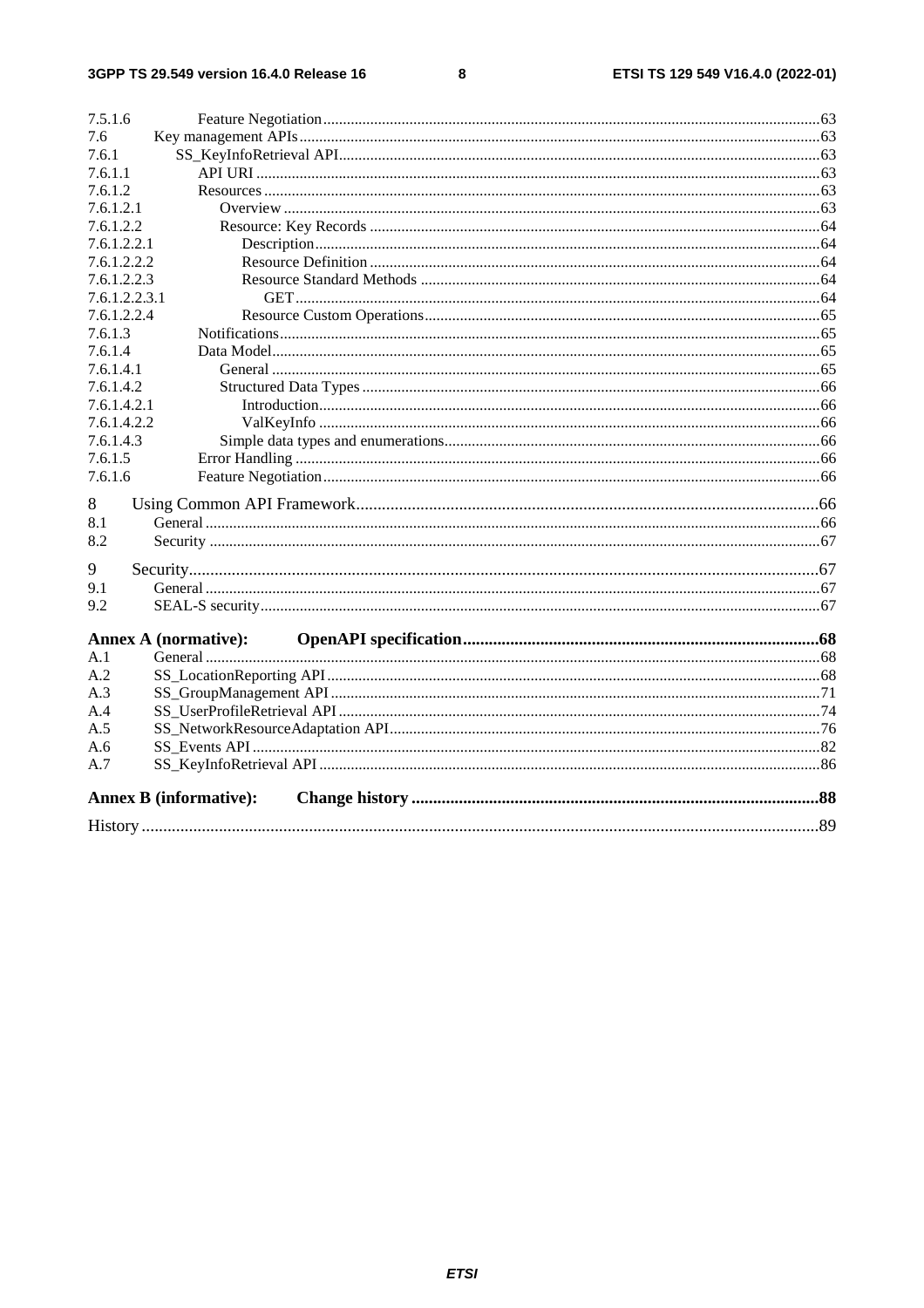7.5.1.6 Feature Negotiation .......... 63
7.6 Key management APIs .......... 63
7.6.1 SS_KeyInfoRetrieval API .......... 63
7.6.1.1 API URI .......... 63
7.6.1.2 Resources .......... 63
7.6.1.2.1 Overview .......... 63
7.6.1.2.2 Resource: Key Records .......... 64
7.6.1.2.2.1 Description .......... 64
7.6.1.2.2.2 Resource Definition .......... 64
7.6.1.2.2.3 Resource Standard Methods .......... 64
7.6.1.2.2.3.1 GET .......... 64
7.6.1.2.2.4 Resource Custom Operations .......... 65
7.6.1.3 Notifications .......... 65
7.6.1.4 Data Model .......... 65
7.6.1.4.1 General .......... 65
7.6.1.4.2 Structured Data Types .......... 66
7.6.1.4.2.1 Introduction .......... 66
7.6.1.4.2.2 ValKeyInfo .......... 66
7.6.1.4.3 Simple data types and enumerations .......... 66
7.6.1.5 Error Handling .......... 66
7.6.1.6 Feature Negotiation .......... 66

8 Using Common API Framework .......... 66
8.1 General .......... 66
8.2 Security .......... 67

9 Security .......... 67
9.1 General .......... 67
9.2 SEAL-S security .......... 67

**Annex A (normative): OpenAPI specification** .......... 68
A.1 General .......... 68
A.2 SS_LocationReporting API .......... 68
A.3 SS_GroupManagement API .......... 71
A.4 SS_UserProfileRetrieval API .......... 74
A.5 SS_NetworkResourceAdaptation API .......... 76
A.6 SS_Events API .......... 82
A.7 SS_KeyInfoRetrieval API .......... 86

**Annex B (informative): Change history** .......... 88

History .......... 89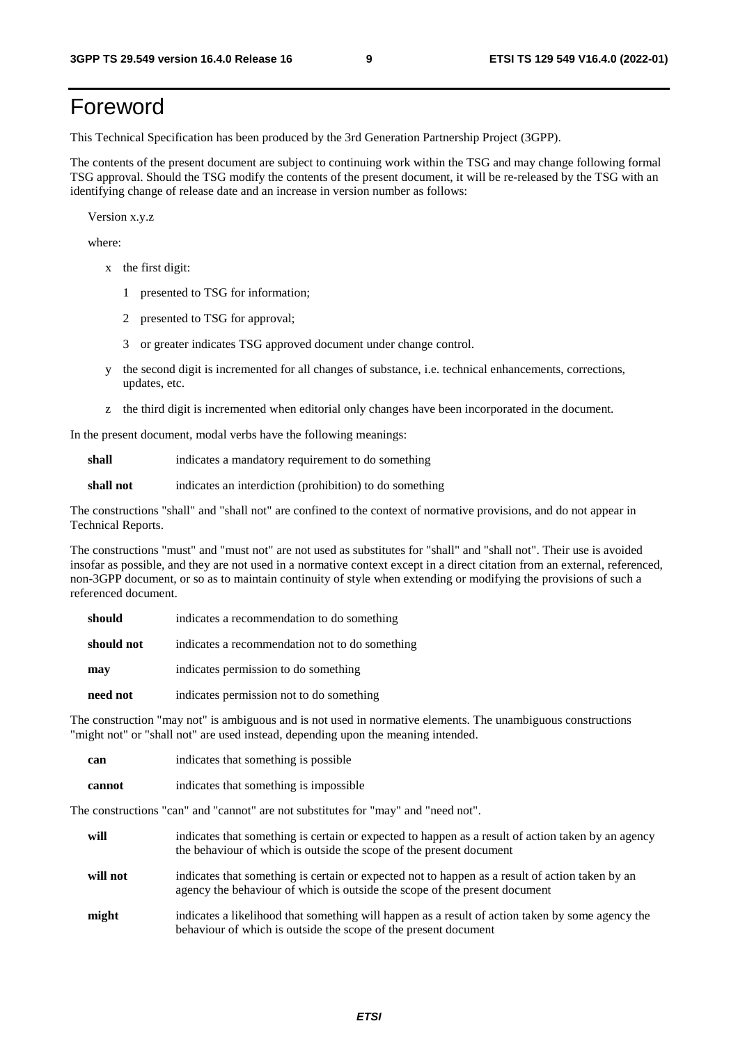# Foreword

This Technical Specification has been produced by the 3rd Generation Partnership Project (3GPP).

The contents of the present document are subject to continuing work within the TSG and may change following formal TSG approval. Should the TSG modify the contents of the present document, it will be re-released by the TSG with an identifying change of release date and an increase in version number as follows:

Version x.y.z

where:

- x the first digit:
  - 1 presented to TSG for information;
  - 2 presented to TSG for approval;
  - 3 or greater indicates TSG approved document under change control.
- y the second digit is incremented for all changes of substance, i.e. technical enhancements, corrections, updates, etc.
- z the third digit is incremented when editorial only changes have been incorporated in the document.

In the present document, modal verbs have the following meanings:

**shall** indicates a mandatory requirement to do something

**shall not** indicates an interdiction (prohibition) to do something

The constructions "shall" and "shall not" are confined to the context of normative provisions, and do not appear in Technical Reports.

The constructions "must" and "must not" are not used as substitutes for "shall" and "shall not". Their use is avoided insofar as possible, and they are not used in a normative context except in a direct citation from an external, referenced, non-3GPP document, or so as to maintain continuity of style when extending or modifying the provisions of such a referenced document.

**should** indicates a recommendation to do something

**should not** indicates a recommendation not to do something

**may** indicates permission to do something

**need not** indicates permission not to do something

The construction "may not" is ambiguous and is not used in normative elements. The unambiguous constructions "might not" or "shall not" are used instead, depending upon the meaning intended.

**can** indicates that something is possible

**cannot** indicates that something is impossible

The constructions "can" and "cannot" are not substitutes for "may" and "need not".

**will** indicates that something is certain or expected to happen as a result of action taken by an agency the behaviour of which is outside the scope of the present document

**will not** indicates that something is certain or expected not to happen as a result of action taken by an agency the behaviour of which is outside the scope of the present document

**might** indicates a likelihood that something will happen as a result of action taken by some agency the behaviour of which is outside the scope of the present document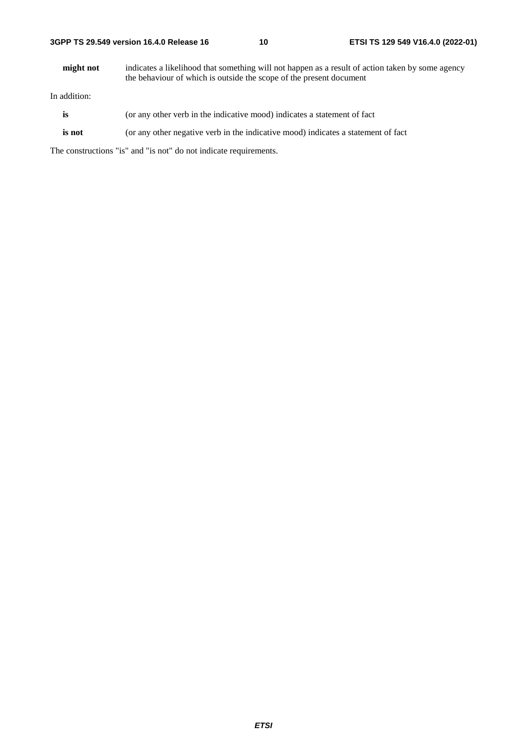**might not** indicates a likelihood that something will not happen as a result of action taken by some agency the behaviour of which is outside the scope of the present document

In addition:

**is** (or any other verb in the indicative mood) indicates a statement of fact

**is not** (or any other negative verb in the indicative mood) indicates a statement of fact

The constructions "is" and "is not" do not indicate requirements.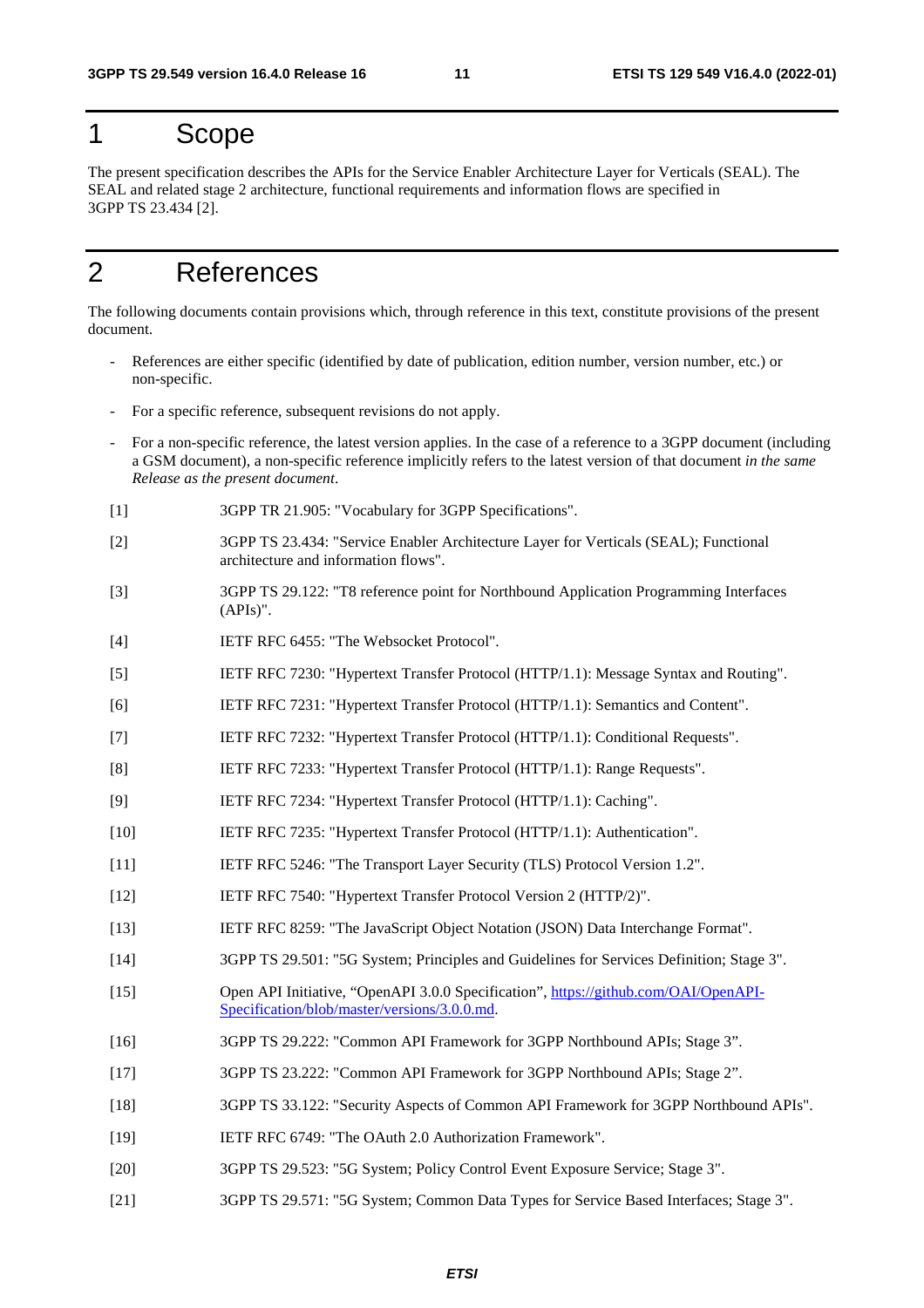# 1 Scope

The present specification describes the APIs for the Service Enabler Architecture Layer for Verticals (SEAL). The SEAL and related stage 2 architecture, functional requirements and information flows are specified in 3GPP TS 23.434 [2].

# 2 References

The following documents contain provisions which, through reference in this text, constitute provisions of the present document.

- References are either specific (identified by date of publication, edition number, version number, etc.) or non-specific.
- For a specific reference, subsequent revisions do not apply.
- For a non-specific reference, the latest version applies. In the case of a reference to a 3GPP document (including a GSM document), a non-specific reference implicitly refers to the latest version of that document *in the same Release as the present document*.

[1] 3GPP TR 21.905: "Vocabulary for 3GPP Specifications".

[2] 3GPP TS 23.434: "Service Enabler Architecture Layer for Verticals (SEAL); Functional architecture and information flows".

[3] 3GPP TS 29.122: "T8 reference point for Northbound Application Programming Interfaces (APIs)".

[4] IETF RFC 6455: "The Websocket Protocol".

[5] IETF RFC 7230: "Hypertext Transfer Protocol (HTTP/1.1): Message Syntax and Routing".

[6] IETF RFC 7231: "Hypertext Transfer Protocol (HTTP/1.1): Semantics and Content".

[7] IETF RFC 7232: "Hypertext Transfer Protocol (HTTP/1.1): Conditional Requests".

[8] IETF RFC 7233: "Hypertext Transfer Protocol (HTTP/1.1): Range Requests".

[9] IETF RFC 7234: "Hypertext Transfer Protocol (HTTP/1.1): Caching".

[10] IETF RFC 7235: "Hypertext Transfer Protocol (HTTP/1.1): Authentication".

[11] IETF RFC 5246: "The Transport Layer Security (TLS) Protocol Version 1.2".

[12] IETF RFC 7540: "Hypertext Transfer Protocol Version 2 (HTTP/2)".

[13] IETF RFC 8259: "The JavaScript Object Notation (JSON) Data Interchange Format".

[14] 3GPP TS 29.501: "5G System; Principles and Guidelines for Services Definition; Stage 3".

[15] Open API Initiative, "OpenAPI 3.0.0 Specification", https://github.com/OAI/OpenAPI-Specification/blob/master/versions/3.0.0.md.

[16] 3GPP TS 29.222: "Common API Framework for 3GPP Northbound APIs; Stage 3".

[17] 3GPP TS 23.222: "Common API Framework for 3GPP Northbound APIs; Stage 2".

[18] 3GPP TS 33.122: "Security Aspects of Common API Framework for 3GPP Northbound APIs".

[19] IETF RFC 6749: "The OAuth 2.0 Authorization Framework".

[20] 3GPP TS 29.523: "5G System; Policy Control Event Exposure Service; Stage 3".

[21] 3GPP TS 29.571: "5G System; Common Data Types for Service Based Interfaces; Stage 3".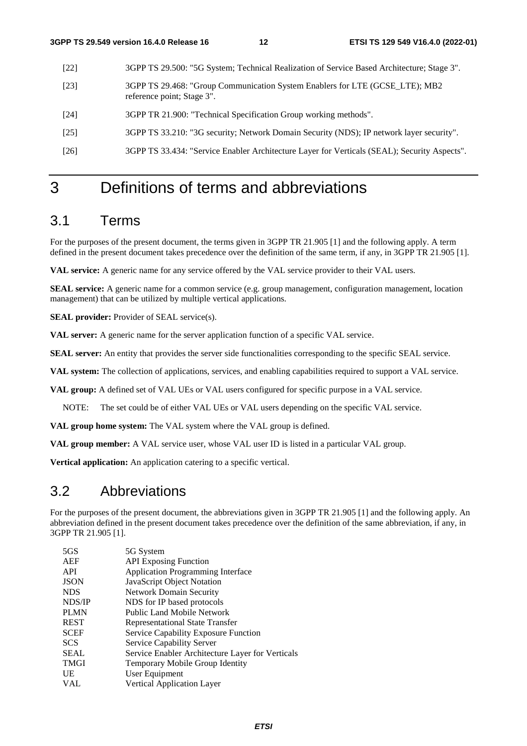[22] 3GPP TS 29.500: "5G System; Technical Realization of Service Based Architecture; Stage 3".

[23] 3GPP TS 29.468: "Group Communication System Enablers for LTE (GCSE_LTE); MB2 reference point; Stage 3".

[24] 3GPP TR 21.900: "Technical Specification Group working methods".

[25] 3GPP TS 33.210: "3G security; Network Domain Security (NDS); IP network layer security".

[26] 3GPP TS 33.434: "Service Enabler Architecture Layer for Verticals (SEAL); Security Aspects".

# 3 Definitions of terms and abbreviations

## 3.1 Terms

For the purposes of the present document, the terms given in 3GPP TR 21.905 [1] and the following apply. A term defined in the present document takes precedence over the definition of the same term, if any, in 3GPP TR 21.905 [1].

**VAL service:** A generic name for any service offered by the VAL service provider to their VAL users.

**SEAL service:** A generic name for a common service (e.g. group management, configuration management, location management) that can be utilized by multiple vertical applications.

**SEAL provider:** Provider of SEAL service(s).

**VAL server:** A generic name for the server application function of a specific VAL service.

**SEAL server:** An entity that provides the server side functionalities corresponding to the specific SEAL service.

**VAL system:** The collection of applications, services, and enabling capabilities required to support a VAL service.

**VAL group:** A defined set of VAL UEs or VAL users configured for specific purpose in a VAL service.

NOTE: The set could be of either VAL UEs or VAL users depending on the specific VAL service.

**VAL group home system:** The VAL system where the VAL group is defined.

**VAL group member:** A VAL service user, whose VAL user ID is listed in a particular VAL group.

**Vertical application:** An application catering to a specific vertical.

## 3.2 Abbreviations

For the purposes of the present document, the abbreviations given in 3GPP TR 21.905 [1] and the following apply. An abbreviation defined in the present document takes precedence over the definition of the same abbreviation, if any, in 3GPP TR 21.905 [1].

| | |
|---|---|
| 5GS | 5G System |
| AEF | API Exposing Function |
| API | Application Programming Interface |
| JSON | JavaScript Object Notation |
| NDS | Network Domain Security |
| NDS/IP | NDS for IP based protocols |
| PLMN | Public Land Mobile Network |
| REST | Representational State Transfer |
| SCEF | Service Capability Exposure Function |
| SCS | Service Capability Server |
| SEAL | Service Enabler Architecture Layer for Verticals |
| TMGI | Temporary Mobile Group Identity |
| UE | User Equipment |
| VAL | Vertical Application Layer |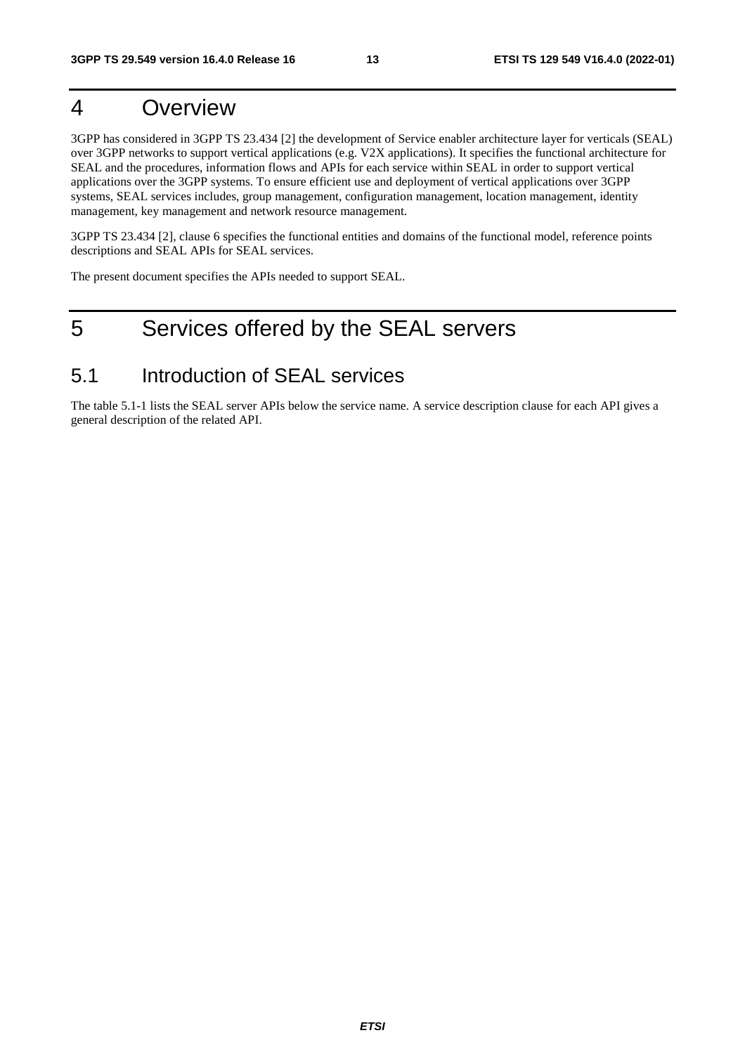# 4 Overview

3GPP has considered in 3GPP TS 23.434 [2] the development of Service enabler architecture layer for verticals (SEAL) over 3GPP networks to support vertical applications (e.g. V2X applications). It specifies the functional architecture for SEAL and the procedures, information flows and APIs for each service within SEAL in order to support vertical applications over the 3GPP systems. To ensure efficient use and deployment of vertical applications over 3GPP systems, SEAL services includes, group management, configuration management, location management, identity management, key management and network resource management.

3GPP TS 23.434 [2], clause 6 specifies the functional entities and domains of the functional model, reference points descriptions and SEAL APIs for SEAL services.

The present document specifies the APIs needed to support SEAL.

# 5 Services offered by the SEAL servers

## 5.1 Introduction of SEAL services

The table 5.1-1 lists the SEAL server APIs below the service name. A service description clause for each API gives a general description of the related API.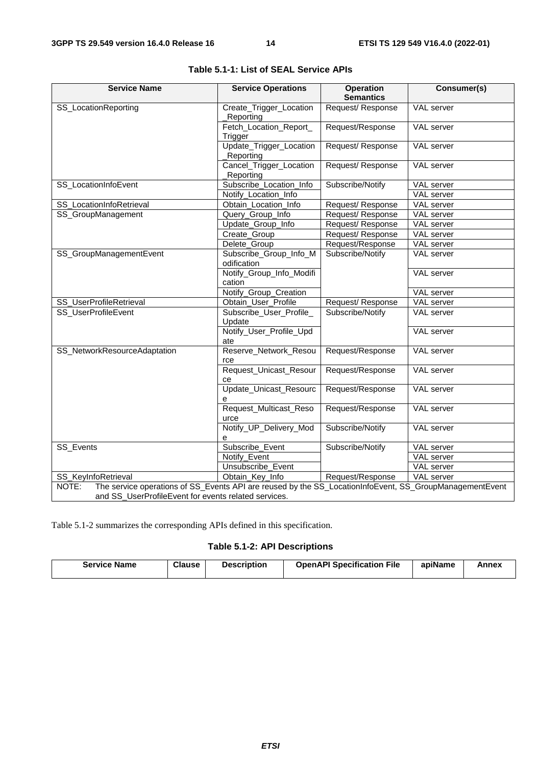**Table 5.1-1: List of SEAL Service APIs**

| Service Name | Service Operations | Operation Semantics | Consumer(s) |
|---|---|---|---|
| SS_LocationReporting | Create_Trigger_Location_Reporting | Request/ Response | VAL server |
| | Fetch_Location_Report_Trigger | Request/Response | VAL server |
| | Update_Trigger_Location_Reporting | Request/ Response | VAL server |
| | Cancel_Trigger_Location_Reporting | Request/ Response | VAL server |
| SS_LocationInfoEvent | Subscribe_Location_Info | Subscribe/Notify | VAL server |
| | Notify_Location_Info | | VAL server |
| SS_LocationInfoRetrieval | Obtain_Location_Info | Request/ Response | VAL server |
| SS_GroupManagement | Query_Group_Info | Request/ Response | VAL server |
| | Update_Group_Info | Request/ Response | VAL server |
| | Create_Group | Request/ Response | VAL server |
| | Delete_Group | Request/Response | VAL server |
| SS_GroupManagementEvent | Subscribe_Group_Info_Modification | Subscribe/Notify | VAL server |
| | Notify_Group_Info_Modification | | VAL server |
| | Notify_Group_Creation | | VAL server |
| SS_UserProfileRetrieval | Obtain_User_Profile | Request/ Response | VAL server |
| SS_UserProfileEvent | Subscribe_User_Profile_Update | Subscribe/Notify | VAL server |
| | Notify_User_Profile_Update | | VAL server |
| SS_NetworkResourceAdaptation | Reserve_Network_Resource | Request/Response | VAL server |
| | Request_Unicast_Resource | Request/Response | VAL server |
| | Update_Unicast_Resource | Request/Response | VAL server |
| | Request_Multicast_Resource | Request/Response | VAL server |
| | Notify_UP_Delivery_Mode | Subscribe/Notify | VAL server |
| SS_Events | Subscribe_Event | Subscribe/Notify | VAL server |
| | Notify_Event | | VAL server |
| | Unsubscribe_Event | | VAL server |
| SS_KeyInfoRetrieval | Obtain_Key_Info | Request/Response | VAL server |
| NOTE: The service operations of SS_Events API are reused by the SS_LocationInfoEvent, SS_GroupManagementEvent and SS_UserProfileEvent for events related services. | | | |

Table 5.1-2 summarizes the corresponding APIs defined in this specification.

**Table 5.1-2: API Descriptions**

| Service Name | Clause | Description | OpenAPI Specification File | apiName | Annex |
|---|---|---|---|---|---|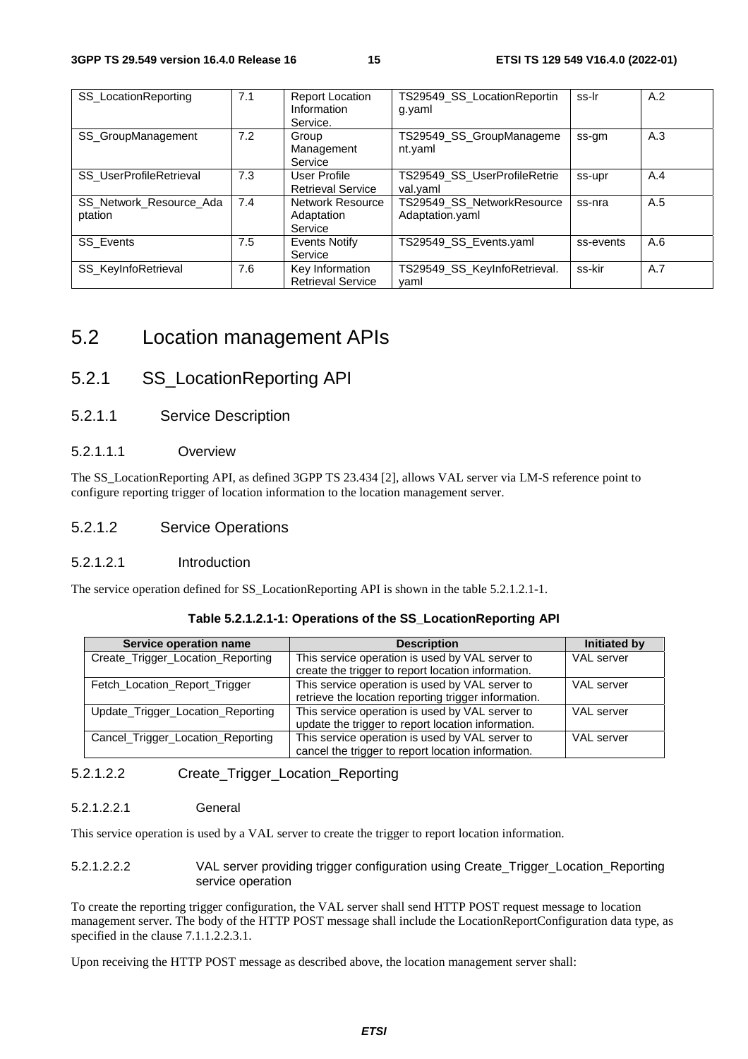| SS_LocationReporting | 7.1 | Report Location Information Service. | TS29549_SS_LocationReporting.yaml | ss-lr | A.2 |
|---|---|---|---|---|---|
| SS_GroupManagement | 7.2 | Group Management Service | TS29549_SS_GroupManagement.yaml | ss-gm | A.3 |
| SS_UserProfileRetrieval | 7.3 | User Profile Retrieval Service | TS29549_SS_UserProfileRetrieval.yaml | ss-upr | A.4 |
| SS_Network_Resource_Adaptation | 7.4 | Network Resource Adaptation Service | TS29549_SS_NetworkResourceAdaptation.yaml | ss-nra | A.5 |
| SS_Events | 7.5 | Events Notify Service | TS29549_SS_Events.yaml | ss-events | A.6 |
| SS_KeyInfoRetrieval | 7.6 | Key Information Retrieval Service | TS29549_SS_KeyInfoRetrieval.yaml | ss-kir | A.7 |

# 5.2 Location management APIs

## 5.2.1 SS_LocationReporting API

### 5.2.1.1 Service Description

#### 5.2.1.1.1 Overview

The SS_LocationReporting API, as defined 3GPP TS 23.434 [2], allows VAL server via LM-S reference point to configure reporting trigger of location information to the location management server.

### 5.2.1.2 Service Operations

#### 5.2.1.2.1 Introduction

The service operation defined for SS_LocationReporting API is shown in the table 5.2.1.2.1-1.

**Table 5.2.1.2.1-1: Operations of the SS_LocationReporting API**

| Service operation name | Description | Initiated by |
|---|---|---|
| Create_Trigger_Location_Reporting | This service operation is used by VAL server to create the trigger to report location information. | VAL server |
| Fetch_Location_Report_Trigger | This service operation is used by VAL server to retrieve the location reporting trigger information. | VAL server |
| Update_Trigger_Location_Reporting | This service operation is used by VAL server to update the trigger to report location information. | VAL server |
| Cancel_Trigger_Location_Reporting | This service operation is used by VAL server to cancel the trigger to report location information. | VAL server |

#### 5.2.1.2.2 Create_Trigger_Location_Reporting

##### 5.2.1.2.2.1 General

This service operation is used by a VAL server to create the trigger to report location information.

##### 5.2.1.2.2.2 VAL server providing trigger configuration using Create_Trigger_Location_Reporting service operation

To create the reporting trigger configuration, the VAL server shall send HTTP POST request message to location management server. The body of the HTTP POST message shall include the LocationReportConfiguration data type, as specified in the clause 7.1.1.2.2.3.1.

Upon receiving the HTTP POST message as described above, the location management server shall: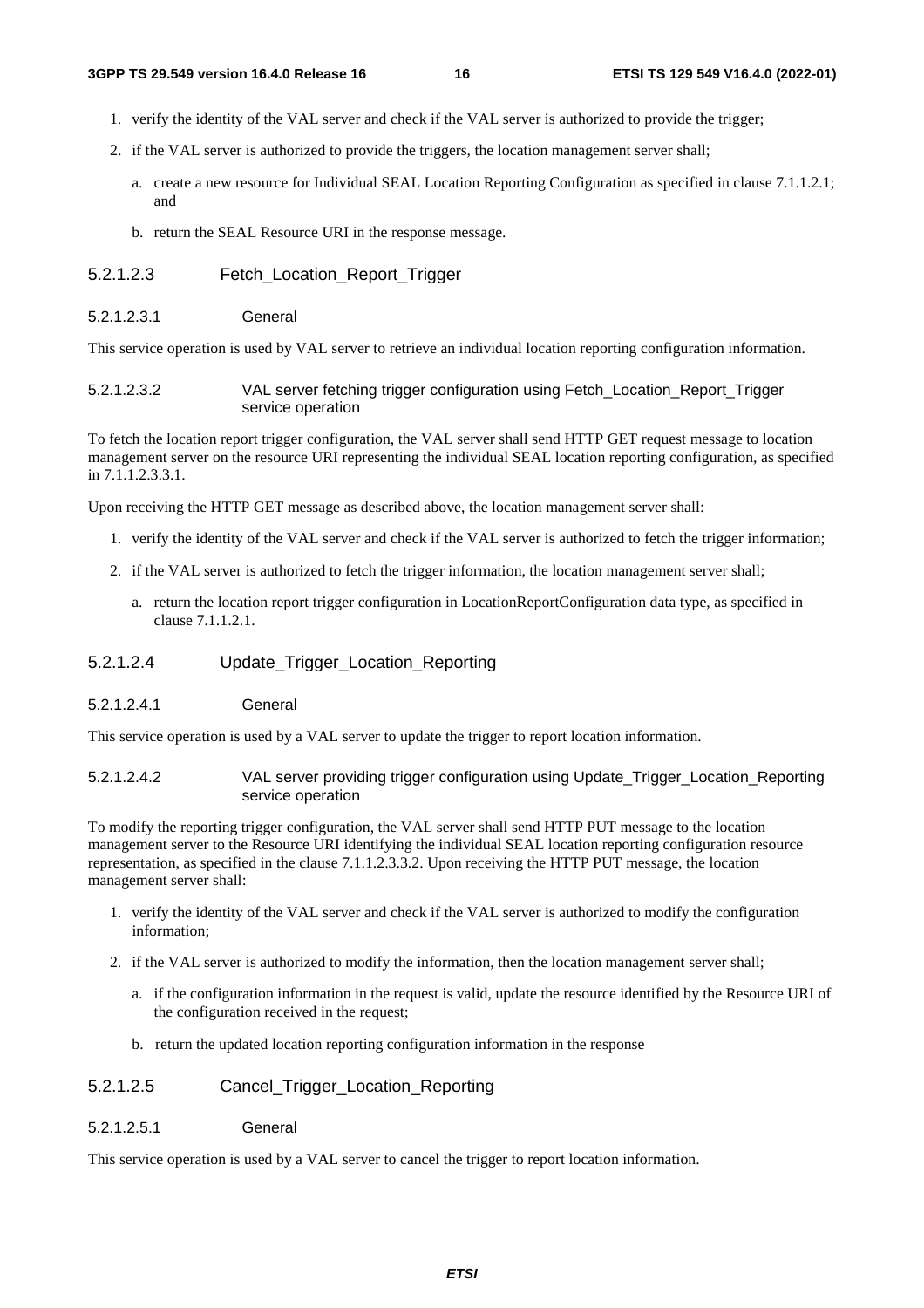1. verify the identity of the VAL server and check if the VAL server is authorized to provide the trigger;
2. if the VAL server is authorized to provide the triggers, the location management server shall;
   a. create a new resource for Individual SEAL Location Reporting Configuration as specified in clause 7.1.1.2.1; and
   b. return the SEAL Resource URI in the response message.

#### 5.2.1.2.3 Fetch_Location_Report_Trigger

##### 5.2.1.2.3.1 General

This service operation is used by VAL server to retrieve an individual location reporting configuration information.

##### 5.2.1.2.3.2 VAL server fetching trigger configuration using Fetch_Location_Report_Trigger service operation

To fetch the location report trigger configuration, the VAL server shall send HTTP GET request message to location management server on the resource URI representing the individual SEAL location reporting configuration, as specified in 7.1.1.2.3.3.1.

Upon receiving the HTTP GET message as described above, the location management server shall:

1. verify the identity of the VAL server and check if the VAL server is authorized to fetch the trigger information;
2. if the VAL server is authorized to fetch the trigger information, the location management server shall;
   a. return the location report trigger configuration in LocationReportConfiguration data type, as specified in clause 7.1.1.2.1.

#### 5.2.1.2.4 Update_Trigger_Location_Reporting

##### 5.2.1.2.4.1 General

This service operation is used by a VAL server to update the trigger to report location information.

##### 5.2.1.2.4.2 VAL server providing trigger configuration using Update_Trigger_Location_Reporting service operation

To modify the reporting trigger configuration, the VAL server shall send HTTP PUT message to the location management server to the Resource URI identifying the individual SEAL location reporting configuration resource representation, as specified in the clause 7.1.1.2.3.3.2. Upon receiving the HTTP PUT message, the location management server shall:

1. verify the identity of the VAL server and check if the VAL server is authorized to modify the configuration information;
2. if the VAL server is authorized to modify the information, then the location management server shall;
   a. if the configuration information in the request is valid, update the resource identified by the Resource URI of the configuration received in the request;
   b. return the updated location reporting configuration information in the response

#### 5.2.1.2.5 Cancel_Trigger_Location_Reporting

##### 5.2.1.2.5.1 General

This service operation is used by a VAL server to cancel the trigger to report location information.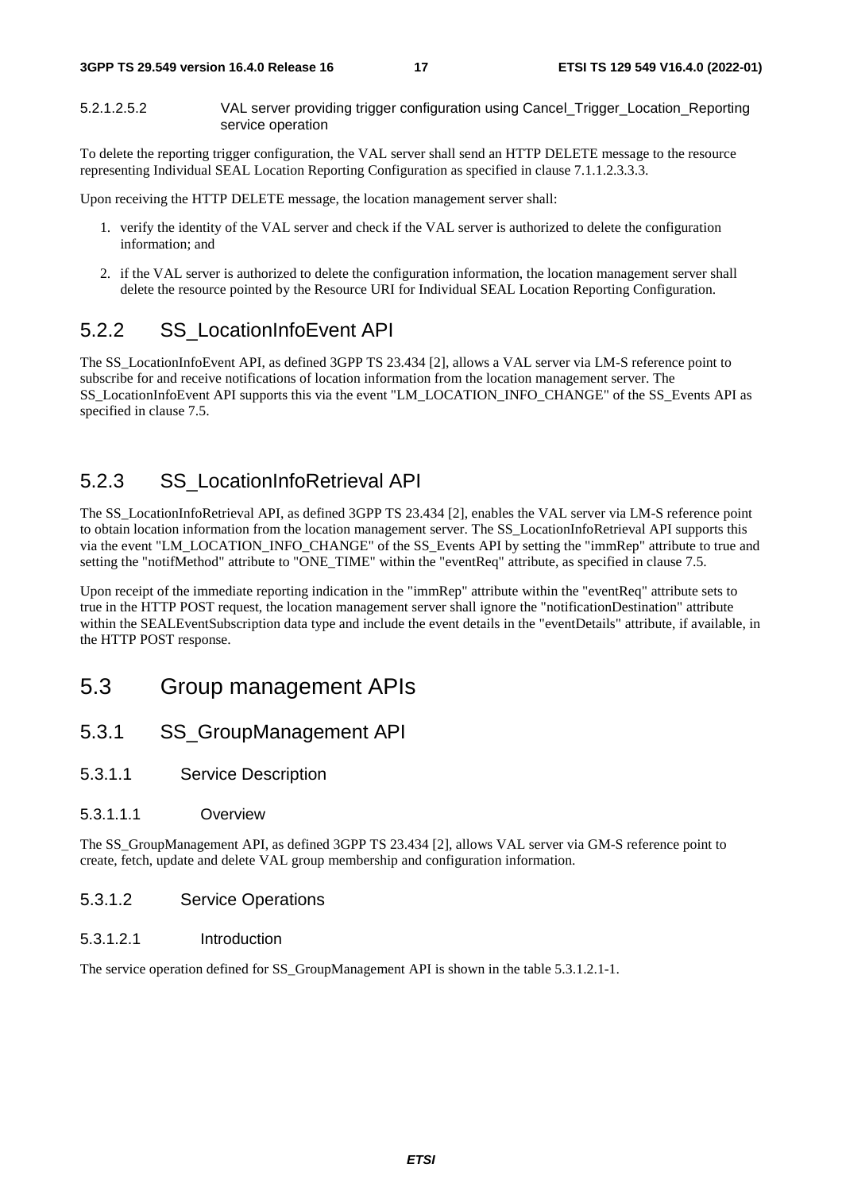##### 5.2.1.2.5.2 VAL server providing trigger configuration using Cancel_Trigger_Location_Reporting service operation

To delete the reporting trigger configuration, the VAL server shall send an HTTP DELETE message to the resource representing Individual SEAL Location Reporting Configuration as specified in clause 7.1.1.2.3.3.3.

Upon receiving the HTTP DELETE message, the location management server shall:

1. verify the identity of the VAL server and check if the VAL server is authorized to delete the configuration information; and
2. if the VAL server is authorized to delete the configuration information, the location management server shall delete the resource pointed by the Resource URI for Individual SEAL Location Reporting Configuration.

### 5.2.2 SS_LocationInfoEvent API

The SS_LocationInfoEvent API, as defined 3GPP TS 23.434 [2], allows a VAL server via LM-S reference point to subscribe for and receive notifications of location information from the location management server. The SS_LocationInfoEvent API supports this via the event "LM_LOCATION_INFO_CHANGE" of the SS_Events API as specified in clause 7.5.

### 5.2.3 SS_LocationInfoRetrieval API

The SS_LocationInfoRetrieval API, as defined 3GPP TS 23.434 [2], enables the VAL server via LM-S reference point to obtain location information from the location management server. The SS_LocationInfoRetrieval API supports this via the event "LM_LOCATION_INFO_CHANGE" of the SS_Events API by setting the "immRep" attribute to true and setting the "notifMethod" attribute to "ONE_TIME" within the "eventReq" attribute, as specified in clause 7.5.

Upon receipt of the immediate reporting indication in the "immRep" attribute within the "eventReq" attribute sets to true in the HTTP POST request, the location management server shall ignore the "notificationDestination" attribute within the SEALEventSubscription data type and include the event details in the "eventDetails" attribute, if available, in the HTTP POST response.

## 5.3 Group management APIs

### 5.3.1 SS_GroupManagement API

#### 5.3.1.1 Service Description

##### 5.3.1.1.1 Overview

The SS_GroupManagement API, as defined 3GPP TS 23.434 [2], allows VAL server via GM-S reference point to create, fetch, update and delete VAL group membership and configuration information.

#### 5.3.1.2 Service Operations

##### 5.3.1.2.1 Introduction

The service operation defined for SS_GroupManagement API is shown in the table 5.3.1.2.1-1.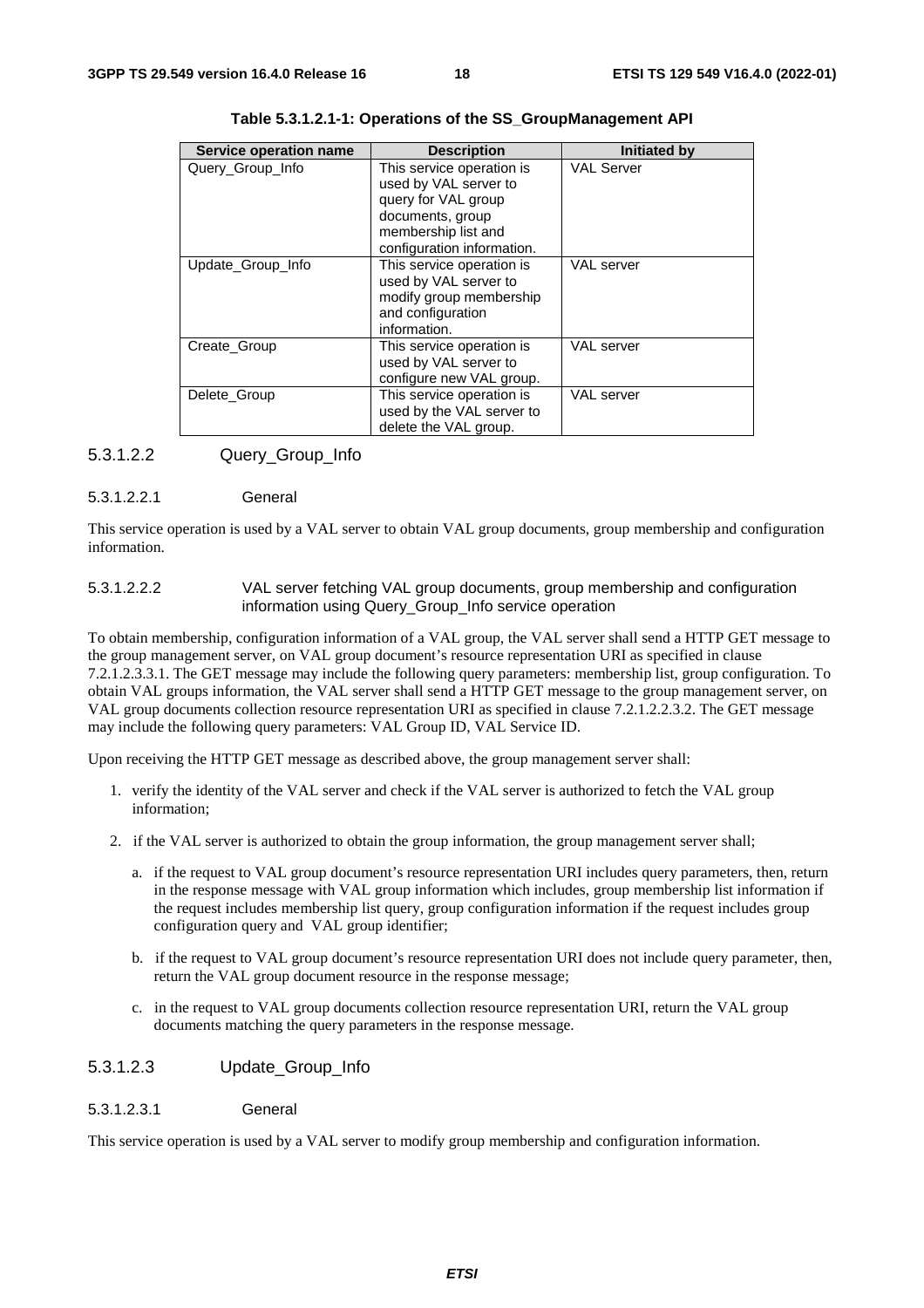**Table 5.3.1.2.1-1: Operations of the SS_GroupManagement API**

| Service operation name | Description | Initiated by |
| --- | --- | --- |
| Query_Group_Info | This service operation is used by VAL server to query for VAL group documents, group membership list and configuration information. | VAL Server |
| Update_Group_Info | This service operation is used by VAL server to modify group membership and configuration information. | VAL server |
| Create_Group | This service operation is used by VAL server to configure new VAL group. | VAL server |
| Delete_Group | This service operation is used by the VAL server to delete the VAL group. | VAL server |

#### 5.3.1.2.2 Query_Group_Info

##### 5.3.1.2.2.1 General

This service operation is used by a VAL server to obtain VAL group documents, group membership and configuration information.

##### 5.3.1.2.2.2 VAL server fetching VAL group documents, group membership and configuration information using Query_Group_Info service operation

To obtain membership, configuration information of a VAL group, the VAL server shall send a HTTP GET message to the group management server, on VAL group document's resource representation URI as specified in clause 7.2.1.2.3.3.1. The GET message may include the following query parameters: membership list, group configuration. To obtain VAL groups information, the VAL server shall send a HTTP GET message to the group management server, on VAL group documents collection resource representation URI as specified in clause 7.2.1.2.2.3.2. The GET message may include the following query parameters: VAL Group ID, VAL Service ID.

Upon receiving the HTTP GET message as described above, the group management server shall:

1. verify the identity of the VAL server and check if the VAL server is authorized to fetch the VAL group information;
2. if the VAL server is authorized to obtain the group information, the group management server shall;
   a. if the request to VAL group document's resource representation URI includes query parameters, then, return in the response message with VAL group information which includes, group membership list information if the request includes membership list query, group configuration information if the request includes group configuration query and VAL group identifier;
   b. if the request to VAL group document's resource representation URI does not include query parameter, then, return the VAL group document resource in the response message;
   c. in the request to VAL group documents collection resource representation URI, return the VAL group documents matching the query parameters in the response message.

#### 5.3.1.2.3 Update_Group_Info

##### 5.3.1.2.3.1 General

This service operation is used by a VAL server to modify group membership and configuration information.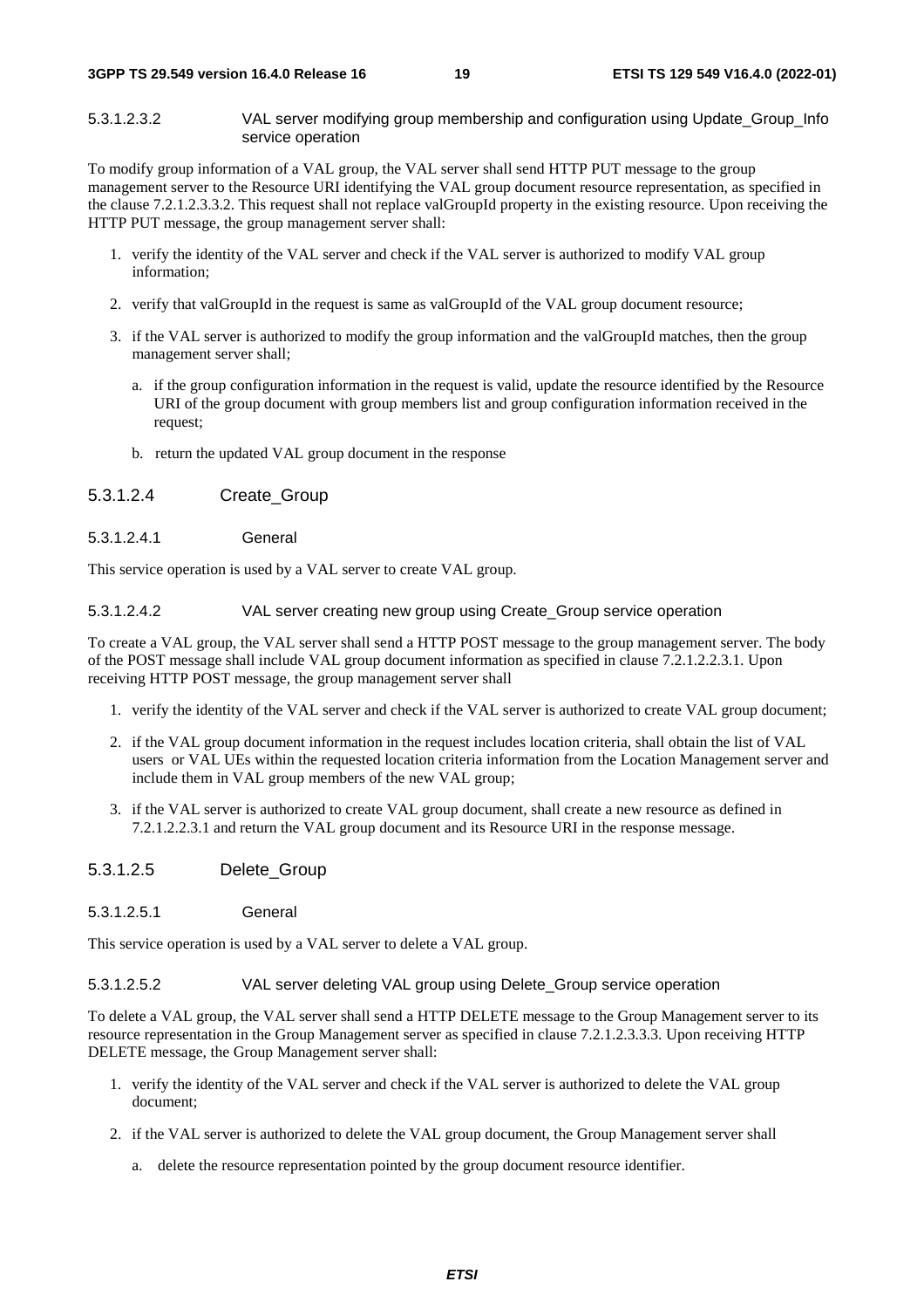##### 5.3.1.2.3.2 VAL server modifying group membership and configuration using Update_Group_Info service operation

To modify group information of a VAL group, the VAL server shall send HTTP PUT message to the group management server to the Resource URI identifying the VAL group document resource representation, as specified in the clause 7.2.1.2.3.3.2. This request shall not replace valGroupId property in the existing resource. Upon receiving the HTTP PUT message, the group management server shall:

1. verify the identity of the VAL server and check if the VAL server is authorized to modify VAL group information;
2. verify that valGroupId in the request is same as valGroupId of the VAL group document resource;
3. if the VAL server is authorized to modify the group information and the valGroupId matches, then the group management server shall;
   a. if the group configuration information in the request is valid, update the resource identified by the Resource URI of the group document with group members list and group configuration information received in the request;
   b. return the updated VAL group document in the response

#### 5.3.1.2.4 Create_Group

##### 5.3.1.2.4.1 General

This service operation is used by a VAL server to create VAL group.

##### 5.3.1.2.4.2 VAL server creating new group using Create_Group service operation

To create a VAL group, the VAL server shall send a HTTP POST message to the group management server. The body of the POST message shall include VAL group document information as specified in clause 7.2.1.2.2.3.1. Upon receiving HTTP POST message, the group management server shall

1. verify the identity of the VAL server and check if the VAL server is authorized to create VAL group document;
2. if the VAL group document information in the request includes location criteria, shall obtain the list of VAL users or VAL UEs within the requested location criteria information from the Location Management server and include them in VAL group members of the new VAL group;
3. if the VAL server is authorized to create VAL group document, shall create a new resource as defined in 7.2.1.2.2.3.1 and return the VAL group document and its Resource URI in the response message.

#### 5.3.1.2.5 Delete_Group

##### 5.3.1.2.5.1 General

This service operation is used by a VAL server to delete a VAL group.

##### 5.3.1.2.5.2 VAL server deleting VAL group using Delete_Group service operation

To delete a VAL group, the VAL server shall send a HTTP DELETE message to the Group Management server to its resource representation in the Group Management server as specified in clause 7.2.1.2.3.3.3. Upon receiving HTTP DELETE message, the Group Management server shall:

1. verify the identity of the VAL server and check if the VAL server is authorized to delete the VAL group document;
2. if the VAL server is authorized to delete the VAL group document, the Group Management server shall
   a. delete the resource representation pointed by the group document resource identifier.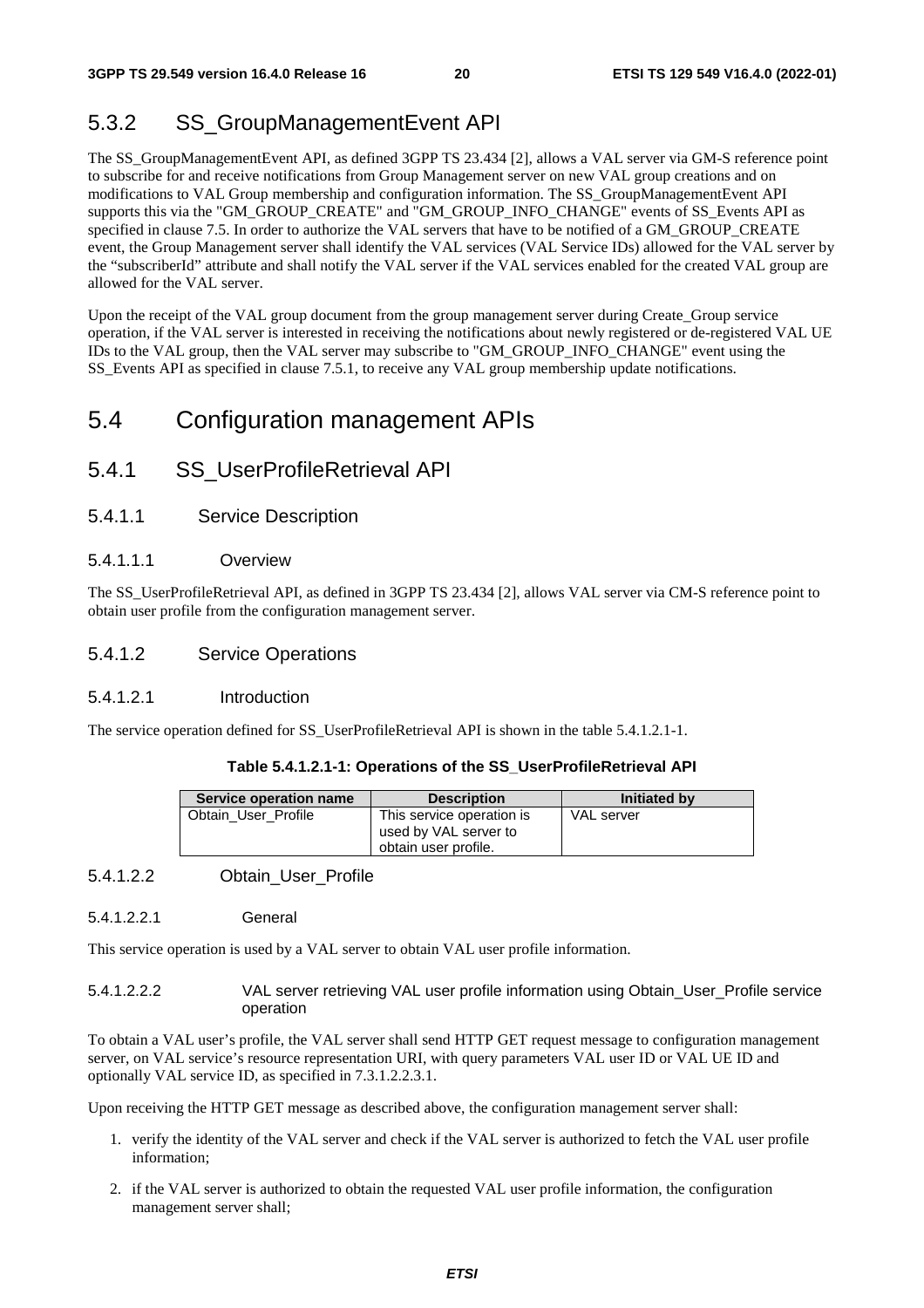### 5.3.2 SS_GroupManagementEvent API

The SS_GroupManagementEvent API, as defined 3GPP TS 23.434 [2], allows a VAL server via GM-S reference point to subscribe for and receive notifications from Group Management server on new VAL group creations and on modifications to VAL Group membership and configuration information. The SS_GroupManagementEvent API supports this via the "GM_GROUP_CREATE" and "GM_GROUP_INFO_CHANGE" events of SS_Events API as specified in clause 7.5. In order to authorize the VAL servers that have to be notified of a GM_GROUP_CREATE event, the Group Management server shall identify the VAL services (VAL Service IDs) allowed for the VAL server by the "subscriberId" attribute and shall notify the VAL server if the VAL services enabled for the created VAL group are allowed for the VAL server.

Upon the receipt of the VAL group document from the group management server during Create_Group service operation, if the VAL server is interested in receiving the notifications about newly registered or de-registered VAL UE IDs to the VAL group, then the VAL server may subscribe to "GM_GROUP_INFO_CHANGE" event using the SS_Events API as specified in clause 7.5.1, to receive any VAL group membership update notifications.

## 5.4 Configuration management APIs

### 5.4.1 SS_UserProfileRetrieval API

#### 5.4.1.1 Service Description

##### 5.4.1.1.1 Overview

The SS_UserProfileRetrieval API, as defined in 3GPP TS 23.434 [2], allows VAL server via CM-S reference point to obtain user profile from the configuration management server.

#### 5.4.1.2 Service Operations

##### 5.4.1.2.1 Introduction

The service operation defined for SS_UserProfileRetrieval API is shown in the table 5.4.1.2.1-1.

**Table 5.4.1.2.1-1: Operations of the SS_UserProfileRetrieval API**

| Service operation name | Description | Initiated by |
|---|---|---|
| Obtain_User_Profile | This service operation is used by VAL server to obtain user profile. | VAL server |

##### 5.4.1.2.2 Obtain_User_Profile

###### 5.4.1.2.2.1 General

This service operation is used by a VAL server to obtain VAL user profile information.

###### 5.4.1.2.2.2 VAL server retrieving VAL user profile information using Obtain_User_Profile service operation

To obtain a VAL user's profile, the VAL server shall send HTTP GET request message to configuration management server, on VAL service's resource representation URI, with query parameters VAL user ID or VAL UE ID and optionally VAL service ID, as specified in 7.3.1.2.2.3.1.

Upon receiving the HTTP GET message as described above, the configuration management server shall:

1. verify the identity of the VAL server and check if the VAL server is authorized to fetch the VAL user profile information;
2. if the VAL server is authorized to obtain the requested VAL user profile information, the configuration management server shall;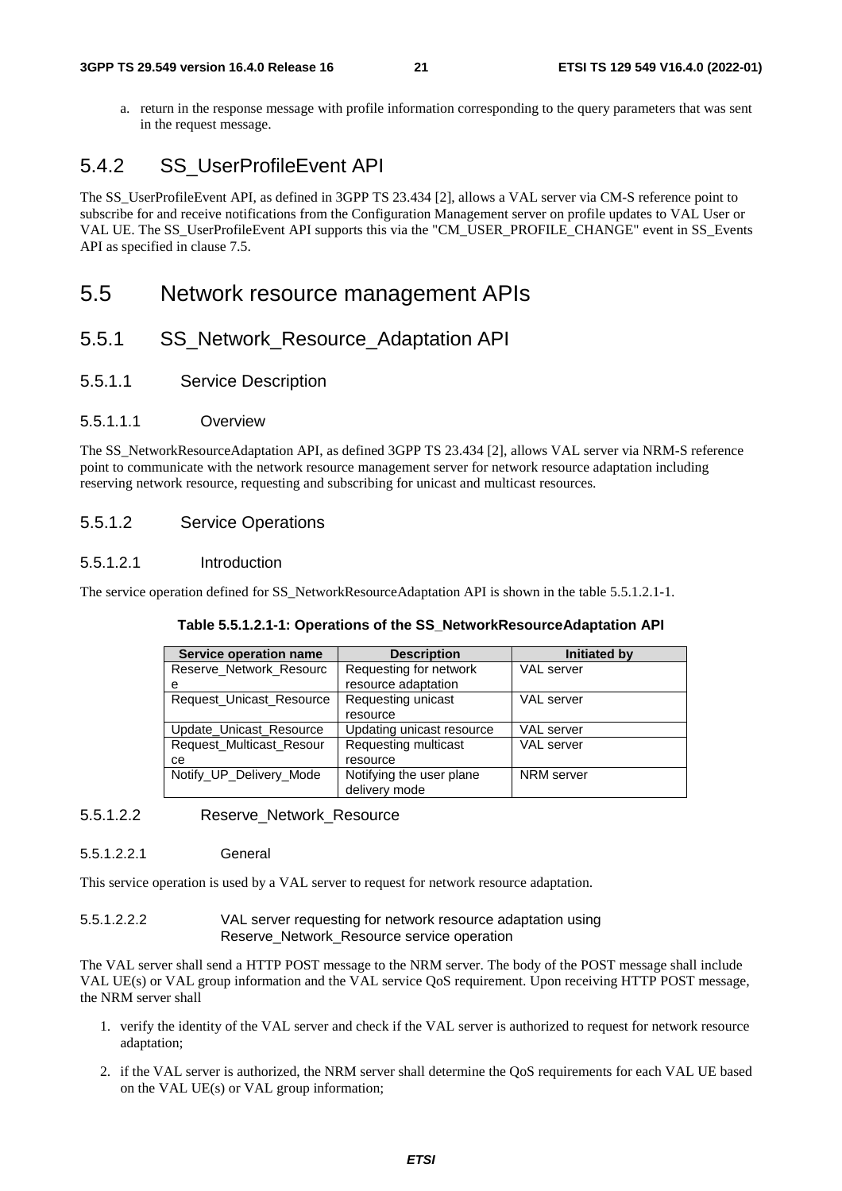a. return in the response message with profile information corresponding to the query parameters that was sent in the request message.

### 5.4.2 SS_UserProfileEvent API

The SS_UserProfileEvent API, as defined in 3GPP TS 23.434 [2], allows a VAL server via CM-S reference point to subscribe for and receive notifications from the Configuration Management server on profile updates to VAL User or VAL UE. The SS_UserProfileEvent API supports this via the "CM_USER_PROFILE_CHANGE" event in SS_Events API as specified in clause 7.5.

## 5.5 Network resource management APIs

### 5.5.1 SS_Network_Resource_Adaptation API

#### 5.5.1.1 Service Description

##### 5.5.1.1.1 Overview

The SS_NetworkResourceAdaptation API, as defined 3GPP TS 23.434 [2], allows VAL server via NRM-S reference point to communicate with the network resource management server for network resource adaptation including reserving network resource, requesting and subscribing for unicast and multicast resources.

#### 5.5.1.2 Service Operations

##### 5.5.1.2.1 Introduction

The service operation defined for SS_NetworkResourceAdaptation API is shown in the table 5.5.1.2.1-1.

**Table 5.5.1.2.1-1: Operations of the SS_NetworkResourceAdaptation API**

| Service operation name | Description | Initiated by |
|---|---|---|
| Reserve_Network_Resource | Requesting for network resource adaptation | VAL server |
| Request_Unicast_Resource | Requesting unicast resource | VAL server |
| Update_Unicast_Resource | Updating unicast resource | VAL server |
| Request_Multicast_Resource | Requesting multicast resource | VAL server |
| Notify_UP_Delivery_Mode | Notifying the user plane delivery mode | NRM server |

##### 5.5.1.2.2 Reserve_Network_Resource

###### 5.5.1.2.2.1 General

This service operation is used by a VAL server to request for network resource adaptation.

###### 5.5.1.2.2.2 VAL server requesting for network resource adaptation using Reserve_Network_Resource service operation

The VAL server shall send a HTTP POST message to the NRM server. The body of the POST message shall include VAL UE(s) or VAL group information and the VAL service QoS requirement. Upon receiving HTTP POST message, the NRM server shall

1. verify the identity of the VAL server and check if the VAL server is authorized to request for network resource adaptation;
2. if the VAL server is authorized, the NRM server shall determine the QoS requirements for each VAL UE based on the VAL UE(s) or VAL group information;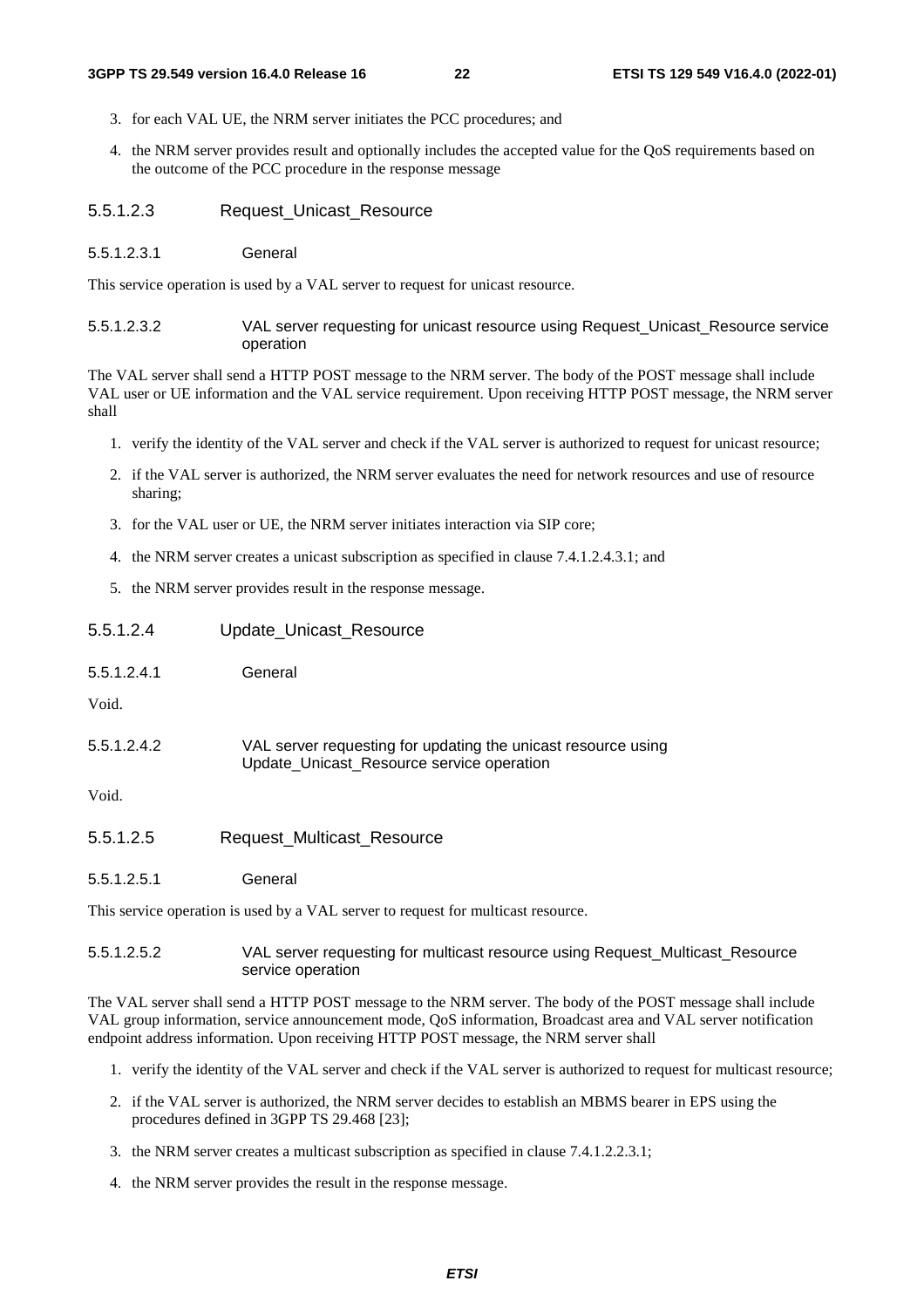3. for each VAL UE, the NRM server initiates the PCC procedures; and

4. the NRM server provides result and optionally includes the accepted value for the QoS requirements based on the outcome of the PCC procedure in the response message

##### 5.5.1.2.3 Request_Unicast_Resource

###### 5.5.1.2.3.1 General

This service operation is used by a VAL server to request for unicast resource.

###### 5.5.1.2.3.2 VAL server requesting for unicast resource using Request_Unicast_Resource service operation

The VAL server shall send a HTTP POST message to the NRM server. The body of the POST message shall include VAL user or UE information and the VAL service requirement. Upon receiving HTTP POST message, the NRM server shall

1. verify the identity of the VAL server and check if the VAL server is authorized to request for unicast resource;
2. if the VAL server is authorized, the NRM server evaluates the need for network resources and use of resource sharing;
3. for the VAL user or UE, the NRM server initiates interaction via SIP core;
4. the NRM server creates a unicast subscription as specified in clause 7.4.1.2.4.3.1; and
5. the NRM server provides result in the response message.

##### 5.5.1.2.4 Update_Unicast_Resource

###### 5.5.1.2.4.1 General

Void.

###### 5.5.1.2.4.2 VAL server requesting for updating the unicast resource using Update_Unicast_Resource service operation

Void.

##### 5.5.1.2.5 Request_Multicast_Resource

###### 5.5.1.2.5.1 General

This service operation is used by a VAL server to request for multicast resource.

###### 5.5.1.2.5.2 VAL server requesting for multicast resource using Request_Multicast_Resource service operation

The VAL server shall send a HTTP POST message to the NRM server. The body of the POST message shall include VAL group information, service announcement mode, QoS information, Broadcast area and VAL server notification endpoint address information. Upon receiving HTTP POST message, the NRM server shall

1. verify the identity of the VAL server and check if the VAL server is authorized to request for multicast resource;
2. if the VAL server is authorized, the NRM server decides to establish an MBMS bearer in EPS using the procedures defined in 3GPP TS 29.468 [23];
3. the NRM server creates a multicast subscription as specified in clause 7.4.1.2.2.3.1;
4. the NRM server provides the result in the response message.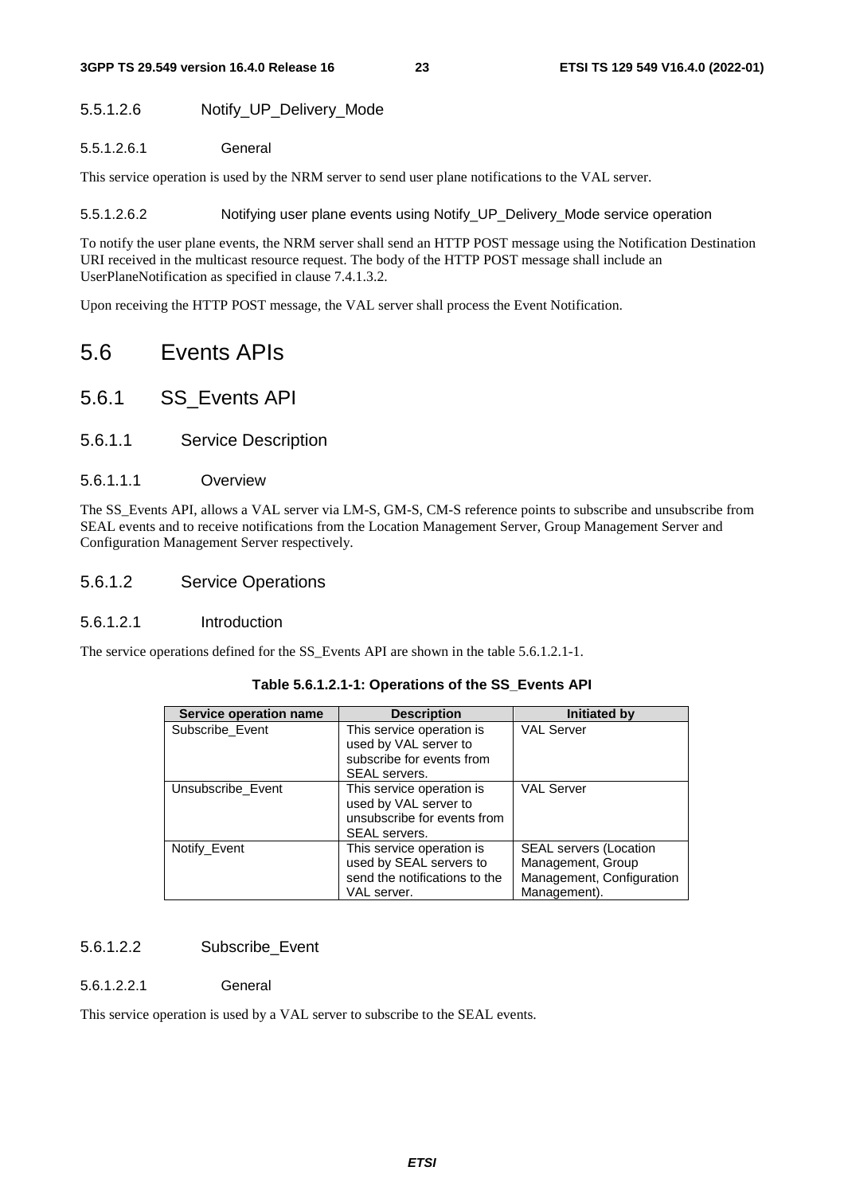#### 5.5.1.2.6 Notify_UP_Delivery_Mode

##### 5.5.1.2.6.1 General

This service operation is used by the NRM server to send user plane notifications to the VAL server.

##### 5.5.1.2.6.2 Notifying user plane events using Notify_UP_Delivery_Mode service operation

To notify the user plane events, the NRM server shall send an HTTP POST message using the Notification Destination URI received in the multicast resource request. The body of the HTTP POST message shall include an UserPlaneNotification as specified in clause 7.4.1.3.2.

Upon receiving the HTTP POST message, the VAL server shall process the Event Notification.

## 5.6 Events APIs

### 5.6.1 SS_Events API

#### 5.6.1.1 Service Description

##### 5.6.1.1.1 Overview

The SS_Events API, allows a VAL server via LM-S, GM-S, CM-S reference points to subscribe and unsubscribe from SEAL events and to receive notifications from the Location Management Server, Group Management Server and Configuration Management Server respectively.

#### 5.6.1.2 Service Operations

##### 5.6.1.2.1 Introduction

The service operations defined for the SS_Events API are shown in the table 5.6.1.2.1-1.

**Table 5.6.1.2.1-1: Operations of the SS_Events API**

| Service operation name | Description | Initiated by |
| --- | --- | --- |
| Subscribe_Event | This service operation is used by VAL server to subscribe for events from SEAL servers. | VAL Server |
| Unsubscribe_Event | This service operation is used by VAL server to unsubscribe for events from SEAL servers. | VAL Server |
| Notify_Event | This service operation is used by SEAL servers to send the notifications to the VAL server. | SEAL servers (Location Management, Group Management, Configuration Management). |

##### 5.6.1.2.2 Subscribe_Event

###### 5.6.1.2.2.1 General

This service operation is used by a VAL server to subscribe to the SEAL events.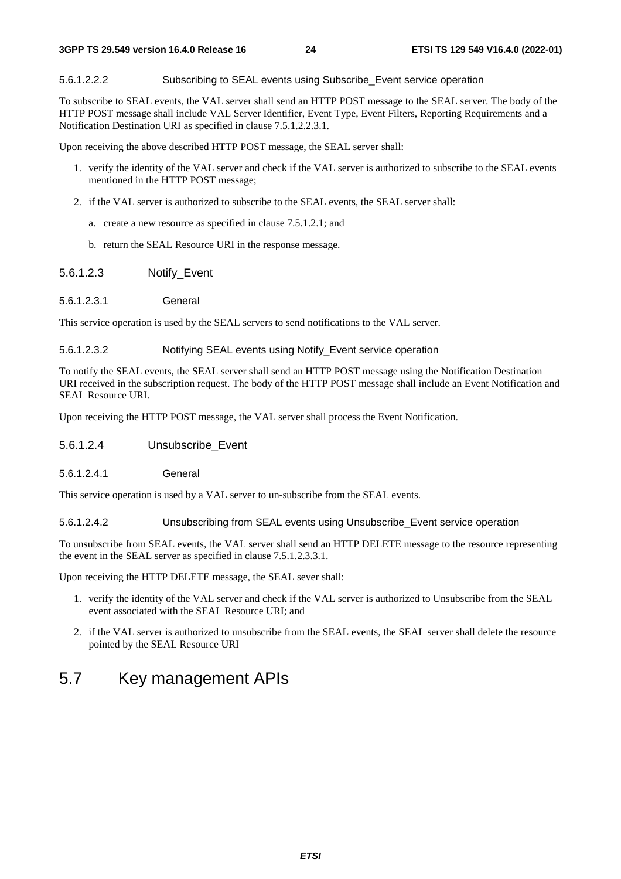##### 5.6.1.2.2.2 Subscribing to SEAL events using Subscribe_Event service operation

To subscribe to SEAL events, the VAL server shall send an HTTP POST message to the SEAL server. The body of the HTTP POST message shall include VAL Server Identifier, Event Type, Event Filters, Reporting Requirements and a Notification Destination URI as specified in clause 7.5.1.2.2.3.1.

Upon receiving the above described HTTP POST message, the SEAL server shall:

1. verify the identity of the VAL server and check if the VAL server is authorized to subscribe to the SEAL events mentioned in the HTTP POST message;
2. if the VAL server is authorized to subscribe to the SEAL events, the SEAL server shall:
   a. create a new resource as specified in clause 7.5.1.2.1; and
   b. return the SEAL Resource URI in the response message.

#### 5.6.1.2.3 Notify_Event

##### 5.6.1.2.3.1 General

This service operation is used by the SEAL servers to send notifications to the VAL server.

##### 5.6.1.2.3.2 Notifying SEAL events using Notify_Event service operation

To notify the SEAL events, the SEAL server shall send an HTTP POST message using the Notification Destination URI received in the subscription request. The body of the HTTP POST message shall include an Event Notification and SEAL Resource URI.

Upon receiving the HTTP POST message, the VAL server shall process the Event Notification.

#### 5.6.1.2.4 Unsubscribe_Event

##### 5.6.1.2.4.1 General

This service operation is used by a VAL server to un-subscribe from the SEAL events.

##### 5.6.1.2.4.2 Unsubscribing from SEAL events using Unsubscribe_Event service operation

To unsubscribe from SEAL events, the VAL server shall send an HTTP DELETE message to the resource representing the event in the SEAL server as specified in clause 7.5.1.2.3.3.1.

Upon receiving the HTTP DELETE message, the SEAL sever shall:

1. verify the identity of the VAL server and check if the VAL server is authorized to Unsubscribe from the SEAL event associated with the SEAL Resource URI; and
2. if the VAL server is authorized to unsubscribe from the SEAL events, the SEAL server shall delete the resource pointed by the SEAL Resource URI

## 5.7 Key management APIs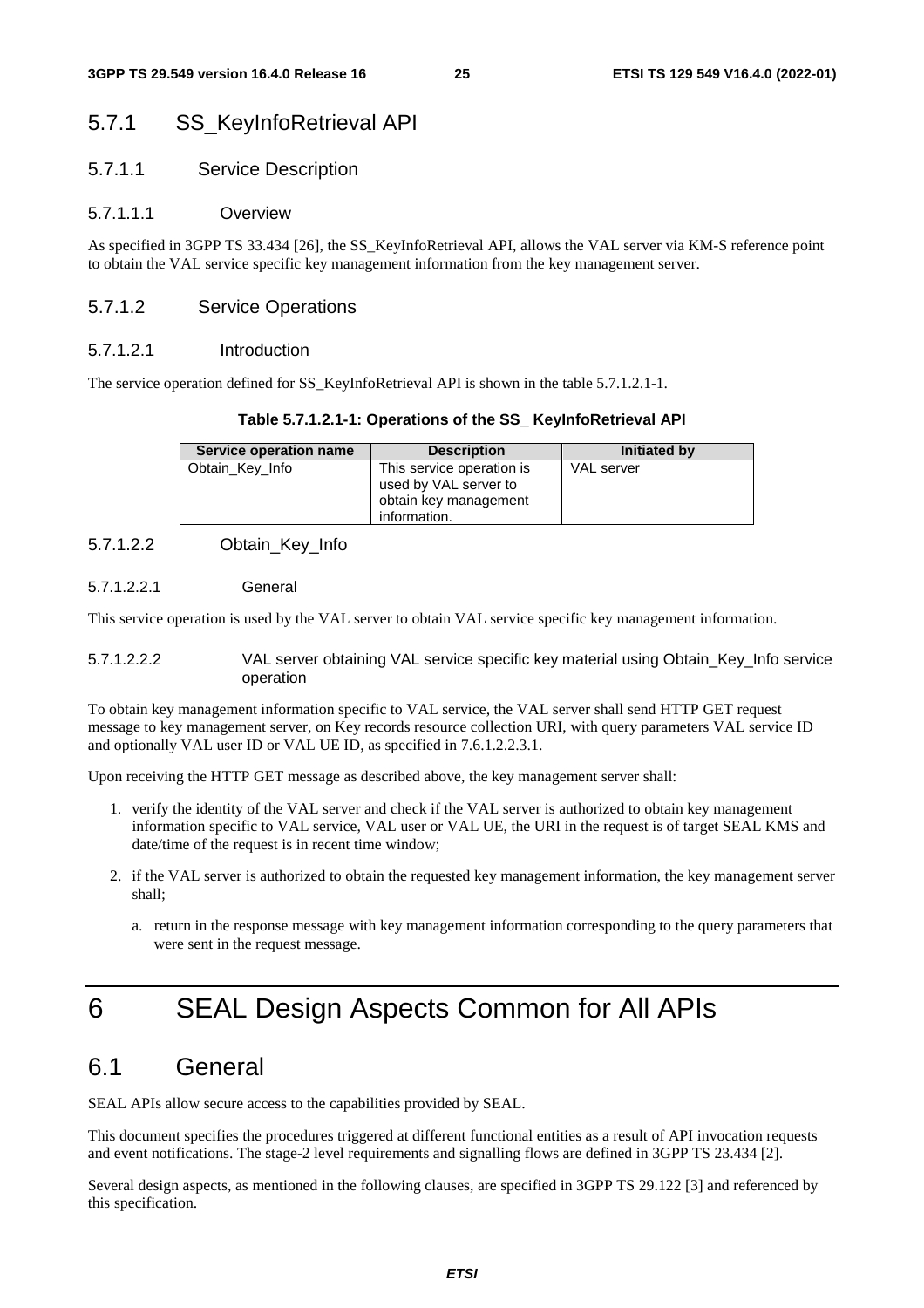### 5.7.1 SS_KeyInfoRetrieval API

#### 5.7.1.1 Service Description

##### 5.7.1.1.1 Overview

As specified in 3GPP TS 33.434 [26], the SS_KeyInfoRetrieval API, allows the VAL server via KM-S reference point to obtain the VAL service specific key management information from the key management server.

#### 5.7.1.2 Service Operations

##### 5.7.1.2.1 Introduction

The service operation defined for SS_KeyInfoRetrieval API is shown in the table 5.7.1.2.1-1.

**Table 5.7.1.2.1-1: Operations of the SS_ KeyInfoRetrieval API**

| Service operation name | Description | Initiated by |
| --- | --- | --- |
| Obtain_Key_Info | This service operation is used by VAL server to obtain key management information. | VAL server |

##### 5.7.1.2.2 Obtain_Key_Info

###### 5.7.1.2.2.1 General

This service operation is used by the VAL server to obtain VAL service specific key management information.

###### 5.7.1.2.2.2 VAL server obtaining VAL service specific key material using Obtain_Key_Info service operation

To obtain key management information specific to VAL service, the VAL server shall send HTTP GET request message to key management server, on Key records resource collection URI, with query parameters VAL service ID and optionally VAL user ID or VAL UE ID, as specified in 7.6.1.2.2.3.1.

Upon receiving the HTTP GET message as described above, the key management server shall:

1. verify the identity of the VAL server and check if the VAL server is authorized to obtain key management information specific to VAL service, VAL user or VAL UE, the URI in the request is of target SEAL KMS and date/time of the request is in recent time window;
2. if the VAL server is authorized to obtain the requested key management information, the key management server shall;
   a. return in the response message with key management information corresponding to the query parameters that were sent in the request message.

# 6 SEAL Design Aspects Common for All APIs

## 6.1 General

SEAL APIs allow secure access to the capabilities provided by SEAL.

This document specifies the procedures triggered at different functional entities as a result of API invocation requests and event notifications. The stage-2 level requirements and signalling flows are defined in 3GPP TS 23.434 [2].

Several design aspects, as mentioned in the following clauses, are specified in 3GPP TS 29.122 [3] and referenced by this specification.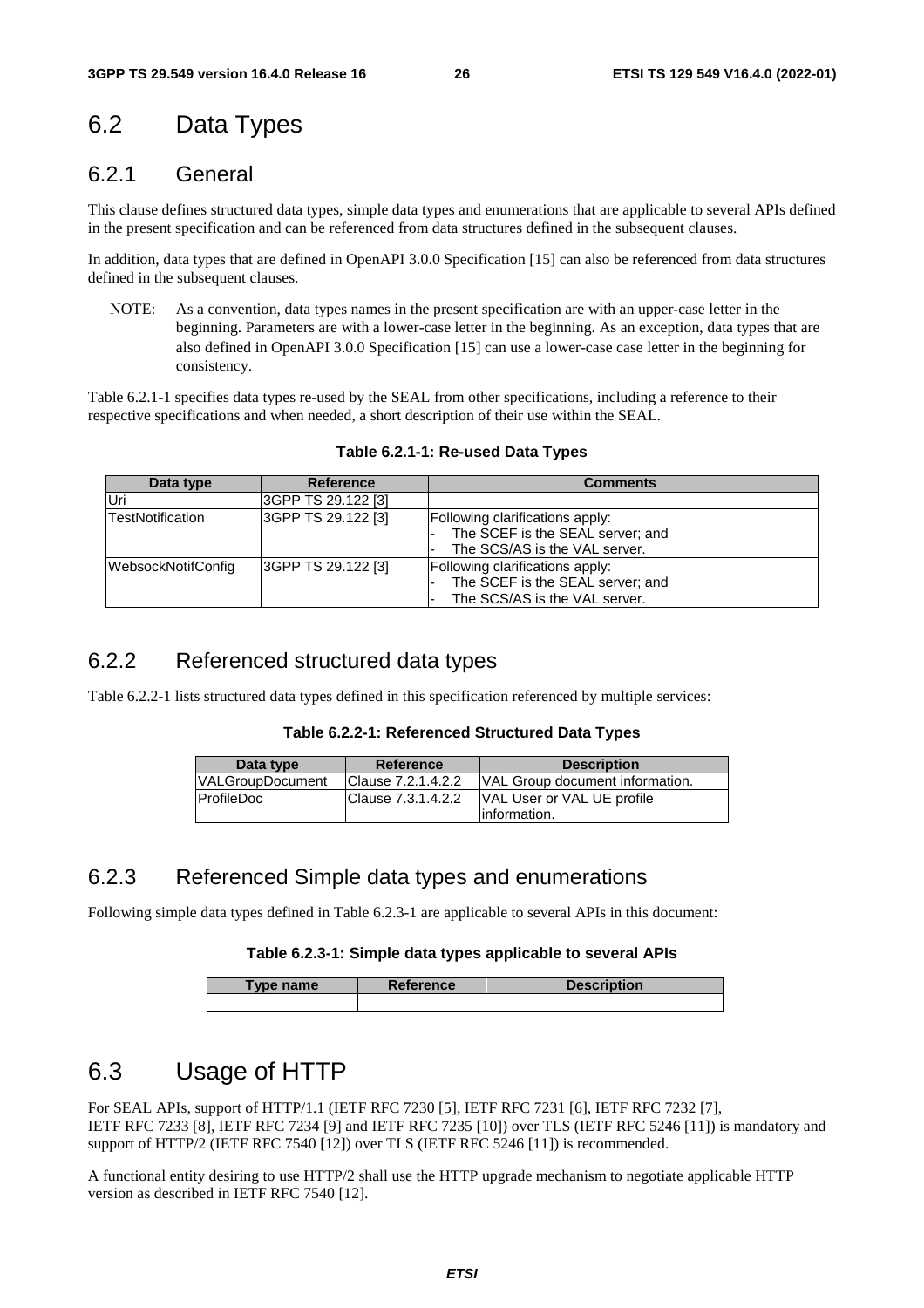## 6.2 Data Types

### 6.2.1 General

This clause defines structured data types, simple data types and enumerations that are applicable to several APIs defined in the present specification and can be referenced from data structures defined in the subsequent clauses.

In addition, data types that are defined in OpenAPI 3.0.0 Specification [15] can also be referenced from data structures defined in the subsequent clauses.

NOTE: As a convention, data types names in the present specification are with an upper-case letter in the beginning. Parameters are with a lower-case letter in the beginning. As an exception, data types that are also defined in OpenAPI 3.0.0 Specification [15] can use a lower-case case letter in the beginning for consistency.

Table 6.2.1-1 specifies data types re-used by the SEAL from other specifications, including a reference to their respective specifications and when needed, a short description of their use within the SEAL.

**Table 6.2.1-1: Re-used Data Types**

| Data type | Reference | Comments |
| --- | --- | --- |
| Uri | 3GPP TS 29.122 [3] | |
| TestNotification | 3GPP TS 29.122 [3] | Following clarifications apply:<br>- The SCEF is the SEAL server; and<br>- The SCS/AS is the VAL server. |
| WebsockNotifConfig | 3GPP TS 29.122 [3] | Following clarifications apply:<br>- The SCEF is the SEAL server; and<br>- The SCS/AS is the VAL server. |

### 6.2.2 Referenced structured data types

Table 6.2.2-1 lists structured data types defined in this specification referenced by multiple services:

**Table 6.2.2-1: Referenced Structured Data Types**

| Data type | Reference | Description |
| --- | --- | --- |
| VALGroupDocument | Clause 7.2.1.4.2.2 | VAL Group document information. |
| ProfileDoc | Clause 7.3.1.4.2.2 | VAL User or VAL UE profile information. |

### 6.2.3 Referenced Simple data types and enumerations

Following simple data types defined in Table 6.2.3-1 are applicable to several APIs in this document:

**Table 6.2.3-1: Simple data types applicable to several APIs**

| Type name | Reference | Description |
| --- | --- | --- |
| | | |

## 6.3 Usage of HTTP

For SEAL APIs, support of HTTP/1.1 (IETF RFC 7230 [5], IETF RFC 7231 [6], IETF RFC 7232 [7], IETF RFC 7233 [8], IETF RFC 7234 [9] and IETF RFC 7235 [10]) over TLS (IETF RFC 5246 [11]) is mandatory and support of HTTP/2 (IETF RFC 7540 [12]) over TLS (IETF RFC 5246 [11]) is recommended.

A functional entity desiring to use HTTP/2 shall use the HTTP upgrade mechanism to negotiate applicable HTTP version as described in IETF RFC 7540 [12].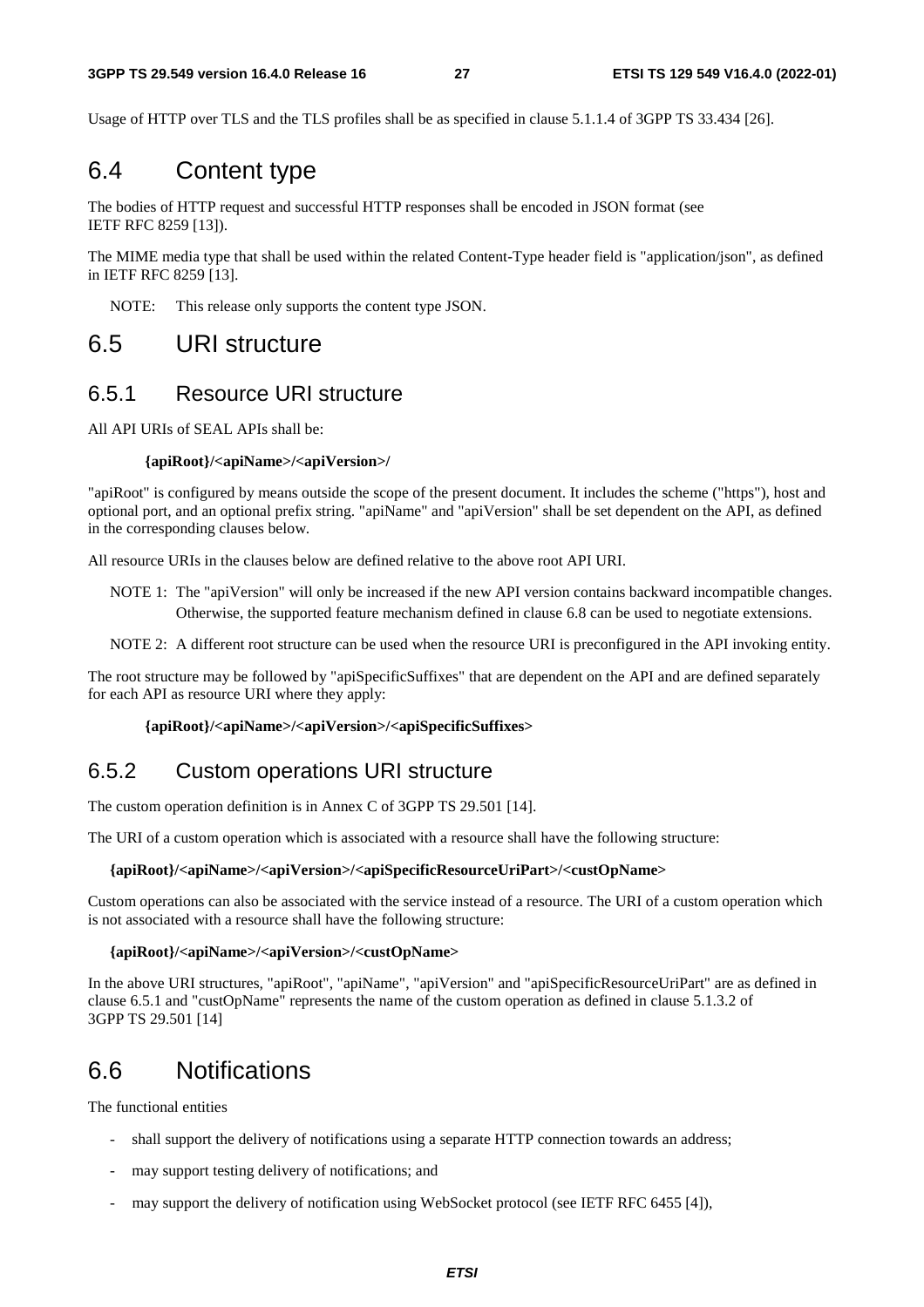Usage of HTTP over TLS and the TLS profiles shall be as specified in clause 5.1.1.4 of 3GPP TS 33.434 [26].

## 6.4 Content type

The bodies of HTTP request and successful HTTP responses shall be encoded in JSON format (see IETF RFC 8259 [13]).

The MIME media type that shall be used within the related Content-Type header field is "application/json", as defined in IETF RFC 8259 [13].

NOTE: This release only supports the content type JSON.

## 6.5 URI structure

### 6.5.1 Resource URI structure

All API URIs of SEAL APIs shall be:

**{apiRoot}/<apiName>/<apiVersion>/**

"apiRoot" is configured by means outside the scope of the present document. It includes the scheme ("https"), host and optional port, and an optional prefix string. "apiName" and "apiVersion" shall be set dependent on the API, as defined in the corresponding clauses below.

All resource URIs in the clauses below are defined relative to the above root API URI.

NOTE 1: The "apiVersion" will only be increased if the new API version contains backward incompatible changes. Otherwise, the supported feature mechanism defined in clause 6.8 can be used to negotiate extensions.

NOTE 2: A different root structure can be used when the resource URI is preconfigured in the API invoking entity.

The root structure may be followed by "apiSpecificSuffixes" that are dependent on the API and are defined separately for each API as resource URI where they apply:

**{apiRoot}/<apiName>/<apiVersion>/<apiSpecificSuffixes>**

### 6.5.2 Custom operations URI structure

The custom operation definition is in Annex C of 3GPP TS 29.501 [14].

The URI of a custom operation which is associated with a resource shall have the following structure:

**{apiRoot}/<apiName>/<apiVersion>/<apiSpecificResourceUriPart>/<custOpName>**

Custom operations can also be associated with the service instead of a resource. The URI of a custom operation which is not associated with a resource shall have the following structure:

**{apiRoot}/<apiName>/<apiVersion>/<custOpName>**

In the above URI structures, "apiRoot", "apiName", "apiVersion" and "apiSpecificResourceUriPart" are as defined in clause 6.5.1 and "custOpName" represents the name of the custom operation as defined in clause 5.1.3.2 of 3GPP TS 29.501 [14]

## 6.6 Notifications

The functional entities

- shall support the delivery of notifications using a separate HTTP connection towards an address;
- may support testing delivery of notifications; and
- may support the delivery of notification using WebSocket protocol (see IETF RFC 6455 [4]),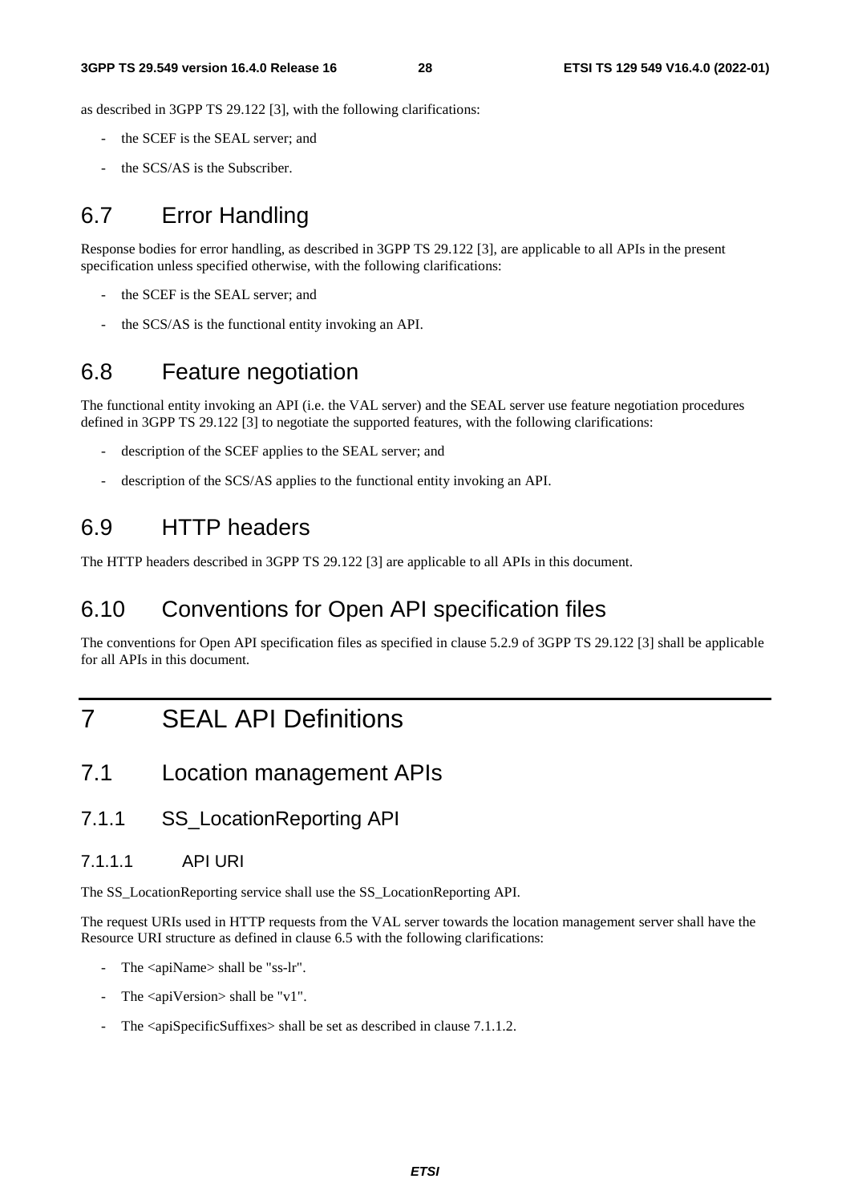as described in 3GPP TS 29.122 [3], with the following clarifications:

- the SCEF is the SEAL server; and
- the SCS/AS is the Subscriber.

## 6.7 Error Handling

Response bodies for error handling, as described in 3GPP TS 29.122 [3], are applicable to all APIs in the present specification unless specified otherwise, with the following clarifications:

- the SCEF is the SEAL server; and
- the SCS/AS is the functional entity invoking an API.

## 6.8 Feature negotiation

The functional entity invoking an API (i.e. the VAL server) and the SEAL server use feature negotiation procedures defined in 3GPP TS 29.122 [3] to negotiate the supported features, with the following clarifications:

- description of the SCEF applies to the SEAL server; and
- description of the SCS/AS applies to the functional entity invoking an API.

## 6.9 HTTP headers

The HTTP headers described in 3GPP TS 29.122 [3] are applicable to all APIs in this document.

## 6.10 Conventions for Open API specification files

The conventions for Open API specification files as specified in clause 5.2.9 of 3GPP TS 29.122 [3] shall be applicable for all APIs in this document.

# 7 SEAL API Definitions

## 7.1 Location management APIs

### 7.1.1 SS_LocationReporting API

#### 7.1.1.1 API URI

The SS_LocationReporting service shall use the SS_LocationReporting API.

The request URIs used in HTTP requests from the VAL server towards the location management server shall have the Resource URI structure as defined in clause 6.5 with the following clarifications:

- The <apiName> shall be "ss-lr".
- The <apiVersion> shall be "v1".
- The <apiSpecificSuffixes> shall be set as described in clause 7.1.1.2.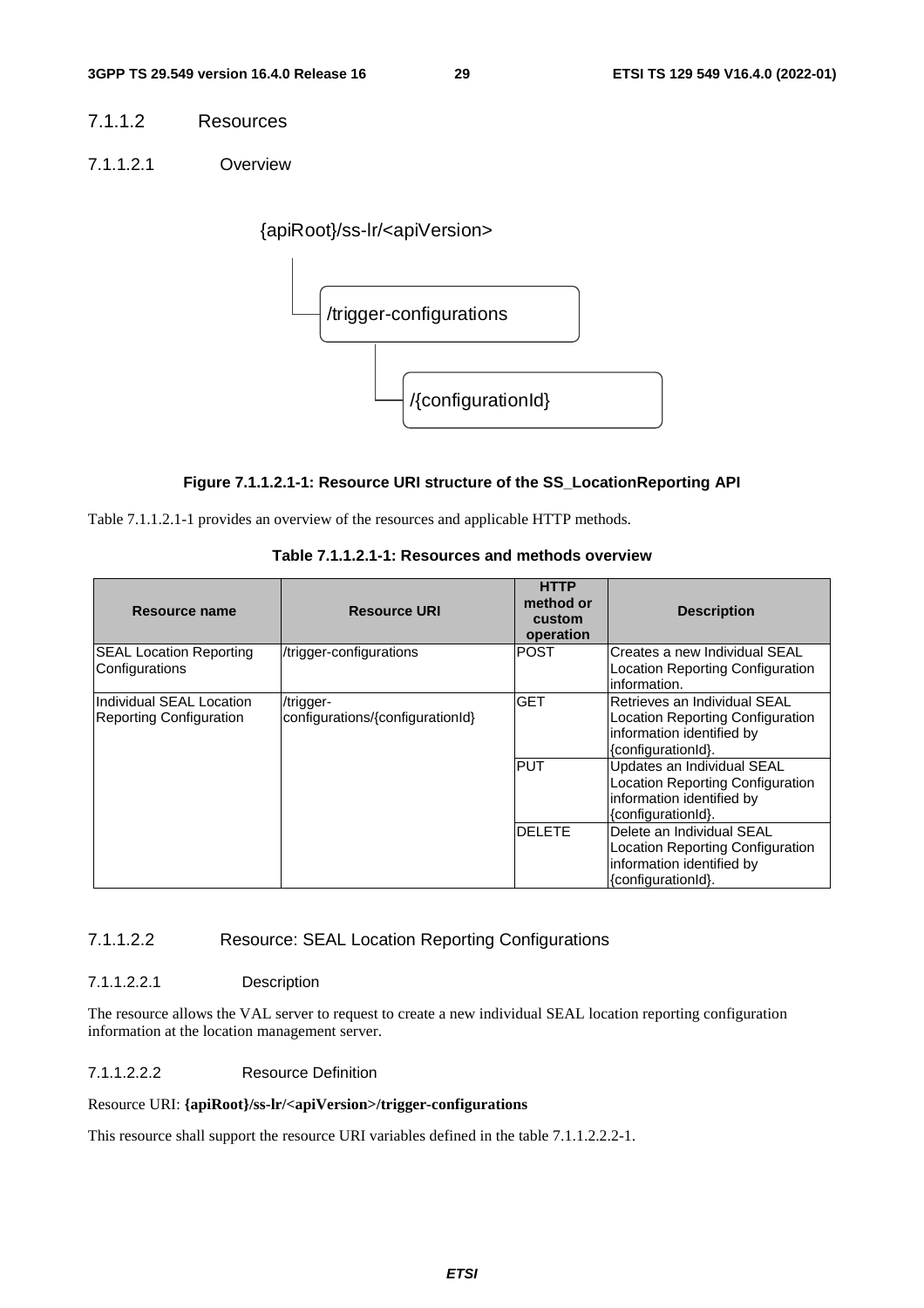#### 7.1.1.2 Resources

##### 7.1.1.2.1 Overview

```
{apiRoot}/ss-lr/<apiVersion>
    |
    └── /trigger-configurations
            |
            └── /{configurationId}
```

**Figure 7.1.1.2.1-1: Resource URI structure of the SS_LocationReporting API**

Table 7.1.1.2.1-1 provides an overview of the resources and applicable HTTP methods.

**Table 7.1.1.2.1-1: Resources and methods overview**

| Resource name | Resource URI | HTTP method or custom operation | Description |
|---|---|---|---|
| SEAL Location Reporting Configurations | /trigger-configurations | POST | Creates a new Individual SEAL Location Reporting Configuration information. |
| Individual SEAL Location Reporting Configuration | /trigger-configurations/{configurationId} | GET | Retrieves an Individual SEAL Location Reporting Configuration information identified by {configurationId}. |
| | | PUT | Updates an Individual SEAL Location Reporting Configuration information identified by {configurationId}. |
| | | DELETE | Delete an Individual SEAL Location Reporting Configuration information identified by {configurationId}. |

##### 7.1.1.2.2 Resource: SEAL Location Reporting Configurations

###### 7.1.1.2.2.1 Description

The resource allows the VAL server to request to create a new individual SEAL location reporting configuration information at the location management server.

###### 7.1.1.2.2.2 Resource Definition

Resource URI: **{apiRoot}/ss-lr/<apiVersion>/trigger-configurations**

This resource shall support the resource URI variables defined in the table 7.1.1.2.2.2-1.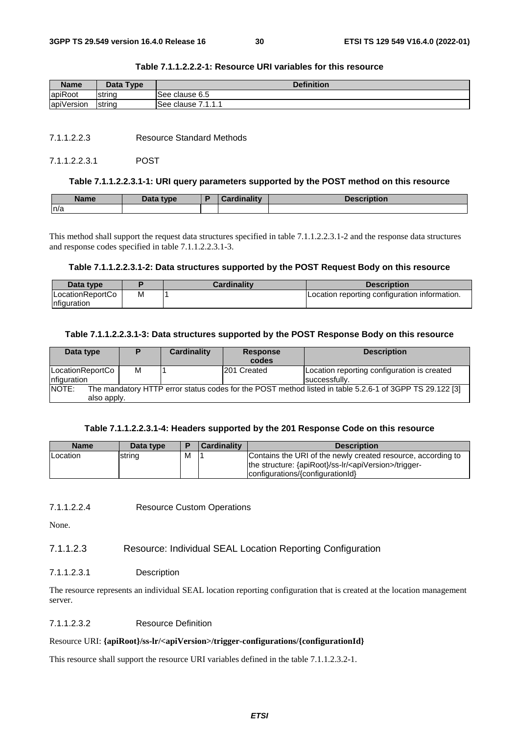**Table 7.1.1.2.2.2-1: Resource URI variables for this resource**

| Name | Data Type | Definition |
| --- | --- | --- |
| apiRoot | string | See clause 6.5 |
| apiVersion | string | See clause 7.1.1.1 |

##### 7.1.1.2.2.3 Resource Standard Methods

###### 7.1.1.2.2.3.1 POST

**Table 7.1.1.2.2.3.1-1: URI query parameters supported by the POST method on this resource**

| Name | Data type | P | Cardinality | Description |
| --- | --- | --- | --- | --- |
| n/a | | | | |

This method shall support the request data structures specified in table 7.1.1.2.2.3.1-2 and the response data structures and response codes specified in table 7.1.1.2.2.3.1-3.

**Table 7.1.1.2.2.3.1-2: Data structures supported by the POST Request Body on this resource**

| Data type | P | Cardinality | Description |
| --- | --- | --- | --- |
| LocationReportConfiguration | M | 1 | Location reporting configuration information. |

**Table 7.1.1.2.2.3.1-3: Data structures supported by the POST Response Body on this resource**

| Data type | P | Cardinality | Response codes | Description |
| --- | --- | --- | --- | --- |
| LocationReportConfiguration | M | 1 | 201 Created | Location reporting configuration is created successfully. |
| NOTE: The mandatory HTTP error status codes for the POST method listed in table 5.2.6-1 of 3GPP TS 29.122 [3] also apply. | | | | |

**Table 7.1.1.2.2.3.1-4: Headers supported by the 201 Response Code on this resource**

| Name | Data type | P | Cardinality | Description |
| --- | --- | --- | --- | --- |
| Location | string | M | 1 | Contains the URI of the newly created resource, according to the structure: {apiRoot}/ss-lr/<apiVersion>/trigger-configurations/{configurationId} |

##### 7.1.1.2.2.4 Resource Custom Operations

None.

#### 7.1.1.2.3 Resource: Individual SEAL Location Reporting Configuration

##### 7.1.1.2.3.1 Description

The resource represents an individual SEAL location reporting configuration that is created at the location management server.

##### 7.1.1.2.3.2 Resource Definition

Resource URI: **{apiRoot}/ss-lr/<apiVersion>/trigger-configurations/{configurationId}**

This resource shall support the resource URI variables defined in the table 7.1.1.2.3.2-1.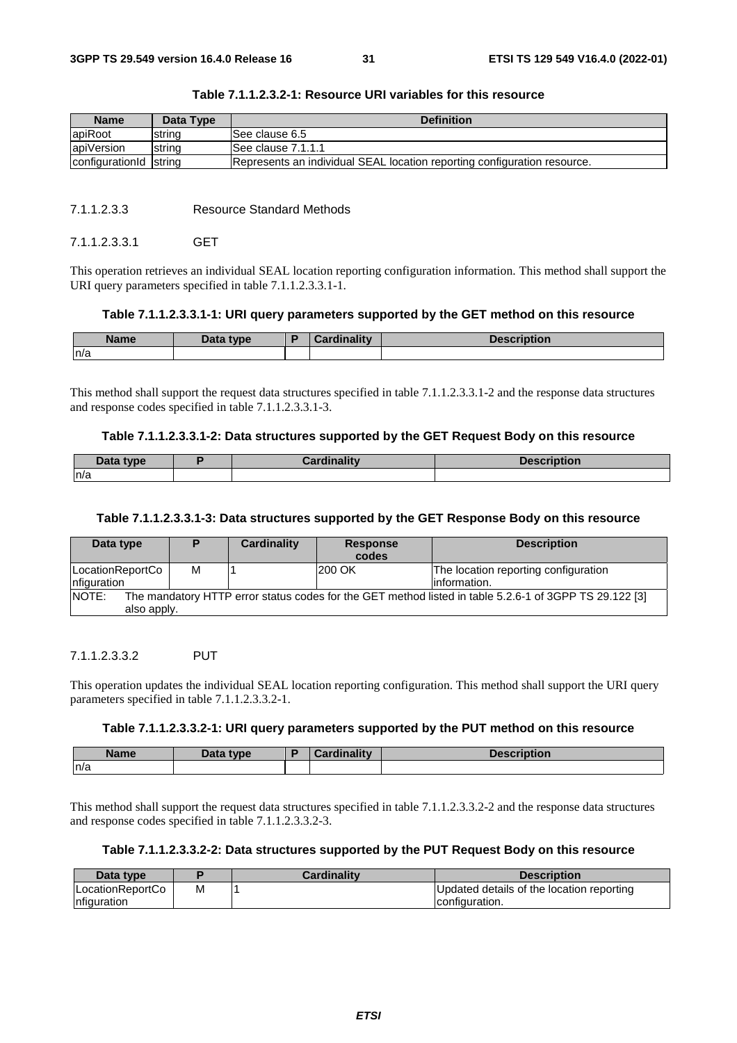**Table 7.1.1.2.3.2-1: Resource URI variables for this resource**

| Name | Data Type | Definition |
| --- | --- | --- |
| apiRoot | string | See clause 6.5 |
| apiVersion | string | See clause 7.1.1.1 |
| configurationId | string | Represents an individual SEAL location reporting configuration resource. |

#### 7.1.1.2.3.3 Resource Standard Methods

##### 7.1.1.2.3.3.1 GET

This operation retrieves an individual SEAL location reporting configuration information. This method shall support the URI query parameters specified in table 7.1.1.2.3.3.1-1.

**Table 7.1.1.2.3.3.1-1: URI query parameters supported by the GET method on this resource**

| Name | Data type | P | Cardinality | Description |
| --- | --- | --- | --- | --- |
| n/a | | | | |

This method shall support the request data structures specified in table 7.1.1.2.3.3.1-2 and the response data structures and response codes specified in table 7.1.1.2.3.3.1-3.

**Table 7.1.1.2.3.3.1-2: Data structures supported by the GET Request Body on this resource**

| Data type | P | Cardinality | Description |
| --- | --- | --- | --- |
| n/a | | | |

**Table 7.1.1.2.3.3.1-3: Data structures supported by the GET Response Body on this resource**

| Data type | P | Cardinality | Response codes | Description |
| --- | --- | --- | --- | --- |
| LocationReportConfiguration | M | 1 | 200 OK | The location reporting configuration information. |
| NOTE: The mandatory HTTP error status codes for the GET method listed in table 5.2.6-1 of 3GPP TS 29.122 [3] also apply. | | | | |

##### 7.1.1.2.3.3.2 PUT

This operation updates the individual SEAL location reporting configuration. This method shall support the URI query parameters specified in table 7.1.1.2.3.3.2-1.

**Table 7.1.1.2.3.3.2-1: URI query parameters supported by the PUT method on this resource**

| Name | Data type | P | Cardinality | Description |
| --- | --- | --- | --- | --- |
| n/a | | | | |

This method shall support the request data structures specified in table 7.1.1.2.3.3.2-2 and the response data structures and response codes specified in table 7.1.1.2.3.3.2-3.

**Table 7.1.1.2.3.3.2-2: Data structures supported by the PUT Request Body on this resource**

| Data type | P | Cardinality | Description |
| --- | --- | --- | --- |
| LocationReportConfiguration | M | 1 | Updated details of the location reporting configuration. |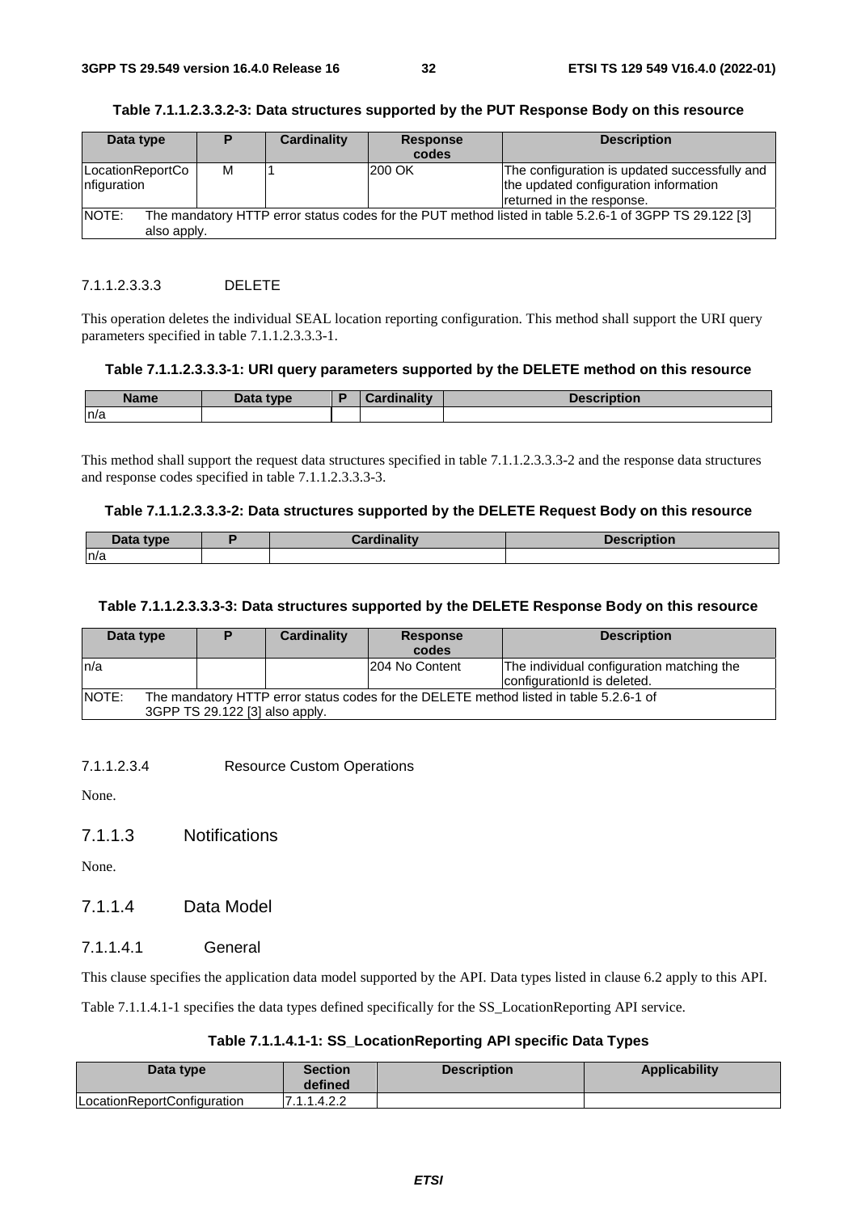**Table 7.1.1.2.3.3.2-3: Data structures supported by the PUT Response Body on this resource**

| Data type | P | Cardinality | Response codes | Description |
|---|---|---|---|---|
| LocationReportConfiguration | M | 1 | 200 OK | The configuration is updated successfully and the updated configuration information returned in the response. |
| NOTE: The mandatory HTTP error status codes for the PUT method listed in table 5.2.6-1 of 3GPP TS 29.122 [3] also apply. | | | | |

##### 7.1.1.2.3.3.3 DELETE

This operation deletes the individual SEAL location reporting configuration. This method shall support the URI query parameters specified in table 7.1.1.2.3.3.3-1.

**Table 7.1.1.2.3.3.3-1: URI query parameters supported by the DELETE method on this resource**

| Name | Data type | P | Cardinality | Description |
|---|---|---|---|---|
| n/a | | | | |

This method shall support the request data structures specified in table 7.1.1.2.3.3.3-2 and the response data structures and response codes specified in table 7.1.1.2.3.3.3-3.

**Table 7.1.1.2.3.3.3-2: Data structures supported by the DELETE Request Body on this resource**

| Data type | P | Cardinality | Description |
|---|---|---|---|
| n/a | | | |

**Table 7.1.1.2.3.3.3-3: Data structures supported by the DELETE Response Body on this resource**

| Data type | P | Cardinality | Response codes | Description |
|---|---|---|---|---|
| n/a | | | 204 No Content | The individual configuration matching the configurationId is deleted. |
| NOTE: The mandatory HTTP error status codes for the DELETE method listed in table 5.2.6-1 of 3GPP TS 29.122 [3] also apply. | | | | |

##### 7.1.1.2.3.4 Resource Custom Operations

None.

### 7.1.1.3 Notifications

None.

### 7.1.1.4 Data Model

#### 7.1.1.4.1 General

This clause specifies the application data model supported by the API. Data types listed in clause 6.2 apply to this API.

Table 7.1.1.4.1-1 specifies the data types defined specifically for the SS_LocationReporting API service.

**Table 7.1.1.4.1-1: SS_LocationReporting API specific Data Types**

| Data type | Section defined | Description | Applicability |
|---|---|---|---|
| LocationReportConfiguration | 7.1.1.4.2.2 | | |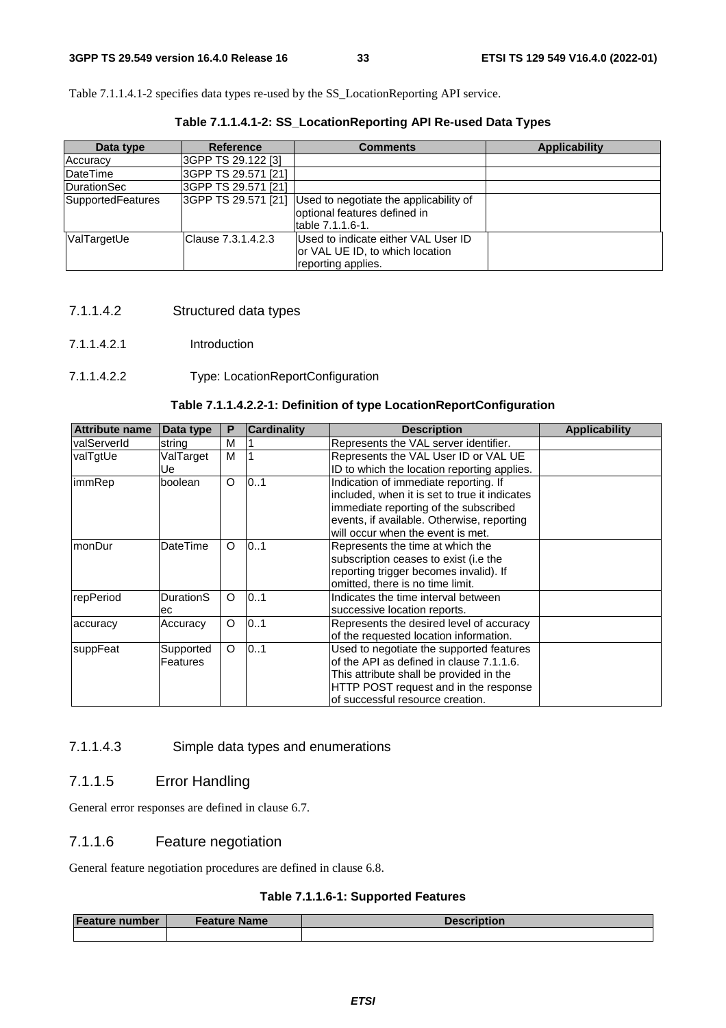Table 7.1.1.4.1-2 specifies data types re-used by the SS_LocationReporting API service.

**Table 7.1.1.4.1-2: SS_LocationReporting API Re-used Data Types**

| Data type | Reference | Comments | Applicability |
|---|---|---|---|
| Accuracy | 3GPP TS 29.122 [3] | | |
| DateTime | 3GPP TS 29.571 [21] | | |
| DurationSec | 3GPP TS 29.571 [21] | | |
| SupportedFeatures | 3GPP TS 29.571 [21] | Used to negotiate the applicability of optional features defined in table 7.1.1.6-1. | |
| ValTargetUe | Clause 7.3.1.4.2.3 | Used to indicate either VAL User ID or VAL UE ID, to which location reporting applies. | |

#### 7.1.1.4.2 Structured data types

##### 7.1.1.4.2.1 Introduction

##### 7.1.1.4.2.2 Type: LocationReportConfiguration

**Table 7.1.1.4.2.2-1: Definition of type LocationReportConfiguration**

| Attribute name | Data type | P | Cardinality | Description | Applicability |
|---|---|---|---|---|---|
| valServerId | string | M | 1 | Represents the VAL server identifier. | |
| valTgtUe | ValTargetUe | M | 1 | Represents the VAL User ID or VAL UE ID to which the location reporting applies. | |
| immRep | boolean | O | 0..1 | Indication of immediate reporting. If included, when it is set to true it indicates immediate reporting of the subscribed events, if available. Otherwise, reporting will occur when the event is met. | |
| monDur | DateTime | O | 0..1 | Represents the time at which the subscription ceases to exist (i.e the reporting trigger becomes invalid). If omitted, there is no time limit. | |
| repPeriod | DurationSec | O | 0..1 | Indicates the time interval between successive location reports. | |
| accuracy | Accuracy | O | 0..1 | Represents the desired level of accuracy of the requested location information. | |
| suppFeat | SupportedFeatures | O | 0..1 | Used to negotiate the supported features of the API as defined in clause 7.1.1.6. This attribute shall be provided in the HTTP POST request and in the response of successful resource creation. | |

#### 7.1.1.4.3 Simple data types and enumerations

### 7.1.1.5 Error Handling

General error responses are defined in clause 6.7.

### 7.1.1.6 Feature negotiation

General feature negotiation procedures are defined in clause 6.8.

**Table 7.1.1.6-1: Supported Features**

| Feature number | Feature Name | Description |
|---|---|---|
| | | |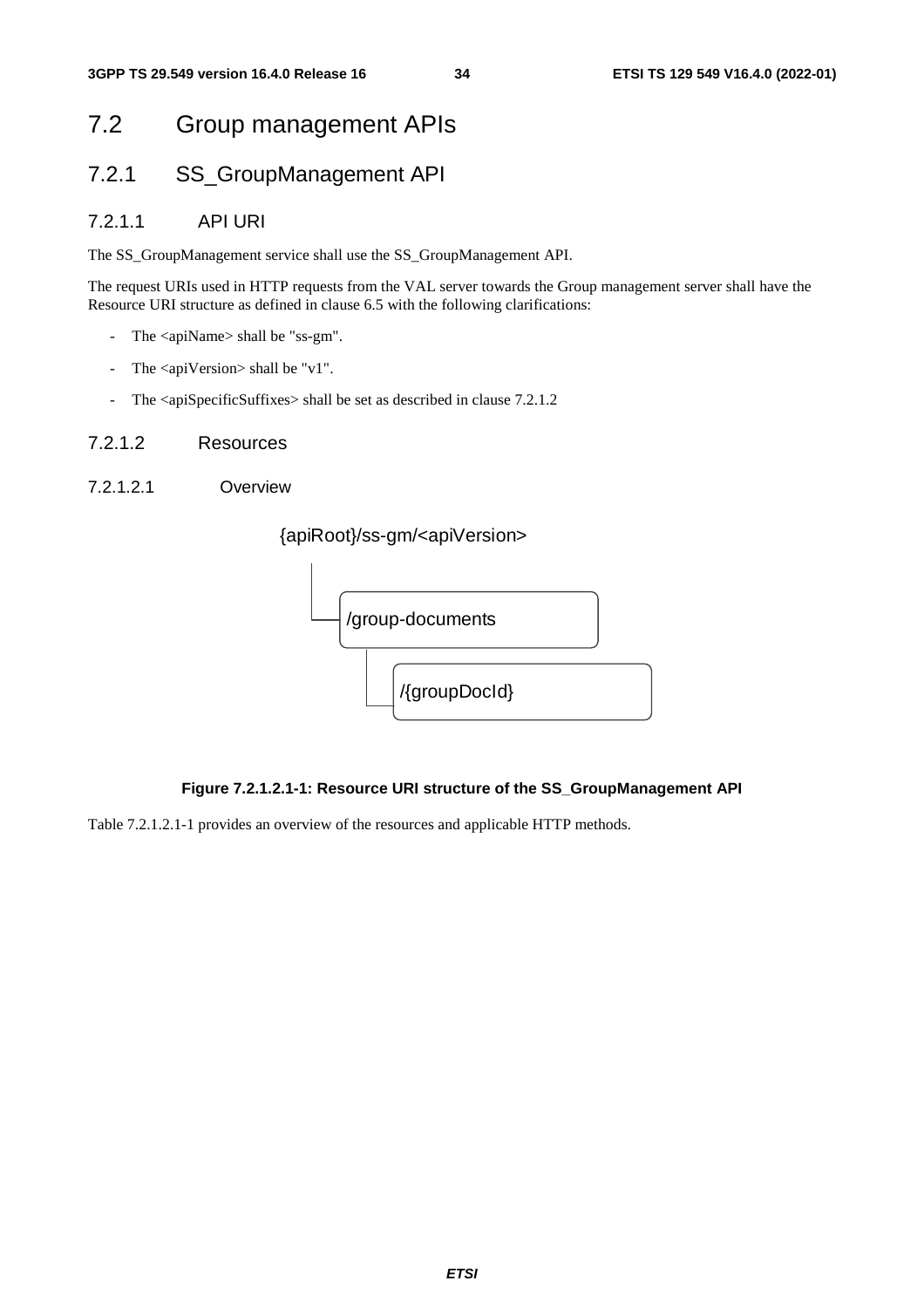## 7.2 Group management APIs

### 7.2.1 SS_GroupManagement API

#### 7.2.1.1 API URI

The SS_GroupManagement service shall use the SS_GroupManagement API.

The request URIs used in HTTP requests from the VAL server towards the Group management server shall have the Resource URI structure as defined in clause 6.5 with the following clarifications:

- The <apiName> shall be "ss-gm".
- The <apiVersion> shall be "v1".
- The <apiSpecificSuffixes> shall be set as described in clause 7.2.1.2

#### 7.2.1.2 Resources

##### 7.2.1.2.1 Overview

```
{apiRoot}/ss-gm/<apiVersion>
  └── /group-documents
        └── /{groupDocId}
```

**Figure 7.2.1.2.1-1: Resource URI structure of the SS_GroupManagement API**

Table 7.2.1.2.1-1 provides an overview of the resources and applicable HTTP methods.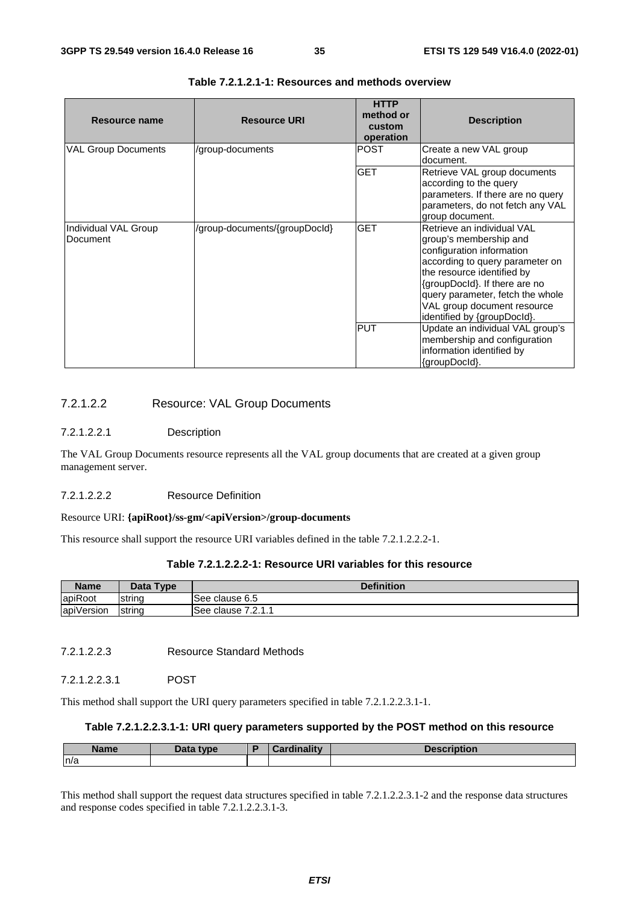**Table 7.2.1.2.1-1: Resources and methods overview**

| Resource name | Resource URI | HTTP method or custom operation | Description |
| --- | --- | --- | --- |
| VAL Group Documents | /group-documents | POST | Create a new VAL group document. |
| | | GET | Retrieve VAL group documents according to the query parameters. If there are no query parameters, do not fetch any VAL group document. |
| Individual VAL Group Document | /group-documents/{groupDocId} | GET | Retrieve an individual VAL group's membership and configuration information according to query parameter on the resource identified by {groupDocId}. If there are no query parameter, fetch the whole VAL group document resource identified by {groupDocId}. |
| | | PUT | Update an individual VAL group's membership and configuration information identified by {groupDocId}. |

#### 7.2.1.2.2 Resource: VAL Group Documents

##### 7.2.1.2.2.1 Description

The VAL Group Documents resource represents all the VAL group documents that are created at a given group management server.

##### 7.2.1.2.2.2 Resource Definition

Resource URI: **{apiRoot}/ss-gm/<apiVersion>/group-documents**

This resource shall support the resource URI variables defined in the table 7.2.1.2.2.2-1.

**Table 7.2.1.2.2.2-1: Resource URI variables for this resource**

| Name | Data Type | Definition |
| --- | --- | --- |
| apiRoot | string | See clause 6.5 |
| apiVersion | string | See clause 7.2.1.1 |

##### 7.2.1.2.2.3 Resource Standard Methods

###### 7.2.1.2.2.3.1 POST

This method shall support the URI query parameters specified in table 7.2.1.2.2.3.1-1.

**Table 7.2.1.2.2.3.1-1: URI query parameters supported by the POST method on this resource**

| Name | Data type | P | Cardinality | Description |
| --- | --- | --- | --- | --- |
| n/a | | | | |

This method shall support the request data structures specified in table 7.2.1.2.2.3.1-2 and the response data structures and response codes specified in table 7.2.1.2.2.3.1-3.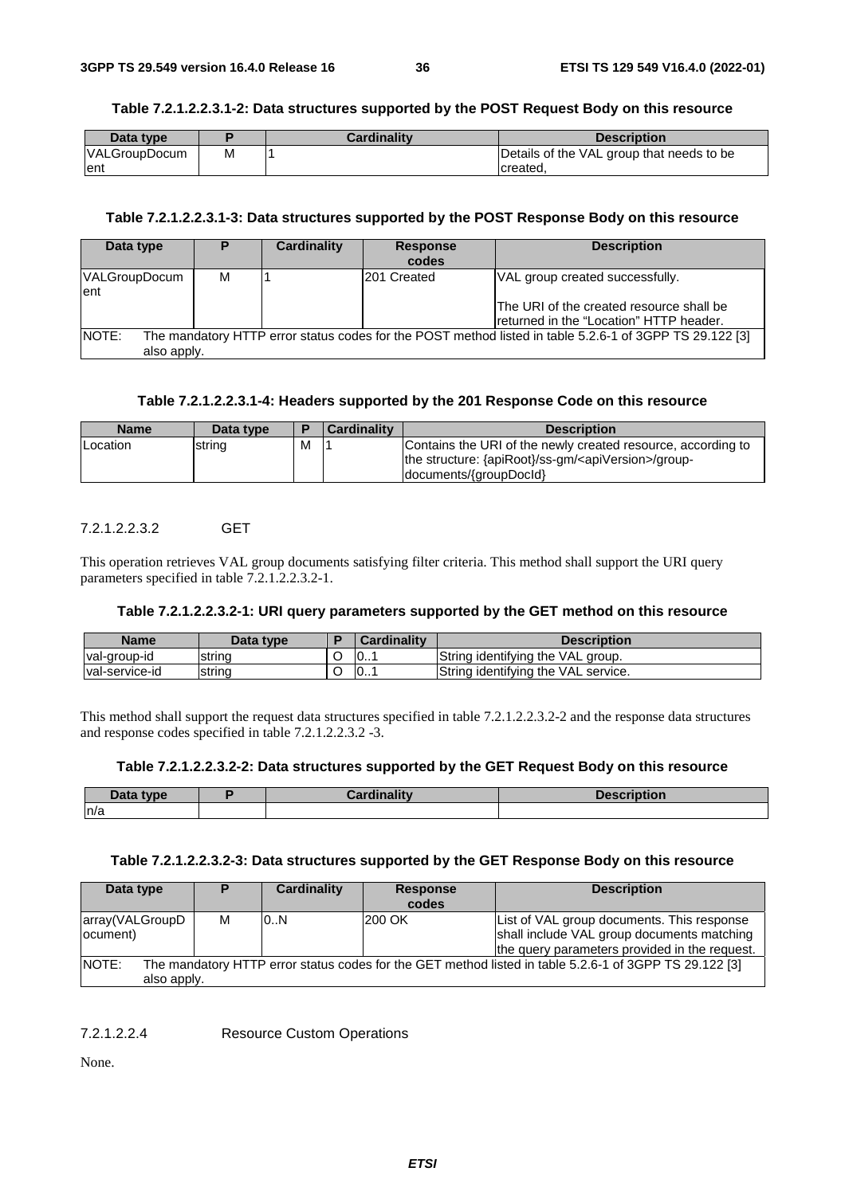**Table 7.2.1.2.2.3.1-2: Data structures supported by the POST Request Body on this resource**

| Data type | P | Cardinality | Description |
|---|---|---|---|
| VALGroupDocument | M | 1 | Details of the VAL group that needs to be created, |

**Table 7.2.1.2.2.3.1-3: Data structures supported by the POST Response Body on this resource**

| Data type | P | Cardinality | Response codes | Description |
|---|---|---|---|---|
| VALGroupDocument | M | 1 | 201 Created | VAL group created successfully.<br><br>The URI of the created resource shall be returned in the "Location" HTTP header. |
| NOTE: The mandatory HTTP error status codes for the POST method listed in table 5.2.6-1 of 3GPP TS 29.122 [3] also apply. | | | | |

**Table 7.2.1.2.2.3.1-4: Headers supported by the 201 Response Code on this resource**

| Name | Data type | P | Cardinality | Description |
|---|---|---|---|---|
| Location | string | M | 1 | Contains the URI of the newly created resource, according to the structure: {apiRoot}/ss-gm/<apiVersion>/group-documents/{groupDocId} |

#### 7.2.1.2.2.3.2 GET

This operation retrieves VAL group documents satisfying filter criteria. This method shall support the URI query parameters specified in table 7.2.1.2.2.3.2-1.

**Table 7.2.1.2.2.3.2-1: URI query parameters supported by the GET method on this resource**

| Name | Data type | P | Cardinality | Description |
|---|---|---|---|---|
| val-group-id | string | O | 0..1 | String identifying the VAL group. |
| val-service-id | string | O | 0..1 | String identifying the VAL service. |

This method shall support the request data structures specified in table 7.2.1.2.2.3.2-2 and the response data structures and response codes specified in table 7.2.1.2.2.3.2 -3.

**Table 7.2.1.2.2.3.2-2: Data structures supported by the GET Request Body on this resource**

| Data type | P | Cardinality | Description |
|---|---|---|---|
| n/a | | | |

**Table 7.2.1.2.2.3.2-3: Data structures supported by the GET Response Body on this resource**

| Data type | P | Cardinality | Response codes | Description |
|---|---|---|---|---|
| array(VALGroupDocument) | M | 0..N | 200 OK | List of VAL group documents. This response shall include VAL group documents matching the query parameters provided in the request. |
| NOTE: The mandatory HTTP error status codes for the GET method listed in table 5.2.6-1 of 3GPP TS 29.122 [3] also apply. | | | | |

#### 7.2.1.2.2.4 Resource Custom Operations

None.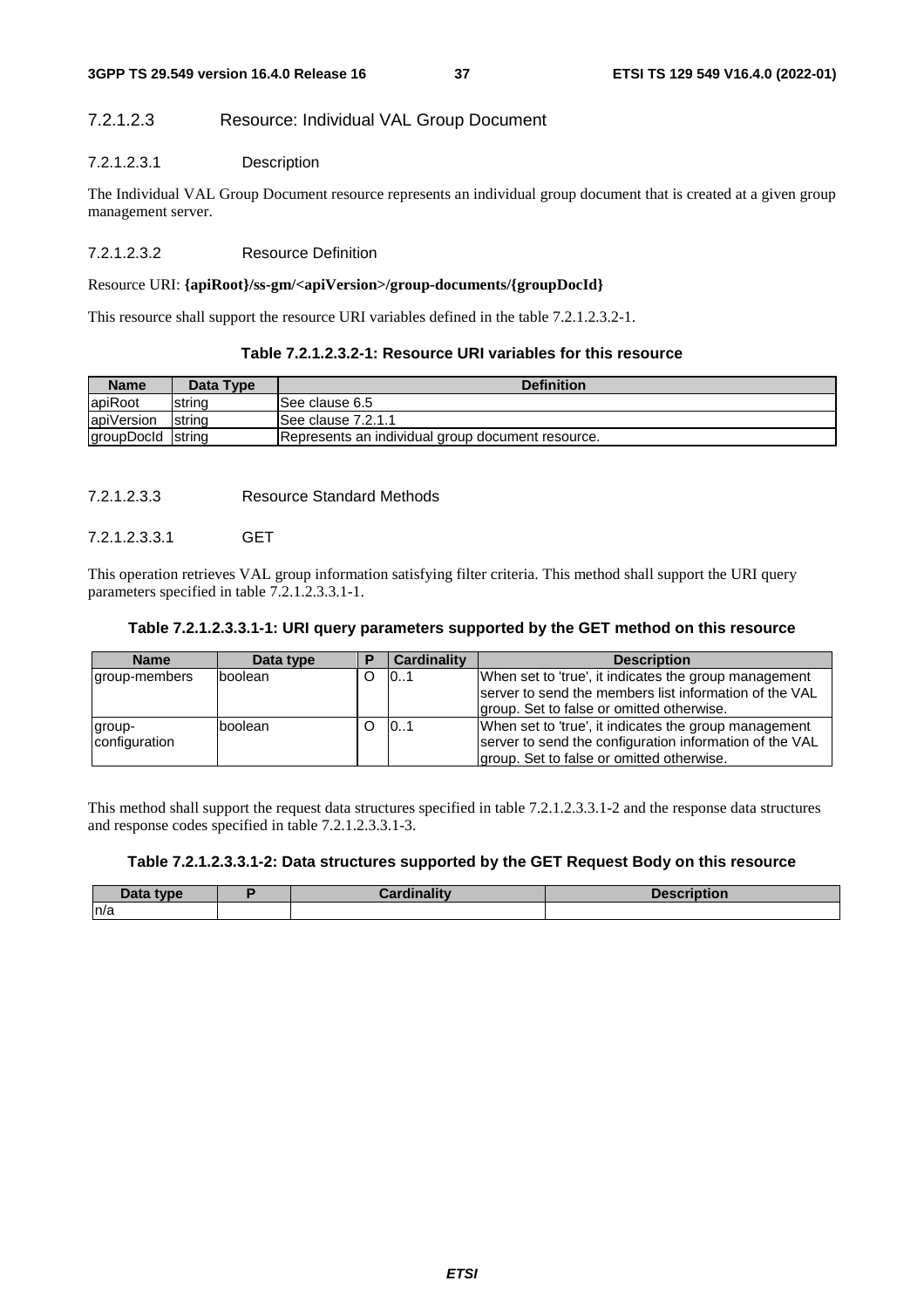#### 7.2.1.2.3 Resource: Individual VAL Group Document

##### 7.2.1.2.3.1 Description

The Individual VAL Group Document resource represents an individual group document that is created at a given group management server.

##### 7.2.1.2.3.2 Resource Definition

Resource URI: **{apiRoot}/ss-gm/<apiVersion>/group-documents/{groupDocId}**

This resource shall support the resource URI variables defined in the table 7.2.1.2.3.2-1.

**Table 7.2.1.2.3.2-1: Resource URI variables for this resource**

| Name | Data Type | Definition |
| --- | --- | --- |
| apiRoot | string | See clause 6.5 |
| apiVersion | string | See clause 7.2.1.1 |
| groupDocId | string | Represents an individual group document resource. |

##### 7.2.1.2.3.3 Resource Standard Methods

###### 7.2.1.2.3.3.1 GET

This operation retrieves VAL group information satisfying filter criteria. This method shall support the URI query parameters specified in table 7.2.1.2.3.3.1-1.

**Table 7.2.1.2.3.3.1-1: URI query parameters supported by the GET method on this resource**

| Name | Data type | P | Cardinality | Description |
| --- | --- | --- | --- | --- |
| group-members | boolean | O | 0..1 | When set to 'true', it indicates the group management server to send the members list information of the VAL group. Set to false or omitted otherwise. |
| group-configuration | boolean | O | 0..1 | When set to 'true', it indicates the group management server to send the configuration information of the VAL group. Set to false or omitted otherwise. |

This method shall support the request data structures specified in table 7.2.1.2.3.3.1-2 and the response data structures and response codes specified in table 7.2.1.2.3.3.1-3.

**Table 7.2.1.2.3.3.1-2: Data structures supported by the GET Request Body on this resource**

| Data type | P | Cardinality | Description |
| --- | --- | --- | --- |
| n/a | | | |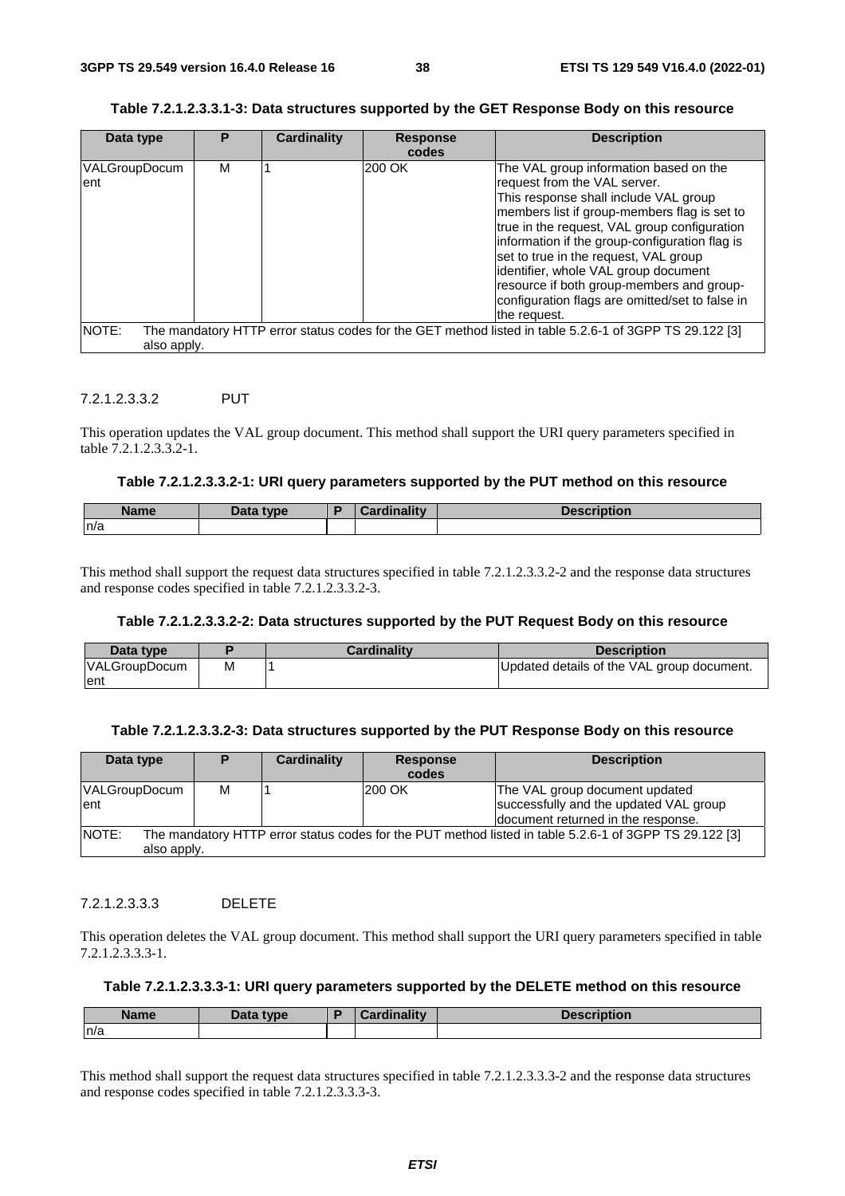**Table 7.2.1.2.3.3.1-3: Data structures supported by the GET Response Body on this resource**

| Data type | P | Cardinality | Response codes | Description |
|---|---|---|---|---|
| VALGroupDocument | M | 1 | 200 OK | The VAL group information based on the request from the VAL server. This response shall include VAL group members list if group-members flag is set to true in the request, VAL group configuration information if the group-configuration flag is set to true in the request, VAL group identifier, whole VAL group document resource if both group-members and group-configuration flags are omitted/set to false in the request. |
| NOTE: The mandatory HTTP error status codes for the GET method listed in table 5.2.6-1 of 3GPP TS 29.122 [3] also apply. | | | | |

##### 7.2.1.2.3.3.2 PUT

This operation updates the VAL group document. This method shall support the URI query parameters specified in table 7.2.1.2.3.3.2-1.

**Table 7.2.1.2.3.3.2-1: URI query parameters supported by the PUT method on this resource**

| Name | Data type | P | Cardinality | Description |
|---|---|---|---|---|
| n/a | | | | |

This method shall support the request data structures specified in table 7.2.1.2.3.3.2-2 and the response data structures and response codes specified in table 7.2.1.2.3.3.2-3.

**Table 7.2.1.2.3.3.2-2: Data structures supported by the PUT Request Body on this resource**

| Data type | P | Cardinality | Description |
|---|---|---|---|
| VALGroupDocument | M | 1 | Updated details of the VAL group document. |

**Table 7.2.1.2.3.3.2-3: Data structures supported by the PUT Response Body on this resource**

| Data type | P | Cardinality | Response codes | Description |
|---|---|---|---|---|
| VALGroupDocument | M | 1 | 200 OK | The VAL group document updated successfully and the updated VAL group document returned in the response. |
| NOTE: The mandatory HTTP error status codes for the PUT method listed in table 5.2.6-1 of 3GPP TS 29.122 [3] also apply. | | | | |

##### 7.2.1.2.3.3.3 DELETE

This operation deletes the VAL group document. This method shall support the URI query parameters specified in table 7.2.1.2.3.3.3-1.

**Table 7.2.1.2.3.3.3-1: URI query parameters supported by the DELETE method on this resource**

| Name | Data type | P | Cardinality | Description |
|---|---|---|---|---|
| n/a | | | | |

This method shall support the request data structures specified in table 7.2.1.2.3.3.3-2 and the response data structures and response codes specified in table 7.2.1.2.3.3.3-3.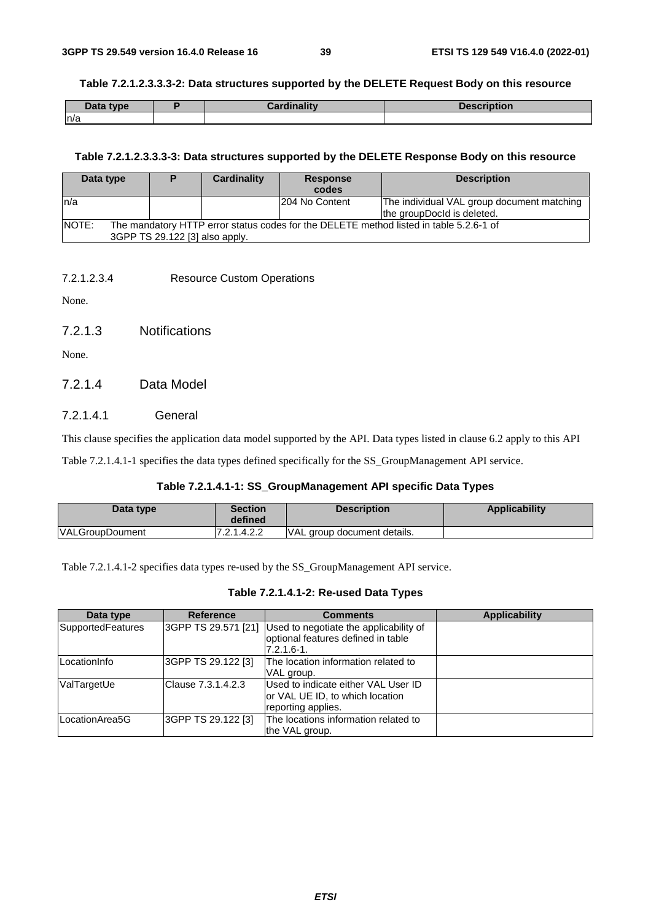**Table 7.2.1.2.3.3.3-2: Data structures supported by the DELETE Request Body on this resource**

| Data type | P | Cardinality | Description |
|---|---|---|---|
| n/a | | | |

**Table 7.2.1.2.3.3.3-3: Data structures supported by the DELETE Response Body on this resource**

| Data type | P | Cardinality | Response codes | Description |
|---|---|---|---|---|
| n/a | | | 204 No Content | The individual VAL group document matching the groupDocId is deleted. |
| NOTE: The mandatory HTTP error status codes for the DELETE method listed in table 5.2.6-1 of 3GPP TS 29.122 [3] also apply. | | | | |

#### 7.2.1.2.3.4 Resource Custom Operations

None.

### 7.2.1.3 Notifications

None.

### 7.2.1.4 Data Model

#### 7.2.1.4.1 General

This clause specifies the application data model supported by the API. Data types listed in clause 6.2 apply to this API

Table 7.2.1.4.1-1 specifies the data types defined specifically for the SS_GroupManagement API service.

**Table 7.2.1.4.1-1: SS_GroupManagement API specific Data Types**

| Data type | Section defined | Description | Applicability |
|---|---|---|---|
| VALGroupDoument | 7.2.1.4.2.2 | VAL group document details. | |

Table 7.2.1.4.1-2 specifies data types re-used by the SS_GroupManagement API service.

**Table 7.2.1.4.1-2: Re-used Data Types**

| Data type | Reference | Comments | Applicability |
|---|---|---|---|
| SupportedFeatures | 3GPP TS 29.571 [21] | Used to negotiate the applicability of optional features defined in table 7.2.1.6-1. | |
| LocationInfo | 3GPP TS 29.122 [3] | The location information related to VAL group. | |
| ValTargetUe | Clause 7.3.1.4.2.3 | Used to indicate either VAL User ID or VAL UE ID, to which location reporting applies. | |
| LocationArea5G | 3GPP TS 29.122 [3] | The locations information related to the VAL group. | |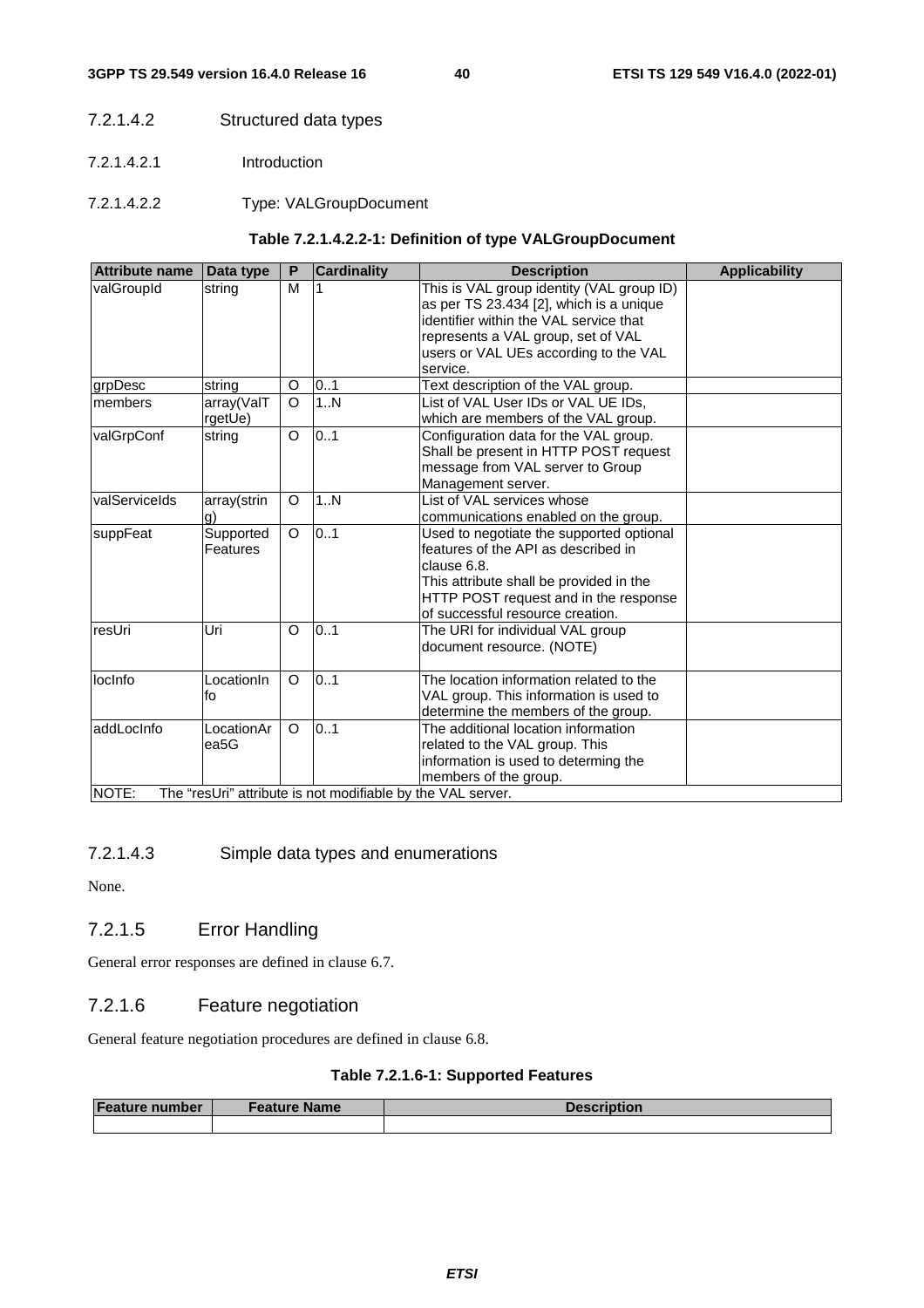#### 7.2.1.4.2 Structured data types

##### 7.2.1.4.2.1 Introduction

##### 7.2.1.4.2.2 Type: VALGroupDocument

**Table 7.2.1.4.2.2-1: Definition of type VALGroupDocument**

| Attribute name | Data type | P | Cardinality | Description | Applicability |
|---|---|---|---|---|---|
| valGroupId | string | M | 1 | This is VAL group identity (VAL group ID) as per TS 23.434 [2], which is a unique identifier within the VAL service that represents a VAL group, set of VAL users or VAL UEs according to the VAL service. | |
| grpDesc | string | O | 0..1 | Text description of the VAL group. | |
| members | array(ValTrgetUe) | O | 1..N | List of VAL User IDs or VAL UE IDs, which are members of the VAL group. | |
| valGrpConf | string | O | 0..1 | Configuration data for the VAL group. Shall be present in HTTP POST request message from VAL server to Group Management server. | |
| valServiceIds | array(string) | O | 1..N | List of VAL services whose communications enabled on the group. | |
| suppFeat | SupportedFeatures | O | 0..1 | Used to negotiate the supported optional features of the API as described in clause 6.8.<br>This attribute shall be provided in the HTTP POST request and in the response of successful resource creation. | |
| resUri | Uri | O | 0..1 | The URI for individual VAL group document resource. (NOTE) | |
| locInfo | LocationInfo | O | 0..1 | The location information related to the VAL group. This information is used to determine the members of the group. | |
| addLocInfo | LocationArea5G | O | 0..1 | The additional location information related to the VAL group. This information is used to determing the members of the group. | |
| NOTE: The "resUri" attribute is not modifiable by the VAL server. | | | | | |

#### 7.2.1.4.3 Simple data types and enumerations

None.

### 7.2.1.5 Error Handling

General error responses are defined in clause 6.7.

### 7.2.1.6 Feature negotiation

General feature negotiation procedures are defined in clause 6.8.

**Table 7.2.1.6-1: Supported Features**

| Feature number | Feature Name | Description |
|---|---|---|
| | | |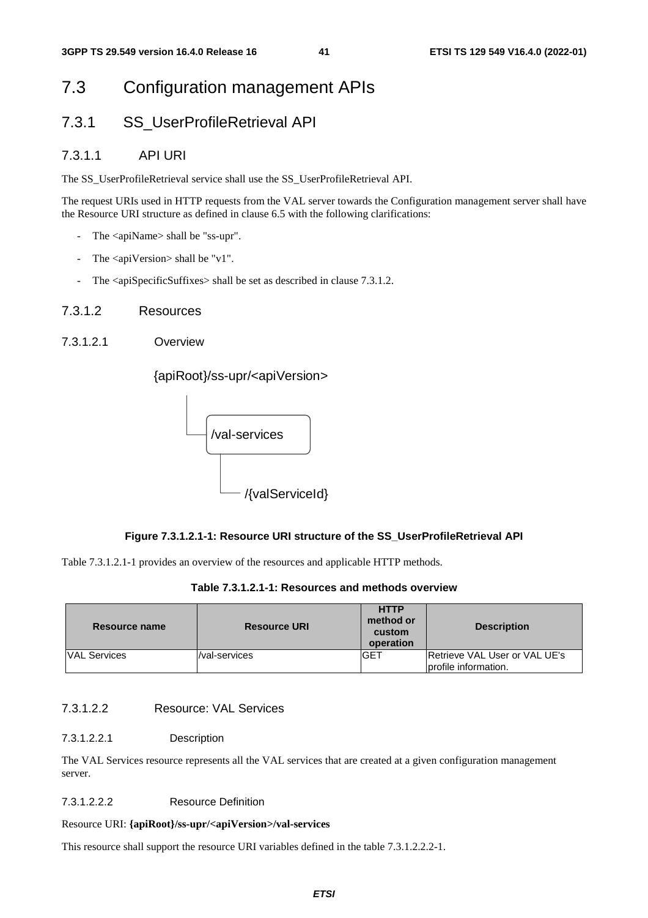# 7.3 Configuration management APIs

## 7.3.1 SS_UserProfileRetrieval API

### 7.3.1.1 API URI

The SS_UserProfileRetrieval service shall use the SS_UserProfileRetrieval API.

The request URIs used in HTTP requests from the VAL server towards the Configuration management server shall have the Resource URI structure as defined in clause 6.5 with the following clarifications:

- The <apiName> shall be "ss-upr".
- The <apiVersion> shall be "v1".
- The <apiSpecificSuffixes> shall be set as described in clause 7.3.1.2.

### 7.3.1.2 Resources

#### 7.3.1.2.1 Overview

```
{apiRoot}/ss-upr/<apiVersion>
    |
    └── /val-services
            |
            └── /{valServiceId}
```

**Figure 7.3.1.2.1-1: Resource URI structure of the SS_UserProfileRetrieval API**

Table 7.3.1.2.1-1 provides an overview of the resources and applicable HTTP methods.

**Table 7.3.1.2.1-1: Resources and methods overview**

| Resource name | Resource URI | HTTP method or custom operation | Description |
| --- | --- | --- | --- |
| VAL Services | /val-services | GET | Retrieve VAL User or VAL UE's profile information. |

#### 7.3.1.2.2 Resource: VAL Services

##### 7.3.1.2.2.1 Description

The VAL Services resource represents all the VAL services that are created at a given configuration management server.

##### 7.3.1.2.2.2 Resource Definition

Resource URI: **{apiRoot}/ss-upr/<apiVersion>/val-services**

This resource shall support the resource URI variables defined in the table 7.3.1.2.2.2-1.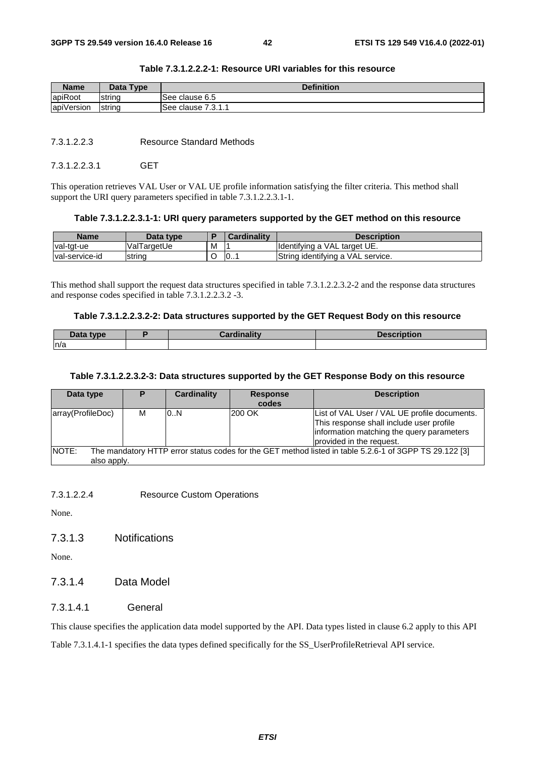**Table 7.3.1.2.2.2-1: Resource URI variables for this resource**

| Name | Data Type | Definition |
|---|---|---|
| apiRoot | string | See clause 6.5 |
| apiVersion | string | See clause 7.3.1.1 |

##### 7.3.1.2.2.3 Resource Standard Methods

###### 7.3.1.2.2.3.1 GET

This operation retrieves VAL User or VAL UE profile information satisfying the filter criteria. This method shall support the URI query parameters specified in table 7.3.1.2.2.3.1-1.

**Table 7.3.1.2.2.3.1-1: URI query parameters supported by the GET method on this resource**

| Name | Data type | P | Cardinality | Description |
|---|---|---|---|---|
| val-tgt-ue | ValTargetUe | M | 1 | Identifying a VAL target UE. |
| val-service-id | string | O | 0..1 | String identifying a VAL service. |

This method shall support the request data structures specified in table 7.3.1.2.2.3.2-2 and the response data structures and response codes specified in table 7.3.1.2.2.3.2 -3.

**Table 7.3.1.2.2.3.2-2: Data structures supported by the GET Request Body on this resource**

| Data type | P | Cardinality | Description |
|---|---|---|---|
| n/a | | | |

**Table 7.3.1.2.2.3.2-3: Data structures supported by the GET Response Body on this resource**

| Data type | P | Cardinality | Response codes | Description |
|---|---|---|---|---|
| array(ProfileDoc) | M | 0..N | 200 OK | List of VAL User / VAL UE profile documents. This response shall include user profile information matching the query parameters provided in the request. |
| NOTE: The mandatory HTTP error status codes for the GET method listed in table 5.2.6-1 of 3GPP TS 29.122 [3] also apply. | | | | |

##### 7.3.1.2.2.4 Resource Custom Operations

None.

### 7.3.1.3 Notifications

None.

### 7.3.1.4 Data Model

#### 7.3.1.4.1 General

This clause specifies the application data model supported by the API. Data types listed in clause 6.2 apply to this API

Table 7.3.1.4.1-1 specifies the data types defined specifically for the SS_UserProfileRetrieval API service.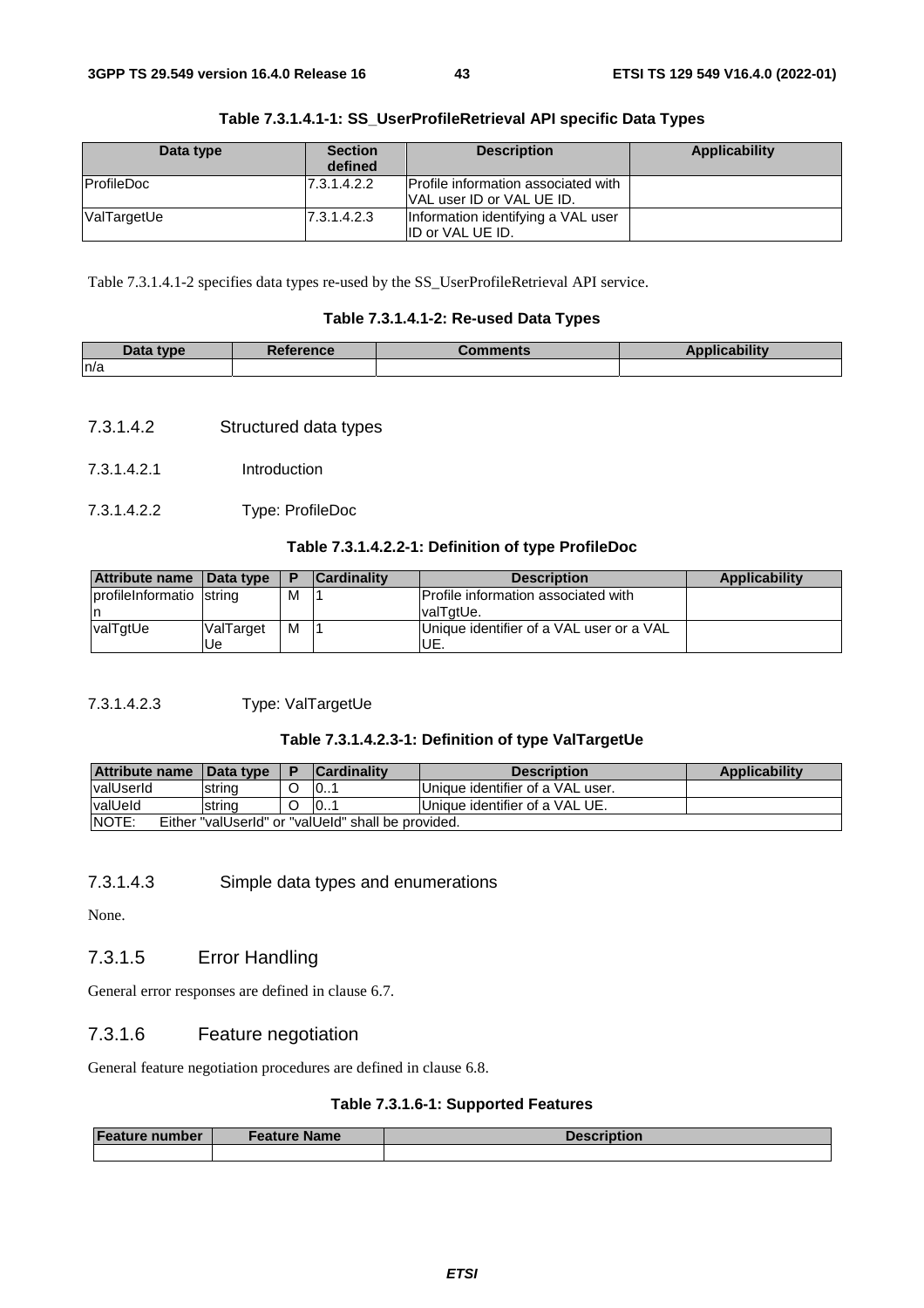**Table 7.3.1.4.1-1: SS_UserProfileRetrieval API specific Data Types**

| Data type | Section defined | Description | Applicability |
|---|---|---|---|
| ProfileDoc | 7.3.1.4.2.2 | Profile information associated with VAL user ID or VAL UE ID. | |
| ValTargetUe | 7.3.1.4.2.3 | Information identifying a VAL user ID or VAL UE ID. | |

Table 7.3.1.4.1-2 specifies data types re-used by the SS_UserProfileRetrieval API service.

**Table 7.3.1.4.1-2: Re-used Data Types**

| Data type | Reference | Comments | Applicability |
|---|---|---|---|
| n/a | | | |

#### 7.3.1.4.2 Structured data types

##### 7.3.1.4.2.1 Introduction

##### 7.3.1.4.2.2 Type: ProfileDoc

**Table 7.3.1.4.2.2-1: Definition of type ProfileDoc**

| Attribute name | Data type | P | Cardinality | Description | Applicability |
|---|---|---|---|---|---|
| profileInformation | string | M | 1 | Profile information associated with valTgtUe. | |
| valTgtUe | ValTargetUe | M | 1 | Unique identifier of a VAL user or a VAL UE. | |

##### 7.3.1.4.2.3 Type: ValTargetUe

**Table 7.3.1.4.2.3-1: Definition of type ValTargetUe**

| Attribute name | Data type | P | Cardinality | Description | Applicability |
|---|---|---|---|---|---|
| valUserId | string | O | 0..1 | Unique identifier of a VAL user. | |
| valUeId | string | O | 0..1 | Unique identifier of a VAL UE. | |
| NOTE: Either "valUserId" or "valUeId" shall be provided. | | | | | |

#### 7.3.1.4.3 Simple data types and enumerations

None.

### 7.3.1.5 Error Handling

General error responses are defined in clause 6.7.

### 7.3.1.6 Feature negotiation

General feature negotiation procedures are defined in clause 6.8.

**Table 7.3.1.6-1: Supported Features**

| Feature number | Feature Name | Description |
|---|---|---|
| | | |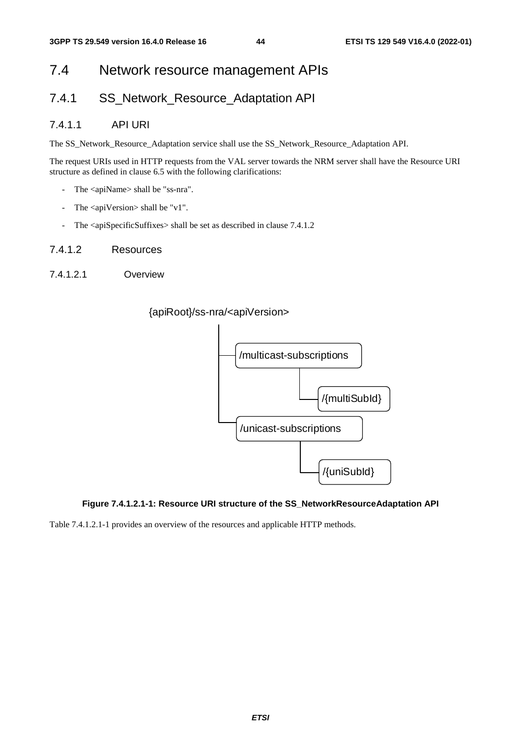# 7.4 Network resource management APIs

## 7.4.1 SS_Network_Resource_Adaptation API

### 7.4.1.1 API URI

The SS_Network_Resource_Adaptation service shall use the SS_Network_Resource_Adaptation API.

The request URIs used in HTTP requests from the VAL server towards the NRM server shall have the Resource URI structure as defined in clause 6.5 with the following clarifications:

- The <apiName> shall be "ss-nra".
- The <apiVersion> shall be "v1".
- The <apiSpecificSuffixes> shall be set as described in clause 7.4.1.2

### 7.4.1.2 Resources

#### 7.4.1.2.1 Overview

```
{apiRoot}/ss-nra/<apiVersion>
  |
  +-- /multicast-subscriptions
  |       |
  |       +-- /{multiSubId}
  |
  +-- /unicast-subscriptions
          |
          +-- /{uniSubId}
```

**Figure 7.4.1.2.1-1: Resource URI structure of the SS_NetworkResourceAdaptation API**

Table 7.4.1.2.1-1 provides an overview of the resources and applicable HTTP methods.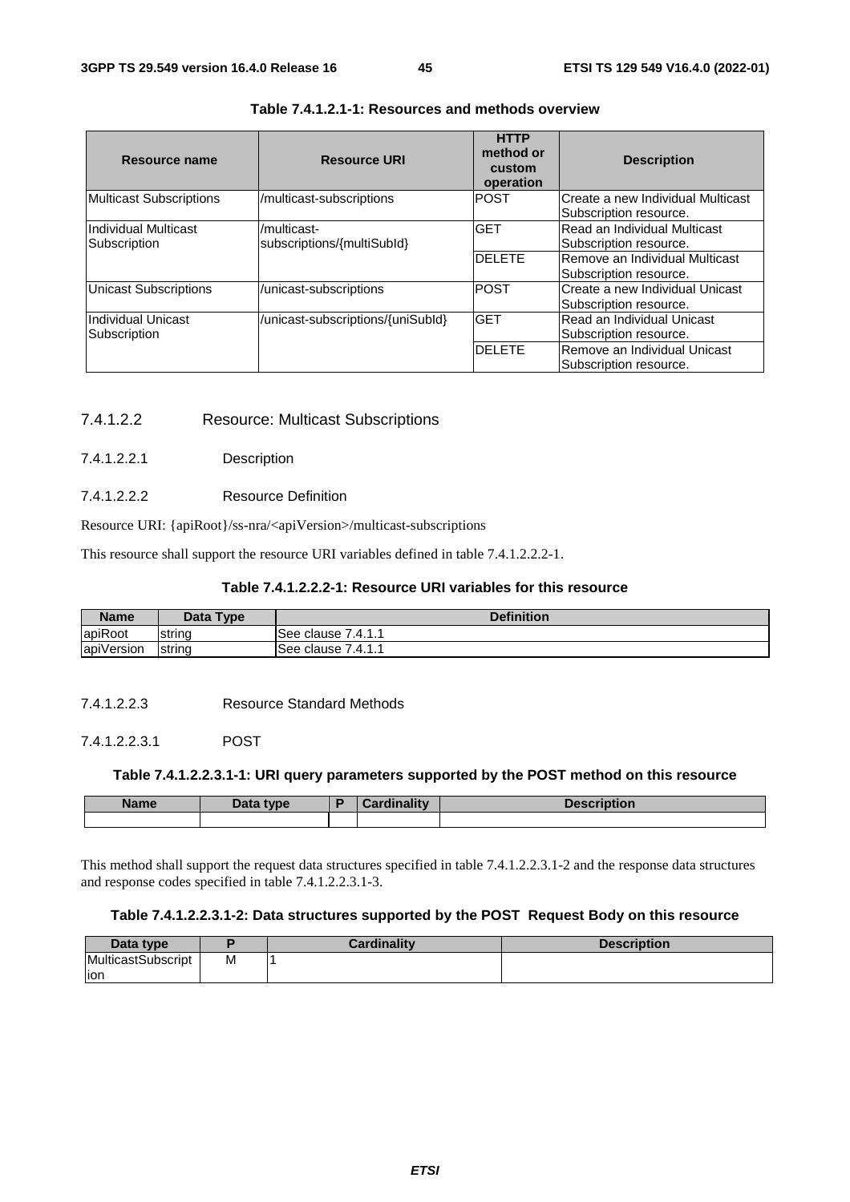**Table 7.4.1.2.1-1: Resources and methods overview**

| Resource name | Resource URI | HTTP method or custom operation | Description |
|---|---|---|---|
| Multicast Subscriptions | /multicast-subscriptions | POST | Create a new Individual Multicast Subscription resource. |
| Individual Multicast Subscription | /multicast-subscriptions/{multiSubId} | GET | Read an Individual Multicast Subscription resource. |
| | | DELETE | Remove an Individual Multicast Subscription resource. |
| Unicast Subscriptions | /unicast-subscriptions | POST | Create a new Individual Unicast Subscription resource. |
| Individual Unicast Subscription | /unicast-subscriptions/{uniSubId} | GET | Read an Individual Unicast Subscription resource. |
| | | DELETE | Remove an Individual Unicast Subscription resource. |

### 7.4.1.2.2 Resource: Multicast Subscriptions

#### 7.4.1.2.2.1 Description

#### 7.4.1.2.2.2 Resource Definition

Resource URI: {apiRoot}/ss-nra/<apiVersion>/multicast-subscriptions

This resource shall support the resource URI variables defined in table 7.4.1.2.2.2-1.

**Table 7.4.1.2.2.2-1: Resource URI variables for this resource**

| Name | Data Type | Definition |
|---|---|---|
| apiRoot | string | See clause 7.4.1.1 |
| apiVersion | string | See clause 7.4.1.1 |

#### 7.4.1.2.2.3 Resource Standard Methods

##### 7.4.1.2.2.3.1 POST

**Table 7.4.1.2.2.3.1-1: URI query parameters supported by the POST method on this resource**

| Name | Data type | P | Cardinality | Description |
|---|---|---|---|---|
| | | | | |

This method shall support the request data structures specified in table 7.4.1.2.2.3.1-2 and the response data structures and response codes specified in table 7.4.1.2.2.3.1-3.

**Table 7.4.1.2.2.3.1-2: Data structures supported by the POST Request Body on this resource**

| Data type | P | Cardinality | Description |
|---|---|---|---|
| MulticastSubscription | M | 1 | |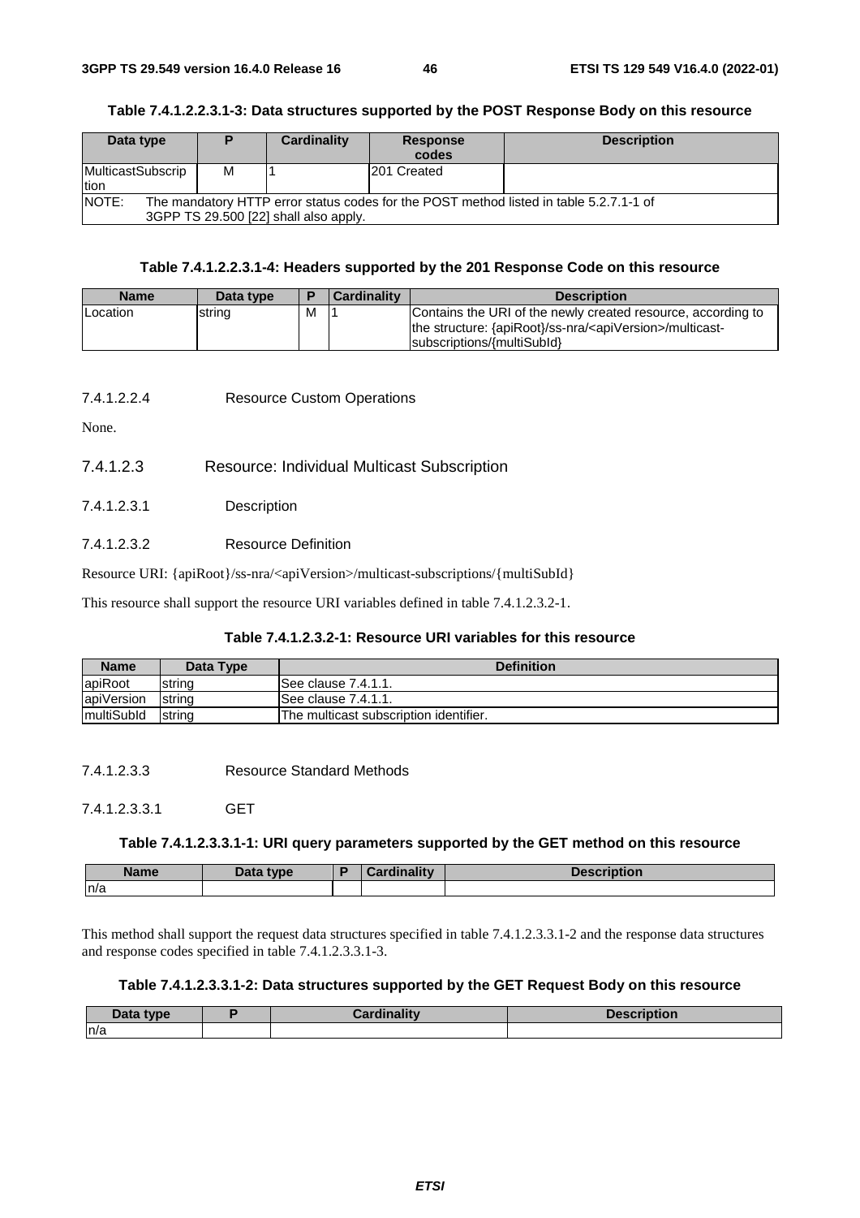**Table 7.4.1.2.2.3.1-3: Data structures supported by the POST Response Body on this resource**

| Data type | P | Cardinality | Response codes | Description |
|---|---|---|---|---|
| MulticastSubscription | M | 1 | 201 Created | |
| NOTE: The mandatory HTTP error status codes for the POST method listed in table 5.2.7.1-1 of 3GPP TS 29.500 [22] shall also apply. | | | | |

**Table 7.4.1.2.2.3.1-4: Headers supported by the 201 Response Code on this resource**

| Name | Data type | P | Cardinality | Description |
|---|---|---|---|---|
| Location | string | M | 1 | Contains the URI of the newly created resource, according to the structure: {apiRoot}/ss-nra/<apiVersion>/multicast-subscriptions/{multiSubId} |

##### 7.4.1.2.2.4 Resource Custom Operations

None.

#### 7.4.1.2.3 Resource: Individual Multicast Subscription

##### 7.4.1.2.3.1 Description

##### 7.4.1.2.3.2 Resource Definition

Resource URI: {apiRoot}/ss-nra/<apiVersion>/multicast-subscriptions/{multiSubId}

This resource shall support the resource URI variables defined in table 7.4.1.2.3.2-1.

**Table 7.4.1.2.3.2-1: Resource URI variables for this resource**

| Name | Data Type | Definition |
|---|---|---|
| apiRoot | string | See clause 7.4.1.1. |
| apiVersion | string | See clause 7.4.1.1. |
| multiSubId | string | The multicast subscription identifier. |

##### 7.4.1.2.3.3 Resource Standard Methods

###### 7.4.1.2.3.3.1 GET

**Table 7.4.1.2.3.3.1-1: URI query parameters supported by the GET method on this resource**

| Name | Data type | P | Cardinality | Description |
|---|---|---|---|---|
| n/a | | | | |

This method shall support the request data structures specified in table 7.4.1.2.3.3.1-2 and the response data structures and response codes specified in table 7.4.1.2.3.3.1-3.

**Table 7.4.1.2.3.3.1-2: Data structures supported by the GET Request Body on this resource**

| Data type | P | Cardinality | Description |
|---|---|---|---|
| n/a | | | |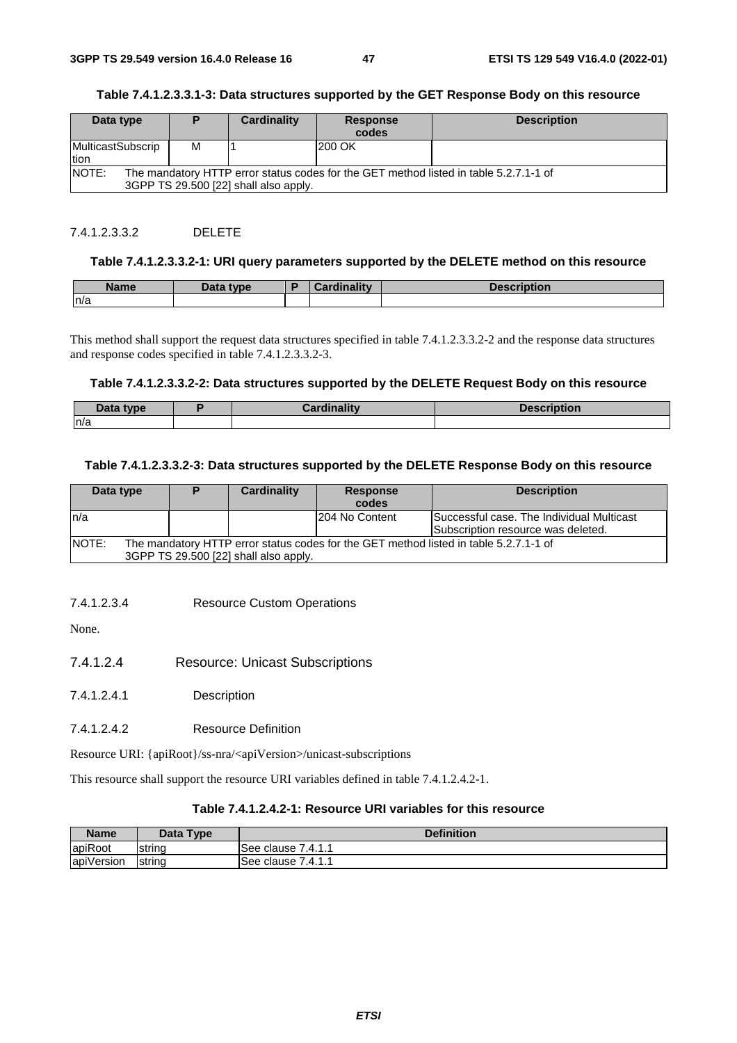**Table 7.4.1.2.3.3.1-3: Data structures supported by the GET Response Body on this resource**

| Data type | P | Cardinality | Response codes | Description |
|---|---|---|---|---|
| MulticastSubscription | M | 1 | 200 OK | |
| NOTE: The mandatory HTTP error status codes for the GET method listed in table 5.2.7.1-1 of 3GPP TS 29.500 [22] shall also apply. | | | | |

#### 7.4.1.2.3.3.2 DELETE

**Table 7.4.1.2.3.3.2-1: URI query parameters supported by the DELETE method on this resource**

| Name | Data type | P | Cardinality | Description |
|---|---|---|---|---|
| n/a | | | | |

This method shall support the request data structures specified in table 7.4.1.2.3.3.2-2 and the response data structures and response codes specified in table 7.4.1.2.3.3.2-3.

**Table 7.4.1.2.3.3.2-2: Data structures supported by the DELETE Request Body on this resource**

| Data type | P | Cardinality | Description |
|---|---|---|---|
| n/a | | | |

**Table 7.4.1.2.3.3.2-3: Data structures supported by the DELETE Response Body on this resource**

| Data type | P | Cardinality | Response codes | Description |
|---|---|---|---|---|
| n/a | | | 204 No Content | Successful case. The Individual Multicast Subscription resource was deleted. |
| NOTE: The mandatory HTTP error status codes for the GET method listed in table 5.2.7.1-1 of 3GPP TS 29.500 [22] shall also apply. | | | | |

#### 7.4.1.2.3.4 Resource Custom Operations

None.

### 7.4.1.2.4 Resource: Unicast Subscriptions

#### 7.4.1.2.4.1 Description

#### 7.4.1.2.4.2 Resource Definition

Resource URI: {apiRoot}/ss-nra/<apiVersion>/unicast-subscriptions

This resource shall support the resource URI variables defined in table 7.4.1.2.4.2-1.

**Table 7.4.1.2.4.2-1: Resource URI variables for this resource**

| Name | Data Type | Definition |
|---|---|---|
| apiRoot | string | See clause 7.4.1.1 |
| apiVersion | string | See clause 7.4.1.1 |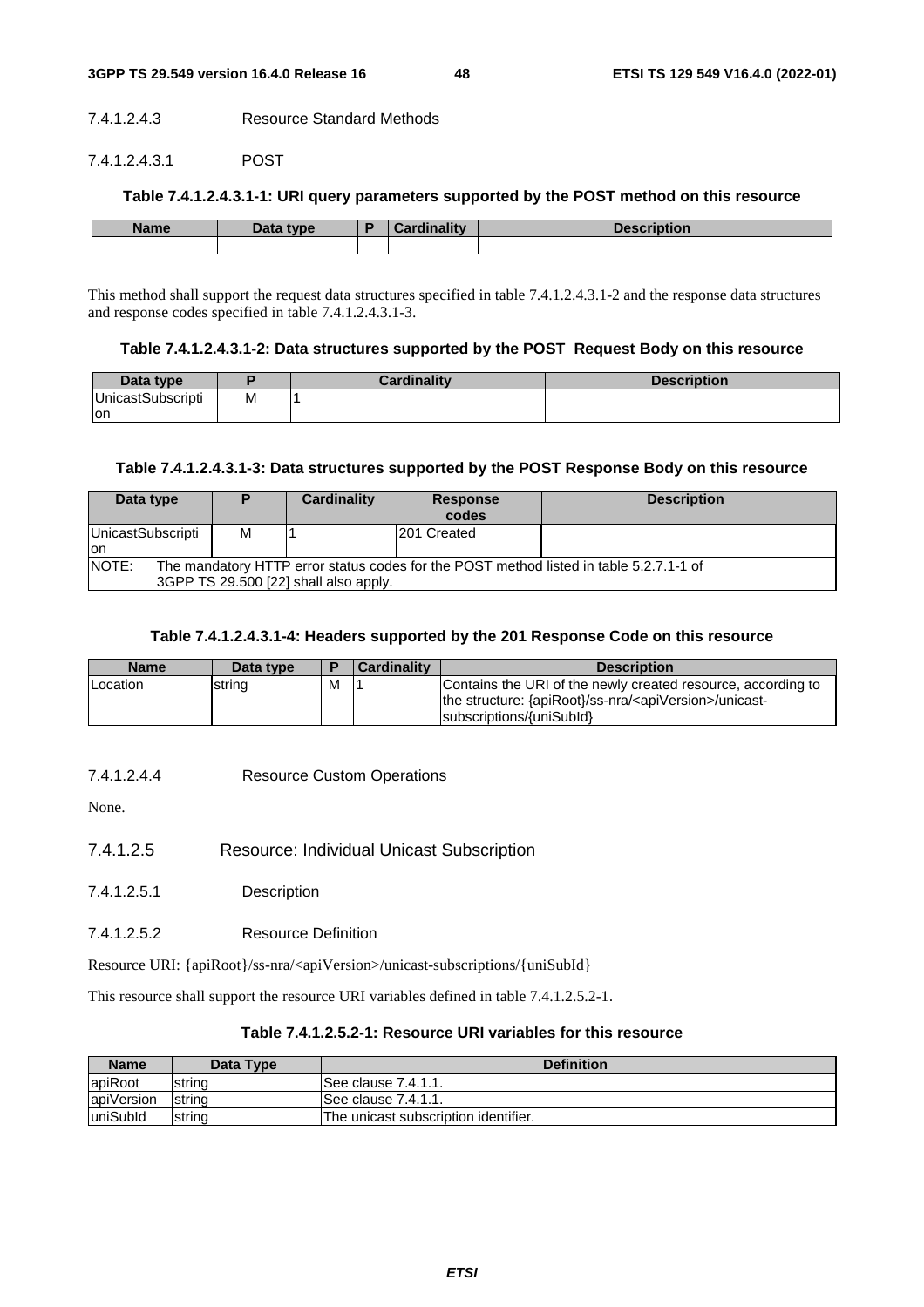#### 7.4.1.2.4.3 Resource Standard Methods

##### 7.4.1.2.4.3.1 POST

**Table 7.4.1.2.4.3.1-1: URI query parameters supported by the POST method on this resource**

| Name | Data type | P | Cardinality | Description |
|---|---|---|---|---|
| | | | | |

This method shall support the request data structures specified in table 7.4.1.2.4.3.1-2 and the response data structures and response codes specified in table 7.4.1.2.4.3.1-3.

**Table 7.4.1.2.4.3.1-2: Data structures supported by the POST Request Body on this resource**

| Data type | P | Cardinality | Description |
|---|---|---|---|
| UnicastSubscription | M | 1 | |

**Table 7.4.1.2.4.3.1-3: Data structures supported by the POST Response Body on this resource**

| Data type | P | Cardinality | Response codes | Description |
|---|---|---|---|---|
| UnicastSubscription | M | 1 | 201 Created | |
| NOTE: The mandatory HTTP error status codes for the POST method listed in table 5.2.7.1-1 of 3GPP TS 29.500 [22] shall also apply. | | | | |

**Table 7.4.1.2.4.3.1-4: Headers supported by the 201 Response Code on this resource**

| Name | Data type | P | Cardinality | Description |
|---|---|---|---|---|
| Location | string | M | 1 | Contains the URI of the newly created resource, according to the structure: {apiRoot}/ss-nra/<apiVersion>/unicast-subscriptions/{uniSubId} |

#### 7.4.1.2.4.4 Resource Custom Operations

None.

### 7.4.1.2.5 Resource: Individual Unicast Subscription

#### 7.4.1.2.5.1 Description

#### 7.4.1.2.5.2 Resource Definition

Resource URI: {apiRoot}/ss-nra/<apiVersion>/unicast-subscriptions/{uniSubId}

This resource shall support the resource URI variables defined in table 7.4.1.2.5.2-1.

**Table 7.4.1.2.5.2-1: Resource URI variables for this resource**

| Name | Data Type | Definition |
|---|---|---|
| apiRoot | string | See clause 7.4.1.1. |
| apiVersion | string | See clause 7.4.1.1. |
| uniSubId | string | The unicast subscription identifier. |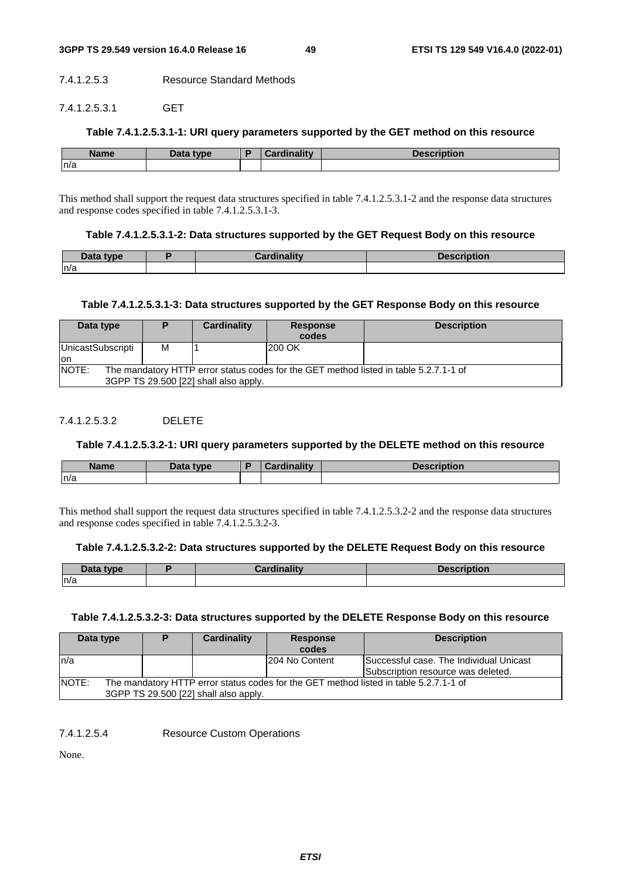#### 7.4.1.2.5.3 Resource Standard Methods

##### 7.4.1.2.5.3.1 GET

**Table 7.4.1.2.5.3.1-1: URI query parameters supported by the GET method on this resource**

| Name | Data type | P | Cardinality | Description |
| --- | --- | --- | --- | --- |
| n/a | | | | |

This method shall support the request data structures specified in table 7.4.1.2.5.3.1-2 and the response data structures and response codes specified in table 7.4.1.2.5.3.1-3.

**Table 7.4.1.2.5.3.1-2: Data structures supported by the GET Request Body on this resource**

| Data type | P | Cardinality | Description |
| --- | --- | --- | --- |
| n/a | | | |

**Table 7.4.1.2.5.3.1-3: Data structures supported by the GET Response Body on this resource**

| Data type | P | Cardinality | Response codes | Description |
| --- | --- | --- | --- | --- |
| UnicastSubscription | M | 1 | 200 OK | |
| NOTE: The mandatory HTTP error status codes for the GET method listed in table 5.2.7.1-1 of 3GPP TS 29.500 [22] shall also apply. | | | | |

##### 7.4.1.2.5.3.2 DELETE

**Table 7.4.1.2.5.3.2-1: URI query parameters supported by the DELETE method on this resource**

| Name | Data type | P | Cardinality | Description |
| --- | --- | --- | --- | --- |
| n/a | | | | |

This method shall support the request data structures specified in table 7.4.1.2.5.3.2-2 and the response data structures and response codes specified in table 7.4.1.2.5.3.2-3.

**Table 7.4.1.2.5.3.2-2: Data structures supported by the DELETE Request Body on this resource**

| Data type | P | Cardinality | Description |
| --- | --- | --- | --- |
| n/a | | | |

**Table 7.4.1.2.5.3.2-3: Data structures supported by the DELETE Response Body on this resource**

| Data type | P | Cardinality | Response codes | Description |
| --- | --- | --- | --- | --- |
| n/a | | | 204 No Content | Successful case. The Individual Unicast Subscription resource was deleted. |
| NOTE: The mandatory HTTP error status codes for the GET method listed in table 5.2.7.1-1 of 3GPP TS 29.500 [22] shall also apply. | | | | |

#### 7.4.1.2.5.4 Resource Custom Operations

None.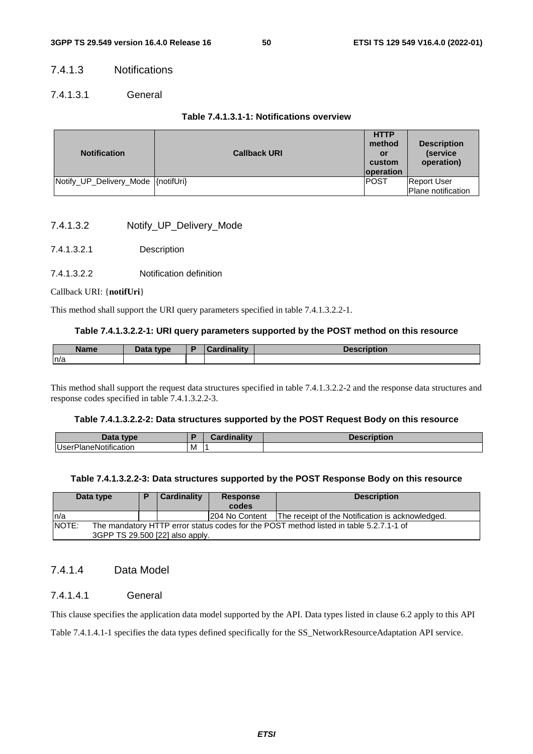#### 7.4.1.3 Notifications

##### 7.4.1.3.1 General

**Table 7.4.1.3.1-1: Notifications overview**

| Notification | Callback URI | HTTP method or custom operation | Description (service operation) |
|---|---|---|---|
| Notify_UP_Delivery_Mode | {notifUri} | POST | Report User Plane notification |

##### 7.4.1.3.2 Notify_UP_Delivery_Mode

###### 7.4.1.3.2.1 Description

###### 7.4.1.3.2.2 Notification definition

Callback URI: {**notifUri**}

This method shall support the URI query parameters specified in table 7.4.1.3.2.2-1.

**Table 7.4.1.3.2.2-1: URI query parameters supported by the POST method on this resource**

| Name | Data type | P | Cardinality | Description |
|---|---|---|---|---|
| n/a | | | | |

This method shall support the request data structures specified in table 7.4.1.3.2.2-2 and the response data structures and response codes specified in table 7.4.1.3.2.2-3.

**Table 7.4.1.3.2.2-2: Data structures supported by the POST Request Body on this resource**

| Data type | P | Cardinality | Description |
|---|---|---|---|
| UserPlaneNotification | M | 1 | |

**Table 7.4.1.3.2.2-3: Data structures supported by the POST Response Body on this resource**

| Data type | P | Cardinality | Response codes | Description |
|---|---|---|---|---|
| n/a | | | 204 No Content | The receipt of the Notification is acknowledged. |
| NOTE: The mandatory HTTP error status codes for the POST method listed in table 5.2.7.1-1 of 3GPP TS 29.500 [22] also apply. | | | | |

#### 7.4.1.4 Data Model

##### 7.4.1.4.1 General

This clause specifies the application data model supported by the API. Data types listed in clause 6.2 apply to this API

Table 7.4.1.4.1-1 specifies the data types defined specifically for the SS_NetworkResourceAdaptation API service.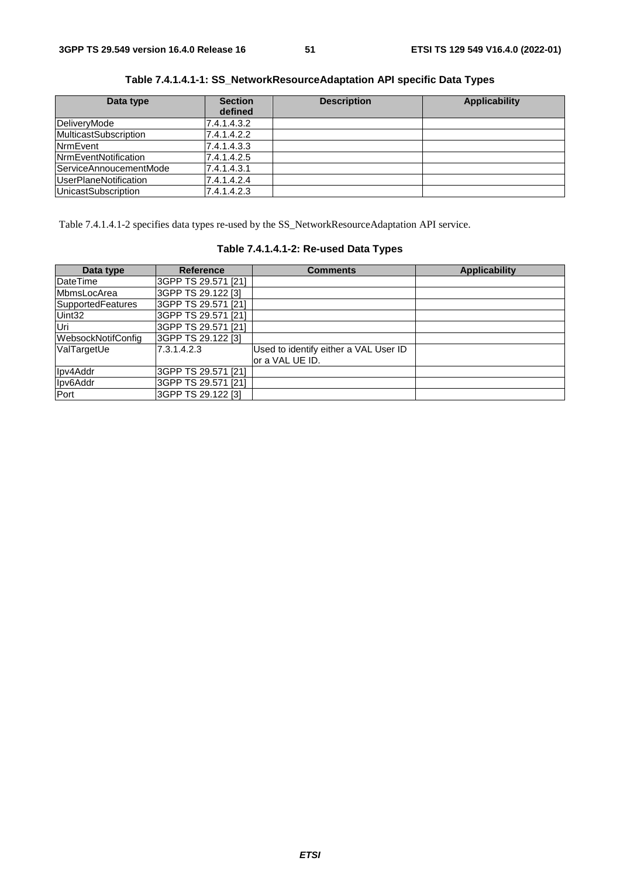**Table 7.4.1.4.1-1: SS_NetworkResourceAdaptation API specific Data Types**

| Data type | Section defined | Description | Applicability |
|---|---|---|---|
| DeliveryMode | 7.4.1.4.3.2 | | |
| MulticastSubscription | 7.4.1.4.2.2 | | |
| NrmEvent | 7.4.1.4.3.3 | | |
| NrmEventNotification | 7.4.1.4.2.5 | | |
| ServiceAnnoucementMode | 7.4.1.4.3.1 | | |
| UserPlaneNotification | 7.4.1.4.2.4 | | |
| UnicastSubscription | 7.4.1.4.2.3 | | |

Table 7.4.1.4.1-2 specifies data types re-used by the SS_NetworkResourceAdaptation API service.

**Table 7.4.1.4.1-2: Re-used Data Types**

| Data type | Reference | Comments | Applicability |
|---|---|---|---|
| DateTime | 3GPP TS 29.571 [21] | | |
| MbmsLocArea | 3GPP TS 29.122 [3] | | |
| SupportedFeatures | 3GPP TS 29.571 [21] | | |
| Uint32 | 3GPP TS 29.571 [21] | | |
| Uri | 3GPP TS 29.571 [21] | | |
| WebsockNotifConfig | 3GPP TS 29.122 [3] | | |
| ValTargetUe | 7.3.1.4.2.3 | Used to identify either a VAL User ID or a VAL UE ID. | |
| Ipv4Addr | 3GPP TS 29.571 [21] | | |
| Ipv6Addr | 3GPP TS 29.571 [21] | | |
| Port | 3GPP TS 29.122 [3] | | |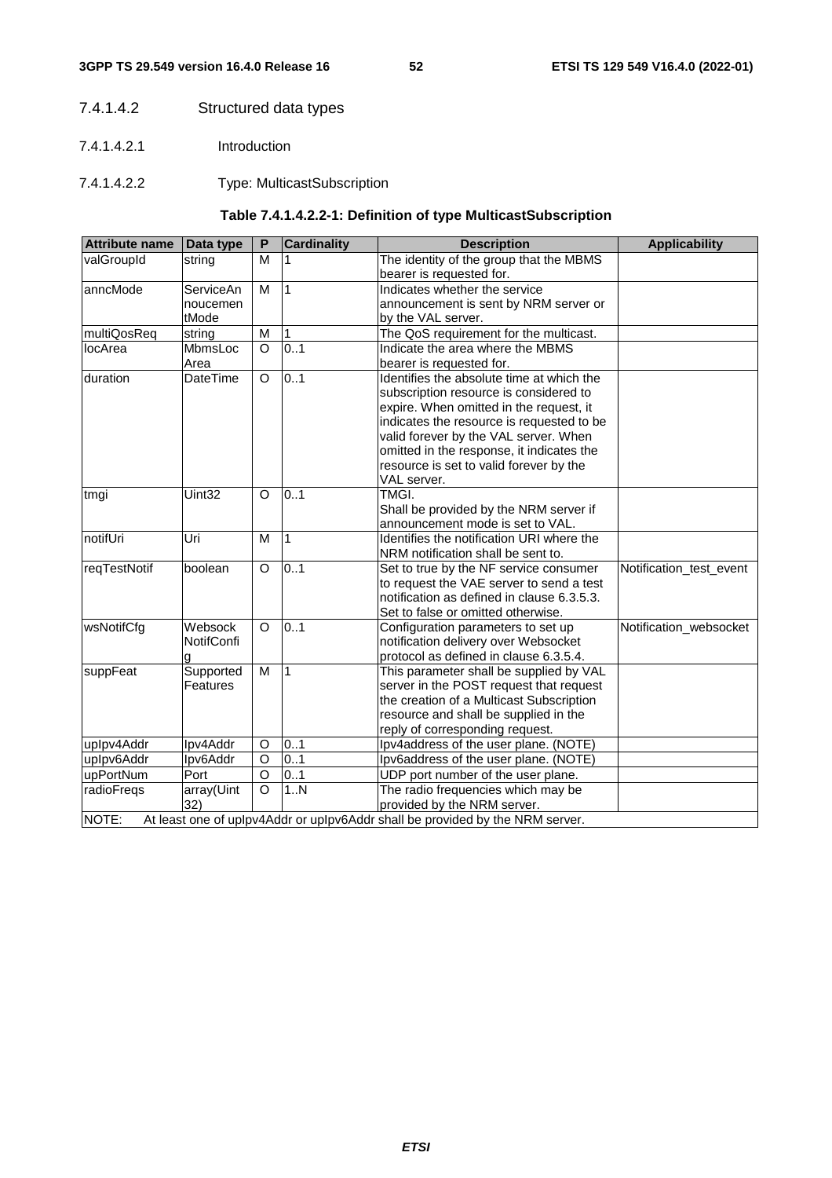#### 7.4.1.4.2 Structured data types

##### 7.4.1.4.2.1 Introduction

##### 7.4.1.4.2.2 Type: MulticastSubscription

**Table 7.4.1.4.2.2-1: Definition of type MulticastSubscription**

| Attribute name | Data type | P | Cardinality | Description | Applicability |
|---|---|---|---|---|---|
| valGroupId | string | M | 1 | The identity of the group that the MBMS bearer is requested for. | |
| anncMode | ServiceAnnoucementMode | M | 1 | Indicates whether the service announcement is sent by NRM server or by the VAL server. | |
| multiQosReq | string | M | 1 | The QoS requirement for the multicast. | |
| locArea | MbmsLocArea | O | 0..1 | Indicate the area where the MBMS bearer is requested for. | |
| duration | DateTime | O | 0..1 | Identifies the absolute time at which the subscription resource is considered to expire. When omitted in the request, it indicates the resource is requested to be valid forever by the VAL server. When omitted in the response, it indicates the resource is set to valid forever by the VAL server. | |
| tmgi | Uint32 | O | 0..1 | TMGI.<br>Shall be provided by the NRM server if announcement mode is set to VAL. | |
| notifUri | Uri | M | 1 | Identifies the notification URI where the NRM notification shall be sent to. | |
| reqTestNotif | boolean | O | 0..1 | Set to true by the NF service consumer to request the VAE server to send a test notification as defined in clause 6.3.5.3. Set to false or omitted otherwise. | Notification_test_event |
| wsNotifCfg | WebsockNotifConfig | O | 0..1 | Configuration parameters to set up notification delivery over Websocket protocol as defined in clause 6.3.5.4. | Notification_websocket |
| suppFeat | SupportedFeatures | M | 1 | This parameter shall be supplied by VAL server in the POST request that request the creation of a Multicast Subscription resource and shall be supplied in the reply of corresponding request. | |
| upIpv4Addr | Ipv4Addr | O | 0..1 | Ipv4address of the user plane. (NOTE) | |
| upIpv6Addr | Ipv6Addr | O | 0..1 | Ipv6address of the user plane. (NOTE) | |
| upPortNum | Port | O | 0..1 | UDP port number of the user plane. | |
| radioFreqs | array(Uint32) | O | 1..N | The radio frequencies which may be provided by the NRM server. | |
| NOTE: At least one of upIpv4Addr or upIpv6Addr shall be provided by the NRM server. | | | | | |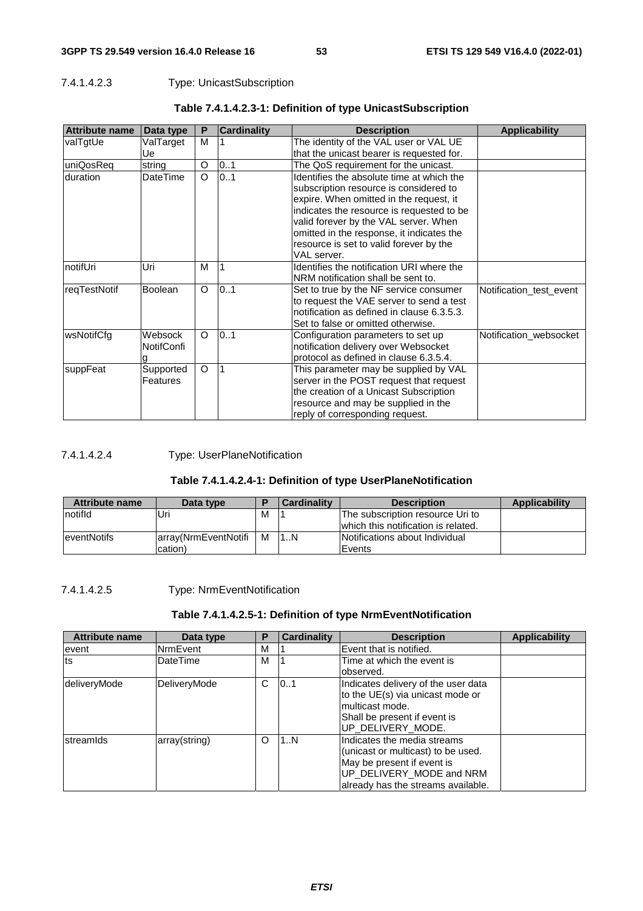#### 7.4.1.4.2.3 Type: UnicastSubscription

**Table 7.4.1.4.2.3-1: Definition of type UnicastSubscription**

| Attribute name | Data type | P | Cardinality | Description | Applicability |
|---|---|---|---|---|---|
| valTgtUe | ValTargetUe | M | 1 | The identity of the VAL user or VAL UE that the unicast bearer is requested for. | |
| uniQosReq | string | O | 0..1 | The QoS requirement for the unicast. | |
| duration | DateTime | O | 0..1 | Identifies the absolute time at which the subscription resource is considered to expire. When omitted in the request, it indicates the resource is requested to be valid forever by the VAL server. When omitted in the response, it indicates the resource is set to valid forever by the VAL server. | |
| notifUri | Uri | M | 1 | Identifies the notification URI where the NRM notification shall be sent to. | |
| reqTestNotif | Boolean | O | 0..1 | Set to true by the NF service consumer to request the VAE server to send a test notification as defined in clause 6.3.5.3. Set to false or omitted otherwise. | Notification_test_event |
| wsNotifCfg | WebsockNotifConfig | O | 0..1 | Configuration parameters to set up notification delivery over Websocket protocol as defined in clause 6.3.5.4. | Notification_websocket |
| suppFeat | SupportedFeatures | O | 1 | This parameter may be supplied by VAL server in the POST request that request the creation of a Unicast Subscription resource and may be supplied in the reply of corresponding request. | |

#### 7.4.1.4.2.4 Type: UserPlaneNotification

**Table 7.4.1.4.2.4-1: Definition of type UserPlaneNotification**

| Attribute name | Data type | P | Cardinality | Description | Applicability |
|---|---|---|---|---|---|
| notifId | Uri | M | 1 | The subscription resource Uri to which this notification is related. | |
| eventNotifs | array(NrmEventNotification) | M | 1..N | Notifications about Individual Events | |

#### 7.4.1.4.2.5 Type: NrmEventNotification

**Table 7.4.1.4.2.5-1: Definition of type NrmEventNotification**

| Attribute name | Data type | P | Cardinality | Description | Applicability |
|---|---|---|---|---|---|
| event | NrmEvent | M | 1 | Event that is notified. | |
| ts | DateTime | M | 1 | Time at which the event is observed. | |
| deliveryMode | DeliveryMode | C | 0..1 | Indicates delivery of the user data to the UE(s) via unicast mode or multicast mode.<br>Shall be present if event is UP_DELIVERY_MODE. | |
| streamIds | array(string) | O | 1..N | Indicates the media streams (unicast or multicast) to be used. May be present if event is UP_DELIVERY_MODE and NRM already has the streams available. | |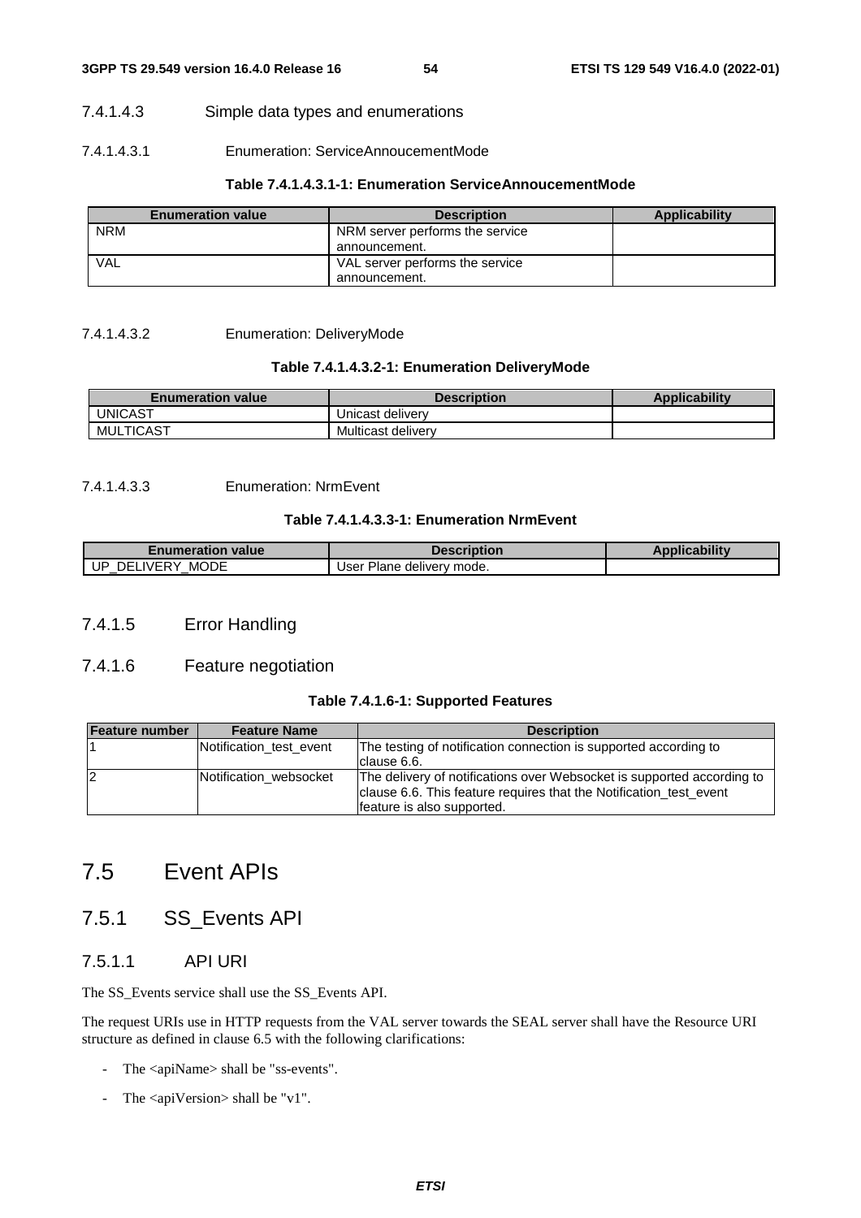#### 7.4.1.4.3 Simple data types and enumerations

##### 7.4.1.4.3.1 Enumeration: ServiceAnnoucementMode

**Table 7.4.1.4.3.1-1: Enumeration ServiceAnnoucementMode**

| Enumeration value | Description | Applicability |
| --- | --- | --- |
| NRM | NRM server performs the service announcement. | |
| VAL | VAL server performs the service announcement. | |

##### 7.4.1.4.3.2 Enumeration: DeliveryMode

**Table 7.4.1.4.3.2-1: Enumeration DeliveryMode**

| Enumeration value | Description | Applicability |
| --- | --- | --- |
| UNICAST | Unicast delivery | |
| MULTICAST | Multicast delivery | |

##### 7.4.1.4.3.3 Enumeration: NrmEvent

**Table 7.4.1.4.3.3-1: Enumeration NrmEvent**

| Enumeration value | Description | Applicability |
| --- | --- | --- |
| UP_DELIVERY_MODE | User Plane delivery mode. | |

### 7.4.1.5 Error Handling

### 7.4.1.6 Feature negotiation

**Table 7.4.1.6-1: Supported Features**

| Feature number | Feature Name | Description |
| --- | --- | --- |
| 1 | Notification_test_event | The testing of notification connection is supported according to clause 6.6. |
| 2 | Notification_websocket | The delivery of notifications over Websocket is supported according to clause 6.6. This feature requires that the Notification_test_event feature is also supported. |

# 7.5 Event APIs

## 7.5.1 SS_Events API

### 7.5.1.1 API URI

The SS_Events service shall use the SS_Events API.

The request URIs use in HTTP requests from the VAL server towards the SEAL server shall have the Resource URI structure as defined in clause 6.5 with the following clarifications:

- The <apiName> shall be "ss-events".
- The <apiVersion> shall be "v1".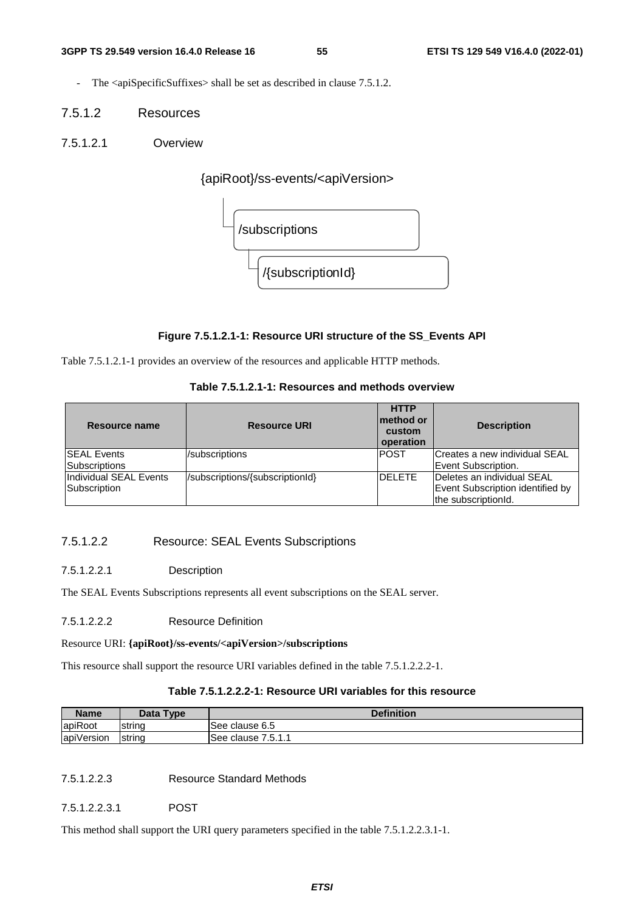- The <apiSpecificSuffixes> shall be set as described in clause 7.5.1.2.

### 7.5.1.2 Resources

#### 7.5.1.2.1 Overview

{apiRoot}/ss-events/<apiVersion>

/subscriptions

/{subscriptionId}

**Figure 7.5.1.2.1-1: Resource URI structure of the SS_Events API**

Table 7.5.1.2.1-1 provides an overview of the resources and applicable HTTP methods.

**Table 7.5.1.2.1-1: Resources and methods overview**

| Resource name | Resource URI | HTTP method or custom operation | Description |
|---|---|---|---|
| SEAL Events Subscriptions | /subscriptions | POST | Creates a new individual SEAL Event Subscription. |
| Individual SEAL Events Subscription | /subscriptions/{subscriptionId} | DELETE | Deletes an individual SEAL Event Subscription identified by the subscriptionId. |

#### 7.5.1.2.2 Resource: SEAL Events Subscriptions

##### 7.5.1.2.2.1 Description

The SEAL Events Subscriptions represents all event subscriptions on the SEAL server.

##### 7.5.1.2.2.2 Resource Definition

Resource URI: **{apiRoot}/ss-events/<apiVersion>/subscriptions**

This resource shall support the resource URI variables defined in the table 7.5.1.2.2.2-1.

**Table 7.5.1.2.2.2-1: Resource URI variables for this resource**

| Name | Data Type | Definition |
|---|---|---|
| apiRoot | string | See clause 6.5 |
| apiVersion | string | See clause 7.5.1.1 |

##### 7.5.1.2.2.3 Resource Standard Methods

###### 7.5.1.2.2.3.1 POST

This method shall support the URI query parameters specified in the table 7.5.1.2.2.3.1-1.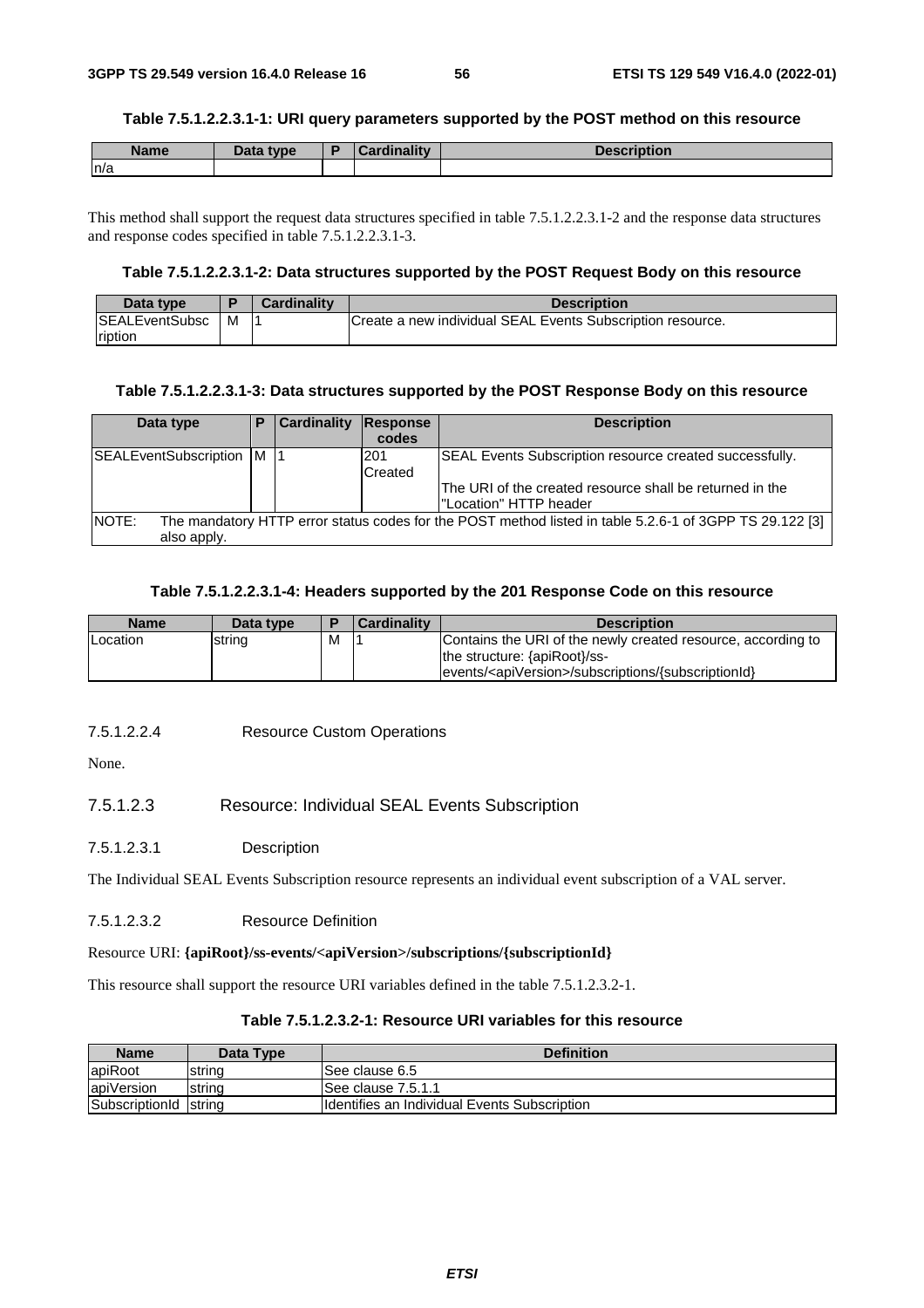**Table 7.5.1.2.2.3.1-1: URI query parameters supported by the POST method on this resource**

| Name | Data type | P | Cardinality | Description |
|---|---|---|---|---|
| n/a | | | | |

This method shall support the request data structures specified in table 7.5.1.2.2.3.1-2 and the response data structures and response codes specified in table 7.5.1.2.2.3.1-3.

**Table 7.5.1.2.2.3.1-2: Data structures supported by the POST Request Body on this resource**

| Data type | P | Cardinality | Description |
|---|---|---|---|
| SEALEventSubscription | M | 1 | Create a new individual SEAL Events Subscription resource. |

**Table 7.5.1.2.2.3.1-3: Data structures supported by the POST Response Body on this resource**

| Data type | P | Cardinality | Response codes | Description |
|---|---|---|---|---|
| SEALEventSubscription | M | 1 | 201 Created | SEAL Events Subscription resource created successfully.<br><br>The URI of the created resource shall be returned in the "Location" HTTP header |
| NOTE: The mandatory HTTP error status codes for the POST method listed in table 5.2.6-1 of 3GPP TS 29.122 [3] also apply. | | | | |

**Table 7.5.1.2.2.3.1-4: Headers supported by the 201 Response Code on this resource**

| Name | Data type | P | Cardinality | Description |
|---|---|---|---|---|
| Location | string | M | 1 | Contains the URI of the newly created resource, according to the structure: {apiRoot}/ss-events/<apiVersion>/subscriptions/{subscriptionId} |

#### 7.5.1.2.2.4 Resource Custom Operations

None.

### 7.5.1.2.3 Resource: Individual SEAL Events Subscription

#### 7.5.1.2.3.1 Description

The Individual SEAL Events Subscription resource represents an individual event subscription of a VAL server.

#### 7.5.1.2.3.2 Resource Definition

Resource URI: **{apiRoot}/ss-events/<apiVersion>/subscriptions/{subscriptionId}**

This resource shall support the resource URI variables defined in the table 7.5.1.2.3.2-1.

**Table 7.5.1.2.3.2-1: Resource URI variables for this resource**

| Name | Data Type | Definition |
|---|---|---|
| apiRoot | string | See clause 6.5 |
| apiVersion | string | See clause 7.5.1.1 |
| SubscriptionId | string | Identifies an Individual Events Subscription |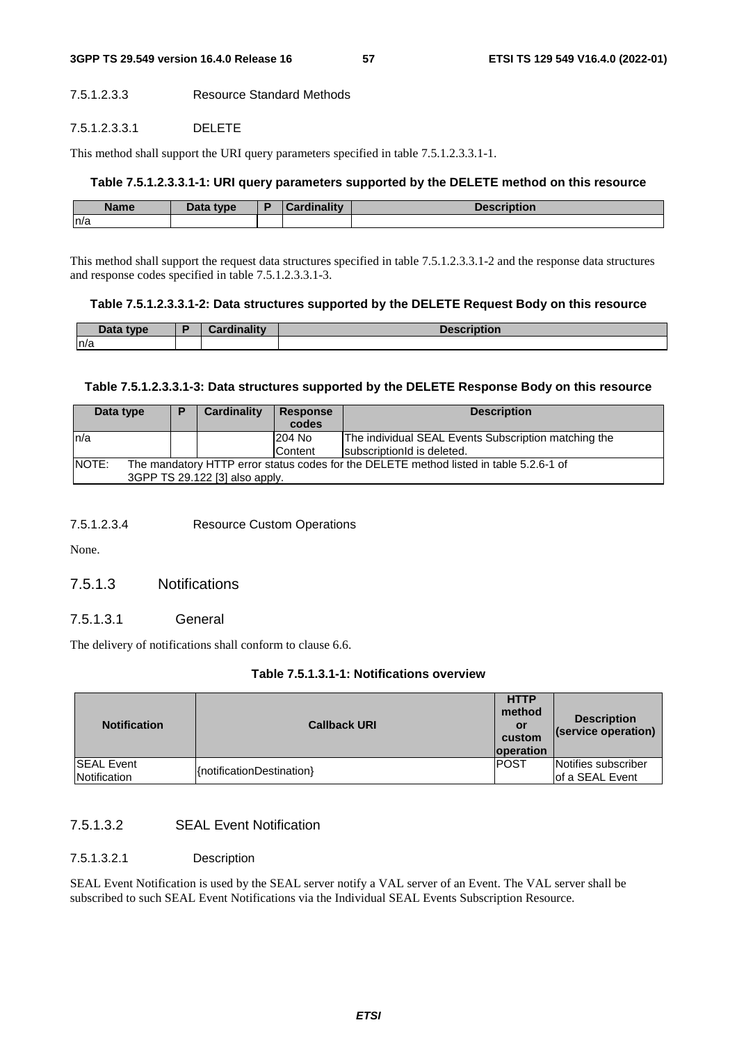##### 7.5.1.2.3.3 Resource Standard Methods

###### 7.5.1.2.3.3.1 DELETE

This method shall support the URI query parameters specified in table 7.5.1.2.3.3.1-1.

**Table 7.5.1.2.3.3.1-1: URI query parameters supported by the DELETE method on this resource**

| Name | Data type | P | Cardinality | Description |
|---|---|---|---|---|
| n/a | | | | |

This method shall support the request data structures specified in table 7.5.1.2.3.3.1-2 and the response data structures and response codes specified in table 7.5.1.2.3.3.1-3.

**Table 7.5.1.2.3.3.1-2: Data structures supported by the DELETE Request Body on this resource**

| Data type | P | Cardinality | Description |
|---|---|---|---|
| n/a | | | |

**Table 7.5.1.2.3.3.1-3: Data structures supported by the DELETE Response Body on this resource**

| Data type | P | Cardinality | Response codes | Description |
|---|---|---|---|---|
| n/a | | | 204 No Content | The individual SEAL Events Subscription matching the subscriptionId is deleted. |
| NOTE: The mandatory HTTP error status codes for the DELETE method listed in table 5.2.6-1 of 3GPP TS 29.122 [3] also apply. | | | | |

##### 7.5.1.2.3.4 Resource Custom Operations

None.

### 7.5.1.3 Notifications

#### 7.5.1.3.1 General

The delivery of notifications shall conform to clause 6.6.

**Table 7.5.1.3.1-1: Notifications overview**

| Notification | Callback URI | HTTP method or custom operation | Description (service operation) |
|---|---|---|---|
| SEAL Event Notification | {notificationDestination} | POST | Notifies subscriber of a SEAL Event |

#### 7.5.1.3.2 SEAL Event Notification

##### 7.5.1.3.2.1 Description

SEAL Event Notification is used by the SEAL server notify a VAL server of an Event. The VAL server shall be subscribed to such SEAL Event Notifications via the Individual SEAL Events Subscription Resource.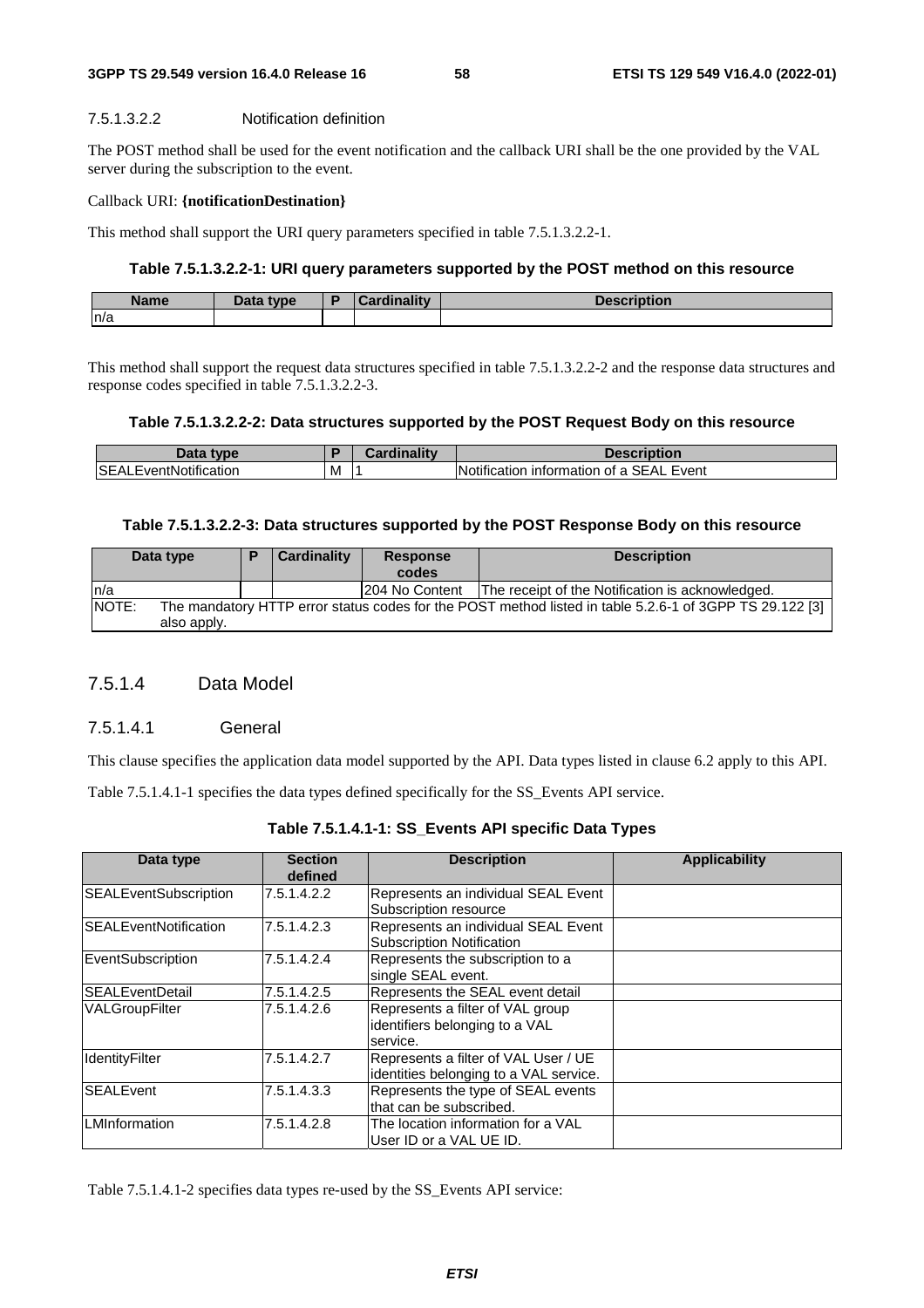#### 7.5.1.3.2.2 Notification definition

The POST method shall be used for the event notification and the callback URI shall be the one provided by the VAL server during the subscription to the event.

Callback URI: **{notificationDestination}**

This method shall support the URI query parameters specified in table 7.5.1.3.2.2-1.

**Table 7.5.1.3.2.2-1: URI query parameters supported by the POST method on this resource**

| Name | Data type | P | Cardinality | Description |
|---|---|---|---|---|
| n/a | | | | |

This method shall support the request data structures specified in table 7.5.1.3.2.2-2 and the response data structures and response codes specified in table 7.5.1.3.2.2-3.

**Table 7.5.1.3.2.2-2: Data structures supported by the POST Request Body on this resource**

| Data type | P | Cardinality | Description |
|---|---|---|---|
| SEALEventNotification | M | 1 | Notification information of a SEAL Event |

**Table 7.5.1.3.2.2-3: Data structures supported by the POST Response Body on this resource**

| Data type | P | Cardinality | Response codes | Description |
|---|---|---|---|---|
| n/a | | | 204 No Content | The receipt of the Notification is acknowledged. |
| NOTE: The mandatory HTTP error status codes for the POST method listed in table 5.2.6-1 of 3GPP TS 29.122 [3] also apply. | | | | |

### 7.5.1.4 Data Model

#### 7.5.1.4.1 General

This clause specifies the application data model supported by the API. Data types listed in clause 6.2 apply to this API.

Table 7.5.1.4.1-1 specifies the data types defined specifically for the SS_Events API service.

**Table 7.5.1.4.1-1: SS_Events API specific Data Types**

| Data type | Section defined | Description | Applicability |
|---|---|---|---|
| SEALEventSubscription | 7.5.1.4.2.2 | Represents an individual SEAL Event Subscription resource | |
| SEALEventNotification | 7.5.1.4.2.3 | Represents an individual SEAL Event Subscription Notification | |
| EventSubscription | 7.5.1.4.2.4 | Represents the subscription to a single SEAL event. | |
| SEALEventDetail | 7.5.1.4.2.5 | Represents the SEAL event detail | |
| VALGroupFilter | 7.5.1.4.2.6 | Represents a filter of VAL group identifiers belonging to a VAL service. | |
| IdentityFilter | 7.5.1.4.2.7 | Represents a filter of VAL User / UE identities belonging to a VAL service. | |
| SEALEvent | 7.5.1.4.3.3 | Represents the type of SEAL events that can be subscribed. | |
| LMInformation | 7.5.1.4.2.8 | The location information for a VAL User ID or a VAL UE ID. | |

Table 7.5.1.4.1-2 specifies data types re-used by the SS_Events API service: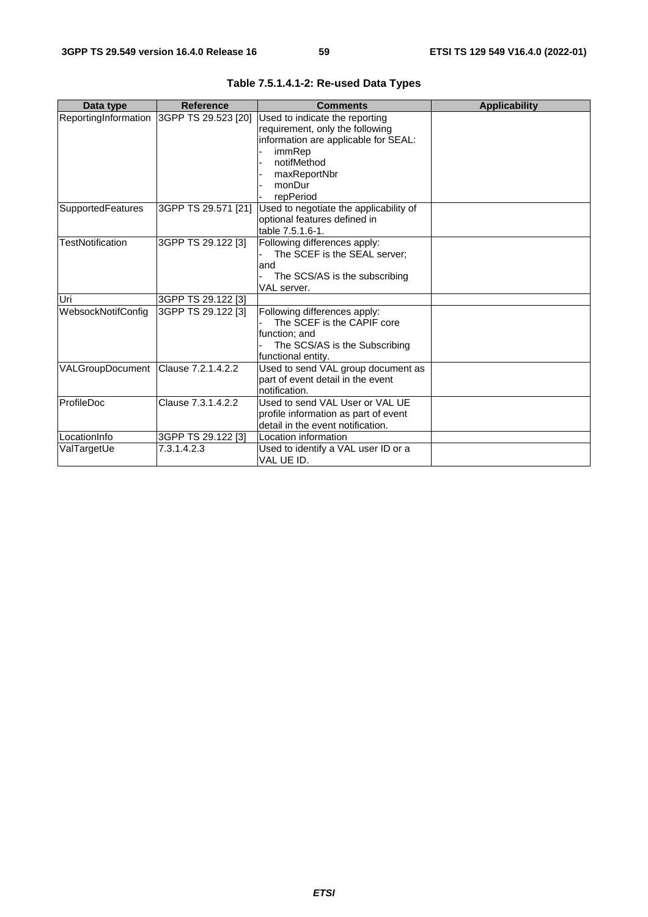**Table 7.5.1.4.1-2: Re-used Data Types**

| Data type | Reference | Comments | Applicability |
|---|---|---|---|
| ReportingInformation | 3GPP TS 29.523 [20] | Used to indicate the reporting requirement, only the following information are applicable for SEAL:<br>- immRep<br>- notifMethod<br>- maxReportNbr<br>- monDur<br>- repPeriod | |
| SupportedFeatures | 3GPP TS 29.571 [21] | Used to negotiate the applicability of optional features defined in table 7.5.1.6-1. | |
| TestNotification | 3GPP TS 29.122 [3] | Following differences apply:<br>- The SCEF is the SEAL server; and<br>- The SCS/AS is the subscribing VAL server. | |
| Uri | 3GPP TS 29.122 [3] | | |
| WebsockNotifConfig | 3GPP TS 29.122 [3] | Following differences apply:<br>- The SCEF is the CAPIF core function; and<br>- The SCS/AS is the Subscribing functional entity. | |
| VALGroupDocument | Clause 7.2.1.4.2.2 | Used to send VAL group document as part of event detail in the event notification. | |
| ProfileDoc | Clause 7.3.1.4.2.2 | Used to send VAL User or VAL UE profile information as part of event detail in the event notification. | |
| LocationInfo | 3GPP TS 29.122 [3] | Location information | |
| ValTargetUe | 7.3.1.4.2.3 | Used to identify a VAL user ID or a VAL UE ID. | |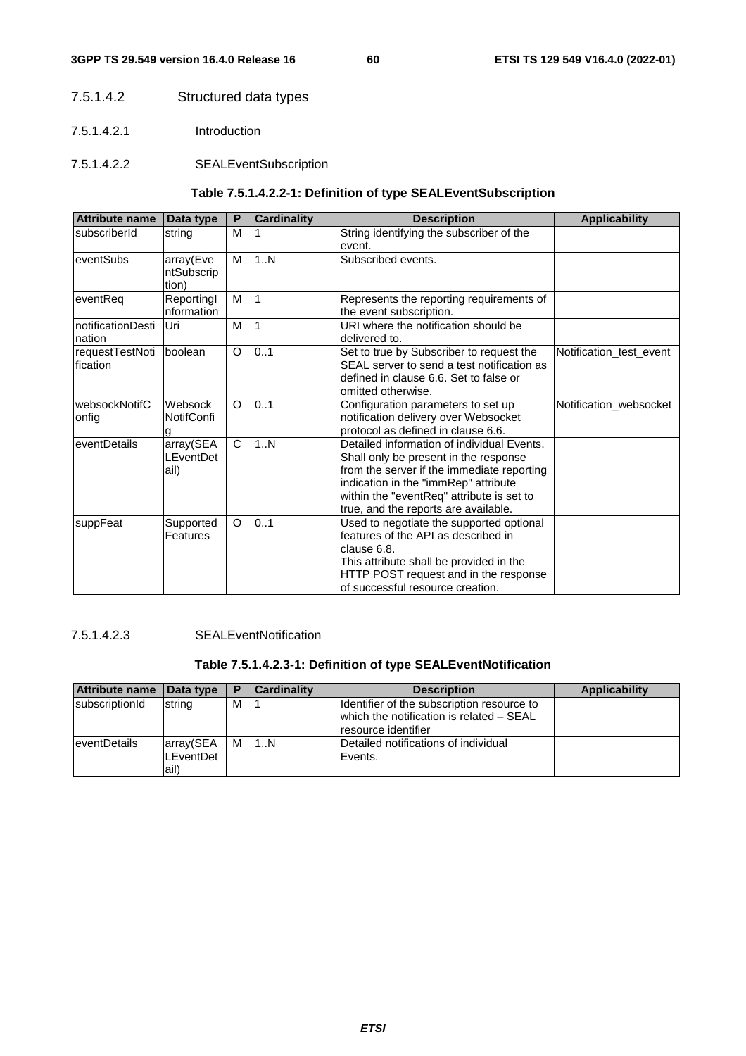#### 7.5.1.4.2 Structured data types

##### 7.5.1.4.2.1 Introduction

##### 7.5.1.4.2.2 SEALEventSubscription

**Table 7.5.1.4.2.2-1: Definition of type SEALEventSubscription**

| Attribute name | Data type | P | Cardinality | Description | Applicability |
|---|---|---|---|---|---|
| subscriberId | string | M | 1 | String identifying the subscriber of the event. | |
| eventSubs | array(EventSubscription) | M | 1..N | Subscribed events. | |
| eventReq | ReportingInformation | M | 1 | Represents the reporting requirements of the event subscription. | |
| notificationDestination | Uri | M | 1 | URI where the notification should be delivered to. | |
| requestTestNotification | boolean | O | 0..1 | Set to true by Subscriber to request the SEAL server to send a test notification as defined in clause 6.6. Set to false or omitted otherwise. | Notification_test_event |
| websockNotifConfig | WebsockNotifConfig | O | 0..1 | Configuration parameters to set up notification delivery over Websocket protocol as defined in clause 6.6. | Notification_websocket |
| eventDetails | array(SEALEventDetail) | C | 1..N | Detailed information of individual Events. Shall only be present in the response from the server if the immediate reporting indication in the "immRep" attribute within the "eventReq" attribute is set to true, and the reports are available. | |
| suppFeat | SupportedFeatures | O | 0..1 | Used to negotiate the supported optional features of the API as described in clause 6.8.<br>This attribute shall be provided in the HTTP POST request and in the response of successful resource creation. | |

##### 7.5.1.4.2.3 SEALEventNotification

**Table 7.5.1.4.2.3-1: Definition of type SEALEventNotification**

| Attribute name | Data type | P | Cardinality | Description | Applicability |
|---|---|---|---|---|---|
| subscriptionId | string | M | 1 | Identifier of the subscription resource to which the notification is related – SEAL resource identifier | |
| eventDetails | array(SEALEventDetail) | M | 1..N | Detailed notifications of individual Events. | |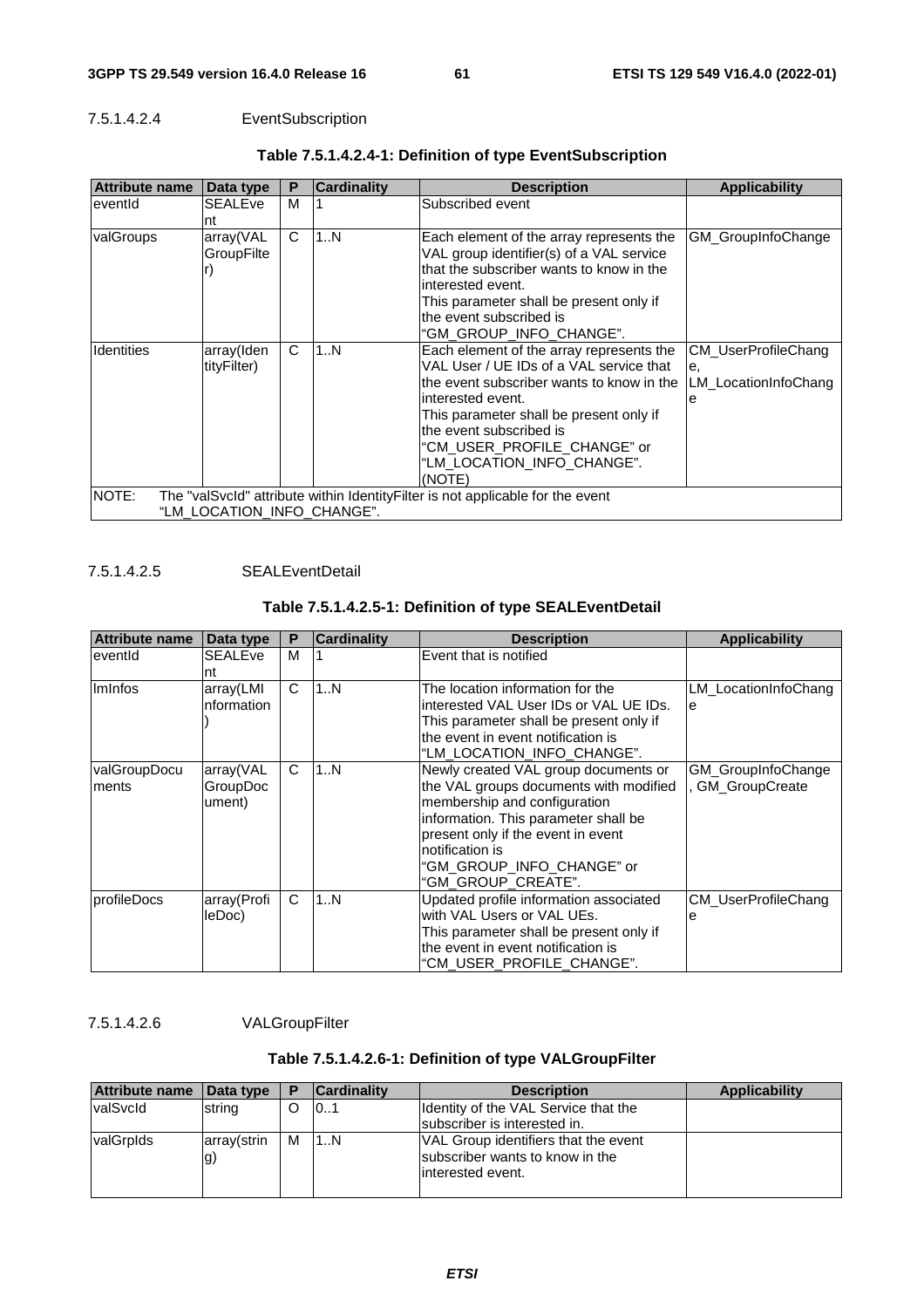#### 7.5.1.4.2.4 EventSubscription

**Table 7.5.1.4.2.4-1: Definition of type EventSubscription**

| Attribute name | Data type | P | Cardinality | Description | Applicability |
|---|---|---|---|---|---|
| eventId | SEALEvent | M | 1 | Subscribed event | |
| valGroups | array(VALGroupFilter) | C | 1..N | Each element of the array represents the VAL group identifier(s) of a VAL service that the subscriber wants to know in the interested event.<br>This parameter shall be present only if the event subscribed is "GM_GROUP_INFO_CHANGE". | GM_GroupInfoChange |
| Identities | array(IdentityFilter) | C | 1..N | Each element of the array represents the VAL User / UE IDs of a VAL service that the event subscriber wants to know in the interested event.<br>This parameter shall be present only if the event subscribed is "CM_USER_PROFILE_CHANGE" or "LM_LOCATION_INFO_CHANGE".<br>(NOTE) | CM_UserProfileChange, LM_LocationInfoChange |
| NOTE: The "valSvcId" attribute within IdentityFilter is not applicable for the event "LM_LOCATION_INFO_CHANGE". | | | | | |

#### 7.5.1.4.2.5 SEALEventDetail

**Table 7.5.1.4.2.5-1: Definition of type SEALEventDetail**

| Attribute name | Data type | P | Cardinality | Description | Applicability |
|---|---|---|---|---|---|
| eventId | SEALEvent | M | 1 | Event that is notified | |
| lmInfos | array(LMInformation) | C | 1..N | The location information for the interested VAL User IDs or VAL UE IDs.<br>This parameter shall be present only if the event in event notification is "LM_LOCATION_INFO_CHANGE". | LM_LocationInfoChange |
| valGroupDocuments | array(VALGroupDocument) | C | 1..N | Newly created VAL group documents or the VAL groups documents with modified membership and configuration information. This parameter shall be present only if the event in event notification is "GM_GROUP_INFO_CHANGE" or "GM_GROUP_CREATE". | GM_GroupInfoChange, GM_GroupCreate |
| profileDocs | array(ProfileDoc) | C | 1..N | Updated profile information associated with VAL Users or VAL UEs.<br>This parameter shall be present only if the event in event notification is "CM_USER_PROFILE_CHANGE". | CM_UserProfileChange |

#### 7.5.1.4.2.6 VALGroupFilter

**Table 7.5.1.4.2.6-1: Definition of type VALGroupFilter**

| Attribute name | Data type | P | Cardinality | Description | Applicability |
|---|---|---|---|---|---|
| valSvcId | string | O | 0..1 | Identity of the VAL Service that the subscriber is interested in. | |
| valGrpIds | array(string) | M | 1..N | VAL Group identifiers that the event subscriber wants to know in the interested event. | |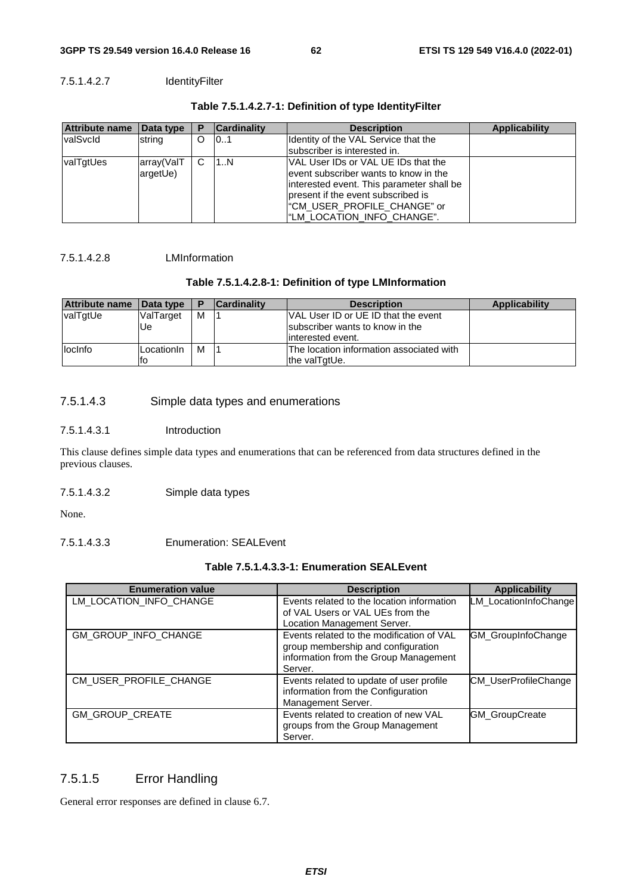#### 7.5.1.4.2.7 IdentityFilter

**Table 7.5.1.4.2.7-1: Definition of type IdentityFilter**

| Attribute name | Data type | P | Cardinality | Description | Applicability |
|---|---|---|---|---|---|
| valSvcId | string | O | 0..1 | Identity of the VAL Service that the subscriber is interested in. | |
| valTgtUes | array(ValTargetUe) | C | 1..N | VAL User IDs or VAL UE IDs that the event subscriber wants to know in the interested event. This parameter shall be present if the event subscribed is "CM_USER_PROFILE_CHANGE" or "LM_LOCATION_INFO_CHANGE". | |

#### 7.5.1.4.2.8 LMInformation

**Table 7.5.1.4.2.8-1: Definition of type LMInformation**

| Attribute name | Data type | P | Cardinality | Description | Applicability |
|---|---|---|---|---|---|
| valTgtUe | ValTargetUe | M | 1 | VAL User ID or UE ID that the event subscriber wants to know in the interested event. | |
| locInfo | LocationInfo | M | 1 | The location information associated with the valTgtUe. | |

### 7.5.1.4.3 Simple data types and enumerations

#### 7.5.1.4.3.1 Introduction

This clause defines simple data types and enumerations that can be referenced from data structures defined in the previous clauses.

#### 7.5.1.4.3.2 Simple data types

None.

#### 7.5.1.4.3.3 Enumeration: SEALEvent

**Table 7.5.1.4.3.3-1: Enumeration SEALEvent**

| Enumeration value | Description | Applicability |
|---|---|---|
| LM_LOCATION_INFO_CHANGE | Events related to the location information of VAL Users or VAL UEs from the Location Management Server. | LM_LocationInfoChange |
| GM_GROUP_INFO_CHANGE | Events related to the modification of VAL group membership and configuration information from the Group Management Server. | GM_GroupInfoChange |
| CM_USER_PROFILE_CHANGE | Events related to update of user profile information from the Configuration Management Server. | CM_UserProfileChange |
| GM_GROUP_CREATE | Events related to creation of new VAL groups from the Group Management Server. | GM_GroupCreate |

## 7.5.1.5 Error Handling

General error responses are defined in clause 6.7.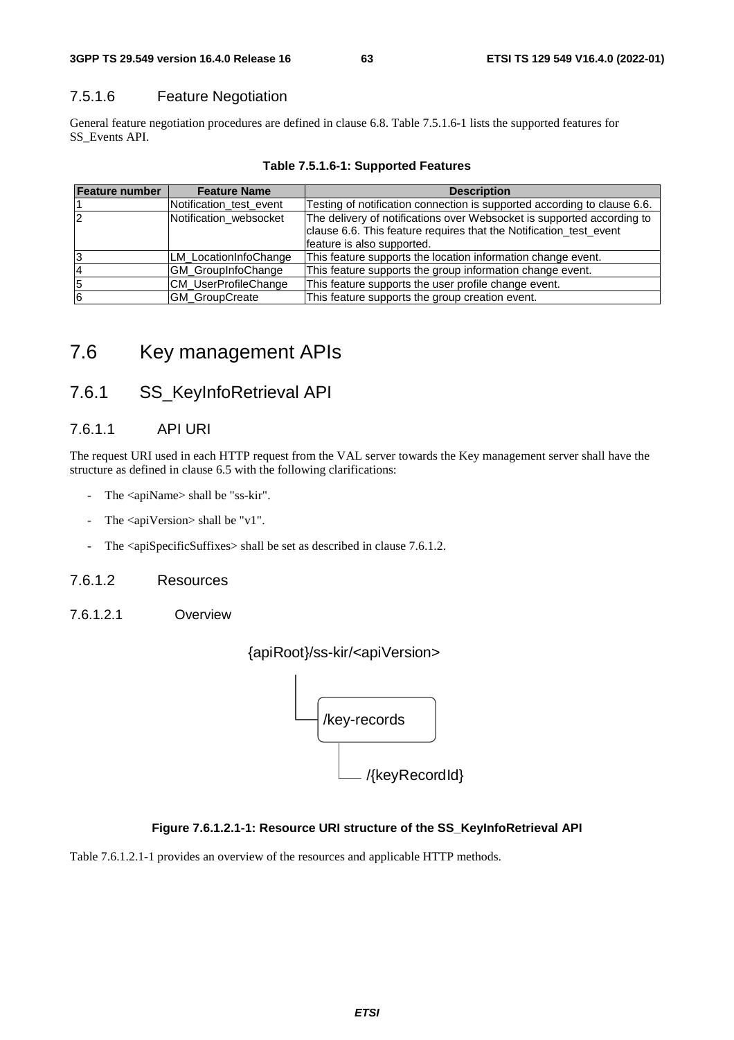### 7.5.1.6 Feature Negotiation

General feature negotiation procedures are defined in clause 6.8. Table 7.5.1.6-1 lists the supported features for SS_Events API.

**Table 7.5.1.6-1: Supported Features**

| Feature number | Feature Name | Description |
|---|---|---|
| 1 | Notification_test_event | Testing of notification connection is supported according to clause 6.6. |
| 2 | Notification_websocket | The delivery of notifications over Websocket is supported according to clause 6.6. This feature requires that the Notification_test_event feature is also supported. |
| 3 | LM_LocationInfoChange | This feature supports the location information change event. |
| 4 | GM_GroupInfoChange | This feature supports the group information change event. |
| 5 | CM_UserProfileChange | This feature supports the user profile change event. |
| 6 | GM_GroupCreate | This feature supports the group creation event. |

## 7.6 Key management APIs

### 7.6.1 SS_KeyInfoRetrieval API

#### 7.6.1.1 API URI

The request URI used in each HTTP request from the VAL server towards the Key management server shall have the structure as defined in clause 6.5 with the following clarifications:

- The <apiName> shall be "ss-kir".
- The <apiVersion> shall be "v1".
- The <apiSpecificSuffixes> shall be set as described in clause 7.6.1.2.

#### 7.6.1.2 Resources

##### 7.6.1.2.1 Overview

```
{apiRoot}/ss-kir/<apiVersion>
    └── /key-records
            └── /{keyRecordId}
```

**Figure 7.6.1.2.1-1: Resource URI structure of the SS_KeyInfoRetrieval API**

Table 7.6.1.2.1-1 provides an overview of the resources and applicable HTTP methods.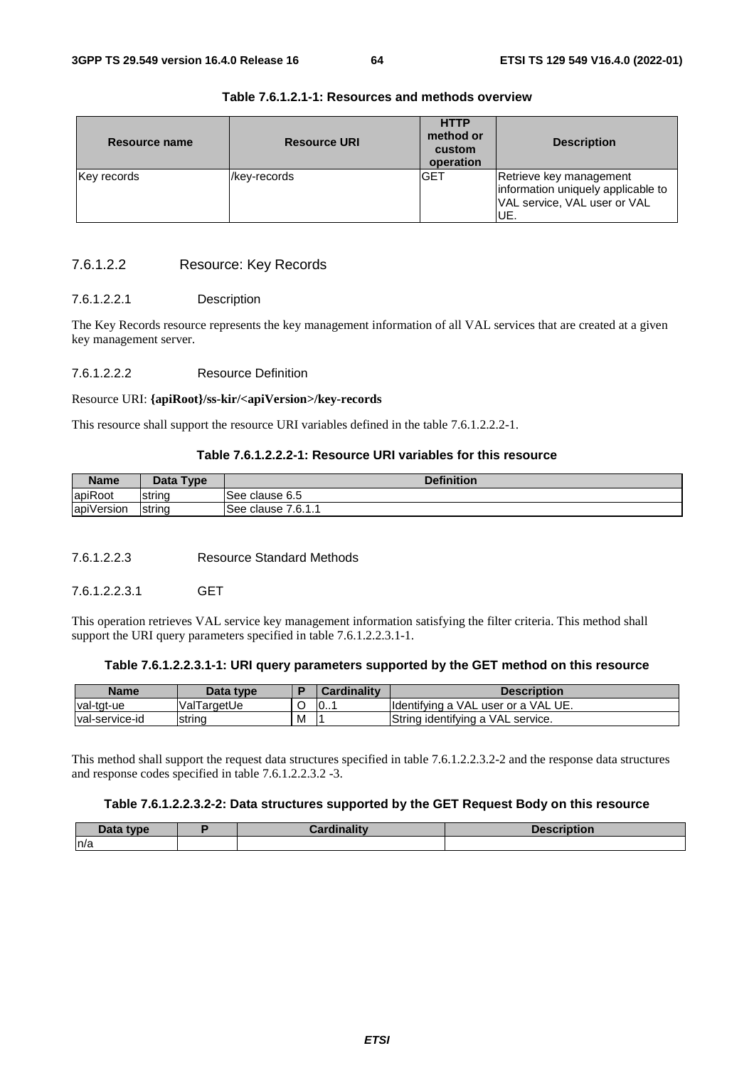**Table 7.6.1.2.1-1: Resources and methods overview**

| Resource name | Resource URI | HTTP method or custom operation | Description |
|---|---|---|---|
| Key records | /key-records | GET | Retrieve key management information uniquely applicable to VAL service, VAL user or VAL UE. |

#### 7.6.1.2.2 Resource: Key Records

##### 7.6.1.2.2.1 Description

The Key Records resource represents the key management information of all VAL services that are created at a given key management server.

##### 7.6.1.2.2.2 Resource Definition

Resource URI: **{apiRoot}/ss-kir/<apiVersion>/key-records**

This resource shall support the resource URI variables defined in the table 7.6.1.2.2.2-1.

**Table 7.6.1.2.2.2-1: Resource URI variables for this resource**

| Name | Data Type | Definition |
|---|---|---|
| apiRoot | string | See clause 6.5 |
| apiVersion | string | See clause 7.6.1.1 |

##### 7.6.1.2.2.3 Resource Standard Methods

###### 7.6.1.2.2.3.1 GET

This operation retrieves VAL service key management information satisfying the filter criteria. This method shall support the URI query parameters specified in table 7.6.1.2.2.3.1-1.

**Table 7.6.1.2.2.3.1-1: URI query parameters supported by the GET method on this resource**

| Name | Data type | P | Cardinality | Description |
|---|---|---|---|---|
| val-tgt-ue | ValTargetUe | O | 0..1 | Identifying a VAL user or a VAL UE. |
| val-service-id | string | M | 1 | String identifying a VAL service. |

This method shall support the request data structures specified in table 7.6.1.2.2.3.2-2 and the response data structures and response codes specified in table 7.6.1.2.2.3.2 -3.

**Table 7.6.1.2.2.3.2-2: Data structures supported by the GET Request Body on this resource**

| Data type | P | Cardinality | Description |
|---|---|---|---|
| n/a | | | |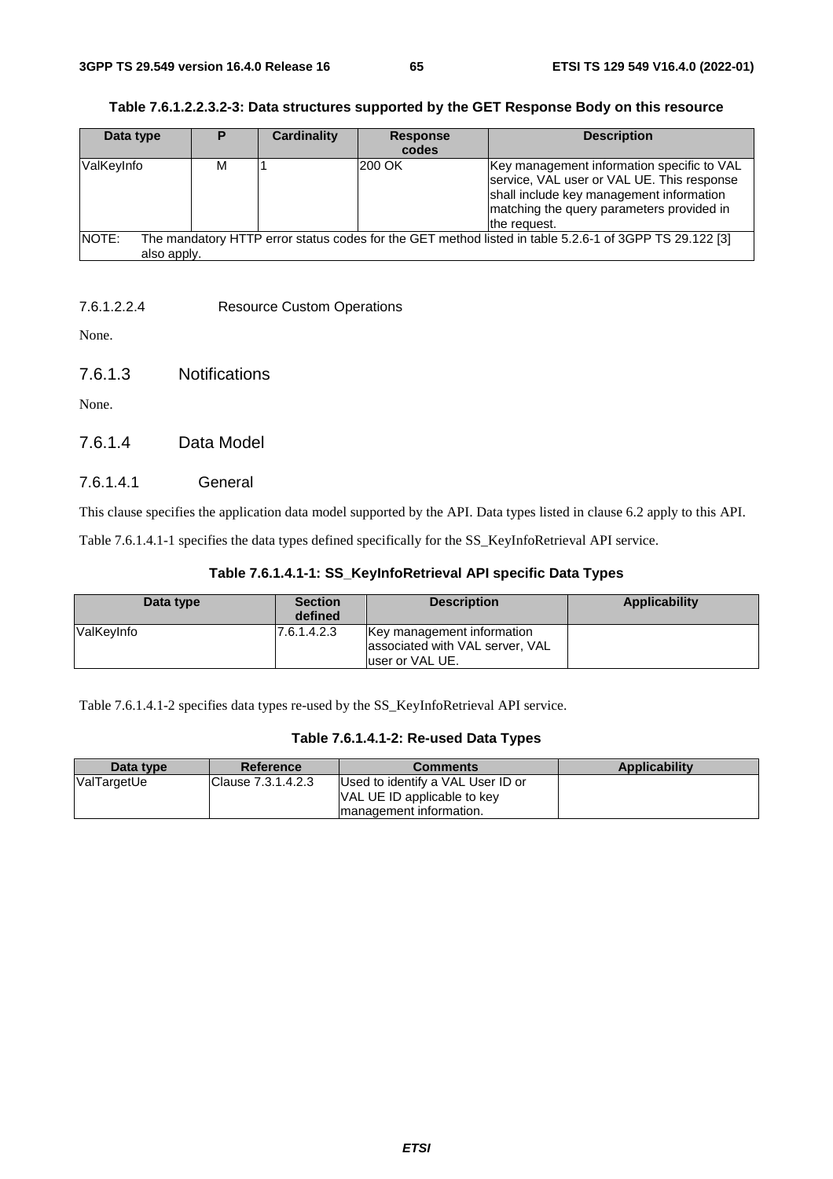**Table 7.6.1.2.2.3.2-3: Data structures supported by the GET Response Body on this resource**

| Data type | P | Cardinality | Response codes | Description |
|---|---|---|---|---|
| ValKeyInfo | M | 1 | 200 OK | Key management information specific to VAL service, VAL user or VAL UE. This response shall include key management information matching the query parameters provided in the request. |
| NOTE: The mandatory HTTP error status codes for the GET method listed in table 5.2.6-1 of 3GPP TS 29.122 [3] also apply. | | | | |

##### 7.6.1.2.2.4 Resource Custom Operations

None.

### 7.6.1.3 Notifications

None.

### 7.6.1.4 Data Model

#### 7.6.1.4.1 General

This clause specifies the application data model supported by the API. Data types listed in clause 6.2 apply to this API.

Table 7.6.1.4.1-1 specifies the data types defined specifically for the SS_KeyInfoRetrieval API service.

**Table 7.6.1.4.1-1: SS_KeyInfoRetrieval API specific Data Types**

| Data type | Section defined | Description | Applicability |
|---|---|---|---|
| ValKeyInfo | 7.6.1.4.2.3 | Key management information associated with VAL server, VAL user or VAL UE. | |

Table 7.6.1.4.1-2 specifies data types re-used by the SS_KeyInfoRetrieval API service.

**Table 7.6.1.4.1-2: Re-used Data Types**

| Data type | Reference | Comments | Applicability |
|---|---|---|---|
| ValTargetUe | Clause 7.3.1.4.2.3 | Used to identify a VAL User ID or VAL UE ID applicable to key management information. | |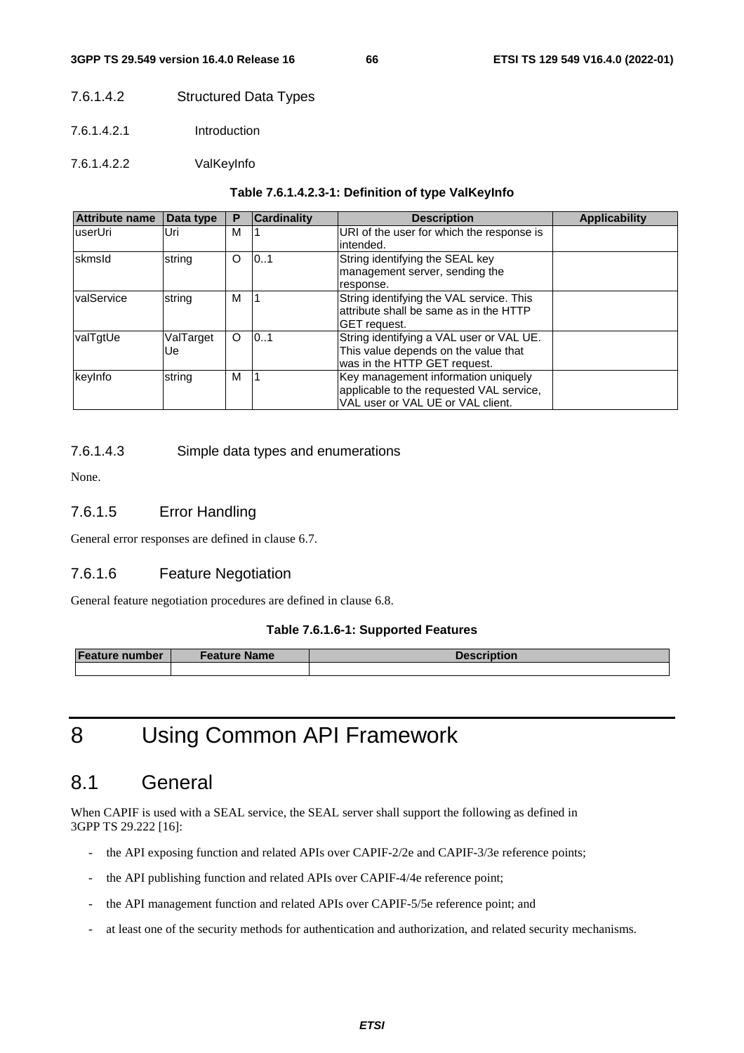#### 7.6.1.4.2 Structured Data Types

##### 7.6.1.4.2.1 Introduction

##### 7.6.1.4.2.2 ValKeyInfo

**Table 7.6.1.4.2.3-1: Definition of type ValKeyInfo**

| Attribute name | Data type | P | Cardinality | Description | Applicability |
|---|---|---|---|---|---|
| userUri | Uri | M | 1 | URI of the user for which the response is intended. | |
| skmsId | string | O | 0..1 | String identifying the SEAL key management server, sending the response. | |
| valService | string | M | 1 | String identifying the VAL service. This attribute shall be same as in the HTTP GET request. | |
| valTgtUe | ValTargetUe | O | 0..1 | String identifying a VAL user or VAL UE. This value depends on the value that was in the HTTP GET request. | |
| keyInfo | string | M | 1 | Key management information uniquely applicable to the requested VAL service, VAL user or VAL UE or VAL client. | |

#### 7.6.1.4.3 Simple data types and enumerations

None.

### 7.6.1.5 Error Handling

General error responses are defined in clause 6.7.

### 7.6.1.6 Feature Negotiation

General feature negotiation procedures are defined in clause 6.8.

**Table 7.6.1.6-1: Supported Features**

| Feature number | Feature Name | Description |
|---|---|---|
| | | |

# 8 Using Common API Framework

## 8.1 General

When CAPIF is used with a SEAL service, the SEAL server shall support the following as defined in 3GPP TS 29.222 [16]:

- the API exposing function and related APIs over CAPIF-2/2e and CAPIF-3/3e reference points;
- the API publishing function and related APIs over CAPIF-4/4e reference point;
- the API management function and related APIs over CAPIF-5/5e reference point; and
- at least one of the security methods for authentication and authorization, and related security mechanisms.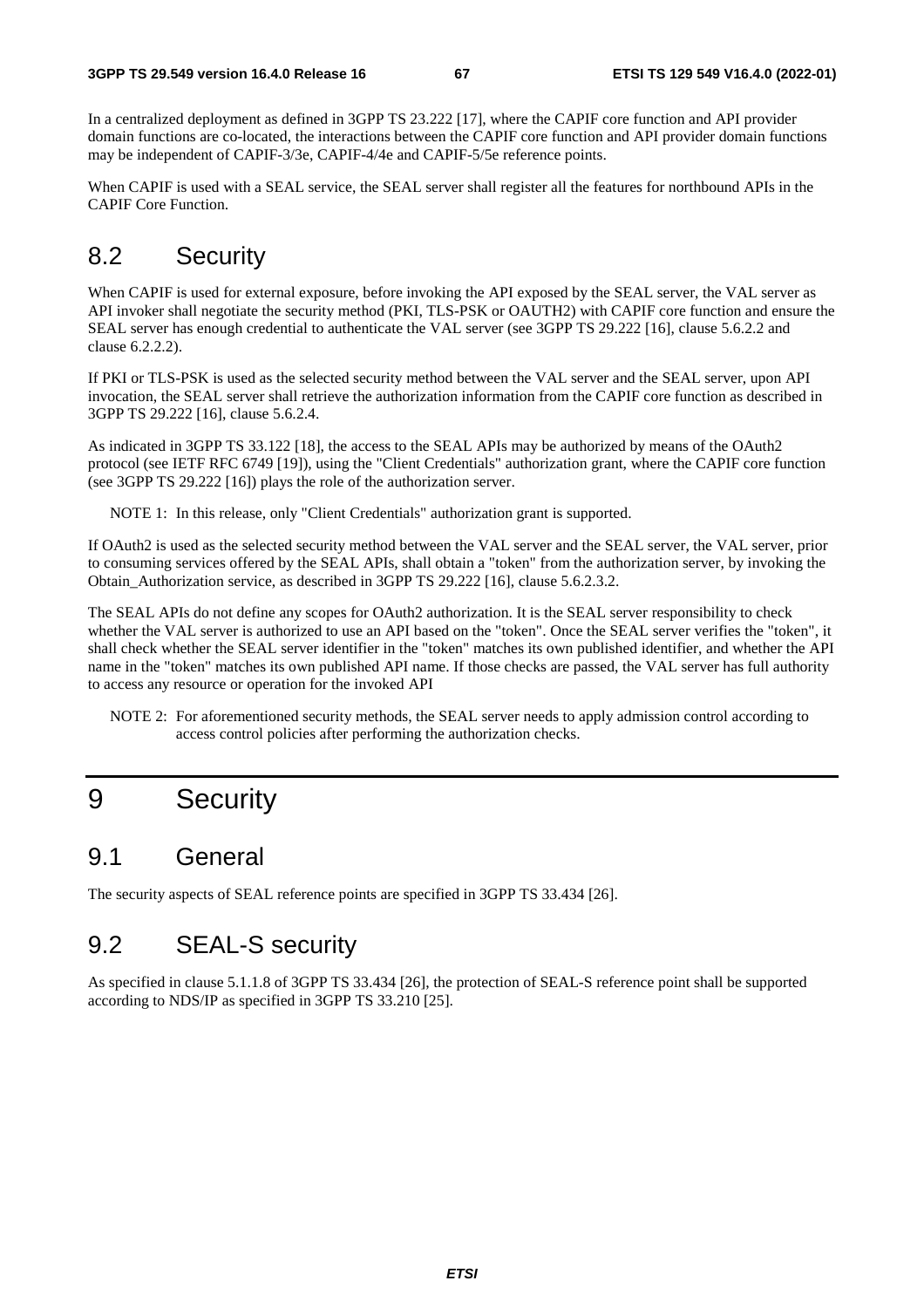In a centralized deployment as defined in 3GPP TS 23.222 [17], where the CAPIF core function and API provider domain functions are co-located, the interactions between the CAPIF core function and API provider domain functions may be independent of CAPIF-3/3e, CAPIF-4/4e and CAPIF-5/5e reference points.

When CAPIF is used with a SEAL service, the SEAL server shall register all the features for northbound APIs in the CAPIF Core Function.

## 8.2 Security

When CAPIF is used for external exposure, before invoking the API exposed by the SEAL server, the VAL server as API invoker shall negotiate the security method (PKI, TLS-PSK or OAUTH2) with CAPIF core function and ensure the SEAL server has enough credential to authenticate the VAL server (see 3GPP TS 29.222 [16], clause 5.6.2.2 and clause 6.2.2.2).

If PKI or TLS-PSK is used as the selected security method between the VAL server and the SEAL server, upon API invocation, the SEAL server shall retrieve the authorization information from the CAPIF core function as described in 3GPP TS 29.222 [16], clause 5.6.2.4.

As indicated in 3GPP TS 33.122 [18], the access to the SEAL APIs may be authorized by means of the OAuth2 protocol (see IETF RFC 6749 [19]), using the "Client Credentials" authorization grant, where the CAPIF core function (see 3GPP TS 29.222 [16]) plays the role of the authorization server.

NOTE 1: In this release, only "Client Credentials" authorization grant is supported.

If OAuth2 is used as the selected security method between the VAL server and the SEAL server, the VAL server, prior to consuming services offered by the SEAL APIs, shall obtain a "token" from the authorization server, by invoking the Obtain_Authorization service, as described in 3GPP TS 29.222 [16], clause 5.6.2.3.2.

The SEAL APIs do not define any scopes for OAuth2 authorization. It is the SEAL server responsibility to check whether the VAL server is authorized to use an API based on the "token". Once the SEAL server verifies the "token", it shall check whether the SEAL server identifier in the "token" matches its own published identifier, and whether the API name in the "token" matches its own published API name. If those checks are passed, the VAL server has full authority to access any resource or operation for the invoked API

NOTE 2: For aforementioned security methods, the SEAL server needs to apply admission control according to access control policies after performing the authorization checks.

# 9 Security

## 9.1 General

The security aspects of SEAL reference points are specified in 3GPP TS 33.434 [26].

## 9.2 SEAL-S security

As specified in clause 5.1.1.8 of 3GPP TS 33.434 [26], the protection of SEAL-S reference point shall be supported according to NDS/IP as specified in 3GPP TS 33.210 [25].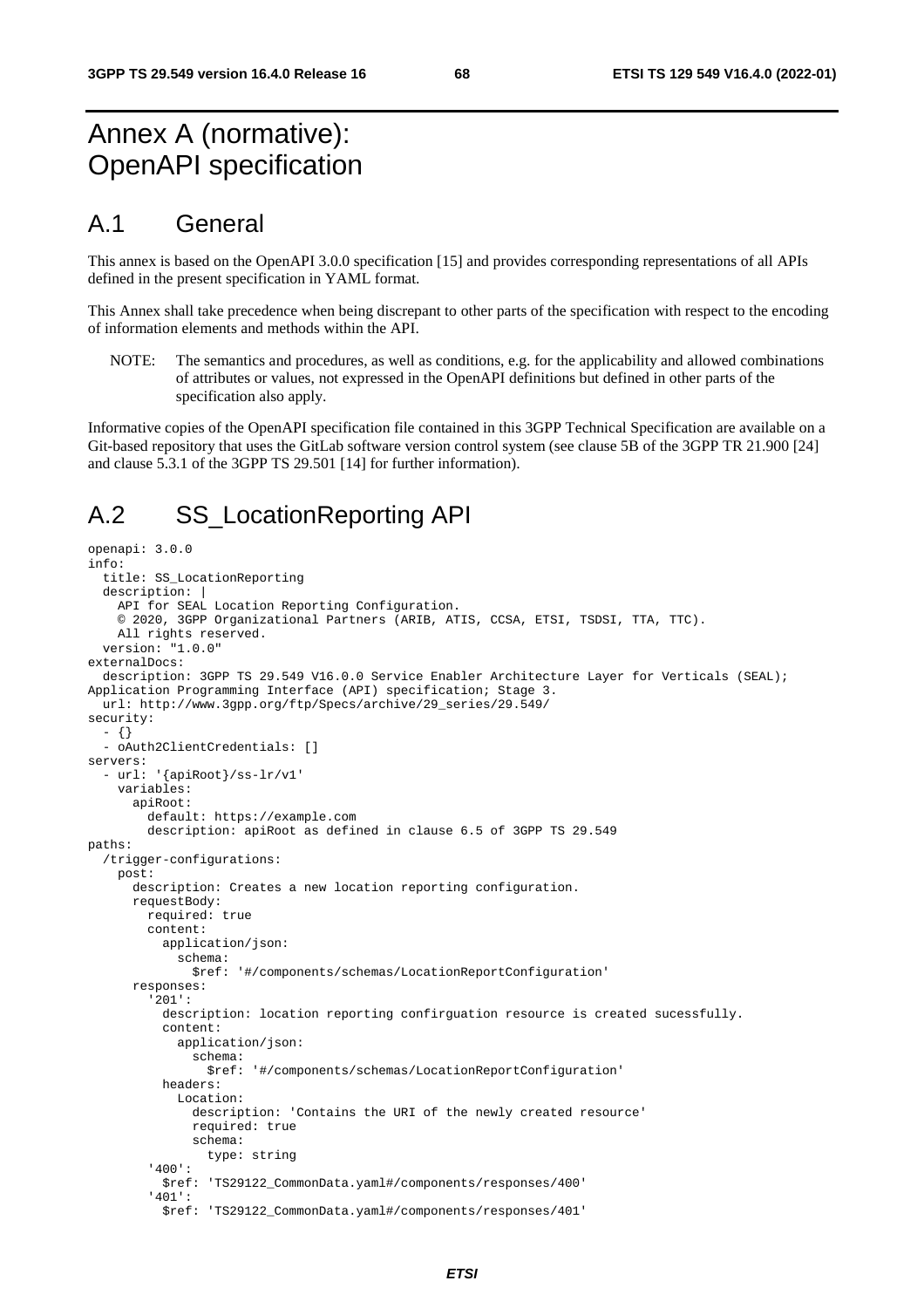# Annex A (normative): OpenAPI specification

## A.1 General

This annex is based on the OpenAPI 3.0.0 specification [15] and provides corresponding representations of all APIs defined in the present specification in YAML format.

This Annex shall take precedence when being discrepant to other parts of the specification with respect to the encoding of information elements and methods within the API.

NOTE: The semantics and procedures, as well as conditions, e.g. for the applicability and allowed combinations of attributes or values, not expressed in the OpenAPI definitions but defined in other parts of the specification also apply.

Informative copies of the OpenAPI specification file contained in this 3GPP Technical Specification are available on a Git-based repository that uses the GitLab software version control system (see clause 5B of the 3GPP TR 21.900 [24] and clause 5.3.1 of the 3GPP TS 29.501 [14] for further information).

## A.2 SS_LocationReporting API

```
openapi: 3.0.0
info:
  title: SS_LocationReporting
  description: |
    API for SEAL Location Reporting Configuration.
    © 2020, 3GPP Organizational Partners (ARIB, ATIS, CCSA, ETSI, TSDSI, TTA, TTC).
    All rights reserved.
  version: "1.0.0"
externalDocs:
  description: 3GPP TS 29.549 V16.0.0 Service Enabler Architecture Layer for Verticals (SEAL);
Application Programming Interface (API) specification; Stage 3.
  url: http://www.3gpp.org/ftp/Specs/archive/29_series/29.549/
security:
  - {}
  - oAuth2ClientCredentials: []
servers:
  - url: '{apiRoot}/ss-lr/v1'
    variables:
      apiRoot:
        default: https://example.com
        description: apiRoot as defined in clause 6.5 of 3GPP TS 29.549
paths:
  /trigger-configurations:
    post:
      description: Creates a new location reporting configuration.
      requestBody:
        required: true
        content:
          application/json:
            schema:
              $ref: '#/components/schemas/LocationReportConfiguration'
      responses:
        '201':
          description: location reporting confirguation resource is created sucessfully.
          content:
            application/json:
              schema:
                $ref: '#/components/schemas/LocationReportConfiguration'
          headers:
            Location:
              description: 'Contains the URI of the newly created resource'
              required: true
              schema:
                type: string
        '400':
          $ref: 'TS29122_CommonData.yaml#/components/responses/400'
        '401':
          $ref: 'TS29122_CommonData.yaml#/components/responses/401'
```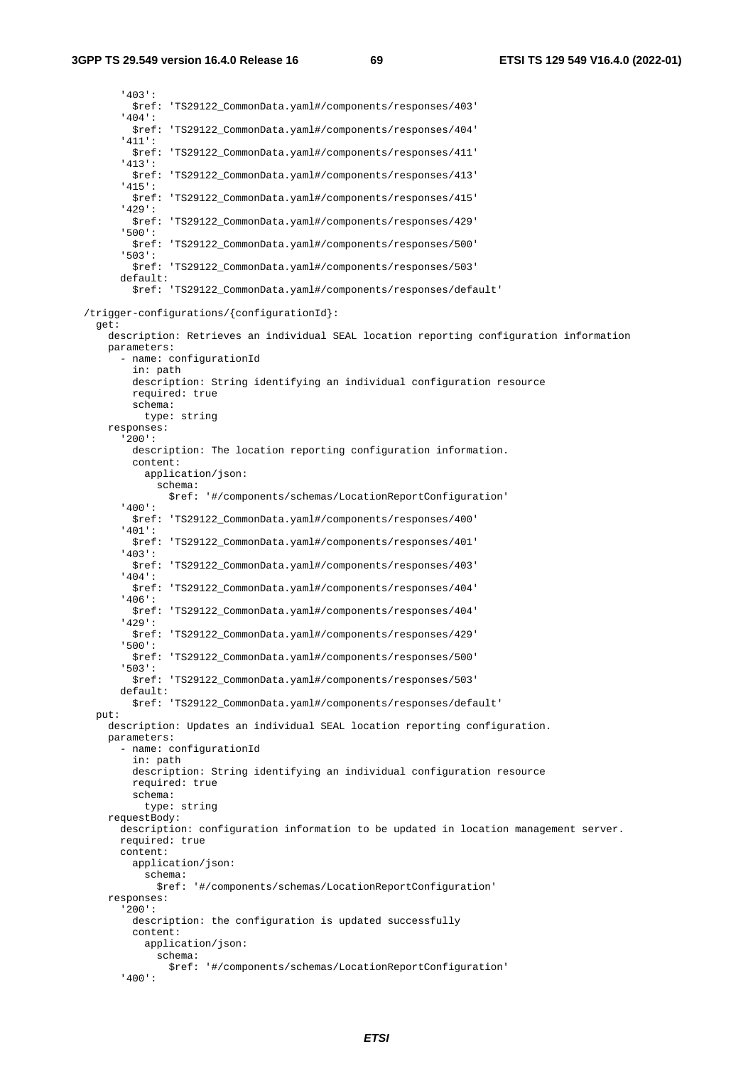```
        '403':
          $ref: 'TS29122_CommonData.yaml#/components/responses/403'
        '404':
          $ref: 'TS29122_CommonData.yaml#/components/responses/404'
        '411':
          $ref: 'TS29122_CommonData.yaml#/components/responses/411'
        '413':
          $ref: 'TS29122_CommonData.yaml#/components/responses/413'
        '415':
          $ref: 'TS29122_CommonData.yaml#/components/responses/415'
        '429':
          $ref: 'TS29122_CommonData.yaml#/components/responses/429'
        '500':
          $ref: 'TS29122_CommonData.yaml#/components/responses/500'
        '503':
          $ref: 'TS29122_CommonData.yaml#/components/responses/503'
        default:
          $ref: 'TS29122_CommonData.yaml#/components/responses/default'

  /trigger-configurations/{configurationId}:
    get:
      description: Retrieves an individual SEAL location reporting configuration information
      parameters:
        - name: configurationId
          in: path
          description: String identifying an individual configuration resource
          required: true
          schema:
            type: string
      responses:
        '200':
          description: The location reporting configuration information.
          content:
            application/json:
              schema:
                $ref: '#/components/schemas/LocationReportConfiguration'
        '400':
          $ref: 'TS29122_CommonData.yaml#/components/responses/400'
        '401':
          $ref: 'TS29122_CommonData.yaml#/components/responses/401'
        '403':
          $ref: 'TS29122_CommonData.yaml#/components/responses/403'
        '404':
          $ref: 'TS29122_CommonData.yaml#/components/responses/404'
        '406':
          $ref: 'TS29122_CommonData.yaml#/components/responses/404'
        '429':
          $ref: 'TS29122_CommonData.yaml#/components/responses/429'
        '500':
          $ref: 'TS29122_CommonData.yaml#/components/responses/500'
        '503':
          $ref: 'TS29122_CommonData.yaml#/components/responses/503'
        default:
          $ref: 'TS29122_CommonData.yaml#/components/responses/default'
    put:
      description: Updates an individual SEAL location reporting configuration.
      parameters:
        - name: configurationId
          in: path
          description: String identifying an individual configuration resource
          required: true
          schema:
            type: string
      requestBody:
        description: configuration information to be updated in location management server.
        required: true
        content:
          application/json:
            schema:
              $ref: '#/components/schemas/LocationReportConfiguration'
      responses:
        '200':
          description: the configuration is updated successfully
          content:
            application/json:
              schema:
                $ref: '#/components/schemas/LocationReportConfiguration'
        '400':
```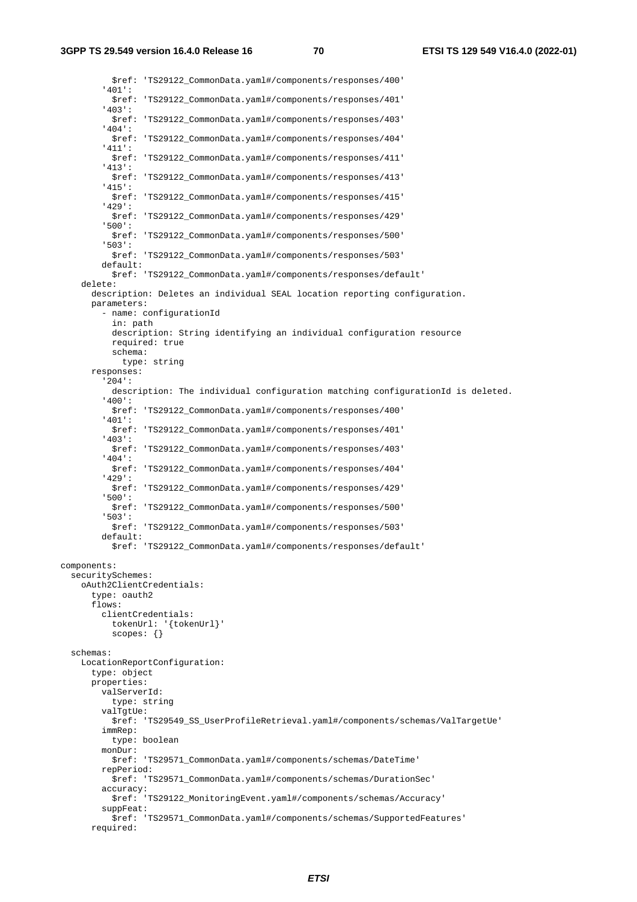```
          $ref: 'TS29122_CommonData.yaml#/components/responses/400'
        '401':
          $ref: 'TS29122_CommonData.yaml#/components/responses/401'
        '403':
          $ref: 'TS29122_CommonData.yaml#/components/responses/403'
        '404':
          $ref: 'TS29122_CommonData.yaml#/components/responses/404'
        '411':
          $ref: 'TS29122_CommonData.yaml#/components/responses/411'
        '413':
          $ref: 'TS29122_CommonData.yaml#/components/responses/413'
        '415':
          $ref: 'TS29122_CommonData.yaml#/components/responses/415'
        '429':
          $ref: 'TS29122_CommonData.yaml#/components/responses/429'
        '500':
          $ref: 'TS29122_CommonData.yaml#/components/responses/500'
        '503':
          $ref: 'TS29122_CommonData.yaml#/components/responses/503'
        default:
          $ref: 'TS29122_CommonData.yaml#/components/responses/default'
    delete:
      description: Deletes an individual SEAL location reporting configuration.
      parameters:
        - name: configurationId
          in: path
          description: String identifying an individual configuration resource
          required: true
          schema:
            type: string
      responses:
        '204':
          description: The individual configuration matching configurationId is deleted.
        '400':
          $ref: 'TS29122_CommonData.yaml#/components/responses/400'
        '401':
          $ref: 'TS29122_CommonData.yaml#/components/responses/401'
        '403':
          $ref: 'TS29122_CommonData.yaml#/components/responses/403'
        '404':
          $ref: 'TS29122_CommonData.yaml#/components/responses/404'
        '429':
          $ref: 'TS29122_CommonData.yaml#/components/responses/429'
        '500':
          $ref: 'TS29122_CommonData.yaml#/components/responses/500'
        '503':
          $ref: 'TS29122_CommonData.yaml#/components/responses/503'
        default:
          $ref: 'TS29122_CommonData.yaml#/components/responses/default'

components:
  securitySchemes:
    oAuth2ClientCredentials:
      type: oauth2
      flows:
        clientCredentials:
          tokenUrl: '{tokenUrl}'
          scopes: {}

  schemas:
    LocationReportConfiguration:
      type: object
      properties:
        valServerId:
          type: string
        valTgtUe:
          $ref: 'TS29549_SS_UserProfileRetrieval.yaml#/components/schemas/ValTargetUe'
        immRep:
          type: boolean
        monDur:
          $ref: 'TS29571_CommonData.yaml#/components/schemas/DateTime'
        repPeriod:
          $ref: 'TS29571_CommonData.yaml#/components/schemas/DurationSec'
        accuracy:
          $ref: 'TS29122_MonitoringEvent.yaml#/components/schemas/Accuracy'
        suppFeat:
          $ref: 'TS29571_CommonData.yaml#/components/schemas/SupportedFeatures'
      required:
```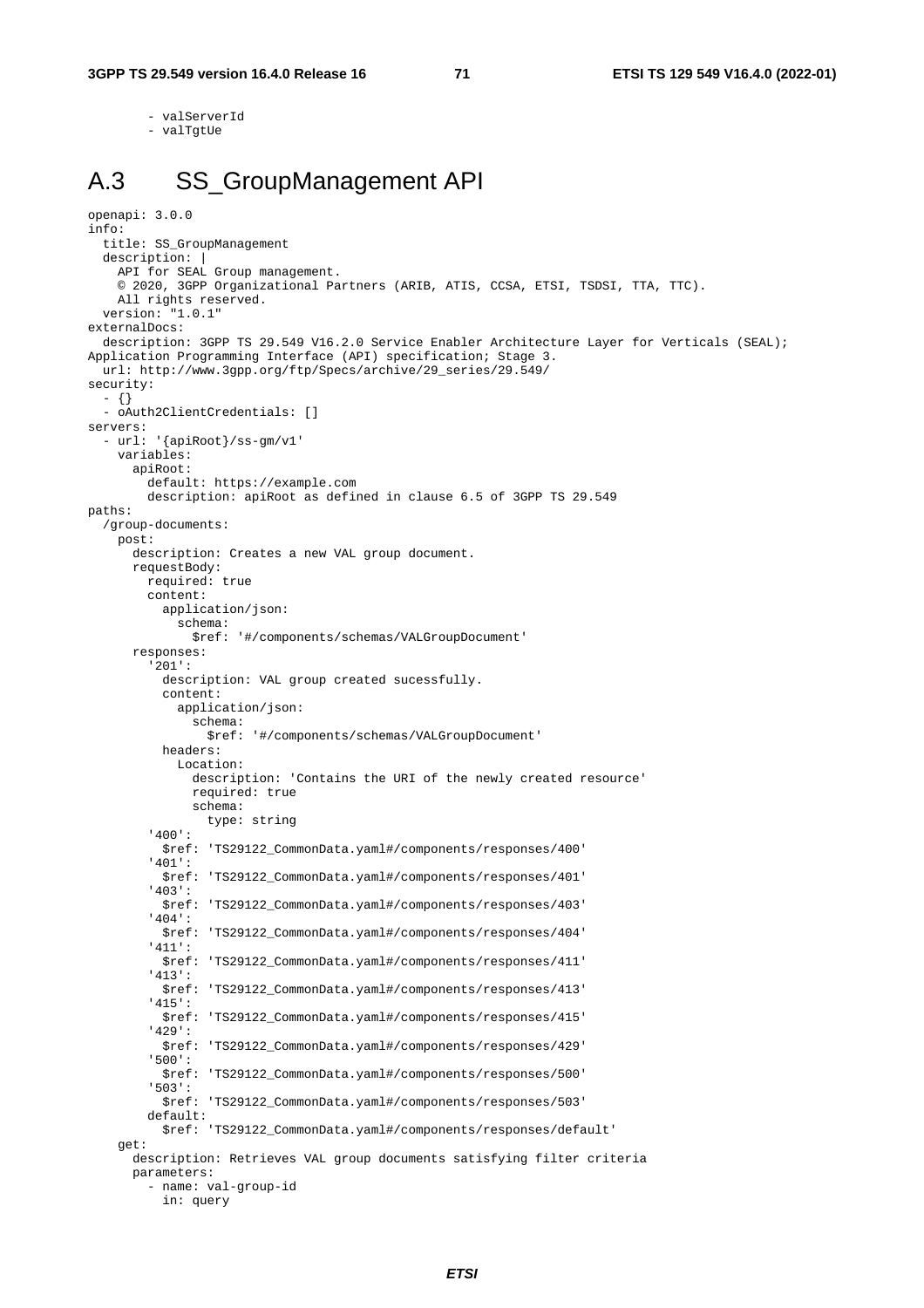```
        - valServerId
        - valTgtUe
```

# A.3 SS_GroupManagement API

```
openapi: 3.0.0
info:
  title: SS_GroupManagement
  description: |
    API for SEAL Group management.
    © 2020, 3GPP Organizational Partners (ARIB, ATIS, CCSA, ETSI, TSDSI, TTA, TTC).
    All rights reserved.
  version: "1.0.1"
externalDocs:
  description: 3GPP TS 29.549 V16.2.0 Service Enabler Architecture Layer for Verticals (SEAL);
Application Programming Interface (API) specification; Stage 3.
  url: http://www.3gpp.org/ftp/Specs/archive/29_series/29.549/
security:
  - {}
  - oAuth2ClientCredentials: []
servers:
  - url: '{apiRoot}/ss-gm/v1'
    variables:
      apiRoot:
        default: https://example.com
        description: apiRoot as defined in clause 6.5 of 3GPP TS 29.549
paths:
  /group-documents:
    post:
      description: Creates a new VAL group document.
      requestBody:
        required: true
        content:
          application/json:
            schema:
              $ref: '#/components/schemas/VALGroupDocument'
      responses:
        '201':
          description: VAL group created sucessfully.
          content:
            application/json:
              schema:
                $ref: '#/components/schemas/VALGroupDocument'
          headers:
            Location:
              description: 'Contains the URI of the newly created resource'
              required: true
              schema:
                type: string
        '400':
          $ref: 'TS29122_CommonData.yaml#/components/responses/400'
        '401':
          $ref: 'TS29122_CommonData.yaml#/components/responses/401'
        '403':
          $ref: 'TS29122_CommonData.yaml#/components/responses/403'
        '404':
          $ref: 'TS29122_CommonData.yaml#/components/responses/404'
        '411':
          $ref: 'TS29122_CommonData.yaml#/components/responses/411'
        '413':
          $ref: 'TS29122_CommonData.yaml#/components/responses/413'
        '415':
          $ref: 'TS29122_CommonData.yaml#/components/responses/415'
        '429':
          $ref: 'TS29122_CommonData.yaml#/components/responses/429'
        '500':
          $ref: 'TS29122_CommonData.yaml#/components/responses/500'
        '503':
          $ref: 'TS29122_CommonData.yaml#/components/responses/503'
        default:
          $ref: 'TS29122_CommonData.yaml#/components/responses/default'
    get:
      description: Retrieves VAL group documents satisfying filter criteria
      parameters:
        - name: val-group-id
          in: query
```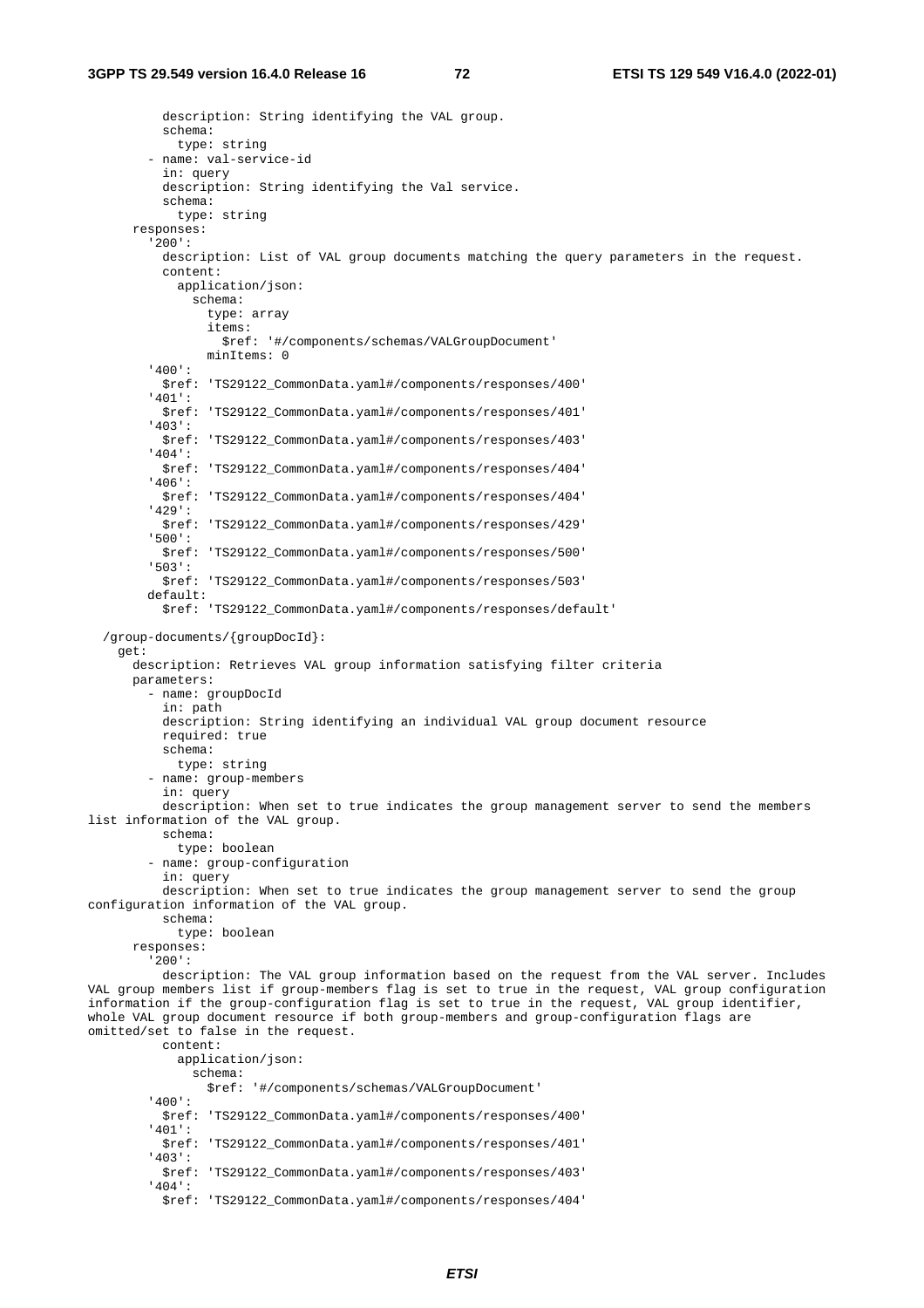```
          description: String identifying the VAL group.
          schema:
            type: string
        - name: val-service-id
          in: query
          description: String identifying the Val service.
          schema:
            type: string
      responses:
        '200':
          description: List of VAL group documents matching the query parameters in the request.
          content:
            application/json:
              schema:
                type: array
                items:
                  $ref: '#/components/schemas/VALGroupDocument'
                minItems: 0
        '400':
          $ref: 'TS29122_CommonData.yaml#/components/responses/400'
        '401':
          $ref: 'TS29122_CommonData.yaml#/components/responses/401'
        '403':
          $ref: 'TS29122_CommonData.yaml#/components/responses/403'
        '404':
          $ref: 'TS29122_CommonData.yaml#/components/responses/404'
        '406':
          $ref: 'TS29122_CommonData.yaml#/components/responses/404'
        '429':
          $ref: 'TS29122_CommonData.yaml#/components/responses/429'
        '500':
          $ref: 'TS29122_CommonData.yaml#/components/responses/500'
        '503':
          $ref: 'TS29122_CommonData.yaml#/components/responses/503'
        default:
          $ref: 'TS29122_CommonData.yaml#/components/responses/default'

  /group-documents/{groupDocId}:
    get:
      description: Retrieves VAL group information satisfying filter criteria
      parameters:
        - name: groupDocId
          in: path
          description: String identifying an individual VAL group document resource
          required: true
          schema:
            type: string
        - name: group-members
          in: query
          description: When set to true indicates the group management server to send the members
list information of the VAL group.
          schema:
            type: boolean
        - name: group-configuration
          in: query
          description: When set to true indicates the group management server to send the group
configuration information of the VAL group.
          schema:
            type: boolean
      responses:
        '200':
          description: The VAL group information based on the request from the VAL server. Includes
VAL group members list if group-members flag is set to true in the request, VAL group configuration
information if the group-configuration flag is set to true in the request, VAL group identifier,
whole VAL group document resource if both group-members and group-configuration flags are
omitted/set to false in the request.
          content:
            application/json:
              schema:
                $ref: '#/components/schemas/VALGroupDocument'
        '400':
          $ref: 'TS29122_CommonData.yaml#/components/responses/400'
        '401':
          $ref: 'TS29122_CommonData.yaml#/components/responses/401'
        '403':
          $ref: 'TS29122_CommonData.yaml#/components/responses/403'
        '404':
          $ref: 'TS29122_CommonData.yaml#/components/responses/404'
```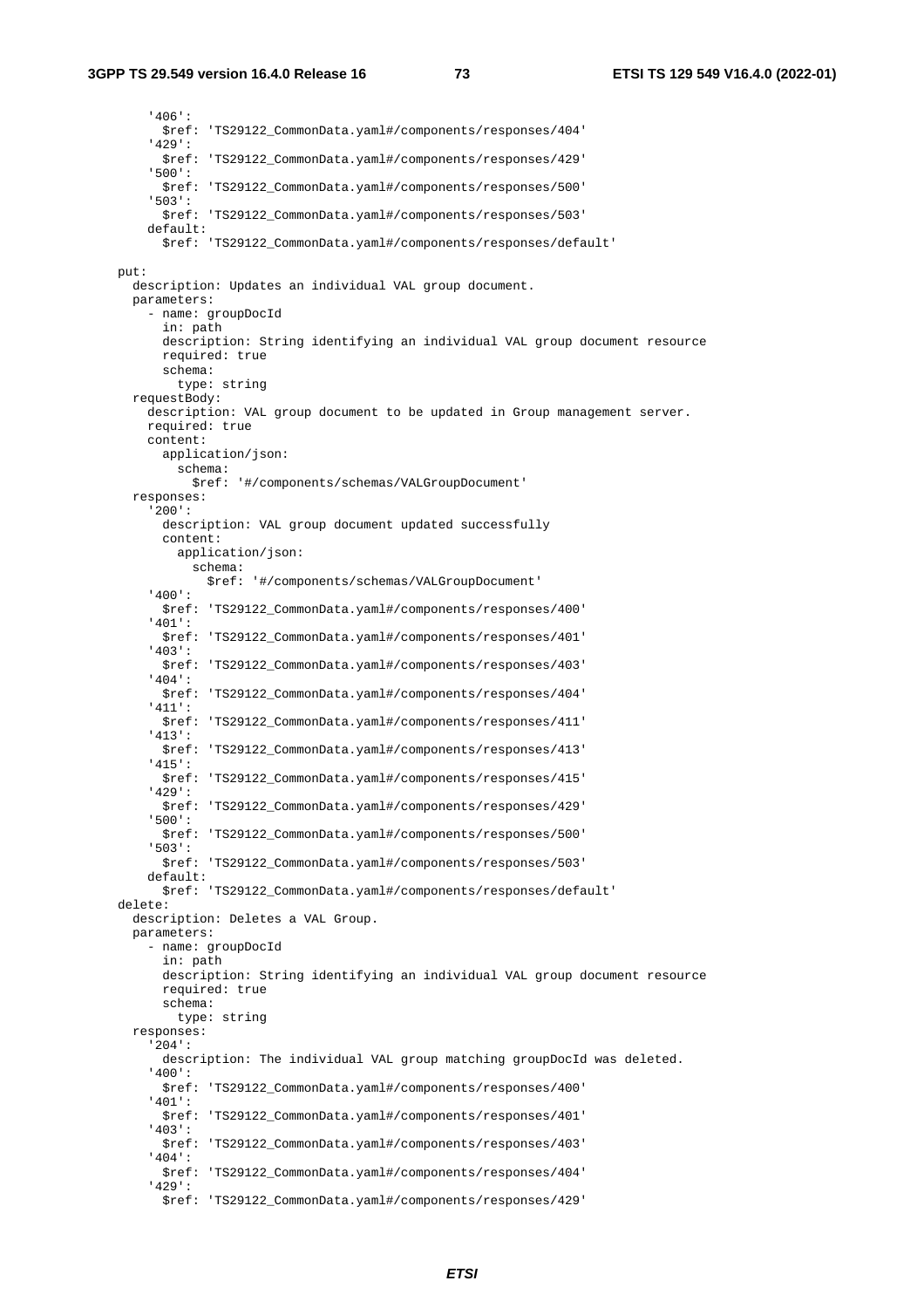```
        '406':
          $ref: 'TS29122_CommonData.yaml#/components/responses/404'
        '429':
          $ref: 'TS29122_CommonData.yaml#/components/responses/429'
        '500':
          $ref: 'TS29122_CommonData.yaml#/components/responses/500'
        '503':
          $ref: 'TS29122_CommonData.yaml#/components/responses/503'
        default:
          $ref: 'TS29122_CommonData.yaml#/components/responses/default'

    put:
      description: Updates an individual VAL group document.
      parameters:
        - name: groupDocId
          in: path
          description: String identifying an individual VAL group document resource
          required: true
          schema:
            type: string
      requestBody:
        description: VAL group document to be updated in Group management server.
        required: true
        content:
          application/json:
            schema:
              $ref: '#/components/schemas/VALGroupDocument'
      responses:
        '200':
          description: VAL group document updated successfully
          content:
            application/json:
              schema:
                $ref: '#/components/schemas/VALGroupDocument'
        '400':
          $ref: 'TS29122_CommonData.yaml#/components/responses/400'
        '401':
          $ref: 'TS29122_CommonData.yaml#/components/responses/401'
        '403':
          $ref: 'TS29122_CommonData.yaml#/components/responses/403'
        '404':
          $ref: 'TS29122_CommonData.yaml#/components/responses/404'
        '411':
          $ref: 'TS29122_CommonData.yaml#/components/responses/411'
        '413':
          $ref: 'TS29122_CommonData.yaml#/components/responses/413'
        '415':
          $ref: 'TS29122_CommonData.yaml#/components/responses/415'
        '429':
          $ref: 'TS29122_CommonData.yaml#/components/responses/429'
        '500':
          $ref: 'TS29122_CommonData.yaml#/components/responses/500'
        '503':
          $ref: 'TS29122_CommonData.yaml#/components/responses/503'
        default:
          $ref: 'TS29122_CommonData.yaml#/components/responses/default'
    delete:
      description: Deletes a VAL Group.
      parameters:
        - name: groupDocId
          in: path
          description: String identifying an individual VAL group document resource
          required: true
          schema:
            type: string
      responses:
        '204':
          description: The individual VAL group matching groupDocId was deleted.
        '400':
          $ref: 'TS29122_CommonData.yaml#/components/responses/400'
        '401':
          $ref: 'TS29122_CommonData.yaml#/components/responses/401'
        '403':
          $ref: 'TS29122_CommonData.yaml#/components/responses/403'
        '404':
          $ref: 'TS29122_CommonData.yaml#/components/responses/404'
        '429':
          $ref: 'TS29122_CommonData.yaml#/components/responses/429'
```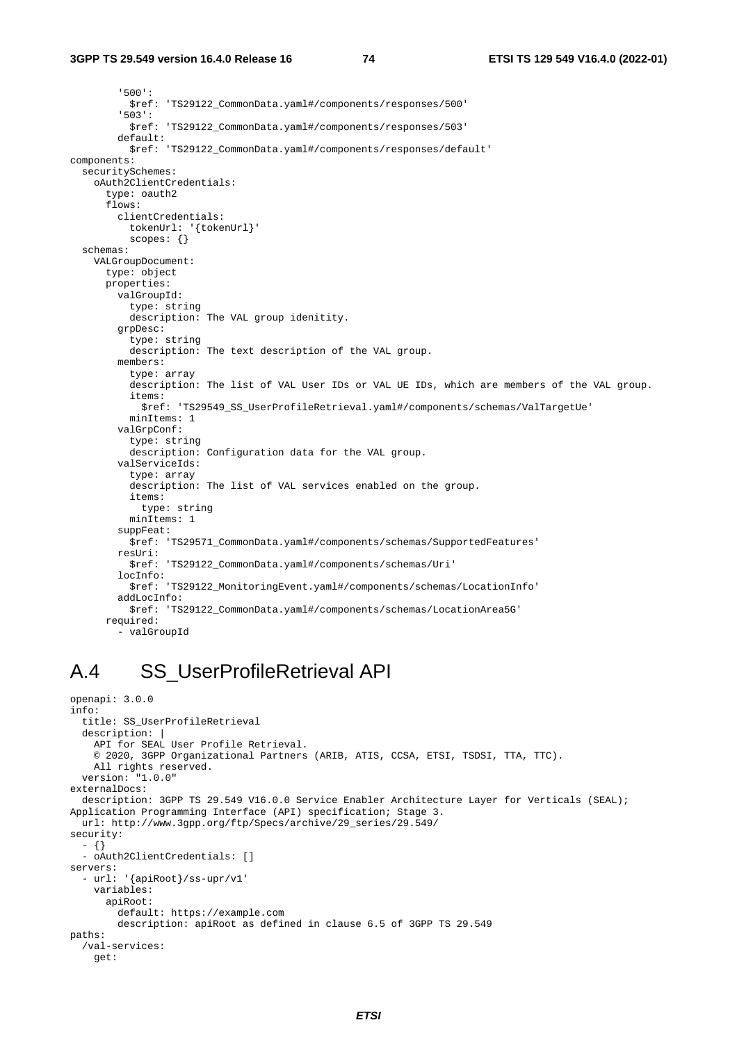```yaml
        '500':
          $ref: 'TS29122_CommonData.yaml#/components/responses/500'
        '503':
          $ref: 'TS29122_CommonData.yaml#/components/responses/503'
        default:
          $ref: 'TS29122_CommonData.yaml#/components/responses/default'
components:
  securitySchemes:
    oAuth2ClientCredentials:
      type: oauth2
      flows:
        clientCredentials:
          tokenUrl: '{tokenUrl}'
          scopes: {}
  schemas:
    VALGroupDocument:
      type: object
      properties:
        valGroupId:
          type: string
          description: The VAL group idenitity.
        grpDesc:
          type: string
          description: The text description of the VAL group.
        members:
          type: array
          description: The list of VAL User IDs or VAL UE IDs, which are members of the VAL group.
          items:
            $ref: 'TS29549_SS_UserProfileRetrieval.yaml#/components/schemas/ValTargetUe'
          minItems: 1
        valGrpConf:
          type: string
          description: Configuration data for the VAL group.
        valServiceIds:
          type: array
          description: The list of VAL services enabled on the group.
          items:
            type: string
          minItems: 1
        suppFeat:
          $ref: 'TS29571_CommonData.yaml#/components/schemas/SupportedFeatures'
        resUri:
          $ref: 'TS29122_CommonData.yaml#/components/schemas/Uri'
        locInfo:
          $ref: 'TS29122_MonitoringEvent.yaml#/components/schemas/LocationInfo'
        addLocInfo:
          $ref: 'TS29122_CommonData.yaml#/components/schemas/LocationArea5G'
      required:
        - valGroupId
```

# A.4 SS_UserProfileRetrieval API

```yaml
openapi: 3.0.0
info:
  title: SS_UserProfileRetrieval
  description: |
    API for SEAL User Profile Retrieval.
    © 2020, 3GPP Organizational Partners (ARIB, ATIS, CCSA, ETSI, TSDSI, TTA, TTC).
    All rights reserved.
  version: "1.0.0"
externalDocs:
  description: 3GPP TS 29.549 V16.0.0 Service Enabler Architecture Layer for Verticals (SEAL);
Application Programming Interface (API) specification; Stage 3.
  url: http://www.3gpp.org/ftp/Specs/archive/29_series/29.549/
security:
  - {}
  - oAuth2ClientCredentials: []
servers:
  - url: '{apiRoot}/ss-upr/v1'
    variables:
      apiRoot:
        default: https://example.com
        description: apiRoot as defined in clause 6.5 of 3GPP TS 29.549
paths:
  /val-services:
    get:
```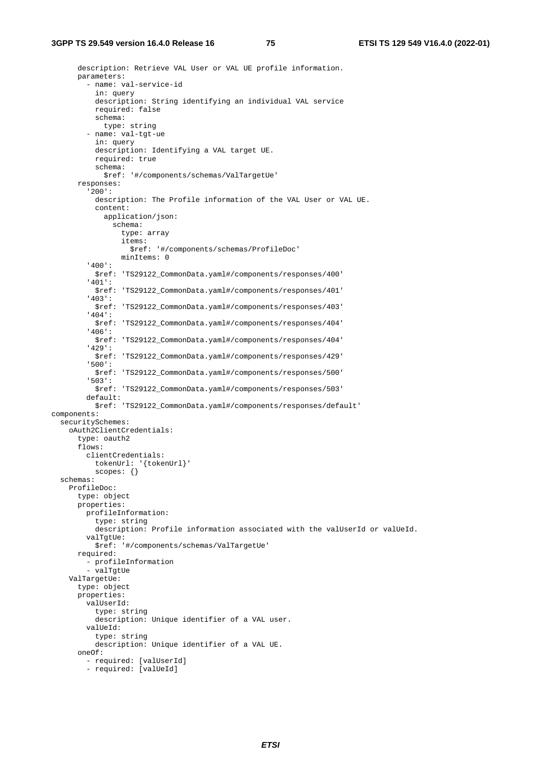```
      description: Retrieve VAL User or VAL UE profile information.
      parameters:
        - name: val-service-id
          in: query
          description: String identifying an individual VAL service
          required: false
          schema:
            type: string
        - name: val-tgt-ue
          in: query
          description: Identifying a VAL target UE.
          required: true
          schema:
            $ref: '#/components/schemas/ValTargetUe'
      responses:
        '200':
          description: The Profile information of the VAL User or VAL UE.
          content:
            application/json:
              schema:
                type: array
                items:
                  $ref: '#/components/schemas/ProfileDoc'
                minItems: 0
        '400':
          $ref: 'TS29122_CommonData.yaml#/components/responses/400'
        '401':
          $ref: 'TS29122_CommonData.yaml#/components/responses/401'
        '403':
          $ref: 'TS29122_CommonData.yaml#/components/responses/403'
        '404':
          $ref: 'TS29122_CommonData.yaml#/components/responses/404'
        '406':
          $ref: 'TS29122_CommonData.yaml#/components/responses/404'
        '429':
          $ref: 'TS29122_CommonData.yaml#/components/responses/429'
        '500':
          $ref: 'TS29122_CommonData.yaml#/components/responses/500'
        '503':
          $ref: 'TS29122_CommonData.yaml#/components/responses/503'
        default:
          $ref: 'TS29122_CommonData.yaml#/components/responses/default'
components:
  securitySchemes:
    oAuth2ClientCredentials:
      type: oauth2
      flows:
        clientCredentials:
          tokenUrl: '{tokenUrl}'
          scopes: {}
  schemas:
    ProfileDoc:
      type: object
      properties:
        profileInformation:
          type: string
          description: Profile information associated with the valUserId or valUeId.
        valTgtUe:
          $ref: '#/components/schemas/ValTargetUe'
      required:
        - profileInformation
        - valTgtUe
    ValTargetUe:
      type: object
      properties:
        valUserId:
          type: string
          description: Unique identifier of a VAL user.
        valUeId:
          type: string
          description: Unique identifier of a VAL UE.
      oneOf:
        - required: [valUserId]
        - required: [valUeId]
```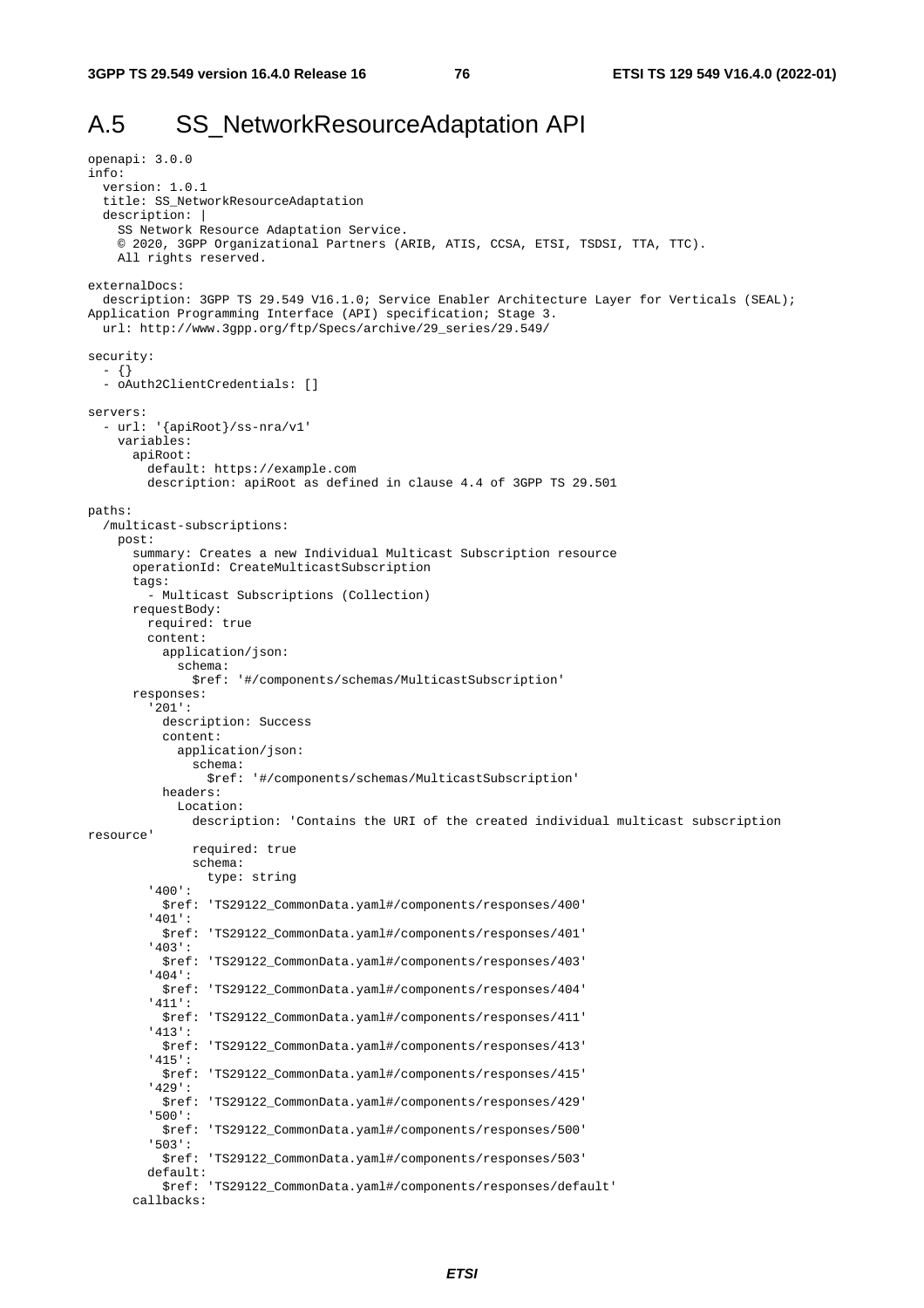# A.5 SS_NetworkResourceAdaptation API

```
openapi: 3.0.0
info:
  version: 1.0.1
  title: SS_NetworkResourceAdaptation
  description: |
    SS Network Resource Adaptation Service.
    © 2020, 3GPP Organizational Partners (ARIB, ATIS, CCSA, ETSI, TSDSI, TTA, TTC).
    All rights reserved.

externalDocs:
  description: 3GPP TS 29.549 V16.1.0; Service Enabler Architecture Layer for Verticals (SEAL);
Application Programming Interface (API) specification; Stage 3.
  url: http://www.3gpp.org/ftp/Specs/archive/29_series/29.549/

security:
  - {}
  - oAuth2ClientCredentials: []

servers:
  - url: '{apiRoot}/ss-nra/v1'
    variables:
      apiRoot:
        default: https://example.com
        description: apiRoot as defined in clause 4.4 of 3GPP TS 29.501

paths:
  /multicast-subscriptions:
    post:
      summary: Creates a new Individual Multicast Subscription resource
      operationId: CreateMulticastSubscription
      tags:
        - Multicast Subscriptions (Collection)
      requestBody:
        required: true
        content:
          application/json:
            schema:
              $ref: '#/components/schemas/MulticastSubscription'
      responses:
        '201':
          description: Success
          content:
            application/json:
              schema:
                $ref: '#/components/schemas/MulticastSubscription'
          headers:
            Location:
              description: 'Contains the URI of the created individual multicast subscription
resource'
              required: true
              schema:
                type: string
        '400':
          $ref: 'TS29122_CommonData.yaml#/components/responses/400'
        '401':
          $ref: 'TS29122_CommonData.yaml#/components/responses/401'
        '403':
          $ref: 'TS29122_CommonData.yaml#/components/responses/403'
        '404':
          $ref: 'TS29122_CommonData.yaml#/components/responses/404'
        '411':
          $ref: 'TS29122_CommonData.yaml#/components/responses/411'
        '413':
          $ref: 'TS29122_CommonData.yaml#/components/responses/413'
        '415':
          $ref: 'TS29122_CommonData.yaml#/components/responses/415'
        '429':
          $ref: 'TS29122_CommonData.yaml#/components/responses/429'
        '500':
          $ref: 'TS29122_CommonData.yaml#/components/responses/500'
        '503':
          $ref: 'TS29122_CommonData.yaml#/components/responses/503'
        default:
          $ref: 'TS29122_CommonData.yaml#/components/responses/default'
      callbacks:
```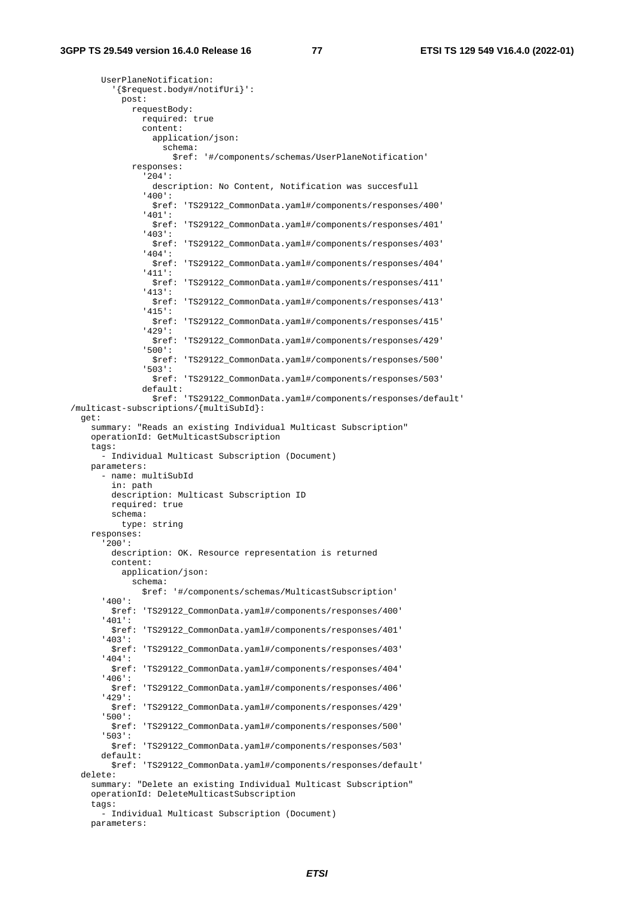```
        UserPlaneNotification:
          '{$request.body#/notifUri}':
            post:
              requestBody:
                required: true
                content:
                  application/json:
                    schema:
                      $ref: '#/components/schemas/UserPlaneNotification'
              responses:
                '204':
                  description: No Content, Notification was succesfull
                '400':
                  $ref: 'TS29122_CommonData.yaml#/components/responses/400'
                '401':
                  $ref: 'TS29122_CommonData.yaml#/components/responses/401'
                '403':
                  $ref: 'TS29122_CommonData.yaml#/components/responses/403'
                '404':
                  $ref: 'TS29122_CommonData.yaml#/components/responses/404'
                '411':
                  $ref: 'TS29122_CommonData.yaml#/components/responses/411'
                '413':
                  $ref: 'TS29122_CommonData.yaml#/components/responses/413'
                '415':
                  $ref: 'TS29122_CommonData.yaml#/components/responses/415'
                '429':
                  $ref: 'TS29122_CommonData.yaml#/components/responses/429'
                '500':
                  $ref: 'TS29122_CommonData.yaml#/components/responses/500'
                '503':
                  $ref: 'TS29122_CommonData.yaml#/components/responses/503'
                default:
                  $ref: 'TS29122_CommonData.yaml#/components/responses/default'
  /multicast-subscriptions/{multiSubId}:
    get:
      summary: "Reads an existing Individual Multicast Subscription"
      operationId: GetMulticastSubscription
      tags:
        - Individual Multicast Subscription (Document)
      parameters:
        - name: multiSubId
          in: path
          description: Multicast Subscription ID
          required: true
          schema:
            type: string
      responses:
        '200':
          description: OK. Resource representation is returned
          content:
            application/json:
              schema:
                $ref: '#/components/schemas/MulticastSubscription'
        '400':
          $ref: 'TS29122_CommonData.yaml#/components/responses/400'
        '401':
          $ref: 'TS29122_CommonData.yaml#/components/responses/401'
        '403':
          $ref: 'TS29122_CommonData.yaml#/components/responses/403'
        '404':
          $ref: 'TS29122_CommonData.yaml#/components/responses/404'
        '406':
          $ref: 'TS29122_CommonData.yaml#/components/responses/406'
        '429':
          $ref: 'TS29122_CommonData.yaml#/components/responses/429'
        '500':
          $ref: 'TS29122_CommonData.yaml#/components/responses/500'
        '503':
          $ref: 'TS29122_CommonData.yaml#/components/responses/503'
        default:
          $ref: 'TS29122_CommonData.yaml#/components/responses/default'
    delete:
      summary: "Delete an existing Individual Multicast Subscription"
      operationId: DeleteMulticastSubscription
      tags:
        - Individual Multicast Subscription (Document)
      parameters:
```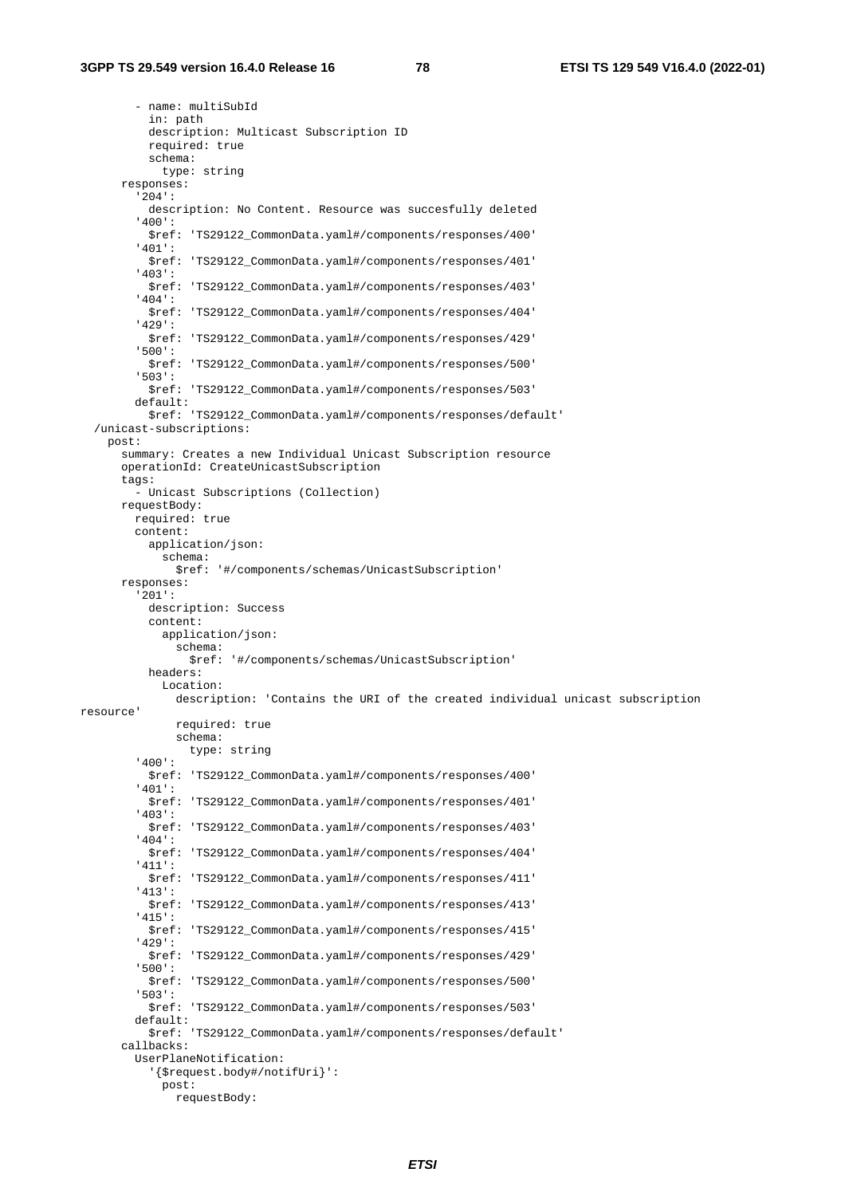```
        - name: multiSubId
          in: path
          description: Multicast Subscription ID
          required: true
          schema:
            type: string
      responses:
        '204':
          description: No Content. Resource was succesfully deleted
        '400':
          $ref: 'TS29122_CommonData.yaml#/components/responses/400'
        '401':
          $ref: 'TS29122_CommonData.yaml#/components/responses/401'
        '403':
          $ref: 'TS29122_CommonData.yaml#/components/responses/403'
        '404':
          $ref: 'TS29122_CommonData.yaml#/components/responses/404'
        '429':
          $ref: 'TS29122_CommonData.yaml#/components/responses/429'
        '500':
          $ref: 'TS29122_CommonData.yaml#/components/responses/500'
        '503':
          $ref: 'TS29122_CommonData.yaml#/components/responses/503'
        default:
          $ref: 'TS29122_CommonData.yaml#/components/responses/default'
  /unicast-subscriptions:
    post:
      summary: Creates a new Individual Unicast Subscription resource
      operationId: CreateUnicastSubscription
      tags:
        - Unicast Subscriptions (Collection)
      requestBody:
        required: true
        content:
          application/json:
            schema:
              $ref: '#/components/schemas/UnicastSubscription'
      responses:
        '201':
          description: Success
          content:
            application/json:
              schema:
                $ref: '#/components/schemas/UnicastSubscription'
          headers:
            Location:
              description: 'Contains the URI of the created individual unicast subscription
resource'
              required: true
              schema:
                type: string
        '400':
          $ref: 'TS29122_CommonData.yaml#/components/responses/400'
        '401':
          $ref: 'TS29122_CommonData.yaml#/components/responses/401'
        '403':
          $ref: 'TS29122_CommonData.yaml#/components/responses/403'
        '404':
          $ref: 'TS29122_CommonData.yaml#/components/responses/404'
        '411':
          $ref: 'TS29122_CommonData.yaml#/components/responses/411'
        '413':
          $ref: 'TS29122_CommonData.yaml#/components/responses/413'
        '415':
          $ref: 'TS29122_CommonData.yaml#/components/responses/415'
        '429':
          $ref: 'TS29122_CommonData.yaml#/components/responses/429'
        '500':
          $ref: 'TS29122_CommonData.yaml#/components/responses/500'
        '503':
          $ref: 'TS29122_CommonData.yaml#/components/responses/503'
        default:
          $ref: 'TS29122_CommonData.yaml#/components/responses/default'
      callbacks:
        UserPlaneNotification:
          '{$request.body#/notifUri}':
            post:
              requestBody:
```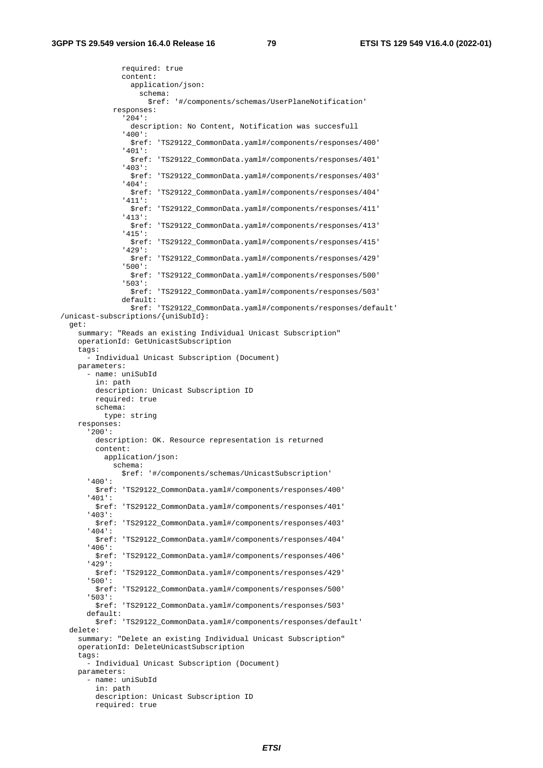```
              required: true
              content:
                application/json:
                  schema:
                    $ref: '#/components/schemas/UserPlaneNotification'
            responses:
              '204':
                description: No Content, Notification was succesfull
              '400':
                $ref: 'TS29122_CommonData.yaml#/components/responses/400'
              '401':
                $ref: 'TS29122_CommonData.yaml#/components/responses/401'
              '403':
                $ref: 'TS29122_CommonData.yaml#/components/responses/403'
              '404':
                $ref: 'TS29122_CommonData.yaml#/components/responses/404'
              '411':
                $ref: 'TS29122_CommonData.yaml#/components/responses/411'
              '413':
                $ref: 'TS29122_CommonData.yaml#/components/responses/413'
              '415':
                $ref: 'TS29122_CommonData.yaml#/components/responses/415'
              '429':
                $ref: 'TS29122_CommonData.yaml#/components/responses/429'
              '500':
                $ref: 'TS29122_CommonData.yaml#/components/responses/500'
              '503':
                $ref: 'TS29122_CommonData.yaml#/components/responses/503'
              default:
                $ref: 'TS29122_CommonData.yaml#/components/responses/default'
  /unicast-subscriptions/{uniSubId}:
    get:
      summary: "Reads an existing Individual Unicast Subscription"
      operationId: GetUnicastSubscription
      tags:
        - Individual Unicast Subscription (Document)
      parameters:
        - name: uniSubId
          in: path
          description: Unicast Subscription ID
          required: true
          schema:
            type: string
      responses:
        '200':
          description: OK. Resource representation is returned
          content:
            application/json:
              schema:
                $ref: '#/components/schemas/UnicastSubscription'
        '400':
          $ref: 'TS29122_CommonData.yaml#/components/responses/400'
        '401':
          $ref: 'TS29122_CommonData.yaml#/components/responses/401'
        '403':
          $ref: 'TS29122_CommonData.yaml#/components/responses/403'
        '404':
          $ref: 'TS29122_CommonData.yaml#/components/responses/404'
        '406':
          $ref: 'TS29122_CommonData.yaml#/components/responses/406'
        '429':
          $ref: 'TS29122_CommonData.yaml#/components/responses/429'
        '500':
          $ref: 'TS29122_CommonData.yaml#/components/responses/500'
        '503':
          $ref: 'TS29122_CommonData.yaml#/components/responses/503'
        default:
          $ref: 'TS29122_CommonData.yaml#/components/responses/default'
    delete:
      summary: "Delete an existing Individual Unicast Subscription"
      operationId: DeleteUnicastSubscription
      tags:
        - Individual Unicast Subscription (Document)
      parameters:
        - name: uniSubId
          in: path
          description: Unicast Subscription ID
          required: true
```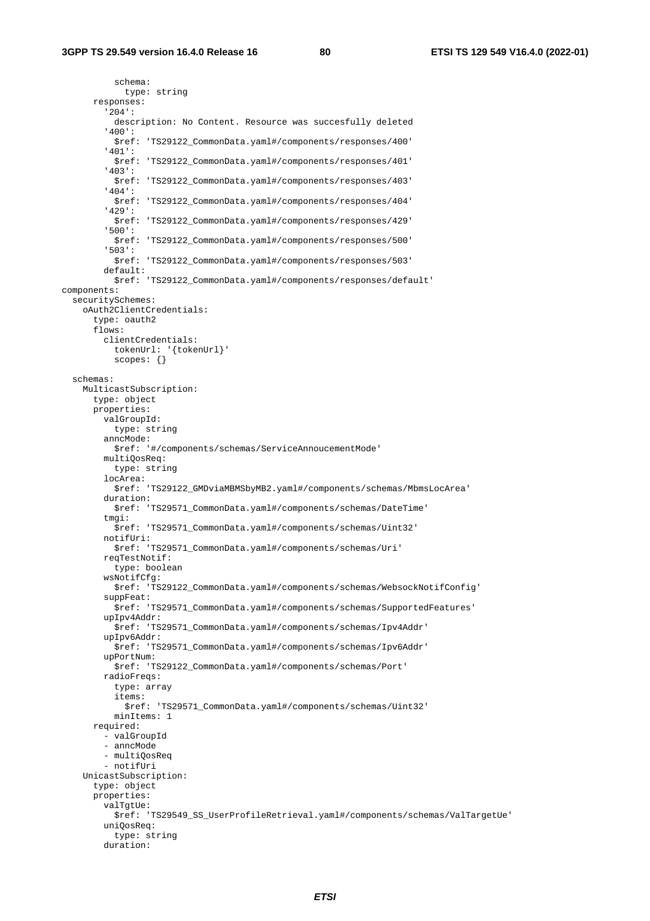```
          schema:
            type: string
      responses:
        '204':
          description: No Content. Resource was succesfully deleted
        '400':
          $ref: 'TS29122_CommonData.yaml#/components/responses/400'
        '401':
          $ref: 'TS29122_CommonData.yaml#/components/responses/401'
        '403':
          $ref: 'TS29122_CommonData.yaml#/components/responses/403'
        '404':
          $ref: 'TS29122_CommonData.yaml#/components/responses/404'
        '429':
          $ref: 'TS29122_CommonData.yaml#/components/responses/429'
        '500':
          $ref: 'TS29122_CommonData.yaml#/components/responses/500'
        '503':
          $ref: 'TS29122_CommonData.yaml#/components/responses/503'
        default:
          $ref: 'TS29122_CommonData.yaml#/components/responses/default'
components:
  securitySchemes:
    oAuth2ClientCredentials:
      type: oauth2
      flows:
        clientCredentials:
          tokenUrl: '{tokenUrl}'
          scopes: {}

  schemas:
    MulticastSubscription:
      type: object
      properties:
        valGroupId:
          type: string
        anncMode:
          $ref: '#/components/schemas/ServiceAnnoucementMode'
        multiQosReq:
          type: string
        locArea:
          $ref: 'TS29122_GMDviaMBMSbyMB2.yaml#/components/schemas/MbmsLocArea'
        duration:
          $ref: 'TS29571_CommonData.yaml#/components/schemas/DateTime'
        tmgi:
          $ref: 'TS29571_CommonData.yaml#/components/schemas/Uint32'
        notifUri:
          $ref: 'TS29571_CommonData.yaml#/components/schemas/Uri'
        reqTestNotif:
          type: boolean
        wsNotifCfg:
          $ref: 'TS29122_CommonData.yaml#/components/schemas/WebsockNotifConfig'
        suppFeat:
          $ref: 'TS29571_CommonData.yaml#/components/schemas/SupportedFeatures'
        upIpv4Addr:
          $ref: 'TS29571_CommonData.yaml#/components/schemas/Ipv4Addr'
        upIpv6Addr:
          $ref: 'TS29571_CommonData.yaml#/components/schemas/Ipv6Addr'
        upPortNum:
          $ref: 'TS29122_CommonData.yaml#/components/schemas/Port'
        radioFreqs:
          type: array
          items:
            $ref: 'TS29571_CommonData.yaml#/components/schemas/Uint32'
          minItems: 1
      required:
        - valGroupId
        - anncMode
        - multiQosReq
        - notifUri
    UnicastSubscription:
      type: object
      properties:
        valTgtUe:
          $ref: 'TS29549_SS_UserProfileRetrieval.yaml#/components/schemas/ValTargetUe'
        uniQosReq:
          type: string
        duration:
```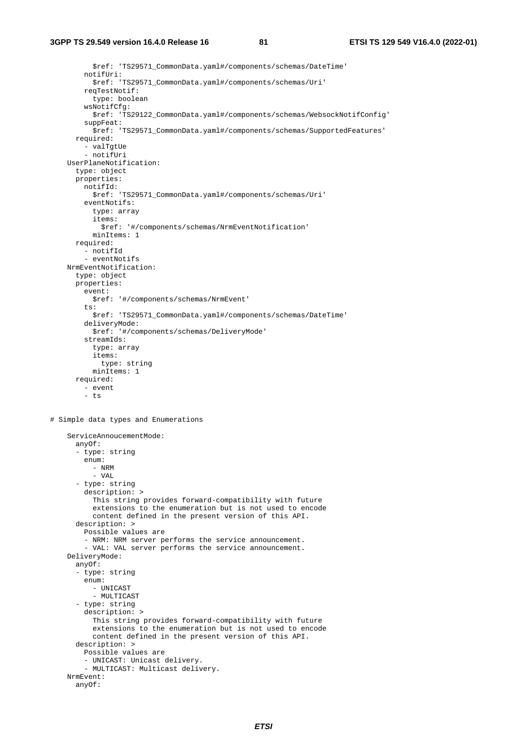```
          $ref: 'TS29571_CommonData.yaml#/components/schemas/DateTime'
        notifUri:
          $ref: 'TS29571_CommonData.yaml#/components/schemas/Uri'
        reqTestNotif:
          type: boolean
        wsNotifCfg:
          $ref: 'TS29122_CommonData.yaml#/components/schemas/WebsockNotifConfig'
        suppFeat:
          $ref: 'TS29571_CommonData.yaml#/components/schemas/SupportedFeatures'
      required:
        - valTgtUe
        - notifUri
    UserPlaneNotification:
      type: object
      properties:
        notifId:
          $ref: 'TS29571_CommonData.yaml#/components/schemas/Uri'
        eventNotifs:
          type: array
          items:
            $ref: '#/components/schemas/NrmEventNotification'
          minItems: 1
      required:
        - notifId
        - eventNotifs
    NrmEventNotification:
      type: object
      properties:
        event:
          $ref: '#/components/schemas/NrmEvent'
        ts:
          $ref: 'TS29571_CommonData.yaml#/components/schemas/DateTime'
        deliveryMode:
          $ref: '#/components/schemas/DeliveryMode'
        streamIds:
          type: array
          items:
            type: string
          minItems: 1
      required:
        - event
        - ts


# Simple data types and Enumerations

    ServiceAnnoucementMode:
      anyOf:
      - type: string
        enum:
          - NRM
          - VAL
      - type: string
        description: >
          This string provides forward-compatibility with future
          extensions to the enumeration but is not used to encode
          content defined in the present version of this API.
      description: >
        Possible values are
        - NRM: NRM server performs the service announcement.
        - VAL: VAL server performs the service announcement.
    DeliveryMode:
      anyOf:
      - type: string
        enum:
          - UNICAST
          - MULTICAST
      - type: string
        description: >
          This string provides forward-compatibility with future
          extensions to the enumeration but is not used to encode
          content defined in the present version of this API.
      description: >
        Possible values are
        - UNICAST: Unicast delivery.
        - MULTICAST: Multicast delivery.
    NrmEvent:
      anyOf:
```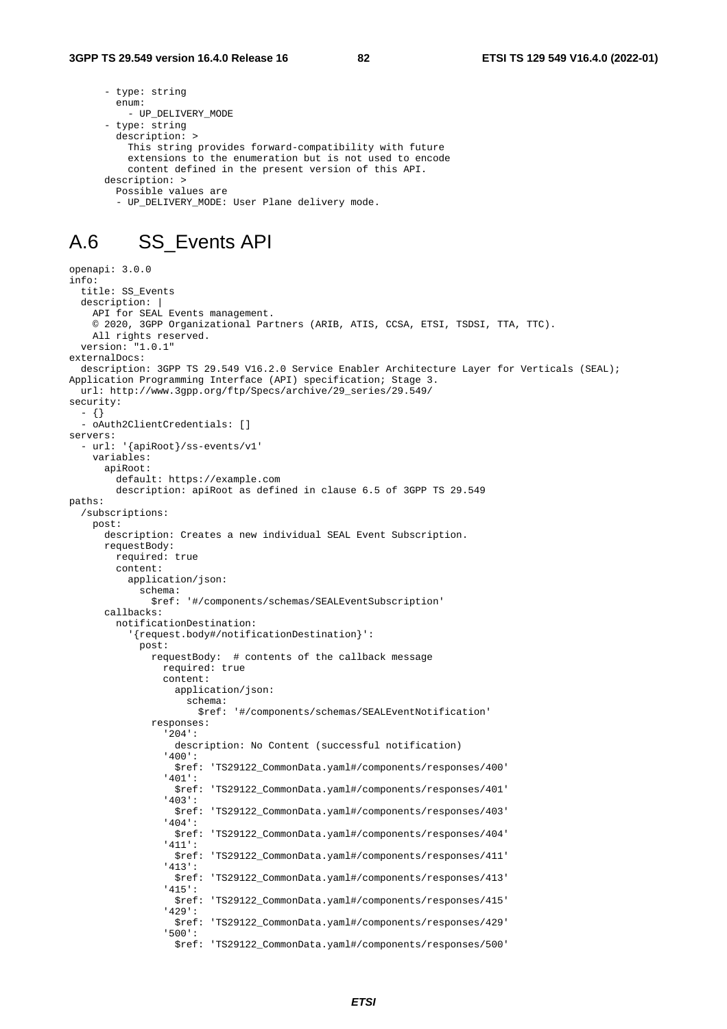```
        - type: string
          enum:
            - UP_DELIVERY_MODE
        - type: string
          description: >
            This string provides forward-compatibility with future
            extensions to the enumeration but is not used to encode
            content defined in the present version of this API.
      description: >
        Possible values are
        - UP_DELIVERY_MODE: User Plane delivery mode.
```

# A.6 SS_Events API

```
openapi: 3.0.0
info:
  title: SS_Events
  description: |
    API for SEAL Events management.
    © 2020, 3GPP Organizational Partners (ARIB, ATIS, CCSA, ETSI, TSDSI, TTA, TTC).
    All rights reserved.
  version: "1.0.1"
externalDocs:
  description: 3GPP TS 29.549 V16.2.0 Service Enabler Architecture Layer for Verticals (SEAL);
Application Programming Interface (API) specification; Stage 3.
  url: http://www.3gpp.org/ftp/Specs/archive/29_series/29.549/
security:
  - {}
  - oAuth2ClientCredentials: []
servers:
  - url: '{apiRoot}/ss-events/v1'
    variables:
      apiRoot:
        default: https://example.com
        description: apiRoot as defined in clause 6.5 of 3GPP TS 29.549
paths:
  /subscriptions:
    post:
      description: Creates a new individual SEAL Event Subscription.
      requestBody:
        required: true
        content:
          application/json:
            schema:
              $ref: '#/components/schemas/SEALEventSubscription'
      callbacks:
        notificationDestination:
          '{request.body#/notificationDestination}':
            post:
              requestBody:  # contents of the callback message
                required: true
                content:
                  application/json:
                    schema:
                      $ref: '#/components/schemas/SEALEventNotification'
              responses:
                '204':
                  description: No Content (successful notification)
                '400':
                  $ref: 'TS29122_CommonData.yaml#/components/responses/400'
                '401':
                  $ref: 'TS29122_CommonData.yaml#/components/responses/401'
                '403':
                  $ref: 'TS29122_CommonData.yaml#/components/responses/403'
                '404':
                  $ref: 'TS29122_CommonData.yaml#/components/responses/404'
                '411':
                  $ref: 'TS29122_CommonData.yaml#/components/responses/411'
                '413':
                  $ref: 'TS29122_CommonData.yaml#/components/responses/413'
                '415':
                  $ref: 'TS29122_CommonData.yaml#/components/responses/415'
                '429':
                  $ref: 'TS29122_CommonData.yaml#/components/responses/429'
                '500':
                  $ref: 'TS29122_CommonData.yaml#/components/responses/500'
```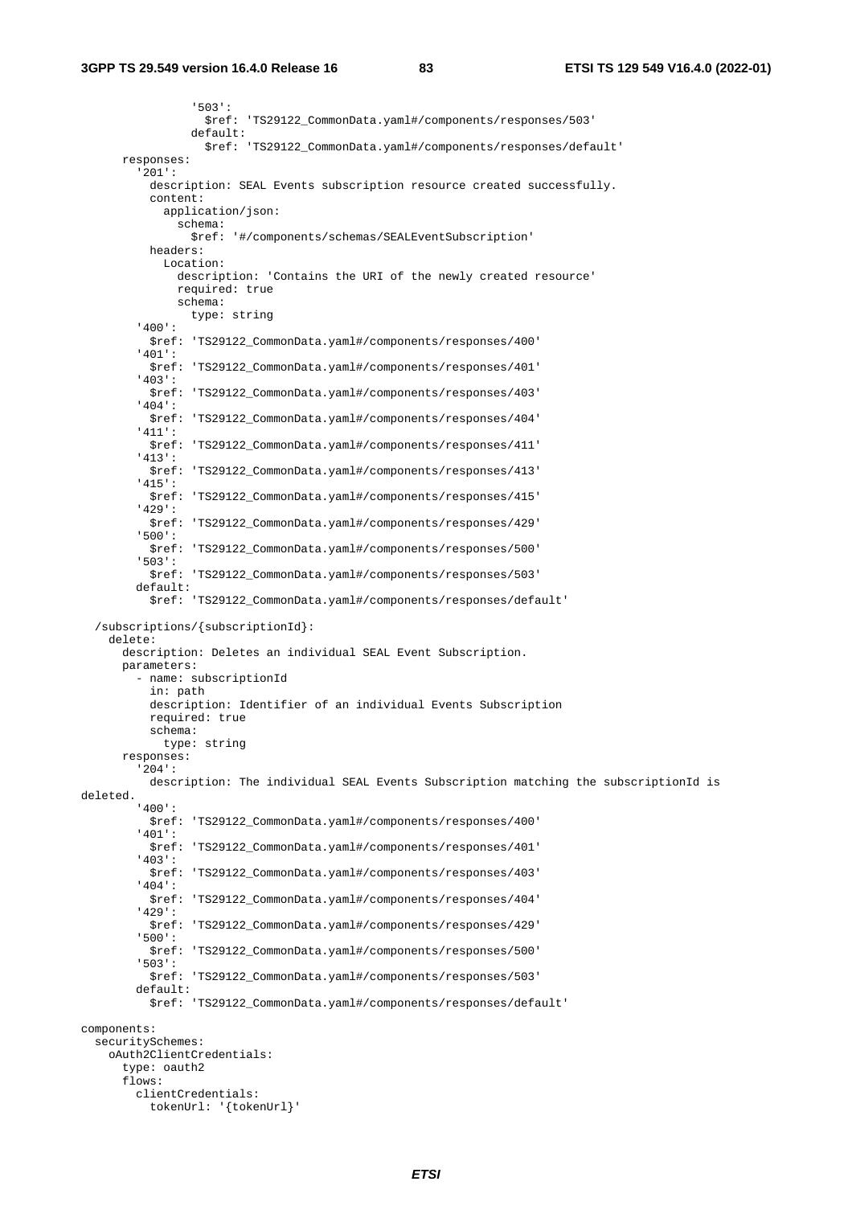```
                '503':
                  $ref: 'TS29122_CommonData.yaml#/components/responses/503'
                default:
                  $ref: 'TS29122_CommonData.yaml#/components/responses/default'
      responses:
        '201':
          description: SEAL Events subscription resource created successfully.
          content:
            application/json:
              schema:
                $ref: '#/components/schemas/SEALEventSubscription'
          headers:
            Location:
              description: 'Contains the URI of the newly created resource'
              required: true
              schema:
                type: string
        '400':
          $ref: 'TS29122_CommonData.yaml#/components/responses/400'
        '401':
          $ref: 'TS29122_CommonData.yaml#/components/responses/401'
        '403':
          $ref: 'TS29122_CommonData.yaml#/components/responses/403'
        '404':
          $ref: 'TS29122_CommonData.yaml#/components/responses/404'
        '411':
          $ref: 'TS29122_CommonData.yaml#/components/responses/411'
        '413':
          $ref: 'TS29122_CommonData.yaml#/components/responses/413'
        '415':
          $ref: 'TS29122_CommonData.yaml#/components/responses/415'
        '429':
          $ref: 'TS29122_CommonData.yaml#/components/responses/429'
        '500':
          $ref: 'TS29122_CommonData.yaml#/components/responses/500'
        '503':
          $ref: 'TS29122_CommonData.yaml#/components/responses/503'
        default:
          $ref: 'TS29122_CommonData.yaml#/components/responses/default'

  /subscriptions/{subscriptionId}:
    delete:
      description: Deletes an individual SEAL Event Subscription.
      parameters:
        - name: subscriptionId
          in: path
          description: Identifier of an individual Events Subscription
          required: true
          schema:
            type: string
      responses:
        '204':
          description: The individual SEAL Events Subscription matching the subscriptionId is
deleted.
        '400':
          $ref: 'TS29122_CommonData.yaml#/components/responses/400'
        '401':
          $ref: 'TS29122_CommonData.yaml#/components/responses/401'
        '403':
          $ref: 'TS29122_CommonData.yaml#/components/responses/403'
        '404':
          $ref: 'TS29122_CommonData.yaml#/components/responses/404'
        '429':
          $ref: 'TS29122_CommonData.yaml#/components/responses/429'
        '500':
          $ref: 'TS29122_CommonData.yaml#/components/responses/500'
        '503':
          $ref: 'TS29122_CommonData.yaml#/components/responses/503'
        default:
          $ref: 'TS29122_CommonData.yaml#/components/responses/default'

components:
  securitySchemes:
    oAuth2ClientCredentials:
      type: oauth2
      flows:
        clientCredentials:
          tokenUrl: '{tokenUrl}'
```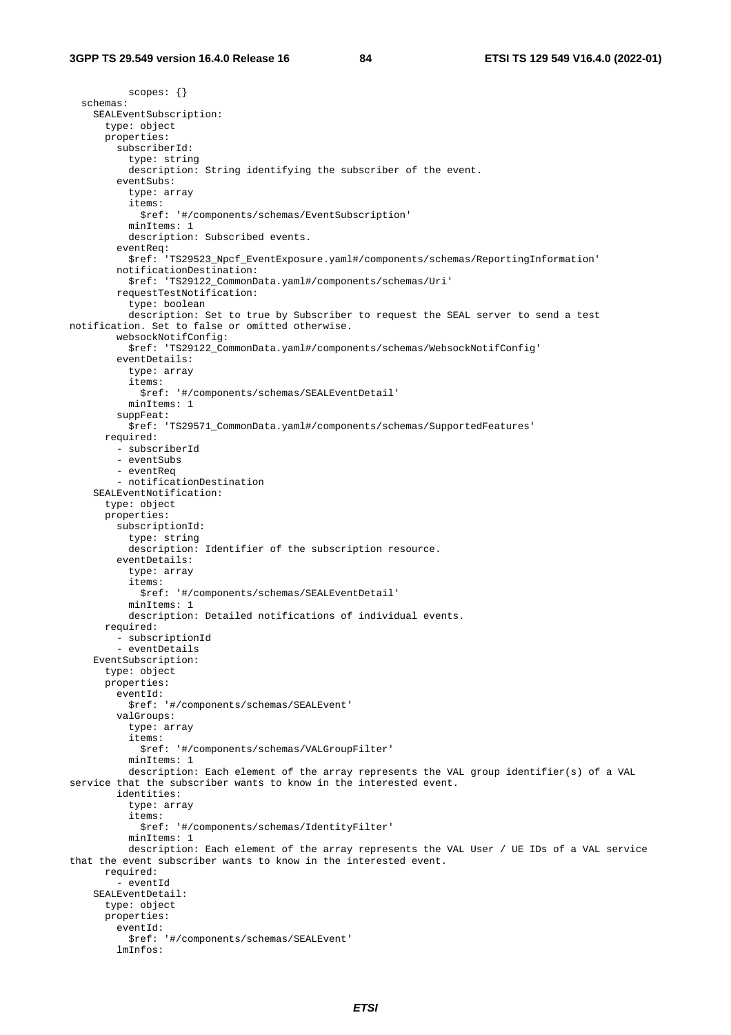```
          scopes: {}
  schemas:
    SEALEventSubscription:
      type: object
      properties:
        subscriberId:
          type: string
          description: String identifying the subscriber of the event.
        eventSubs:
          type: array
          items:
            $ref: '#/components/schemas/EventSubscription'
          minItems: 1
          description: Subscribed events.
        eventReq:
          $ref: 'TS29523_Npcf_EventExposure.yaml#/components/schemas/ReportingInformation'
        notificationDestination:
          $ref: 'TS29122_CommonData.yaml#/components/schemas/Uri'
        requestTestNotification:
          type: boolean
          description: Set to true by Subscriber to request the SEAL server to send a test
notification. Set to false or omitted otherwise.
        websockNotifConfig:
          $ref: 'TS29122_CommonData.yaml#/components/schemas/WebsockNotifConfig'
        eventDetails:
          type: array
          items:
            $ref: '#/components/schemas/SEALEventDetail'
          minItems: 1
        suppFeat:
          $ref: 'TS29571_CommonData.yaml#/components/schemas/SupportedFeatures'
      required:
        - subscriberId
        - eventSubs
        - eventReq
        - notificationDestination
    SEALEventNotification:
      type: object
      properties:
        subscriptionId:
          type: string
          description: Identifier of the subscription resource.
        eventDetails:
          type: array
          items:
            $ref: '#/components/schemas/SEALEventDetail'
          minItems: 1
          description: Detailed notifications of individual events.
      required:
        - subscriptionId
        - eventDetails
    EventSubscription:
      type: object
      properties:
        eventId:
          $ref: '#/components/schemas/SEALEvent'
        valGroups:
          type: array
          items:
            $ref: '#/components/schemas/VALGroupFilter'
          minItems: 1
          description: Each element of the array represents the VAL group identifier(s) of a VAL
service that the subscriber wants to know in the interested event.
        identities:
          type: array
          items:
            $ref: '#/components/schemas/IdentityFilter'
          minItems: 1
          description: Each element of the array represents the VAL User / UE IDs of a VAL service
that the event subscriber wants to know in the interested event.
      required:
        - eventId
    SEALEventDetail:
      type: object
      properties:
        eventId:
          $ref: '#/components/schemas/SEALEvent'
        lmInfos:
```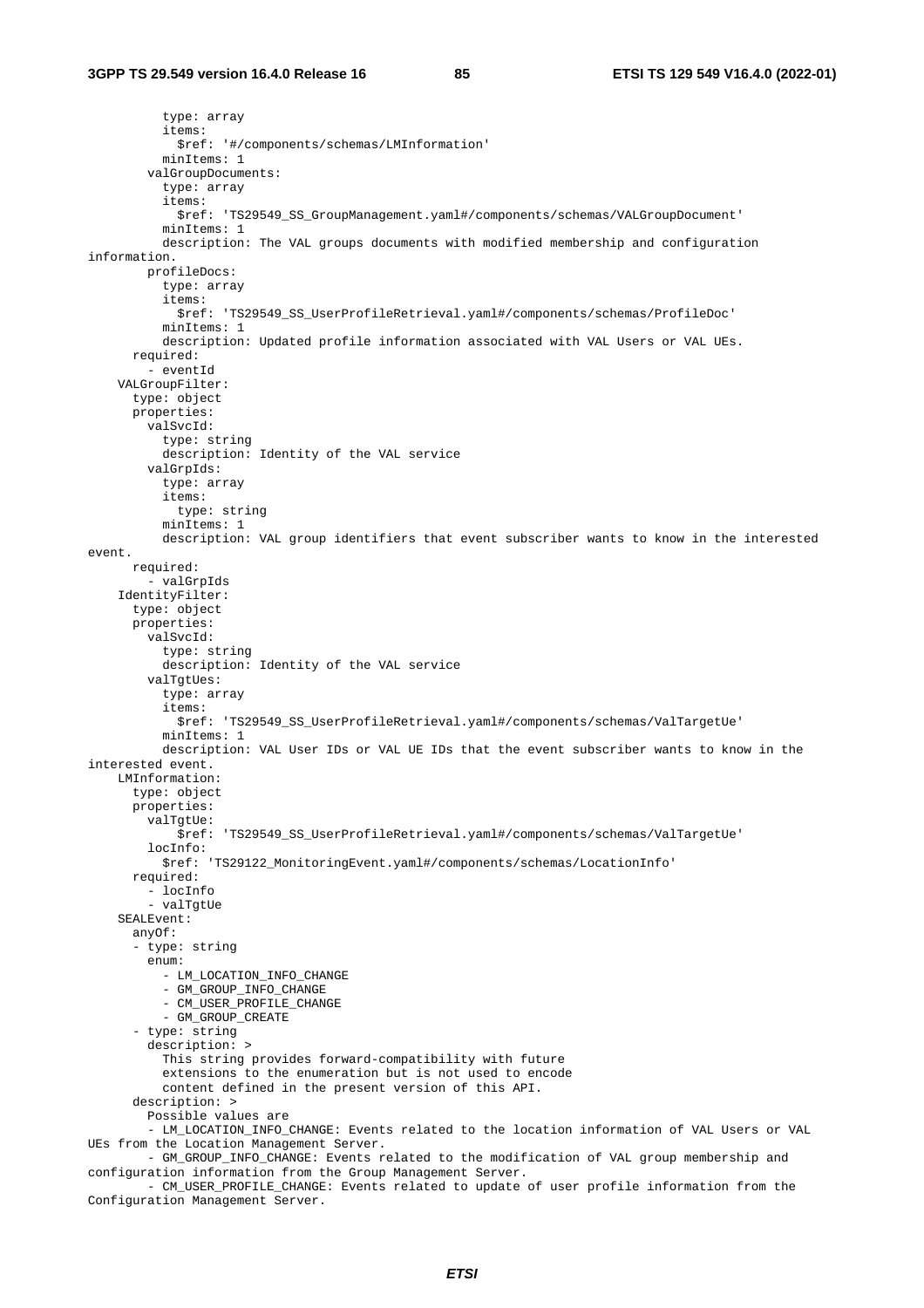```
          type: array
          items:
            $ref: '#/components/schemas/LMInformation'
          minItems: 1
        valGroupDocuments:
          type: array
          items:
            $ref: 'TS29549_SS_GroupManagement.yaml#/components/schemas/VALGroupDocument'
          minItems: 1
          description: The VAL groups documents with modified membership and configuration
information.
        profileDocs:
          type: array
          items:
            $ref: 'TS29549_SS_UserProfileRetrieval.yaml#/components/schemas/ProfileDoc'
          minItems: 1
          description: Updated profile information associated with VAL Users or VAL UEs.
      required:
        - eventId
    VALGroupFilter:
      type: object
      properties:
        valSvcId:
          type: string
          description: Identity of the VAL service
        valGrpIds:
          type: array
          items:
            type: string
          minItems: 1
          description: VAL group identifiers that event subscriber wants to know in the interested
event.
      required:
        - valGrpIds
    IdentityFilter:
      type: object
      properties:
        valSvcId:
          type: string
          description: Identity of the VAL service
        valTgtUes:
          type: array
          items:
            $ref: 'TS29549_SS_UserProfileRetrieval.yaml#/components/schemas/ValTargetUe'
          minItems: 1
          description: VAL User IDs or VAL UE IDs that the event subscriber wants to know in the
interested event.
    LMInformation:
      type: object
      properties:
        valTgtUe:
            $ref: 'TS29549_SS_UserProfileRetrieval.yaml#/components/schemas/ValTargetUe'
        locInfo:
          $ref: 'TS29122_MonitoringEvent.yaml#/components/schemas/LocationInfo'
      required:
        - locInfo
        - valTgtUe
    SEALEvent:
      anyOf:
      - type: string
        enum:
          - LM_LOCATION_INFO_CHANGE
          - GM_GROUP_INFO_CHANGE
          - CM_USER_PROFILE_CHANGE
          - GM_GROUP_CREATE
      - type: string
        description: >
          This string provides forward-compatibility with future
          extensions to the enumeration but is not used to encode
          content defined in the present version of this API.
      description: >
        Possible values are
        - LM_LOCATION_INFO_CHANGE: Events related to the location information of VAL Users or VAL
UEs from the Location Management Server.
        - GM_GROUP_INFO_CHANGE: Events related to the modification of VAL group membership and
configuration information from the Group Management Server.
        - CM_USER_PROFILE_CHANGE: Events related to update of user profile information from the
Configuration Management Server.
```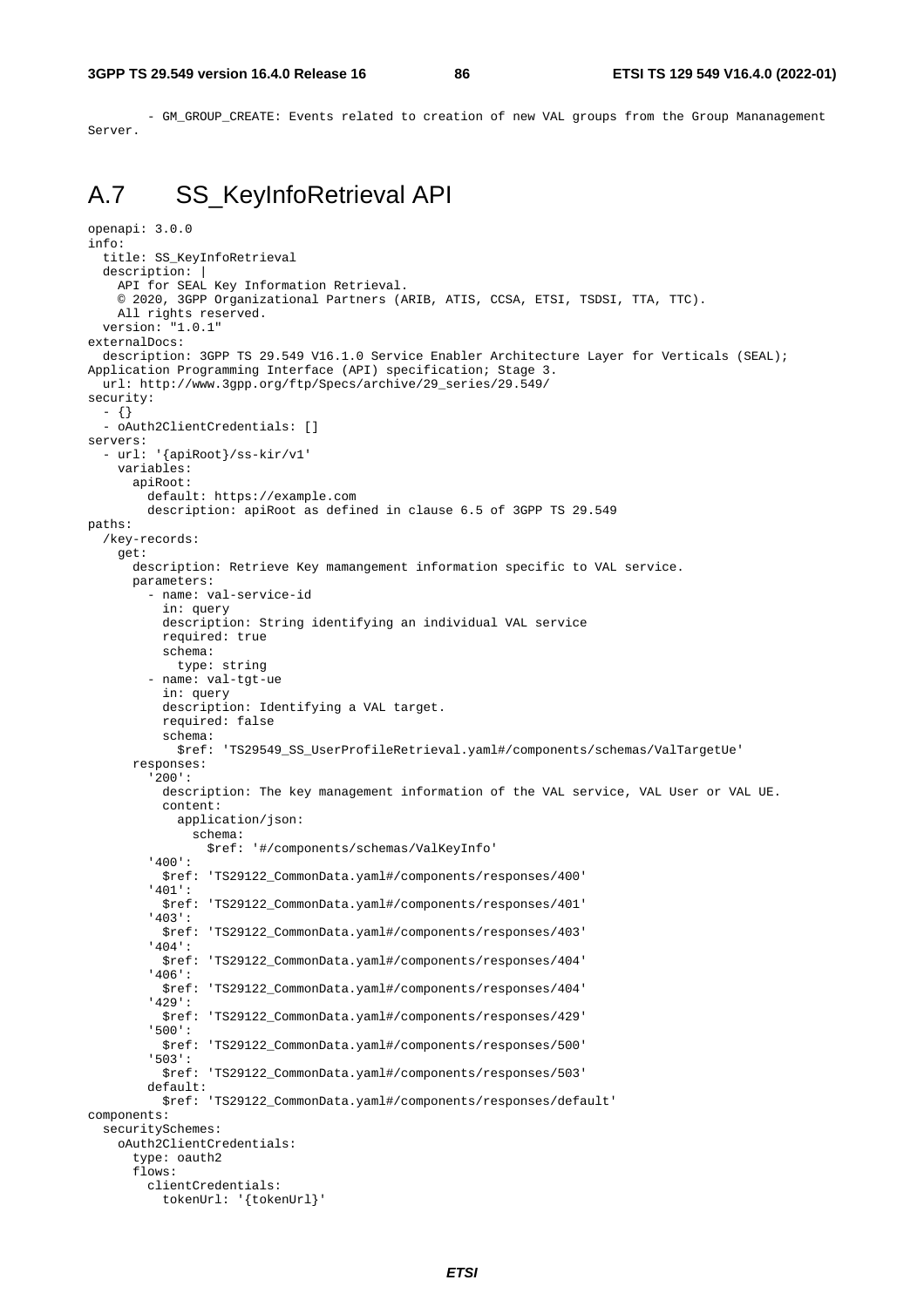```
        - GM_GROUP_CREATE: Events related to creation of new VAL groups from the Group Mananagement Server.
```

# A.7 SS_KeyInfoRetrieval API

```
openapi: 3.0.0
info:
  title: SS_KeyInfoRetrieval
  description: |
    API for SEAL Key Information Retrieval.
    © 2020, 3GPP Organizational Partners (ARIB, ATIS, CCSA, ETSI, TSDSI, TTA, TTC).
    All rights reserved.
  version: "1.0.1"
externalDocs:
  description: 3GPP TS 29.549 V16.1.0 Service Enabler Architecture Layer for Verticals (SEAL); Application Programming Interface (API) specification; Stage 3.
  url: http://www.3gpp.org/ftp/Specs/archive/29_series/29.549/
security:
  - {}
  - oAuth2ClientCredentials: []
servers:
  - url: '{apiRoot}/ss-kir/v1'
    variables:
      apiRoot:
        default: https://example.com
        description: apiRoot as defined in clause 6.5 of 3GPP TS 29.549
paths:
  /key-records:
    get:
      description: Retrieve Key mamangement information specific to VAL service.
      parameters:
        - name: val-service-id
          in: query
          description: String identifying an individual VAL service
          required: true
          schema:
            type: string
        - name: val-tgt-ue
          in: query
          description: Identifying a VAL target.
          required: false
          schema:
            $ref: 'TS29549_SS_UserProfileRetrieval.yaml#/components/schemas/ValTargetUe'
      responses:
        '200':
          description: The key management information of the VAL service, VAL User or VAL UE.
          content:
            application/json:
              schema:
                $ref: '#/components/schemas/ValKeyInfo'
        '400':
          $ref: 'TS29122_CommonData.yaml#/components/responses/400'
        '401':
          $ref: 'TS29122_CommonData.yaml#/components/responses/401'
        '403':
          $ref: 'TS29122_CommonData.yaml#/components/responses/403'
        '404':
          $ref: 'TS29122_CommonData.yaml#/components/responses/404'
        '406':
          $ref: 'TS29122_CommonData.yaml#/components/responses/404'
        '429':
          $ref: 'TS29122_CommonData.yaml#/components/responses/429'
        '500':
          $ref: 'TS29122_CommonData.yaml#/components/responses/500'
        '503':
          $ref: 'TS29122_CommonData.yaml#/components/responses/503'
        default:
          $ref: 'TS29122_CommonData.yaml#/components/responses/default'
components:
  securitySchemes:
    oAuth2ClientCredentials:
      type: oauth2
      flows:
        clientCredentials:
          tokenUrl: '{tokenUrl}'
```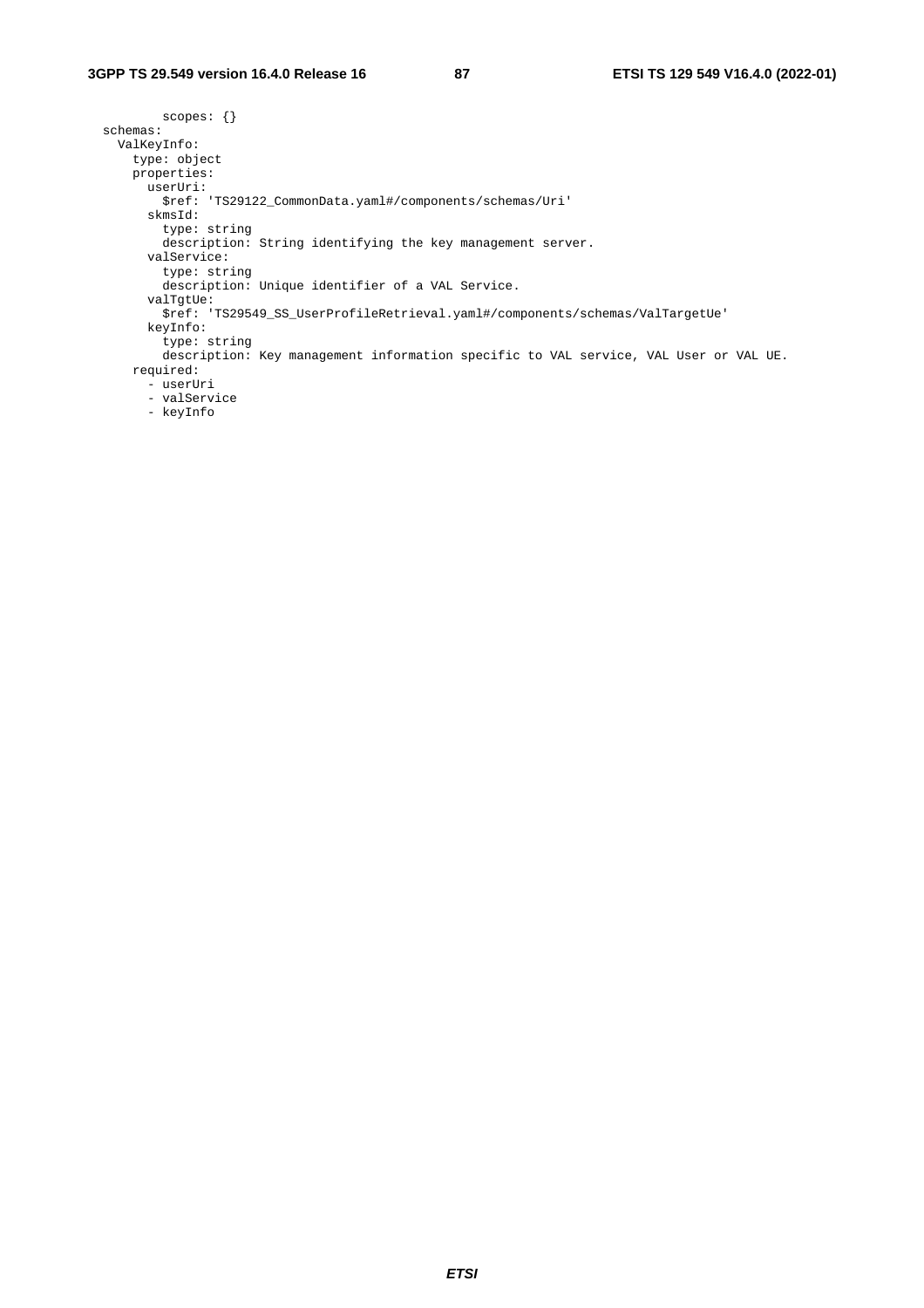```
          scopes: {}
  schemas:
    ValKeyInfo:
      type: object
      properties:
        userUri:
          $ref: 'TS29122_CommonData.yaml#/components/schemas/Uri'
        skmsId:
          type: string
          description: String identifying the key management server.
        valService:
          type: string
          description: Unique identifier of a VAL Service.
        valTgtUe:
          $ref: 'TS29549_SS_UserProfileRetrieval.yaml#/components/schemas/ValTargetUe'
        keyInfo:
          type: string
          description: Key management information specific to VAL service, VAL User or VAL UE.
      required:
        - userUri
        - valService
        - keyInfo
```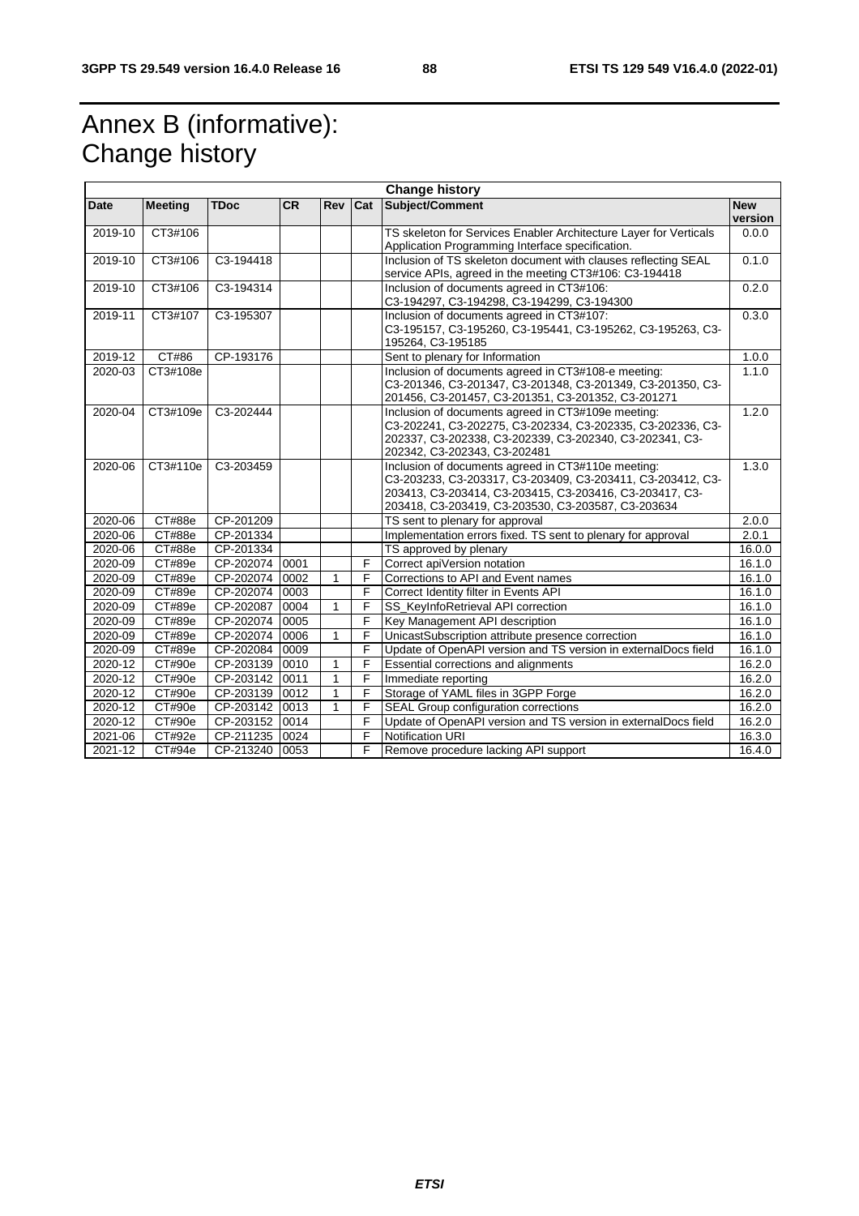# Annex B (informative): Change history

| Change history | | | | | | | |
|---|---|---|---|---|---|---|---|
| **Date** | **Meeting** | **TDoc** | **CR** | **Rev** | **Cat** | **Subject/Comment** | **New version** |
| 2019-10 | CT3#106 | | | | | TS skeleton for Services Enabler Architecture Layer for Verticals Application Programming Interface specification. | 0.0.0 |
| 2019-10 | CT3#106 | C3-194418 | | | | Inclusion of TS skeleton document with clauses reflecting SEAL service APIs, agreed in the meeting CT3#106: C3-194418 | 0.1.0 |
| 2019-10 | CT3#106 | C3-194314 | | | | Inclusion of documents agreed in CT3#106: C3-194297, C3-194298, C3-194299, C3-194300 | 0.2.0 |
| 2019-11 | CT3#107 | C3-195307 | | | | Inclusion of documents agreed in CT3#107: C3-195157, C3-195260, C3-195441, C3-195262, C3-195263, C3-195264, C3-195185 | 0.3.0 |
| 2019-12 | CT#86 | CP-193176 | | | | Sent to plenary for Information | 1.0.0 |
| 2020-03 | CT3#108e | | | | | Inclusion of documents agreed in CT3#108-e meeting: C3-201346, C3-201347, C3-201348, C3-201349, C3-201350, C3-201456, C3-201457, C3-201351, C3-201352, C3-201271 | 1.1.0 |
| 2020-04 | CT3#109e | C3-202444 | | | | Inclusion of documents agreed in CT3#109e meeting: C3-202241, C3-202275, C3-202334, C3-202335, C3-202336, C3-202337, C3-202338, C3-202339, C3-202340, C3-202341, C3-202342, C3-202343, C3-202481 | 1.2.0 |
| 2020-06 | CT3#110e | C3-203459 | | | | Inclusion of documents agreed in CT3#110e meeting: C3-203233, C3-203317, C3-203409, C3-203411, C3-203412, C3-203413, C3-203414, C3-203415, C3-203416, C3-203417, C3-203418, C3-203419, C3-203530, C3-203587, C3-203634 | 1.3.0 |
| 2020-06 | CT#88e | CP-201209 | | | | TS sent to plenary for approval | 2.0.0 |
| 2020-06 | CT#88e | CP-201334 | | | | Implementation errors fixed. TS sent to plenary for approval | 2.0.1 |
| 2020-06 | CT#88e | CP-201334 | | | | TS approved by plenary | 16.0.0 |
| 2020-09 | CT#89e | CP-202074 | 0001 | | F | Correct apiVersion notation | 16.1.0 |
| 2020-09 | CT#89e | CP-202074 | 0002 | 1 | F | Corrections to API and Event names | 16.1.0 |
| 2020-09 | CT#89e | CP-202074 | 0003 | | F | Correct Identity filter in Events API | 16.1.0 |
| 2020-09 | CT#89e | CP-202087 | 0004 | 1 | F | SS_KeyInfoRetrieval API correction | 16.1.0 |
| 2020-09 | CT#89e | CP-202074 | 0005 | | F | Key Management API description | 16.1.0 |
| 2020-09 | CT#89e | CP-202074 | 0006 | 1 | F | UnicastSubscription attribute presence correction | 16.1.0 |
| 2020-09 | CT#89e | CP-202084 | 0009 | | F | Update of OpenAPI version and TS version in externalDocs field | 16.1.0 |
| 2020-12 | CT#90e | CP-203139 | 0010 | 1 | F | Essential corrections and alignments | 16.2.0 |
| 2020-12 | CT#90e | CP-203142 | 0011 | 1 | F | Immediate reporting | 16.2.0 |
| 2020-12 | CT#90e | CP-203139 | 0012 | 1 | F | Storage of YAML files in 3GPP Forge | 16.2.0 |
| 2020-12 | CT#90e | CP-203142 | 0013 | 1 | F | SEAL Group configuration corrections | 16.2.0 |
| 2020-12 | CT#90e | CP-203152 | 0014 | | F | Update of OpenAPI version and TS version in externalDocs field | 16.2.0 |
| 2021-06 | CT#92e | CP-211235 | 0024 | | F | Notification URI | 16.3.0 |
| 2021-12 | CT#94e | CP-213240 | 0053 | | F | Remove procedure lacking API support | 16.4.0 |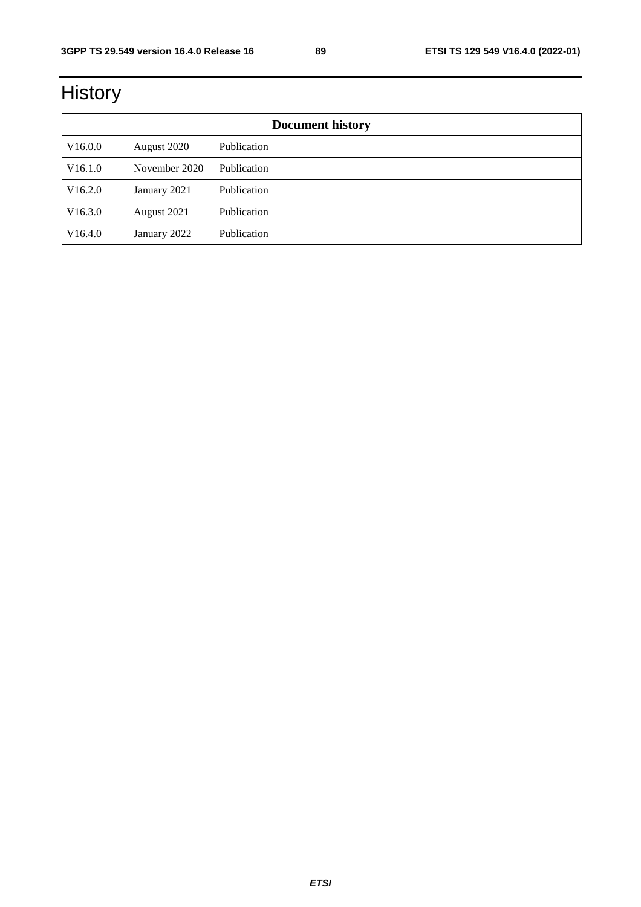# History

| Document history | | |
|---|---|---|
| V16.0.0 | August 2020 | Publication |
| V16.1.0 | November 2020 | Publication |
| V16.2.0 | January 2021 | Publication |
| V16.3.0 | August 2021 | Publication |
| V16.4.0 | January 2022 | Publication |